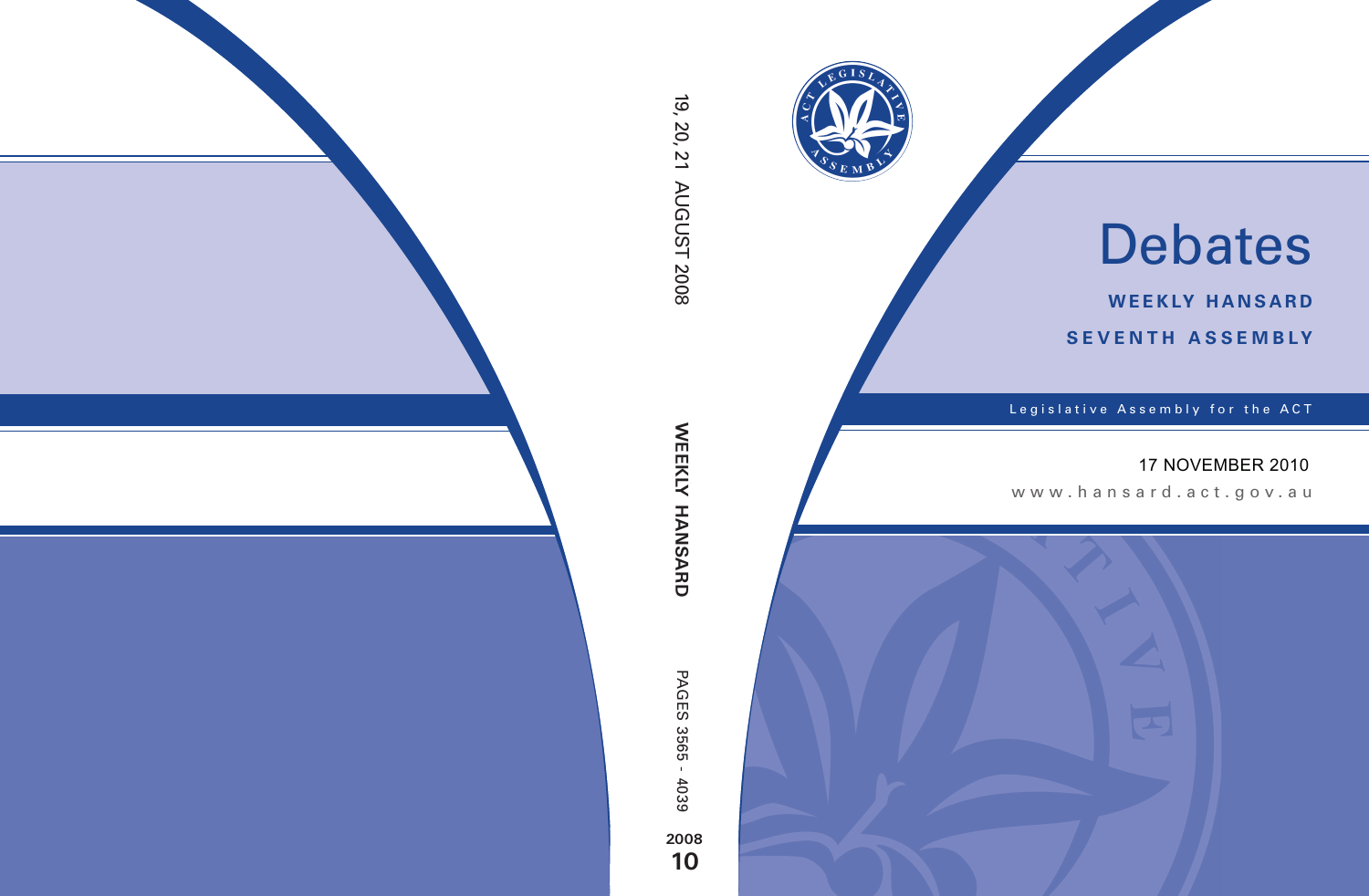# Debates

**WEEKLY HANSARD**

**SEVENTH ASSEMBLY**

Legislative Assembly for the ACT

17 NOVEMBER 2010

www.hansard.act.gov.au

19, 20, 21 AUGUST 2008

WEEKLY HANSARD

PAGES 3565 - 4039

2008

10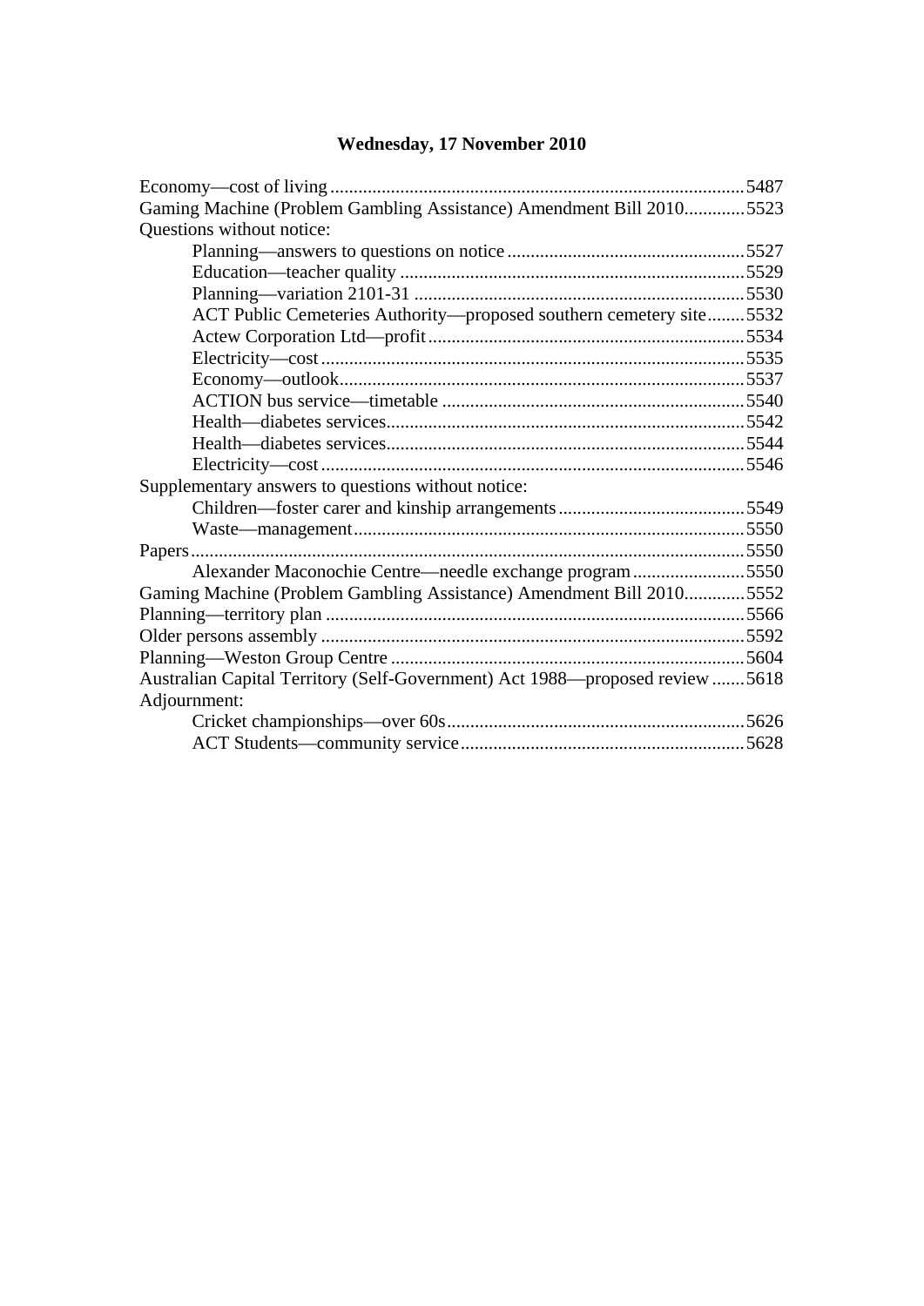## Wednesday, 17 November 2010

Economy—cost of living ........................................................................................ 5487
Gaming Machine (Problem Gambling Assistance) Amendment Bill 2010............. 5523
Questions without notice:
    Planning—answers to questions on notice .................................................. 5527
    Education—teacher quality ......................................................................... 5529
    Planning—variation 2101-31 ...................................................................... 5530
    ACT Public Cemeteries Authority—proposed southern cemetery site........ 5532
    Actew Corporation Ltd—profit ................................................................... 5534
    Electricity—cost .......................................................................................... 5535
    Economy—outlook ...................................................................................... 5537
    ACTION bus service—timetable ................................................................ 5540
    Health—diabetes services ............................................................................ 5542
    Health—diabetes services ............................................................................ 5544
    Electricity—cost .......................................................................................... 5546
Supplementary answers to questions without notice:
    Children—foster carer and kinship arrangements ........................................ 5549
    Waste—management ................................................................................... 5550
Papers ...................................................................................................................... 5550
    Alexander Maconochie Centre—needle exchange program ........................ 5550
Gaming Machine (Problem Gambling Assistance) Amendment Bill 2010............. 5552
Planning—territory plan ......................................................................................... 5566
Older persons assembly .......................................................................................... 5592
Planning—Weston Group Centre ........................................................................... 5604
Australian Capital Territory (Self-Government) Act 1988—proposed review ....... 5618
Adjournment:
    Cricket championships—over 60s ............................................................... 5626
    ACT Students—community service ............................................................ 5628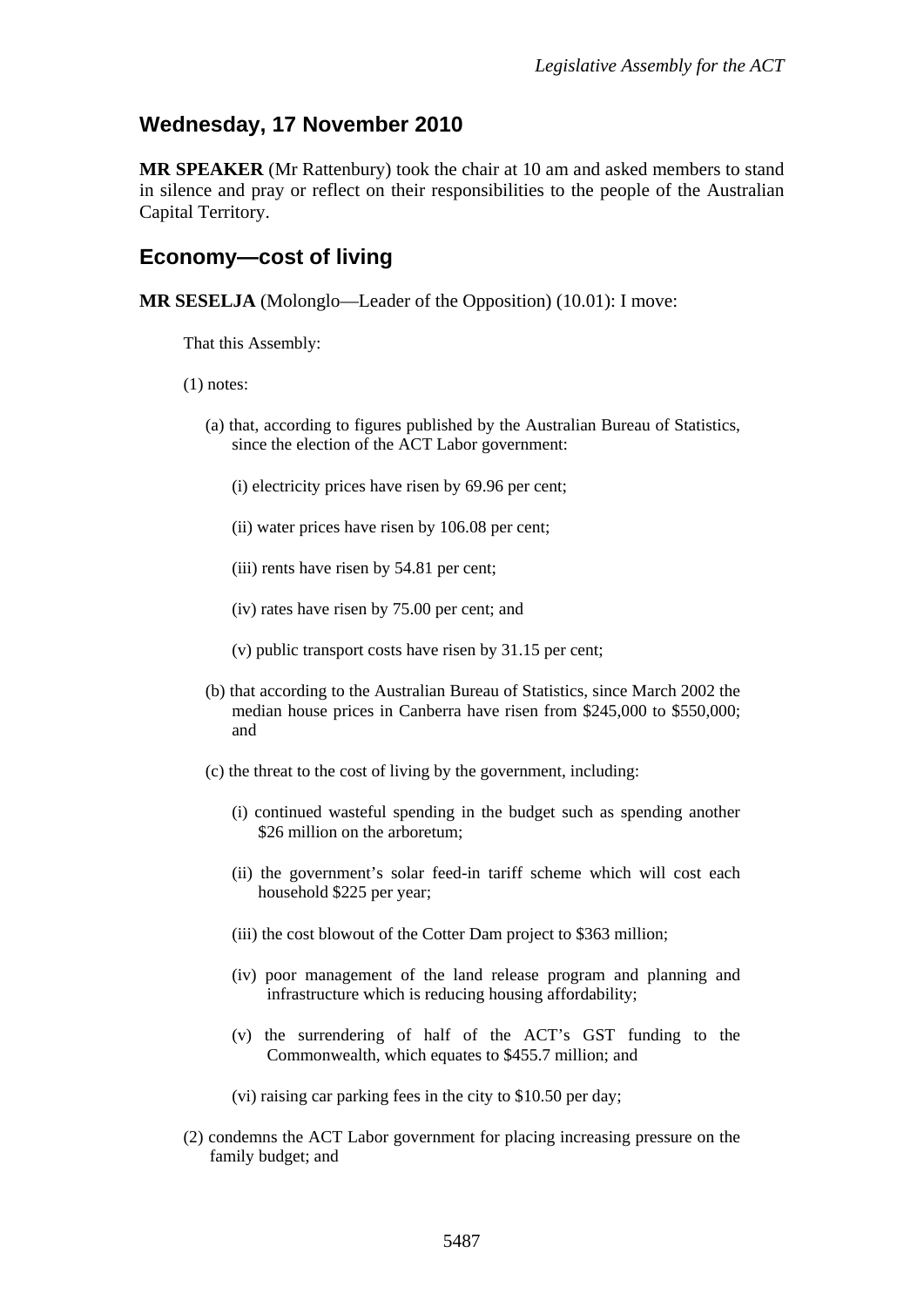## Wednesday, 17 November 2010

**MR SPEAKER** (Mr Rattenbury) took the chair at 10 am and asked members to stand in silence and pray or reflect on their responsibilities to the people of the Australian Capital Territory.

## Economy—cost of living

**MR SESELJA** (Molonglo—Leader of the Opposition) (10.01): I move:

That this Assembly:

(1) notes:

(a) that, according to figures published by the Australian Bureau of Statistics, since the election of the ACT Labor government:

(i) electricity prices have risen by 69.96 per cent;

(ii) water prices have risen by 106.08 per cent;

(iii) rents have risen by 54.81 per cent;

(iv) rates have risen by 75.00 per cent; and

(v) public transport costs have risen by 31.15 per cent;

(b) that according to the Australian Bureau of Statistics, since March 2002 the median house prices in Canberra have risen from $245,000 to $550,000; and

(c) the threat to the cost of living by the government, including:

(i) continued wasteful spending in the budget such as spending another $26 million on the arboretum;

(ii) the government's solar feed-in tariff scheme which will cost each household $225 per year;

(iii) the cost blowout of the Cotter Dam project to $363 million;

(iv) poor management of the land release program and planning and infrastructure which is reducing housing affordability;

(v) the surrendering of half of the ACT's GST funding to the Commonwealth, which equates to $455.7 million; and

(vi) raising car parking fees in the city to $10.50 per day;

(2) condemns the ACT Labor government for placing increasing pressure on the family budget; and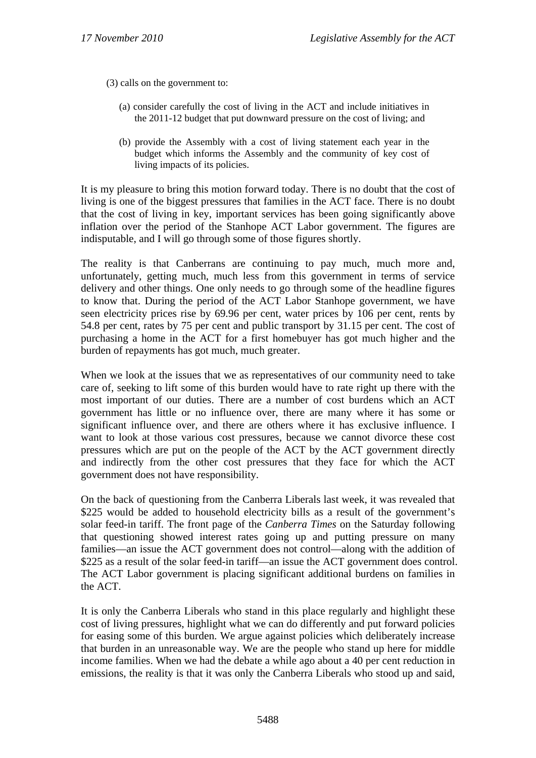(3) calls on the government to:

(a) consider carefully the cost of living in the ACT and include initiatives in the 2011-12 budget that put downward pressure on the cost of living; and

(b) provide the Assembly with a cost of living statement each year in the budget which informs the Assembly and the community of key cost of living impacts of its policies.

It is my pleasure to bring this motion forward today. There is no doubt that the cost of living is one of the biggest pressures that families in the ACT face. There is no doubt that the cost of living in key, important services has been going significantly above inflation over the period of the Stanhope ACT Labor government. The figures are indisputable, and I will go through some of those figures shortly.

The reality is that Canberrans are continuing to pay much, much more and, unfortunately, getting much, much less from this government in terms of service delivery and other things. One only needs to go through some of the headline figures to know that. During the period of the ACT Labor Stanhope government, we have seen electricity prices rise by 69.96 per cent, water prices by 106 per cent, rents by 54.8 per cent, rates by 75 per cent and public transport by 31.15 per cent. The cost of purchasing a home in the ACT for a first homebuyer has got much higher and the burden of repayments has got much, much greater.

When we look at the issues that we as representatives of our community need to take care of, seeking to lift some of this burden would have to rate right up there with the most important of our duties. There are a number of cost burdens which an ACT government has little or no influence over, there are many where it has some or significant influence over, and there are others where it has exclusive influence. I want to look at those various cost pressures, because we cannot divorce these cost pressures which are put on the people of the ACT by the ACT government directly and indirectly from the other cost pressures that they face for which the ACT government does not have responsibility.

On the back of questioning from the Canberra Liberals last week, it was revealed that $225 would be added to household electricity bills as a result of the government's solar feed-in tariff. The front page of the *Canberra Times* on the Saturday following that questioning showed interest rates going up and putting pressure on many families—an issue the ACT government does not control—along with the addition of $225 as a result of the solar feed-in tariff—an issue the ACT government does control. The ACT Labor government is placing significant additional burdens on families in the ACT.

It is only the Canberra Liberals who stand in this place regularly and highlight these cost of living pressures, highlight what we can do differently and put forward policies for easing some of this burden. We argue against policies which deliberately increase that burden in an unreasonable way. We are the people who stand up here for middle income families. When we had the debate a while ago about a 40 per cent reduction in emissions, the reality is that it was only the Canberra Liberals who stood up and said,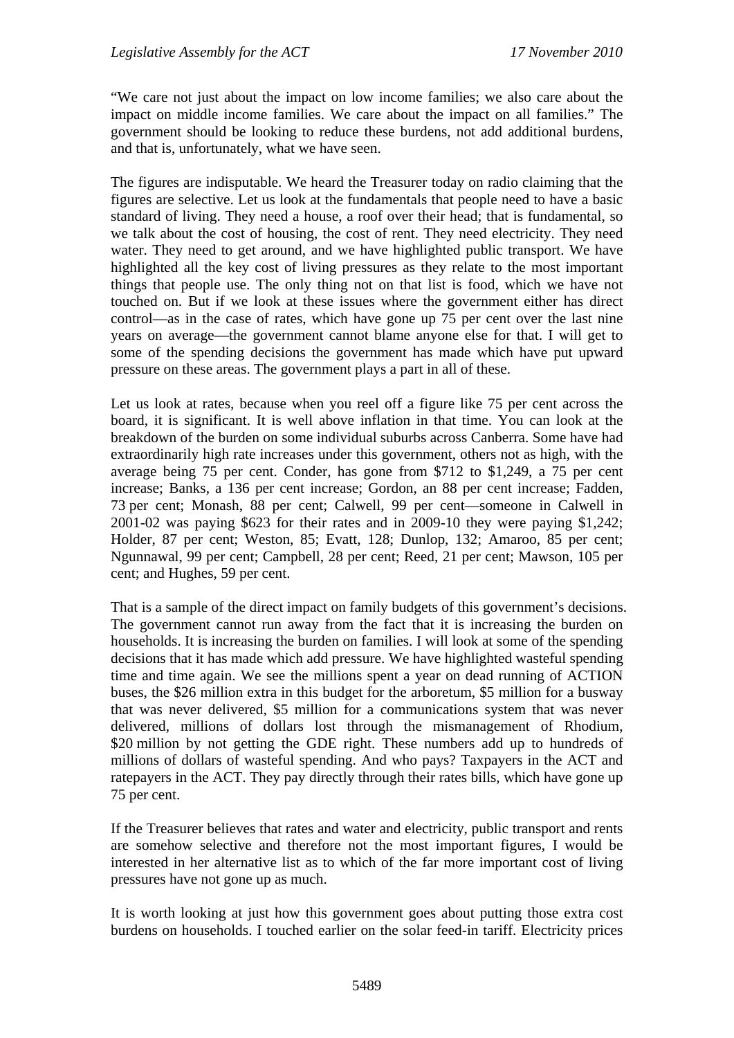"We care not just about the impact on low income families; we also care about the impact on middle income families. We care about the impact on all families." The government should be looking to reduce these burdens, not add additional burdens, and that is, unfortunately, what we have seen.

The figures are indisputable. We heard the Treasurer today on radio claiming that the figures are selective. Let us look at the fundamentals that people need to have a basic standard of living. They need a house, a roof over their head; that is fundamental, so we talk about the cost of housing, the cost of rent. They need electricity. They need water. They need to get around, and we have highlighted public transport. We have highlighted all the key cost of living pressures as they relate to the most important things that people use. The only thing not on that list is food, which we have not touched on. But if we look at these issues where the government either has direct control—as in the case of rates, which have gone up 75 per cent over the last nine years on average—the government cannot blame anyone else for that. I will get to some of the spending decisions the government has made which have put upward pressure on these areas. The government plays a part in all of these.

Let us look at rates, because when you reel off a figure like 75 per cent across the board, it is significant. It is well above inflation in that time. You can look at the breakdown of the burden on some individual suburbs across Canberra. Some have had extraordinarily high rate increases under this government, others not as high, with the average being 75 per cent. Conder, has gone from $712 to $1,249, a 75 per cent increase; Banks, a 136 per cent increase; Gordon, an 88 per cent increase; Fadden, 73 per cent; Monash, 88 per cent; Calwell, 99 per cent—someone in Calwell in 2001-02 was paying $623 for their rates and in 2009-10 they were paying $1,242; Holder, 87 per cent; Weston, 85; Evatt, 128; Dunlop, 132; Amaroo, 85 per cent; Ngunnawal, 99 per cent; Campbell, 28 per cent; Reed, 21 per cent; Mawson, 105 per cent; and Hughes, 59 per cent.

That is a sample of the direct impact on family budgets of this government's decisions. The government cannot run away from the fact that it is increasing the burden on households. It is increasing the burden on families. I will look at some of the spending decisions that it has made which add pressure. We have highlighted wasteful spending time and time again. We see the millions spent a year on dead running of ACTION buses, the $26 million extra in this budget for the arboretum, $5 million for a busway that was never delivered, $5 million for a communications system that was never delivered, millions of dollars lost through the mismanagement of Rhodium, $20 million by not getting the GDE right. These numbers add up to hundreds of millions of dollars of wasteful spending. And who pays? Taxpayers in the ACT and ratepayers in the ACT. They pay directly through their rates bills, which have gone up 75 per cent.

If the Treasurer believes that rates and water and electricity, public transport and rents are somehow selective and therefore not the most important figures, I would be interested in her alternative list as to which of the far more important cost of living pressures have not gone up as much.

It is worth looking at just how this government goes about putting those extra cost burdens on households. I touched earlier on the solar feed-in tariff. Electricity prices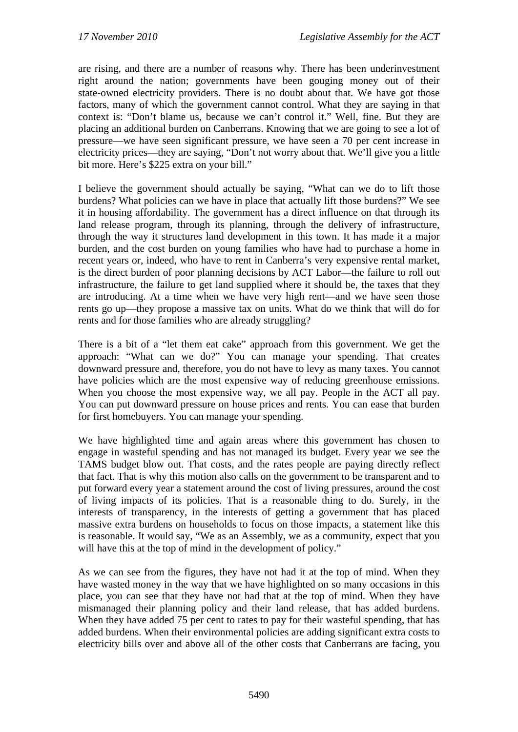are rising, and there are a number of reasons why. There has been underinvestment right around the nation; governments have been gouging money out of their state-owned electricity providers. There is no doubt about that. We have got those factors, many of which the government cannot control. What they are saying in that context is: "Don't blame us, because we can't control it." Well, fine. But they are placing an additional burden on Canberrans. Knowing that we are going to see a lot of pressure—we have seen significant pressure, we have seen a 70 per cent increase in electricity prices—they are saying, "Don't not worry about that. We'll give you a little bit more. Here's $225 extra on your bill."

I believe the government should actually be saying, "What can we do to lift those burdens? What policies can we have in place that actually lift those burdens?" We see it in housing affordability. The government has a direct influence on that through its land release program, through its planning, through the delivery of infrastructure, through the way it structures land development in this town. It has made it a major burden, and the cost burden on young families who have had to purchase a home in recent years or, indeed, who have to rent in Canberra's very expensive rental market, is the direct burden of poor planning decisions by ACT Labor—the failure to roll out infrastructure, the failure to get land supplied where it should be, the taxes that they are introducing. At a time when we have very high rent—and we have seen those rents go up—they propose a massive tax on units. What do we think that will do for rents and for those families who are already struggling?

There is a bit of a "let them eat cake" approach from this government. We get the approach: "What can we do?" You can manage your spending. That creates downward pressure and, therefore, you do not have to levy as many taxes. You cannot have policies which are the most expensive way of reducing greenhouse emissions. When you choose the most expensive way, we all pay. People in the ACT all pay. You can put downward pressure on house prices and rents. You can ease that burden for first homebuyers. You can manage your spending.

We have highlighted time and again areas where this government has chosen to engage in wasteful spending and has not managed its budget. Every year we see the TAMS budget blow out. That costs, and the rates people are paying directly reflect that fact. That is why this motion also calls on the government to be transparent and to put forward every year a statement around the cost of living pressures, around the cost of living impacts of its policies. That is a reasonable thing to do. Surely, in the interests of transparency, in the interests of getting a government that has placed massive extra burdens on households to focus on those impacts, a statement like this is reasonable. It would say, "We as an Assembly, we as a community, expect that you will have this at the top of mind in the development of policy."

As we can see from the figures, they have not had it at the top of mind. When they have wasted money in the way that we have highlighted on so many occasions in this place, you can see that they have not had that at the top of mind. When they have mismanaged their planning policy and their land release, that has added burdens. When they have added 75 per cent to rates to pay for their wasteful spending, that has added burdens. When their environmental policies are adding significant extra costs to electricity bills over and above all of the other costs that Canberrans are facing, you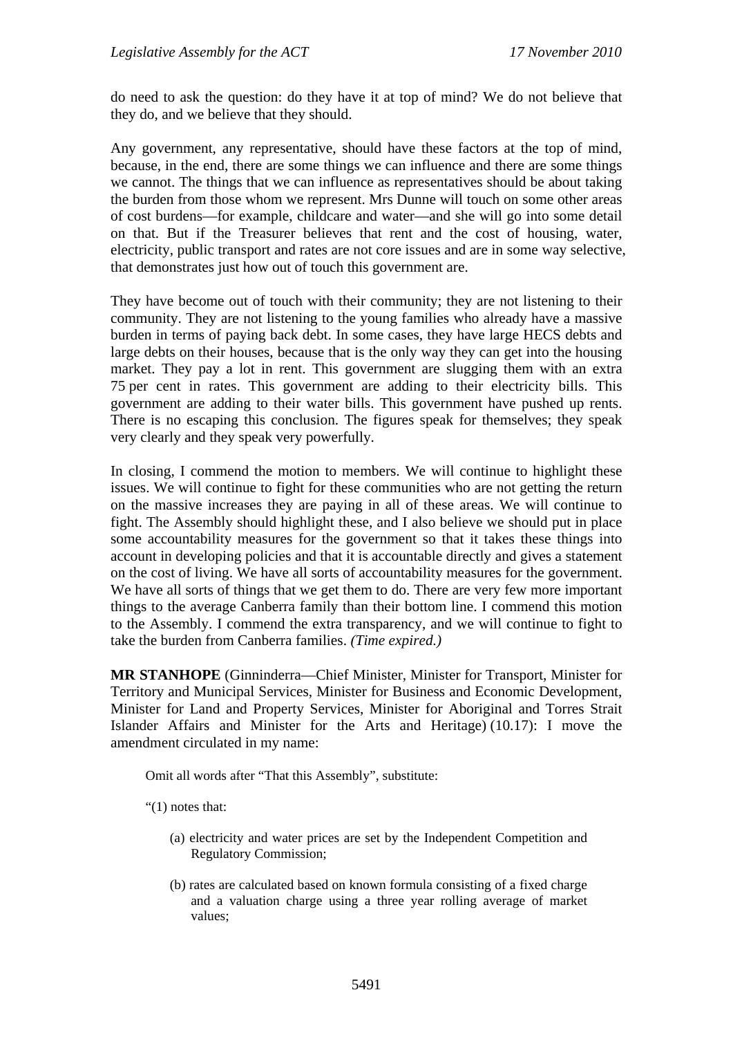do need to ask the question: do they have it at top of mind? We do not believe that they do, and we believe that they should.

Any government, any representative, should have these factors at the top of mind, because, in the end, there are some things we can influence and there are some things we cannot. The things that we can influence as representatives should be about taking the burden from those whom we represent. Mrs Dunne will touch on some other areas of cost burdens—for example, childcare and water—and she will go into some detail on that. But if the Treasurer believes that rent and the cost of housing, water, electricity, public transport and rates are not core issues and are in some way selective, that demonstrates just how out of touch this government are.

They have become out of touch with their community; they are not listening to their community. They are not listening to the young families who already have a massive burden in terms of paying back debt. In some cases, they have large HECS debts and large debts on their houses, because that is the only way they can get into the housing market. They pay a lot in rent. This government are slugging them with an extra 75 per cent in rates. This government are adding to their electricity bills. This government are adding to their water bills. This government have pushed up rents. There is no escaping this conclusion. The figures speak for themselves; they speak very clearly and they speak very powerfully.

In closing, I commend the motion to members. We will continue to highlight these issues. We will continue to fight for these communities who are not getting the return on the massive increases they are paying in all of these areas. We will continue to fight. The Assembly should highlight these, and I also believe we should put in place some accountability measures for the government so that it takes these things into account in developing policies and that it is accountable directly and gives a statement on the cost of living. We have all sorts of accountability measures for the government. We have all sorts of things that we get them to do. There are very few more important things to the average Canberra family than their bottom line. I commend this motion to the Assembly. I commend the extra transparency, and we will continue to fight to take the burden from Canberra families. *(Time expired.)*

**MR STANHOPE** (Ginninderra—Chief Minister, Minister for Transport, Minister for Territory and Municipal Services, Minister for Business and Economic Development, Minister for Land and Property Services, Minister for Aboriginal and Torres Strait Islander Affairs and Minister for the Arts and Heritage) (10.17): I move the amendment circulated in my name:

> Omit all words after "That this Assembly", substitute:
>
> "(1) notes that:
>
> (a) electricity and water prices are set by the Independent Competition and Regulatory Commission;
>
> (b) rates are calculated based on known formula consisting of a fixed charge and a valuation charge using a three year rolling average of market values;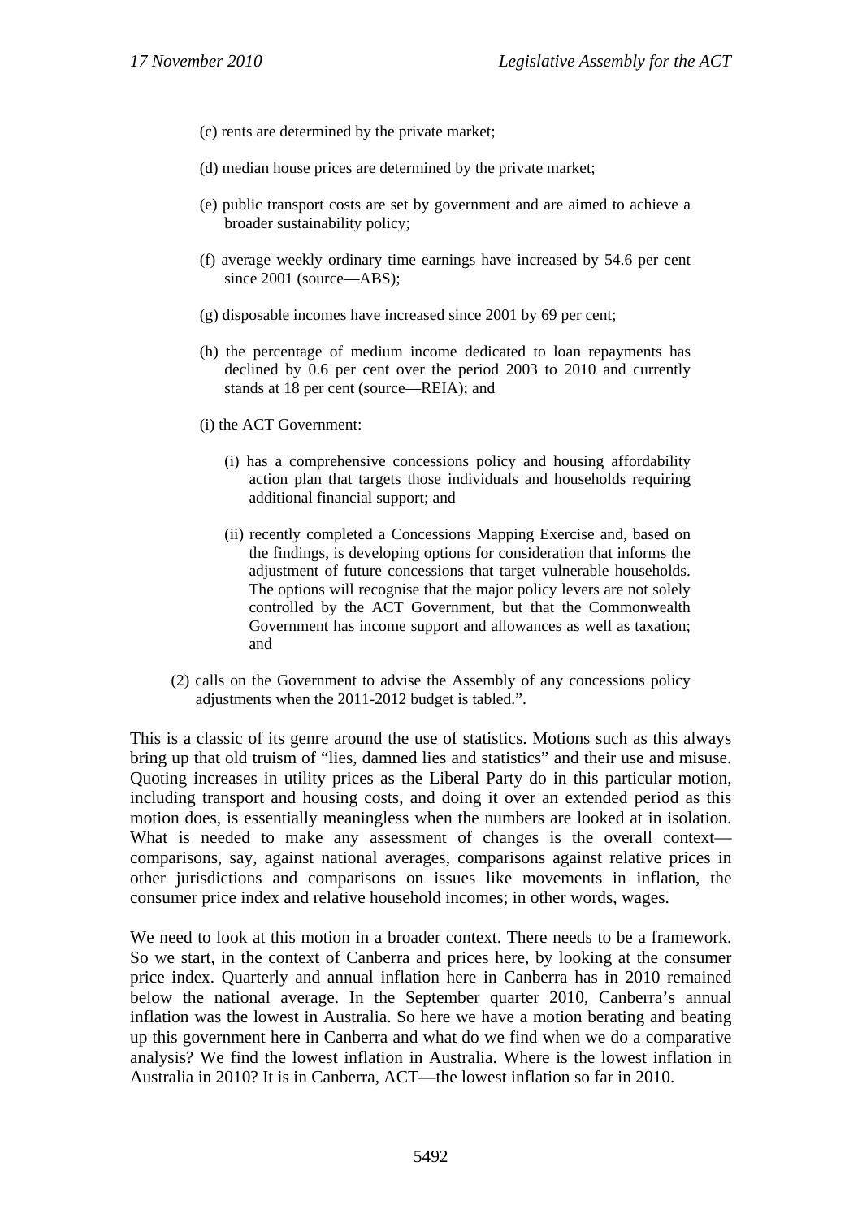(c) rents are determined by the private market;

(d) median house prices are determined by the private market;

(e) public transport costs are set by government and are aimed to achieve a broader sustainability policy;

(f) average weekly ordinary time earnings have increased by 54.6 per cent since 2001 (source—ABS);

(g) disposable incomes have increased since 2001 by 69 per cent;

(h) the percentage of medium income dedicated to loan repayments has declined by 0.6 per cent over the period 2003 to 2010 and currently stands at 18 per cent (source—REIA); and

(i) the ACT Government:

(i) has a comprehensive concessions policy and housing affordability action plan that targets those individuals and households requiring additional financial support; and

(ii) recently completed a Concessions Mapping Exercise and, based on the findings, is developing options for consideration that informs the adjustment of future concessions that target vulnerable households. The options will recognise that the major policy levers are not solely controlled by the ACT Government, but that the Commonwealth Government has income support and allowances as well as taxation; and

(2) calls on the Government to advise the Assembly of any concessions policy adjustments when the 2011-2012 budget is tabled.".

This is a classic of its genre around the use of statistics. Motions such as this always bring up that old truism of "lies, damned lies and statistics" and their use and misuse. Quoting increases in utility prices as the Liberal Party do in this particular motion, including transport and housing costs, and doing it over an extended period as this motion does, is essentially meaningless when the numbers are looked at in isolation. What is needed to make any assessment of changes is the overall context—comparisons, say, against national averages, comparisons against relative prices in other jurisdictions and comparisons on issues like movements in inflation, the consumer price index and relative household incomes; in other words, wages.

We need to look at this motion in a broader context. There needs to be a framework. So we start, in the context of Canberra and prices here, by looking at the consumer price index. Quarterly and annual inflation here in Canberra has in 2010 remained below the national average. In the September quarter 2010, Canberra's annual inflation was the lowest in Australia. So here we have a motion berating and beating up this government here in Canberra and what do we find when we do a comparative analysis? We find the lowest inflation in Australia. Where is the lowest inflation in Australia in 2010? It is in Canberra, ACT—the lowest inflation so far in 2010.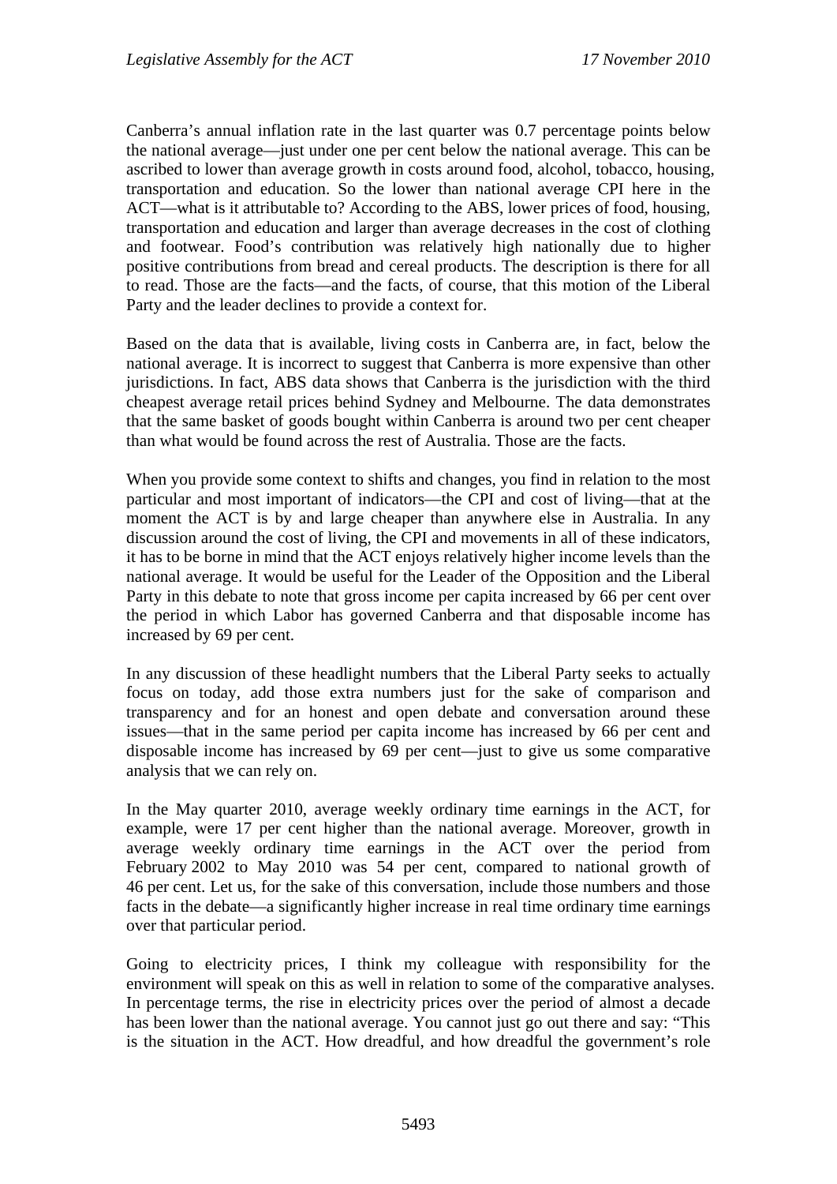Canberra's annual inflation rate in the last quarter was 0.7 percentage points below the national average—just under one per cent below the national average. This can be ascribed to lower than average growth in costs around food, alcohol, tobacco, housing, transportation and education. So the lower than national average CPI here in the ACT—what is it attributable to? According to the ABS, lower prices of food, housing, transportation and education and larger than average decreases in the cost of clothing and footwear. Food's contribution was relatively high nationally due to higher positive contributions from bread and cereal products. The description is there for all to read. Those are the facts—and the facts, of course, that this motion of the Liberal Party and the leader declines to provide a context for.

Based on the data that is available, living costs in Canberra are, in fact, below the national average. It is incorrect to suggest that Canberra is more expensive than other jurisdictions. In fact, ABS data shows that Canberra is the jurisdiction with the third cheapest average retail prices behind Sydney and Melbourne. The data demonstrates that the same basket of goods bought within Canberra is around two per cent cheaper than what would be found across the rest of Australia. Those are the facts.

When you provide some context to shifts and changes, you find in relation to the most particular and most important of indicators—the CPI and cost of living—that at the moment the ACT is by and large cheaper than anywhere else in Australia. In any discussion around the cost of living, the CPI and movements in all of these indicators, it has to be borne in mind that the ACT enjoys relatively higher income levels than the national average. It would be useful for the Leader of the Opposition and the Liberal Party in this debate to note that gross income per capita increased by 66 per cent over the period in which Labor has governed Canberra and that disposable income has increased by 69 per cent.

In any discussion of these headlight numbers that the Liberal Party seeks to actually focus on today, add those extra numbers just for the sake of comparison and transparency and for an honest and open debate and conversation around these issues—that in the same period per capita income has increased by 66 per cent and disposable income has increased by 69 per cent—just to give us some comparative analysis that we can rely on.

In the May quarter 2010, average weekly ordinary time earnings in the ACT, for example, were 17 per cent higher than the national average. Moreover, growth in average weekly ordinary time earnings in the ACT over the period from February 2002 to May 2010 was 54 per cent, compared to national growth of 46 per cent. Let us, for the sake of this conversation, include those numbers and those facts in the debate—a significantly higher increase in real time ordinary time earnings over that particular period.

Going to electricity prices, I think my colleague with responsibility for the environment will speak on this as well in relation to some of the comparative analyses. In percentage terms, the rise in electricity prices over the period of almost a decade has been lower than the national average. You cannot just go out there and say: "This is the situation in the ACT. How dreadful, and how dreadful the government's role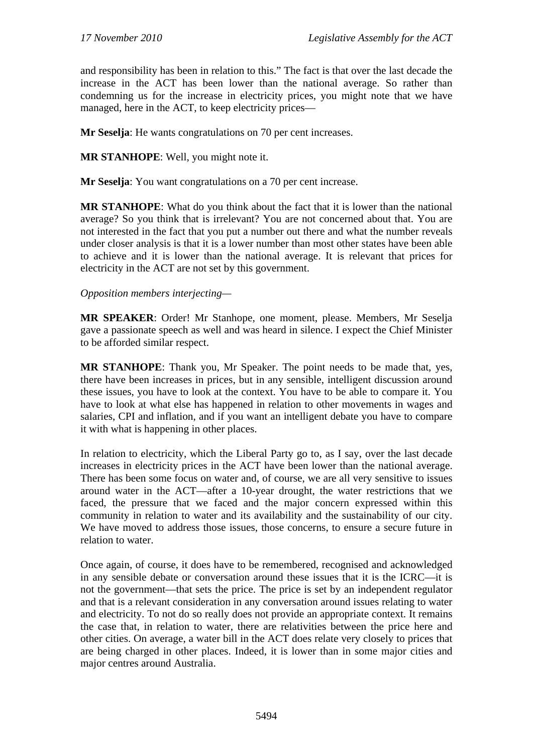and responsibility has been in relation to this." The fact is that over the last decade the increase in the ACT has been lower than the national average. So rather than condemning us for the increase in electricity prices, you might note that we have managed, here in the ACT, to keep electricity prices—

**Mr Seselja**: He wants congratulations on 70 per cent increases.

**MR STANHOPE**: Well, you might note it.

**Mr Seselja**: You want congratulations on a 70 per cent increase.

**MR STANHOPE**: What do you think about the fact that it is lower than the national average? So you think that is irrelevant? You are not concerned about that. You are not interested in the fact that you put a number out there and what the number reveals under closer analysis is that it is a lower number than most other states have been able to achieve and it is lower than the national average. It is relevant that prices for electricity in the ACT are not set by this government.

*Opposition members interjecting*—

**MR SPEAKER**: Order! Mr Stanhope, one moment, please. Members, Mr Seselja gave a passionate speech as well and was heard in silence. I expect the Chief Minister to be afforded similar respect.

**MR STANHOPE**: Thank you, Mr Speaker. The point needs to be made that, yes, there have been increases in prices, but in any sensible, intelligent discussion around these issues, you have to look at the context. You have to be able to compare it. You have to look at what else has happened in relation to other movements in wages and salaries, CPI and inflation, and if you want an intelligent debate you have to compare it with what is happening in other places.

In relation to electricity, which the Liberal Party go to, as I say, over the last decade increases in electricity prices in the ACT have been lower than the national average. There has been some focus on water and, of course, we are all very sensitive to issues around water in the ACT—after a 10-year drought, the water restrictions that we faced, the pressure that we faced and the major concern expressed within this community in relation to water and its availability and the sustainability of our city. We have moved to address those issues, those concerns, to ensure a secure future in relation to water.

Once again, of course, it does have to be remembered, recognised and acknowledged in any sensible debate or conversation around these issues that it is the ICRC—it is not the government—that sets the price. The price is set by an independent regulator and that is a relevant consideration in any conversation around issues relating to water and electricity. To not do so really does not provide an appropriate context. It remains the case that, in relation to water, there are relativities between the price here and other cities. On average, a water bill in the ACT does relate very closely to prices that are being charged in other places. Indeed, it is lower than in some major cities and major centres around Australia.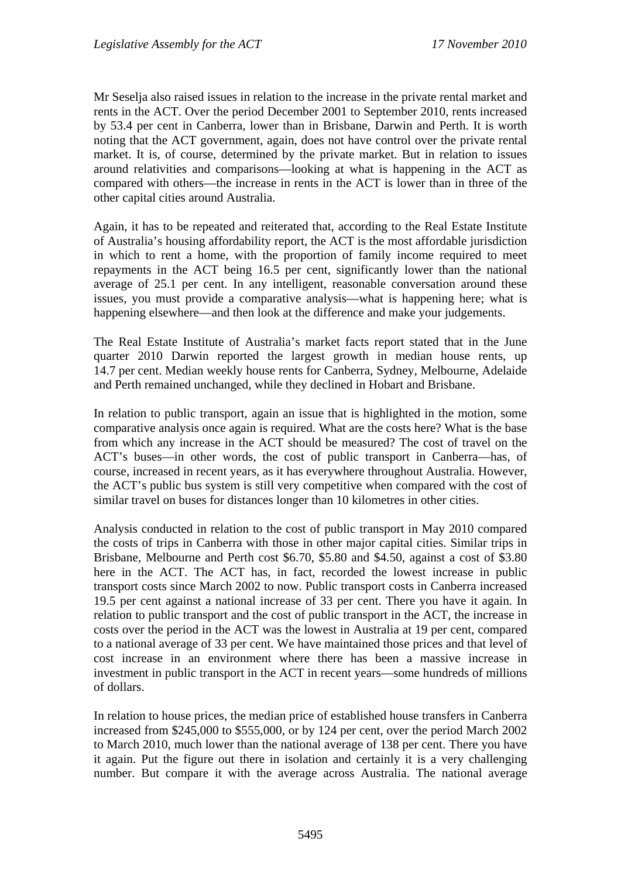Mr Seselja also raised issues in relation to the increase in the private rental market and rents in the ACT. Over the period December 2001 to September 2010, rents increased by 53.4 per cent in Canberra, lower than in Brisbane, Darwin and Perth. It is worth noting that the ACT government, again, does not have control over the private rental market. It is, of course, determined by the private market. But in relation to issues around relativities and comparisons—looking at what is happening in the ACT as compared with others—the increase in rents in the ACT is lower than in three of the other capital cities around Australia.

Again, it has to be repeated and reiterated that, according to the Real Estate Institute of Australia's housing affordability report, the ACT is the most affordable jurisdiction in which to rent a home, with the proportion of family income required to meet repayments in the ACT being 16.5 per cent, significantly lower than the national average of 25.1 per cent. In any intelligent, reasonable conversation around these issues, you must provide a comparative analysis—what is happening here; what is happening elsewhere—and then look at the difference and make your judgements.

The Real Estate Institute of Australia's market facts report stated that in the June quarter 2010 Darwin reported the largest growth in median house rents, up 14.7 per cent. Median weekly house rents for Canberra, Sydney, Melbourne, Adelaide and Perth remained unchanged, while they declined in Hobart and Brisbane.

In relation to public transport, again an issue that is highlighted in the motion, some comparative analysis once again is required. What are the costs here? What is the base from which any increase in the ACT should be measured? The cost of travel on the ACT's buses—in other words, the cost of public transport in Canberra—has, of course, increased in recent years, as it has everywhere throughout Australia. However, the ACT's public bus system is still very competitive when compared with the cost of similar travel on buses for distances longer than 10 kilometres in other cities.

Analysis conducted in relation to the cost of public transport in May 2010 compared the costs of trips in Canberra with those in other major capital cities. Similar trips in Brisbane, Melbourne and Perth cost $6.70, $5.80 and $4.50, against a cost of $3.80 here in the ACT. The ACT has, in fact, recorded the lowest increase in public transport costs since March 2002 to now. Public transport costs in Canberra increased 19.5 per cent against a national increase of 33 per cent. There you have it again. In relation to public transport and the cost of public transport in the ACT, the increase in costs over the period in the ACT was the lowest in Australia at 19 per cent, compared to a national average of 33 per cent. We have maintained those prices and that level of cost increase in an environment where there has been a massive increase in investment in public transport in the ACT in recent years—some hundreds of millions of dollars.

In relation to house prices, the median price of established house transfers in Canberra increased from $245,000 to $555,000, or by 124 per cent, over the period March 2002 to March 2010, much lower than the national average of 138 per cent. There you have it again. Put the figure out there in isolation and certainly it is a very challenging number. But compare it with the average across Australia. The national average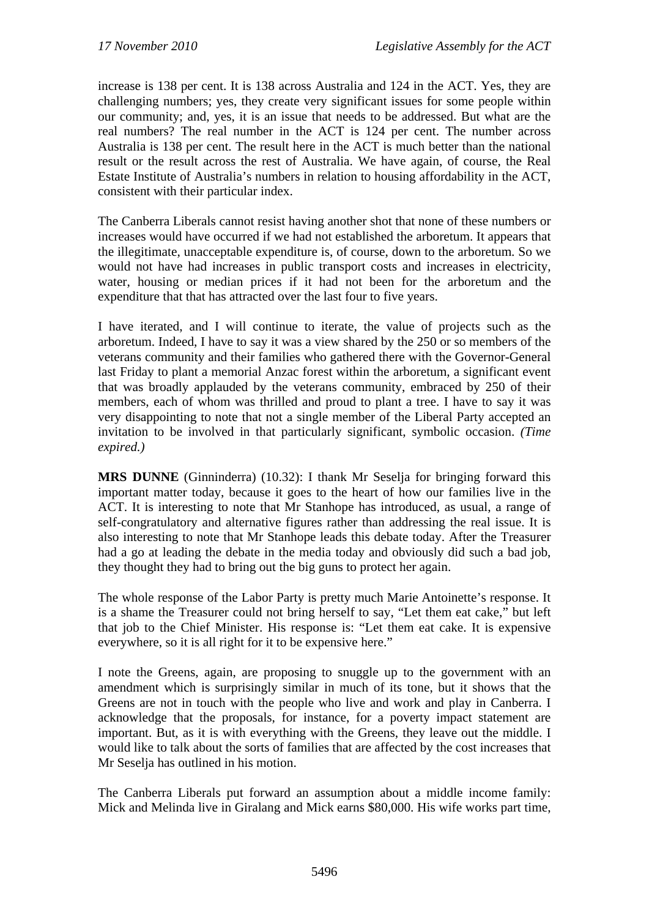increase is 138 per cent. It is 138 across Australia and 124 in the ACT. Yes, they are challenging numbers; yes, they create very significant issues for some people within our community; and, yes, it is an issue that needs to be addressed. But what are the real numbers? The real number in the ACT is 124 per cent. The number across Australia is 138 per cent. The result here in the ACT is much better than the national result or the result across the rest of Australia. We have again, of course, the Real Estate Institute of Australia's numbers in relation to housing affordability in the ACT, consistent with their particular index.

The Canberra Liberals cannot resist having another shot that none of these numbers or increases would have occurred if we had not established the arboretum. It appears that the illegitimate, unacceptable expenditure is, of course, down to the arboretum. So we would not have had increases in public transport costs and increases in electricity, water, housing or median prices if it had not been for the arboretum and the expenditure that that has attracted over the last four to five years.

I have iterated, and I will continue to iterate, the value of projects such as the arboretum. Indeed, I have to say it was a view shared by the 250 or so members of the veterans community and their families who gathered there with the Governor-General last Friday to plant a memorial Anzac forest within the arboretum, a significant event that was broadly applauded by the veterans community, embraced by 250 of their members, each of whom was thrilled and proud to plant a tree. I have to say it was very disappointing to note that not a single member of the Liberal Party accepted an invitation to be involved in that particularly significant, symbolic occasion. *(Time expired.)*

**MRS DUNNE** (Ginninderra) (10.32): I thank Mr Seselja for bringing forward this important matter today, because it goes to the heart of how our families live in the ACT. It is interesting to note that Mr Stanhope has introduced, as usual, a range of self-congratulatory and alternative figures rather than addressing the real issue. It is also interesting to note that Mr Stanhope leads this debate today. After the Treasurer had a go at leading the debate in the media today and obviously did such a bad job, they thought they had to bring out the big guns to protect her again.

The whole response of the Labor Party is pretty much Marie Antoinette's response. It is a shame the Treasurer could not bring herself to say, "Let them eat cake," but left that job to the Chief Minister. His response is: "Let them eat cake. It is expensive everywhere, so it is all right for it to be expensive here."

I note the Greens, again, are proposing to snuggle up to the government with an amendment which is surprisingly similar in much of its tone, but it shows that the Greens are not in touch with the people who live and work and play in Canberra. I acknowledge that the proposals, for instance, for a poverty impact statement are important. But, as it is with everything with the Greens, they leave out the middle. I would like to talk about the sorts of families that are affected by the cost increases that Mr Seselja has outlined in his motion.

The Canberra Liberals put forward an assumption about a middle income family: Mick and Melinda live in Giralang and Mick earns $80,000. His wife works part time,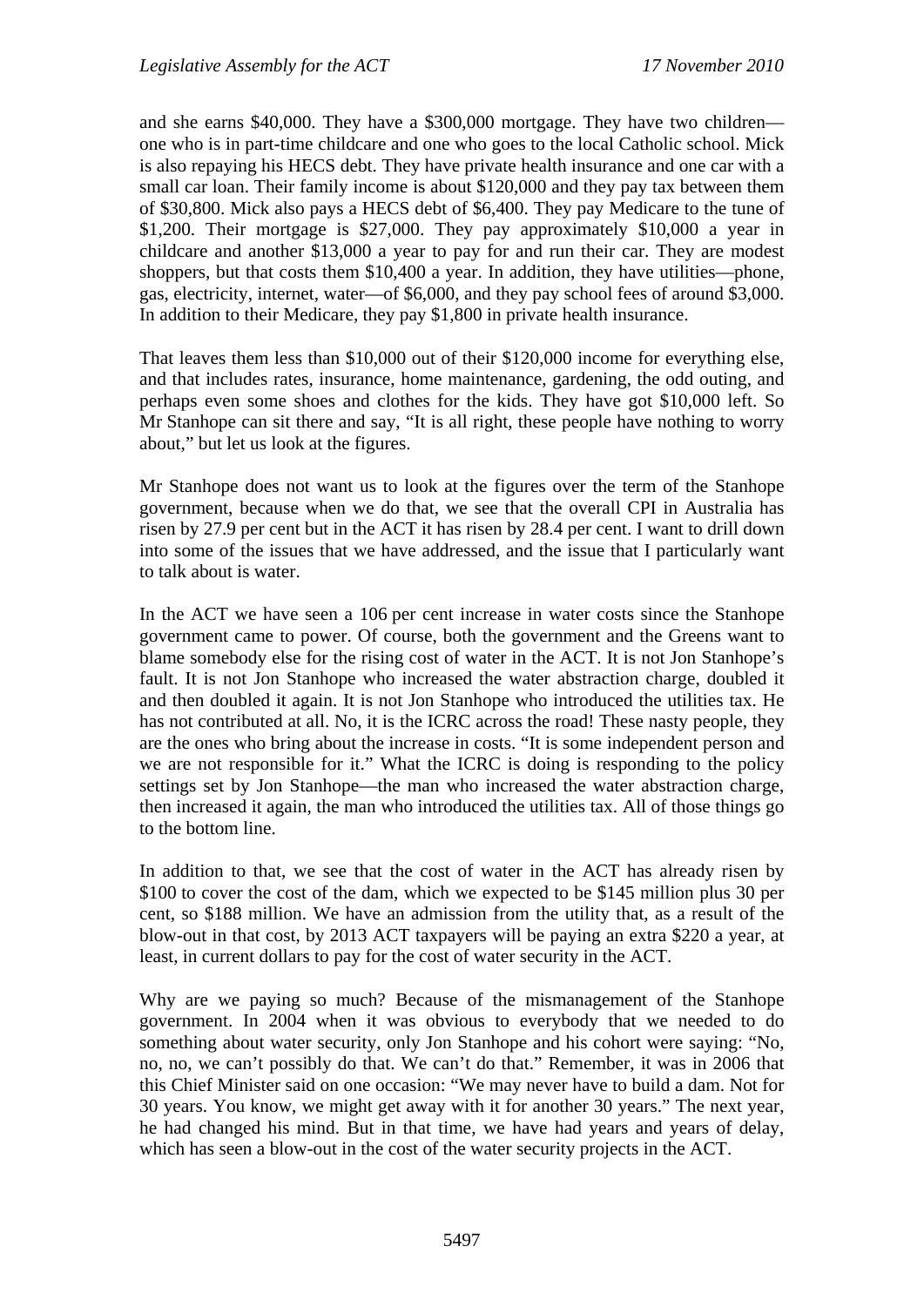and she earns $40,000. They have a $300,000 mortgage. They have two children—one who is in part-time childcare and one who goes to the local Catholic school. Mick is also repaying his HECS debt. They have private health insurance and one car with a small car loan. Their family income is about $120,000 and they pay tax between them of $30,800. Mick also pays a HECS debt of $6,400. They pay Medicare to the tune of $1,200. Their mortgage is $27,000. They pay approximately $10,000 a year in childcare and another $13,000 a year to pay for and run their car. They are modest shoppers, but that costs them $10,400 a year. In addition, they have utilities—phone, gas, electricity, internet, water—of $6,000, and they pay school fees of around $3,000. In addition to their Medicare, they pay $1,800 in private health insurance.

That leaves them less than $10,000 out of their $120,000 income for everything else, and that includes rates, insurance, home maintenance, gardening, the odd outing, and perhaps even some shoes and clothes for the kids. They have got $10,000 left. So Mr Stanhope can sit there and say, "It is all right, these people have nothing to worry about," but let us look at the figures.

Mr Stanhope does not want us to look at the figures over the term of the Stanhope government, because when we do that, we see that the overall CPI in Australia has risen by 27.9 per cent but in the ACT it has risen by 28.4 per cent. I want to drill down into some of the issues that we have addressed, and the issue that I particularly want to talk about is water.

In the ACT we have seen a 106 per cent increase in water costs since the Stanhope government came to power. Of course, both the government and the Greens want to blame somebody else for the rising cost of water in the ACT. It is not Jon Stanhope's fault. It is not Jon Stanhope who increased the water abstraction charge, doubled it and then doubled it again. It is not Jon Stanhope who introduced the utilities tax. He has not contributed at all. No, it is the ICRC across the road! These nasty people, they are the ones who bring about the increase in costs. "It is some independent person and we are not responsible for it." What the ICRC is doing is responding to the policy settings set by Jon Stanhope—the man who increased the water abstraction charge, then increased it again, the man who introduced the utilities tax. All of those things go to the bottom line.

In addition to that, we see that the cost of water in the ACT has already risen by $100 to cover the cost of the dam, which we expected to be $145 million plus 30 per cent, so $188 million. We have an admission from the utility that, as a result of the blow-out in that cost, by 2013 ACT taxpayers will be paying an extra $220 a year, at least, in current dollars to pay for the cost of water security in the ACT.

Why are we paying so much? Because of the mismanagement of the Stanhope government. In 2004 when it was obvious to everybody that we needed to do something about water security, only Jon Stanhope and his cohort were saying: "No, no, no, we can't possibly do that. We can't do that." Remember, it was in 2006 that this Chief Minister said on one occasion: "We may never have to build a dam. Not for 30 years. You know, we might get away with it for another 30 years." The next year, he had changed his mind. But in that time, we have had years and years of delay, which has seen a blow-out in the cost of the water security projects in the ACT.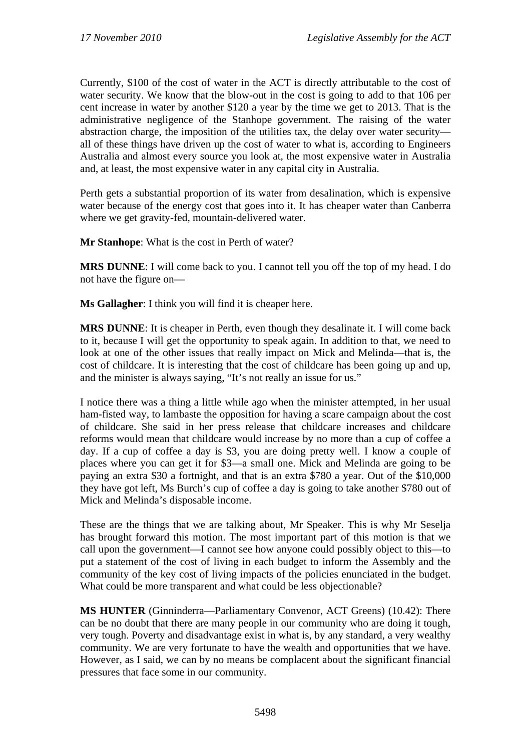Currently, $100 of the cost of water in the ACT is directly attributable to the cost of water security. We know that the blow-out in the cost is going to add to that 106 per cent increase in water by another $120 a year by the time we get to 2013. That is the administrative negligence of the Stanhope government. The raising of the water abstraction charge, the imposition of the utilities tax, the delay over water security—all of these things have driven up the cost of water to what is, according to Engineers Australia and almost every source you look at, the most expensive water in Australia and, at least, the most expensive water in any capital city in Australia.

Perth gets a substantial proportion of its water from desalination, which is expensive water because of the energy cost that goes into it. It has cheaper water than Canberra where we get gravity-fed, mountain-delivered water.

**Mr Stanhope**: What is the cost in Perth of water?

**MRS DUNNE**: I will come back to you. I cannot tell you off the top of my head. I do not have the figure on—

**Ms Gallagher**: I think you will find it is cheaper here.

**MRS DUNNE**: It is cheaper in Perth, even though they desalinate it. I will come back to it, because I will get the opportunity to speak again. In addition to that, we need to look at one of the other issues that really impact on Mick and Melinda—that is, the cost of childcare. It is interesting that the cost of childcare has been going up and up, and the minister is always saying, "It's not really an issue for us."

I notice there was a thing a little while ago when the minister attempted, in her usual ham-fisted way, to lambaste the opposition for having a scare campaign about the cost of childcare. She said in her press release that childcare increases and childcare reforms would mean that childcare would increase by no more than a cup of coffee a day. If a cup of coffee a day is $3, you are doing pretty well. I know a couple of places where you can get it for $3—a small one. Mick and Melinda are going to be paying an extra $30 a fortnight, and that is an extra $780 a year. Out of the $10,000 they have got left, Ms Burch's cup of coffee a day is going to take another $780 out of Mick and Melinda's disposable income.

These are the things that we are talking about, Mr Speaker. This is why Mr Seselja has brought forward this motion. The most important part of this motion is that we call upon the government—I cannot see how anyone could possibly object to this—to put a statement of the cost of living in each budget to inform the Assembly and the community of the key cost of living impacts of the policies enunciated in the budget. What could be more transparent and what could be less objectionable?

**MS HUNTER** (Ginninderra—Parliamentary Convenor, ACT Greens) (10.42): There can be no doubt that there are many people in our community who are doing it tough, very tough. Poverty and disadvantage exist in what is, by any standard, a very wealthy community. We are very fortunate to have the wealth and opportunities that we have. However, as I said, we can by no means be complacent about the significant financial pressures that face some in our community.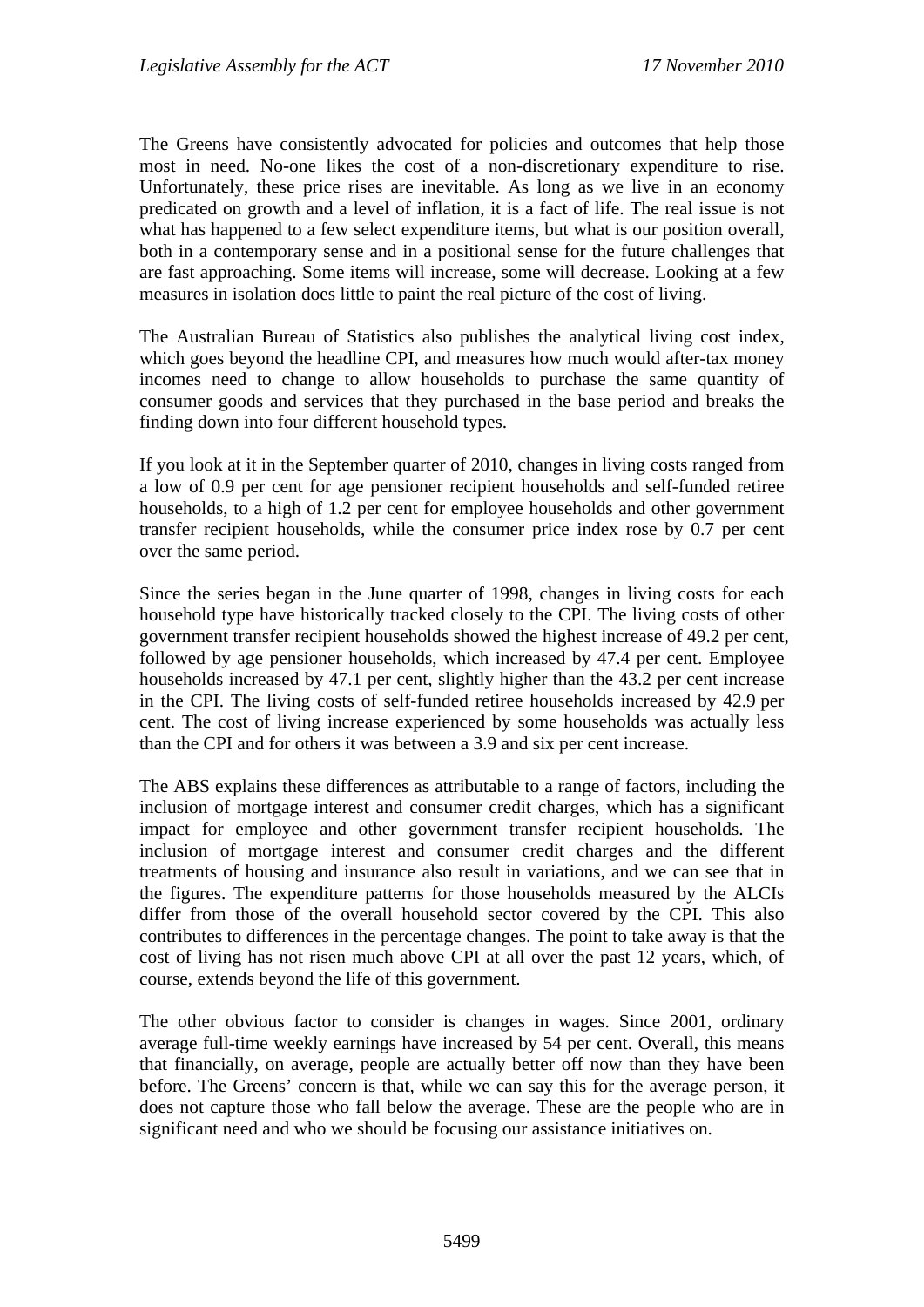The Greens have consistently advocated for policies and outcomes that help those most in need. No-one likes the cost of a non-discretionary expenditure to rise. Unfortunately, these price rises are inevitable. As long as we live in an economy predicated on growth and a level of inflation, it is a fact of life. The real issue is not what has happened to a few select expenditure items, but what is our position overall, both in a contemporary sense and in a positional sense for the future challenges that are fast approaching. Some items will increase, some will decrease. Looking at a few measures in isolation does little to paint the real picture of the cost of living.

The Australian Bureau of Statistics also publishes the analytical living cost index, which goes beyond the headline CPI, and measures how much would after-tax money incomes need to change to allow households to purchase the same quantity of consumer goods and services that they purchased in the base period and breaks the finding down into four different household types.

If you look at it in the September quarter of 2010, changes in living costs ranged from a low of 0.9 per cent for age pensioner recipient households and self-funded retiree households, to a high of 1.2 per cent for employee households and other government transfer recipient households, while the consumer price index rose by 0.7 per cent over the same period.

Since the series began in the June quarter of 1998, changes in living costs for each household type have historically tracked closely to the CPI. The living costs of other government transfer recipient households showed the highest increase of 49.2 per cent, followed by age pensioner households, which increased by 47.4 per cent. Employee households increased by 47.1 per cent, slightly higher than the 43.2 per cent increase in the CPI. The living costs of self-funded retiree households increased by 42.9 per cent. The cost of living increase experienced by some households was actually less than the CPI and for others it was between a 3.9 and six per cent increase.

The ABS explains these differences as attributable to a range of factors, including the inclusion of mortgage interest and consumer credit charges, which has a significant impact for employee and other government transfer recipient households. The inclusion of mortgage interest and consumer credit charges and the different treatments of housing and insurance also result in variations, and we can see that in the figures. The expenditure patterns for those households measured by the ALCIs differ from those of the overall household sector covered by the CPI. This also contributes to differences in the percentage changes. The point to take away is that the cost of living has not risen much above CPI at all over the past 12 years, which, of course, extends beyond the life of this government.

The other obvious factor to consider is changes in wages. Since 2001, ordinary average full-time weekly earnings have increased by 54 per cent. Overall, this means that financially, on average, people are actually better off now than they have been before. The Greens' concern is that, while we can say this for the average person, it does not capture those who fall below the average. These are the people who are in significant need and who we should be focusing our assistance initiatives on.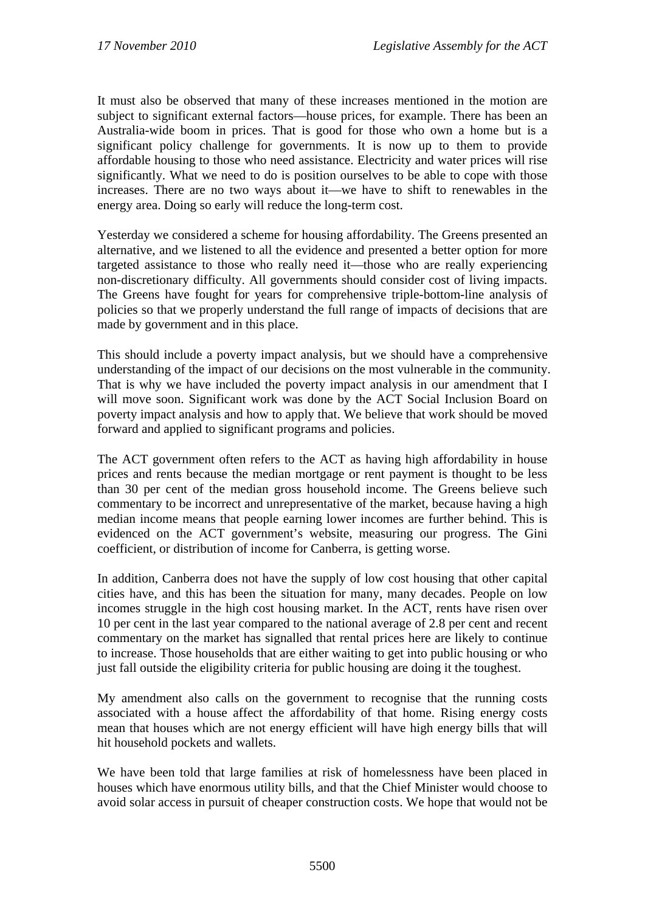It must also be observed that many of these increases mentioned in the motion are subject to significant external factors—house prices, for example. There has been an Australia-wide boom in prices. That is good for those who own a home but is a significant policy challenge for governments. It is now up to them to provide affordable housing to those who need assistance. Electricity and water prices will rise significantly. What we need to do is position ourselves to be able to cope with those increases. There are no two ways about it—we have to shift to renewables in the energy area. Doing so early will reduce the long-term cost.

Yesterday we considered a scheme for housing affordability. The Greens presented an alternative, and we listened to all the evidence and presented a better option for more targeted assistance to those who really need it—those who are really experiencing non-discretionary difficulty. All governments should consider cost of living impacts. The Greens have fought for years for comprehensive triple-bottom-line analysis of policies so that we properly understand the full range of impacts of decisions that are made by government and in this place.

This should include a poverty impact analysis, but we should have a comprehensive understanding of the impact of our decisions on the most vulnerable in the community. That is why we have included the poverty impact analysis in our amendment that I will move soon. Significant work was done by the ACT Social Inclusion Board on poverty impact analysis and how to apply that. We believe that work should be moved forward and applied to significant programs and policies.

The ACT government often refers to the ACT as having high affordability in house prices and rents because the median mortgage or rent payment is thought to be less than 30 per cent of the median gross household income. The Greens believe such commentary to be incorrect and unrepresentative of the market, because having a high median income means that people earning lower incomes are further behind. This is evidenced on the ACT government's website, measuring our progress. The Gini coefficient, or distribution of income for Canberra, is getting worse.

In addition, Canberra does not have the supply of low cost housing that other capital cities have, and this has been the situation for many, many decades. People on low incomes struggle in the high cost housing market. In the ACT, rents have risen over 10 per cent in the last year compared to the national average of 2.8 per cent and recent commentary on the market has signalled that rental prices here are likely to continue to increase. Those households that are either waiting to get into public housing or who just fall outside the eligibility criteria for public housing are doing it the toughest.

My amendment also calls on the government to recognise that the running costs associated with a house affect the affordability of that home. Rising energy costs mean that houses which are not energy efficient will have high energy bills that will hit household pockets and wallets.

We have been told that large families at risk of homelessness have been placed in houses which have enormous utility bills, and that the Chief Minister would choose to avoid solar access in pursuit of cheaper construction costs. We hope that would not be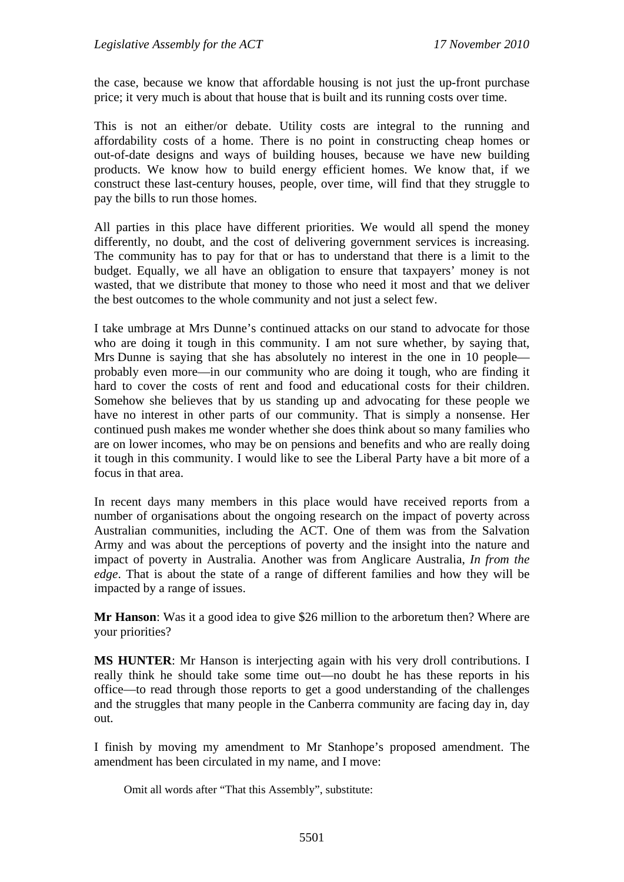the case, because we know that affordable housing is not just the up-front purchase price; it very much is about that house that is built and its running costs over time.

This is not an either/or debate. Utility costs are integral to the running and affordability costs of a home. There is no point in constructing cheap homes or out-of-date designs and ways of building houses, because we have new building products. We know how to build energy efficient homes. We know that, if we construct these last-century houses, people, over time, will find that they struggle to pay the bills to run those homes.

All parties in this place have different priorities. We would all spend the money differently, no doubt, and the cost of delivering government services is increasing. The community has to pay for that or has to understand that there is a limit to the budget. Equally, we all have an obligation to ensure that taxpayers' money is not wasted, that we distribute that money to those who need it most and that we deliver the best outcomes to the whole community and not just a select few.

I take umbrage at Mrs Dunne's continued attacks on our stand to advocate for those who are doing it tough in this community. I am not sure whether, by saying that, Mrs Dunne is saying that she has absolutely no interest in the one in 10 people—probably even more—in our community who are doing it tough, who are finding it hard to cover the costs of rent and food and educational costs for their children. Somehow she believes that by us standing up and advocating for these people we have no interest in other parts of our community. That is simply a nonsense. Her continued push makes me wonder whether she does think about so many families who are on lower incomes, who may be on pensions and benefits and who are really doing it tough in this community. I would like to see the Liberal Party have a bit more of a focus in that area.

In recent days many members in this place would have received reports from a number of organisations about the ongoing research on the impact of poverty across Australian communities, including the ACT. One of them was from the Salvation Army and was about the perceptions of poverty and the insight into the nature and impact of poverty in Australia. Another was from Anglicare Australia, *In from the edge*. That is about the state of a range of different families and how they will be impacted by a range of issues.

**Mr Hanson**: Was it a good idea to give $26 million to the arboretum then? Where are your priorities?

**MS HUNTER**: Mr Hanson is interjecting again with his very droll contributions. I really think he should take some time out—no doubt he has these reports in his office—to read through those reports to get a good understanding of the challenges and the struggles that many people in the Canberra community are facing day in, day out.

I finish by moving my amendment to Mr Stanhope's proposed amendment. The amendment has been circulated in my name, and I move:

> Omit all words after "That this Assembly", substitute: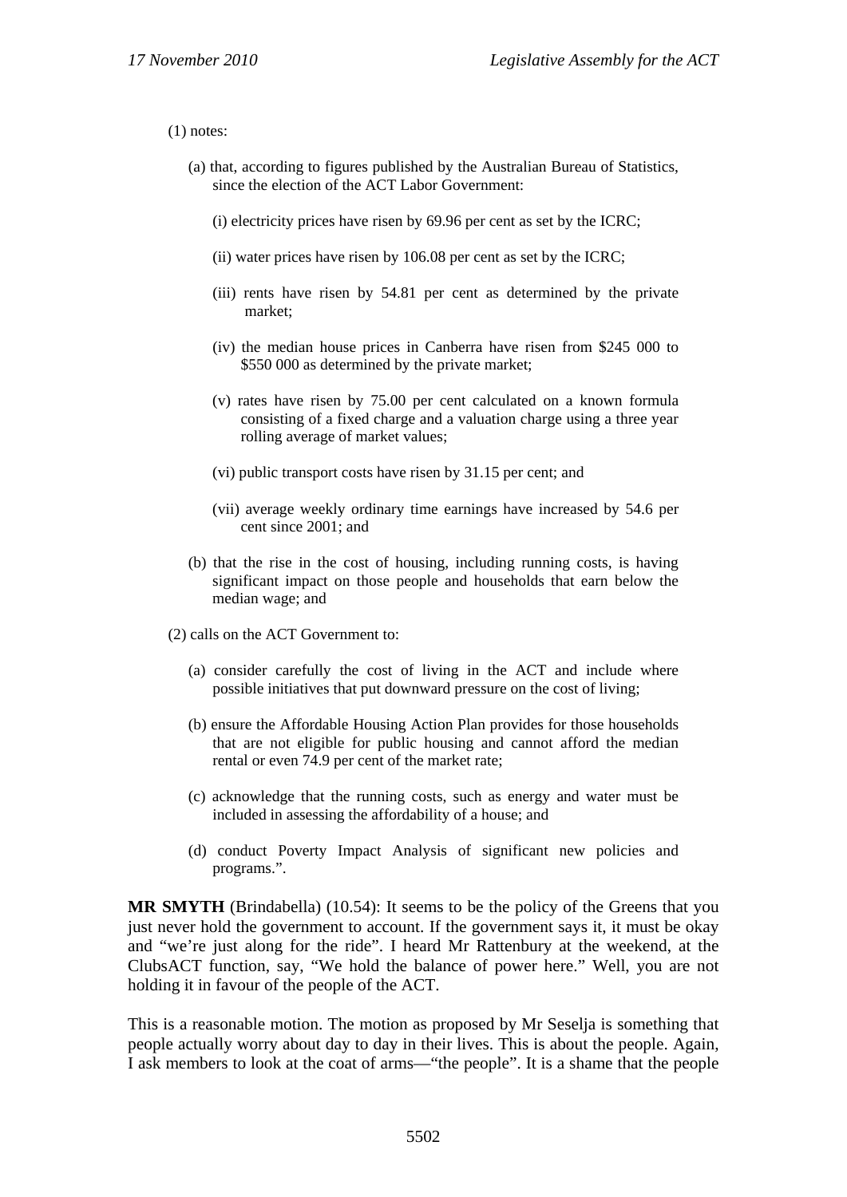(1) notes:

(a) that, according to figures published by the Australian Bureau of Statistics, since the election of the ACT Labor Government:

(i) electricity prices have risen by 69.96 per cent as set by the ICRC;

(ii) water prices have risen by 106.08 per cent as set by the ICRC;

(iii) rents have risen by 54.81 per cent as determined by the private market;

(iv) the median house prices in Canberra have risen from $245 000 to $550 000 as determined by the private market;

(v) rates have risen by 75.00 per cent calculated on a known formula consisting of a fixed charge and a valuation charge using a three year rolling average of market values;

(vi) public transport costs have risen by 31.15 per cent; and

(vii) average weekly ordinary time earnings have increased by 54.6 per cent since 2001; and

(b) that the rise in the cost of housing, including running costs, is having significant impact on those people and households that earn below the median wage; and

(2) calls on the ACT Government to:

(a) consider carefully the cost of living in the ACT and include where possible initiatives that put downward pressure on the cost of living;

(b) ensure the Affordable Housing Action Plan provides for those households that are not eligible for public housing and cannot afford the median rental or even 74.9 per cent of the market rate;

(c) acknowledge that the running costs, such as energy and water must be included in assessing the affordability of a house; and

(d) conduct Poverty Impact Analysis of significant new policies and programs.".

**MR SMYTH** (Brindabella) (10.54): It seems to be the policy of the Greens that you just never hold the government to account. If the government says it, it must be okay and "we're just along for the ride". I heard Mr Rattenbury at the weekend, at the ClubsACT function, say, "We hold the balance of power here." Well, you are not holding it in favour of the people of the ACT.

This is a reasonable motion. The motion as proposed by Mr Seselja is something that people actually worry about day to day in their lives. This is about the people. Again, I ask members to look at the coat of arms—"the people". It is a shame that the people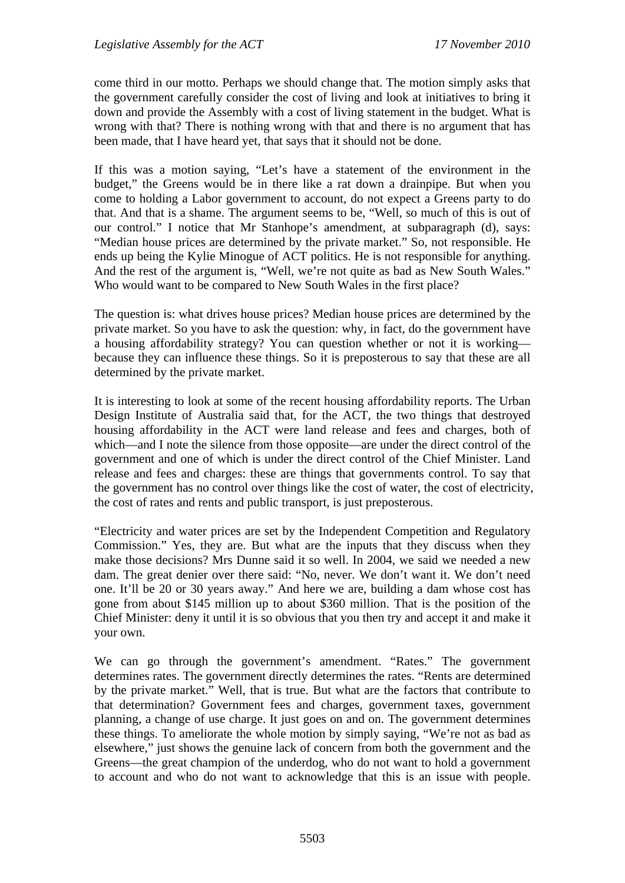come third in our motto. Perhaps we should change that. The motion simply asks that the government carefully consider the cost of living and look at initiatives to bring it down and provide the Assembly with a cost of living statement in the budget. What is wrong with that? There is nothing wrong with that and there is no argument that has been made, that I have heard yet, that says that it should not be done.

If this was a motion saying, "Let's have a statement of the environment in the budget," the Greens would be in there like a rat down a drainpipe. But when you come to holding a Labor government to account, do not expect a Greens party to do that. And that is a shame. The argument seems to be, "Well, so much of this is out of our control." I notice that Mr Stanhope's amendment, at subparagraph (d), says: "Median house prices are determined by the private market." So, not responsible. He ends up being the Kylie Minogue of ACT politics. He is not responsible for anything. And the rest of the argument is, "Well, we're not quite as bad as New South Wales." Who would want to be compared to New South Wales in the first place?

The question is: what drives house prices? Median house prices are determined by the private market. So you have to ask the question: why, in fact, do the government have a housing affordability strategy? You can question whether or not it is working—because they can influence these things. So it is preposterous to say that these are all determined by the private market.

It is interesting to look at some of the recent housing affordability reports. The Urban Design Institute of Australia said that, for the ACT, the two things that destroyed housing affordability in the ACT were land release and fees and charges, both of which—and I note the silence from those opposite—are under the direct control of the government and one of which is under the direct control of the Chief Minister. Land release and fees and charges: these are things that governments control. To say that the government has no control over things like the cost of water, the cost of electricity, the cost of rates and rents and public transport, is just preposterous.

"Electricity and water prices are set by the Independent Competition and Regulatory Commission." Yes, they are. But what are the inputs that they discuss when they make those decisions? Mrs Dunne said it so well. In 2004, we said we needed a new dam. The great denier over there said: "No, never. We don't want it. We don't need one. It'll be 20 or 30 years away." And here we are, building a dam whose cost has gone from about $145 million up to about $360 million. That is the position of the Chief Minister: deny it until it is so obvious that you then try and accept it and make it your own.

We can go through the government's amendment. "Rates." The government determines rates. The government directly determines the rates. "Rents are determined by the private market." Well, that is true. But what are the factors that contribute to that determination? Government fees and charges, government taxes, government planning, a change of use charge. It just goes on and on. The government determines these things. To ameliorate the whole motion by simply saying, "We're not as bad as elsewhere," just shows the genuine lack of concern from both the government and the Greens—the great champion of the underdog, who do not want to hold a government to account and who do not want to acknowledge that this is an issue with people.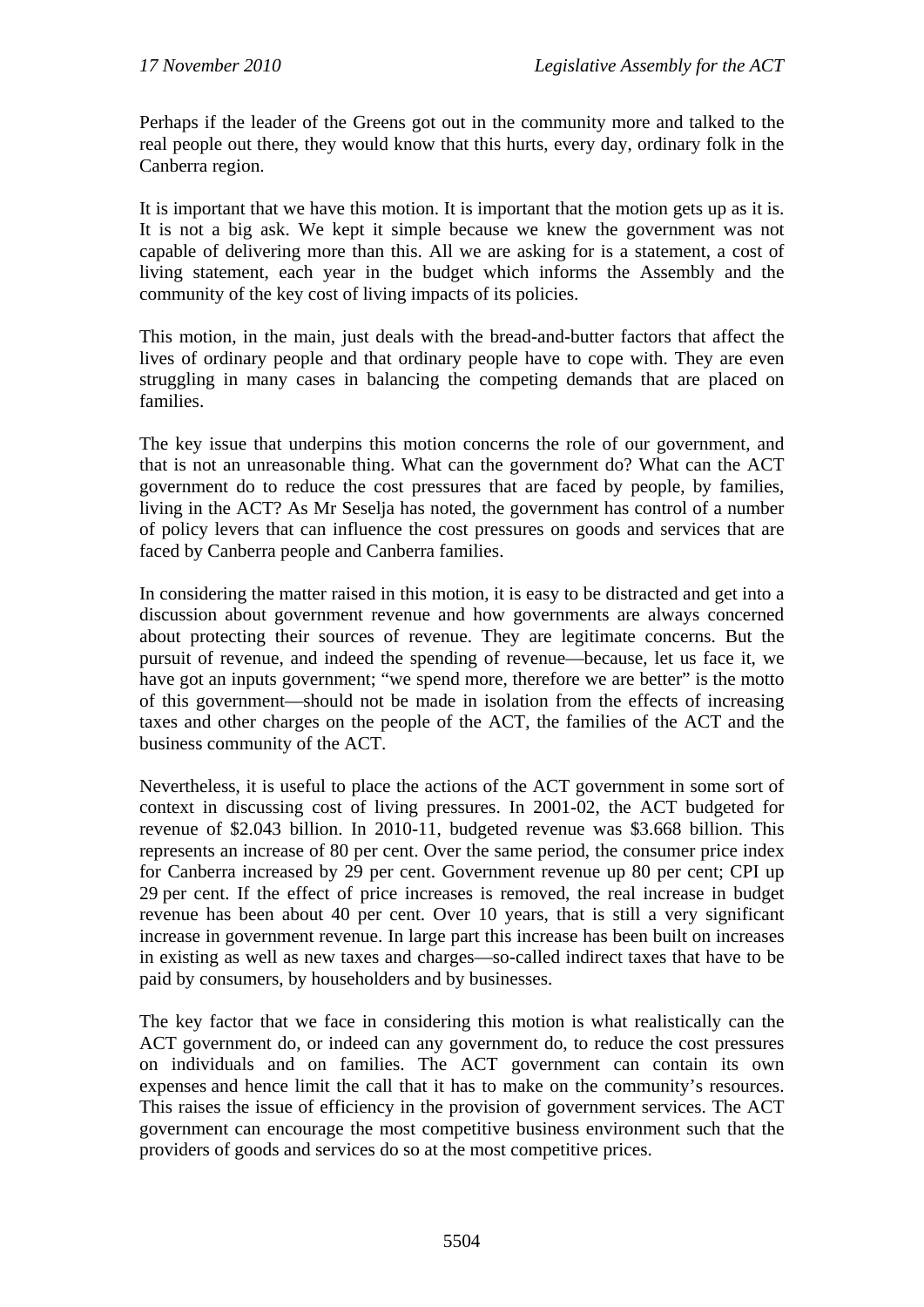Perhaps if the leader of the Greens got out in the community more and talked to the real people out there, they would know that this hurts, every day, ordinary folk in the Canberra region.

It is important that we have this motion. It is important that the motion gets up as it is. It is not a big ask. We kept it simple because we knew the government was not capable of delivering more than this. All we are asking for is a statement, a cost of living statement, each year in the budget which informs the Assembly and the community of the key cost of living impacts of its policies.

This motion, in the main, just deals with the bread-and-butter factors that affect the lives of ordinary people and that ordinary people have to cope with. They are even struggling in many cases in balancing the competing demands that are placed on families.

The key issue that underpins this motion concerns the role of our government, and that is not an unreasonable thing. What can the government do? What can the ACT government do to reduce the cost pressures that are faced by people, by families, living in the ACT? As Mr Seselja has noted, the government has control of a number of policy levers that can influence the cost pressures on goods and services that are faced by Canberra people and Canberra families.

In considering the matter raised in this motion, it is easy to be distracted and get into a discussion about government revenue and how governments are always concerned about protecting their sources of revenue. They are legitimate concerns. But the pursuit of revenue, and indeed the spending of revenue—because, let us face it, we have got an inputs government; "we spend more, therefore we are better" is the motto of this government—should not be made in isolation from the effects of increasing taxes and other charges on the people of the ACT, the families of the ACT and the business community of the ACT.

Nevertheless, it is useful to place the actions of the ACT government in some sort of context in discussing cost of living pressures. In 2001-02, the ACT budgeted for revenue of $2.043 billion. In 2010-11, budgeted revenue was $3.668 billion. This represents an increase of 80 per cent. Over the same period, the consumer price index for Canberra increased by 29 per cent. Government revenue up 80 per cent; CPI up 29 per cent. If the effect of price increases is removed, the real increase in budget revenue has been about 40 per cent. Over 10 years, that is still a very significant increase in government revenue. In large part this increase has been built on increases in existing as well as new taxes and charges—so-called indirect taxes that have to be paid by consumers, by householders and by businesses.

The key factor that we face in considering this motion is what realistically can the ACT government do, or indeed can any government do, to reduce the cost pressures on individuals and on families. The ACT government can contain its own expenses and hence limit the call that it has to make on the community's resources. This raises the issue of efficiency in the provision of government services. The ACT government can encourage the most competitive business environment such that the providers of goods and services do so at the most competitive prices.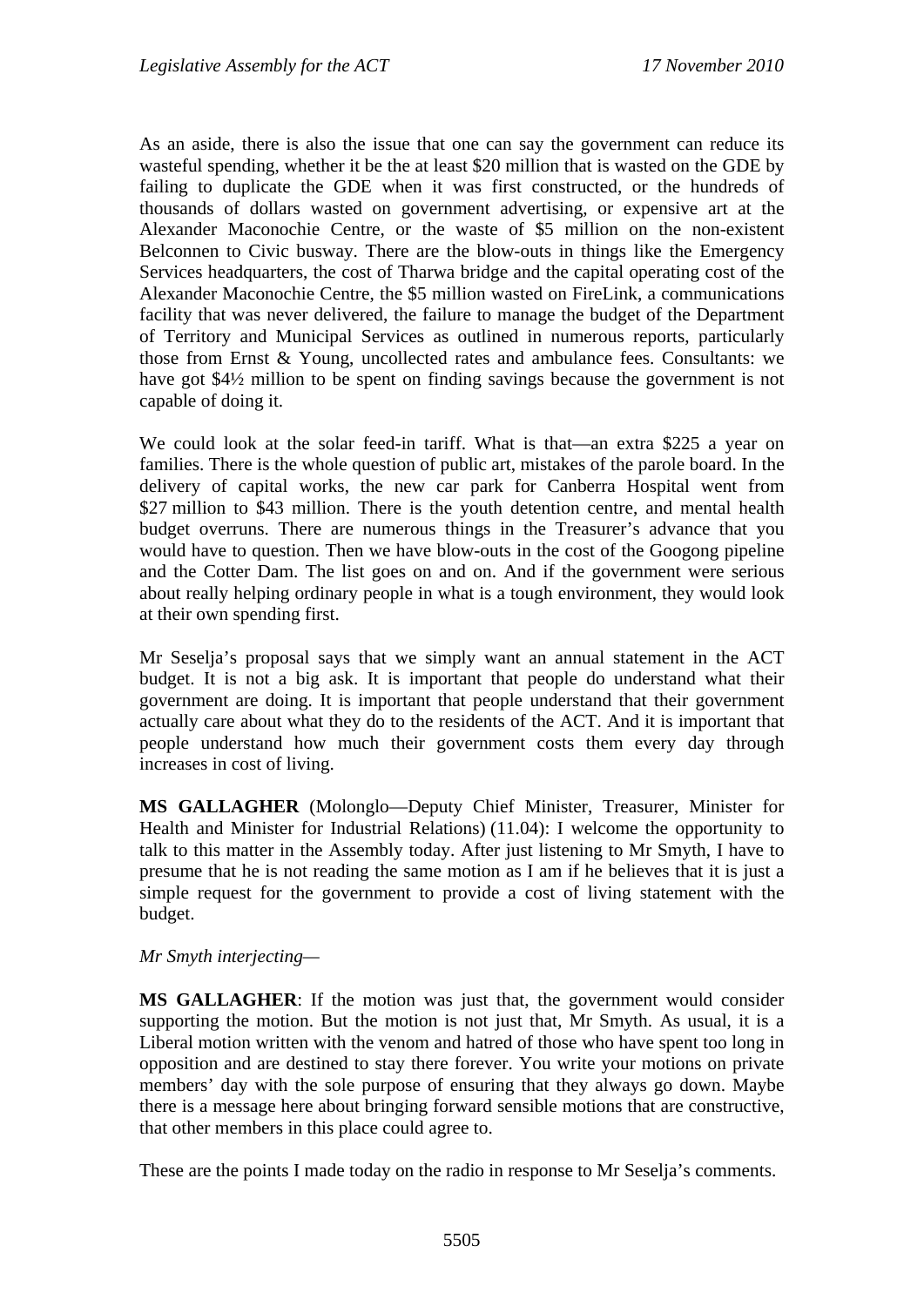As an aside, there is also the issue that one can say the government can reduce its wasteful spending, whether it be the at least $20 million that is wasted on the GDE by failing to duplicate the GDE when it was first constructed, or the hundreds of thousands of dollars wasted on government advertising, or expensive art at the Alexander Maconochie Centre, or the waste of $5 million on the non-existent Belconnen to Civic busway. There are the blow-outs in things like the Emergency Services headquarters, the cost of Tharwa bridge and the capital operating cost of the Alexander Maconochie Centre, the $5 million wasted on FireLink, a communications facility that was never delivered, the failure to manage the budget of the Department of Territory and Municipal Services as outlined in numerous reports, particularly those from Ernst & Young, uncollected rates and ambulance fees. Consultants: we have got $4½ million to be spent on finding savings because the government is not capable of doing it.

We could look at the solar feed-in tariff. What is that—an extra $225 a year on families. There is the whole question of public art, mistakes of the parole board. In the delivery of capital works, the new car park for Canberra Hospital went from $27 million to $43 million. There is the youth detention centre, and mental health budget overruns. There are numerous things in the Treasurer's advance that you would have to question. Then we have blow-outs in the cost of the Googong pipeline and the Cotter Dam. The list goes on and on. And if the government were serious about really helping ordinary people in what is a tough environment, they would look at their own spending first.

Mr Seselja's proposal says that we simply want an annual statement in the ACT budget. It is not a big ask. It is important that people do understand what their government are doing. It is important that people understand that their government actually care about what they do to the residents of the ACT. And it is important that people understand how much their government costs them every day through increases in cost of living.

**MS GALLAGHER** (Molonglo—Deputy Chief Minister, Treasurer, Minister for Health and Minister for Industrial Relations) (11.04): I welcome the opportunity to talk to this matter in the Assembly today. After just listening to Mr Smyth, I have to presume that he is not reading the same motion as I am if he believes that it is just a simple request for the government to provide a cost of living statement with the budget.

*Mr Smyth interjecting*—

**MS GALLAGHER**: If the motion was just that, the government would consider supporting the motion. But the motion is not just that, Mr Smyth. As usual, it is a Liberal motion written with the venom and hatred of those who have spent too long in opposition and are destined to stay there forever. You write your motions on private members' day with the sole purpose of ensuring that they always go down. Maybe there is a message here about bringing forward sensible motions that are constructive, that other members in this place could agree to.

These are the points I made today on the radio in response to Mr Seselja's comments.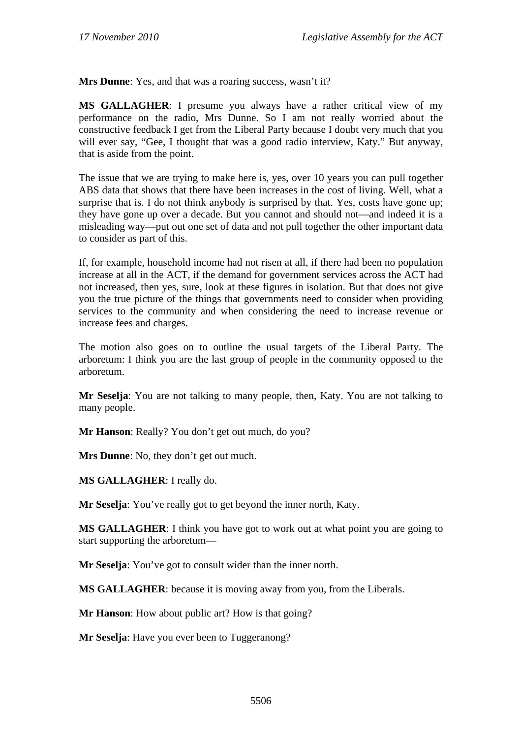**Mrs Dunne**: Yes, and that was a roaring success, wasn't it?

**MS GALLAGHER**: I presume you always have a rather critical view of my performance on the radio, Mrs Dunne. So I am not really worried about the constructive feedback I get from the Liberal Party because I doubt very much that you will ever say, "Gee, I thought that was a good radio interview, Katy." But anyway, that is aside from the point.

The issue that we are trying to make here is, yes, over 10 years you can pull together ABS data that shows that there have been increases in the cost of living. Well, what a surprise that is. I do not think anybody is surprised by that. Yes, costs have gone up; they have gone up over a decade. But you cannot and should not—and indeed it is a misleading way—put out one set of data and not pull together the other important data to consider as part of this.

If, for example, household income had not risen at all, if there had been no population increase at all in the ACT, if the demand for government services across the ACT had not increased, then yes, sure, look at these figures in isolation. But that does not give you the true picture of the things that governments need to consider when providing services to the community and when considering the need to increase revenue or increase fees and charges.

The motion also goes on to outline the usual targets of the Liberal Party. The arboretum: I think you are the last group of people in the community opposed to the arboretum.

**Mr Seselja**: You are not talking to many people, then, Katy. You are not talking to many people.

**Mr Hanson**: Really? You don't get out much, do you?

**Mrs Dunne**: No, they don't get out much.

**MS GALLAGHER**: I really do.

**Mr Seselja**: You've really got to get beyond the inner north, Katy.

**MS GALLAGHER**: I think you have got to work out at what point you are going to start supporting the arboretum—

**Mr Seselja**: You've got to consult wider than the inner north.

**MS GALLAGHER**: because it is moving away from you, from the Liberals.

**Mr Hanson**: How about public art? How is that going?

**Mr Seselja**: Have you ever been to Tuggeranong?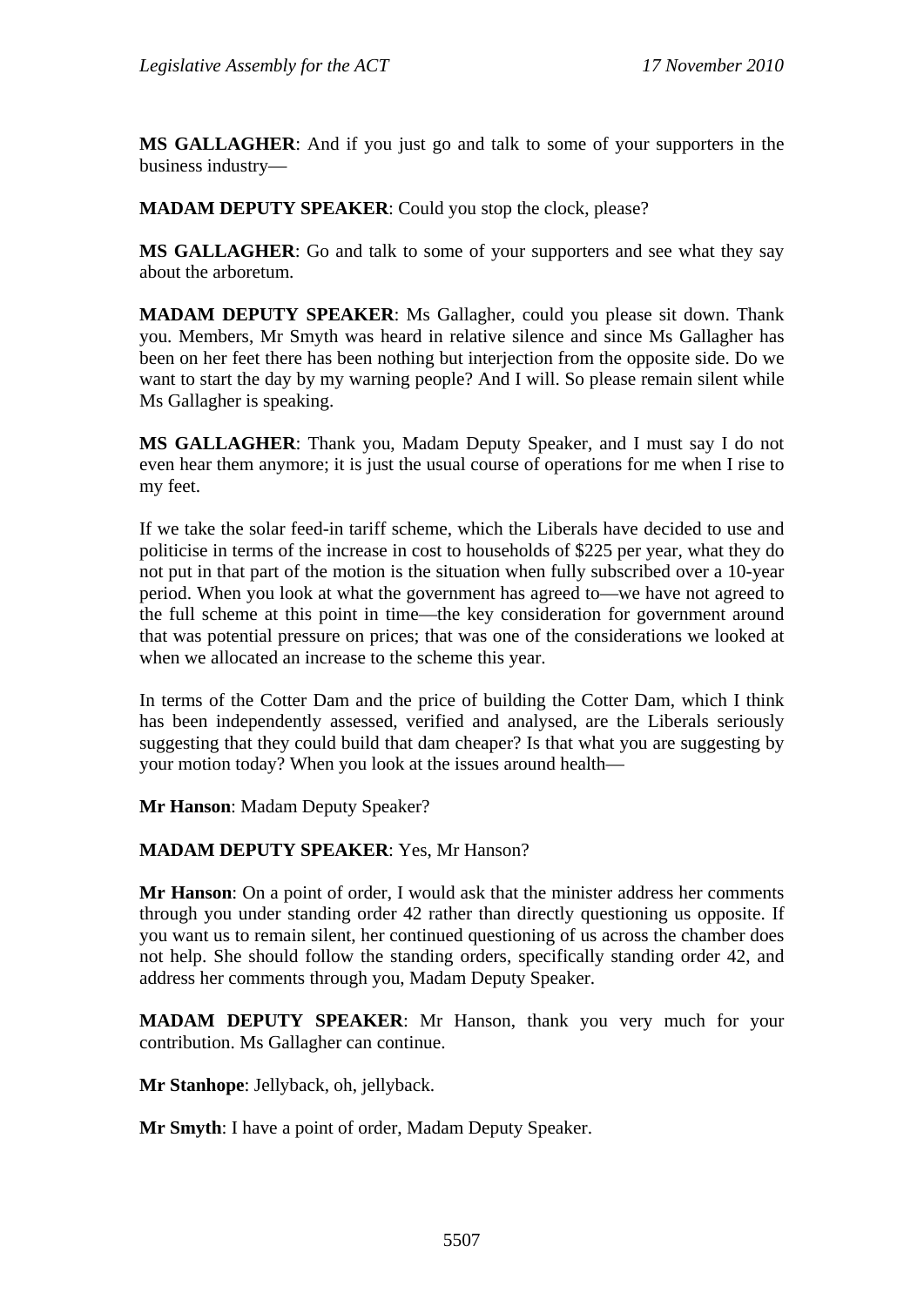**MS GALLAGHER**: And if you just go and talk to some of your supporters in the business industry—

**MADAM DEPUTY SPEAKER**: Could you stop the clock, please?

**MS GALLAGHER**: Go and talk to some of your supporters and see what they say about the arboretum.

**MADAM DEPUTY SPEAKER**: Ms Gallagher, could you please sit down. Thank you. Members, Mr Smyth was heard in relative silence and since Ms Gallagher has been on her feet there has been nothing but interjection from the opposite side. Do we want to start the day by my warning people? And I will. So please remain silent while Ms Gallagher is speaking.

**MS GALLAGHER**: Thank you, Madam Deputy Speaker, and I must say I do not even hear them anymore; it is just the usual course of operations for me when I rise to my feet.

If we take the solar feed-in tariff scheme, which the Liberals have decided to use and politicise in terms of the increase in cost to households of $225 per year, what they do not put in that part of the motion is the situation when fully subscribed over a 10-year period. When you look at what the government has agreed to—we have not agreed to the full scheme at this point in time—the key consideration for government around that was potential pressure on prices; that was one of the considerations we looked at when we allocated an increase to the scheme this year.

In terms of the Cotter Dam and the price of building the Cotter Dam, which I think has been independently assessed, verified and analysed, are the Liberals seriously suggesting that they could build that dam cheaper? Is that what you are suggesting by your motion today? When you look at the issues around health—

**Mr Hanson**: Madam Deputy Speaker?

**MADAM DEPUTY SPEAKER**: Yes, Mr Hanson?

**Mr Hanson**: On a point of order, I would ask that the minister address her comments through you under standing order 42 rather than directly questioning us opposite. If you want us to remain silent, her continued questioning of us across the chamber does not help. She should follow the standing orders, specifically standing order 42, and address her comments through you, Madam Deputy Speaker.

**MADAM DEPUTY SPEAKER**: Mr Hanson, thank you very much for your contribution. Ms Gallagher can continue.

**Mr Stanhope**: Jellyback, oh, jellyback.

**Mr Smyth**: I have a point of order, Madam Deputy Speaker.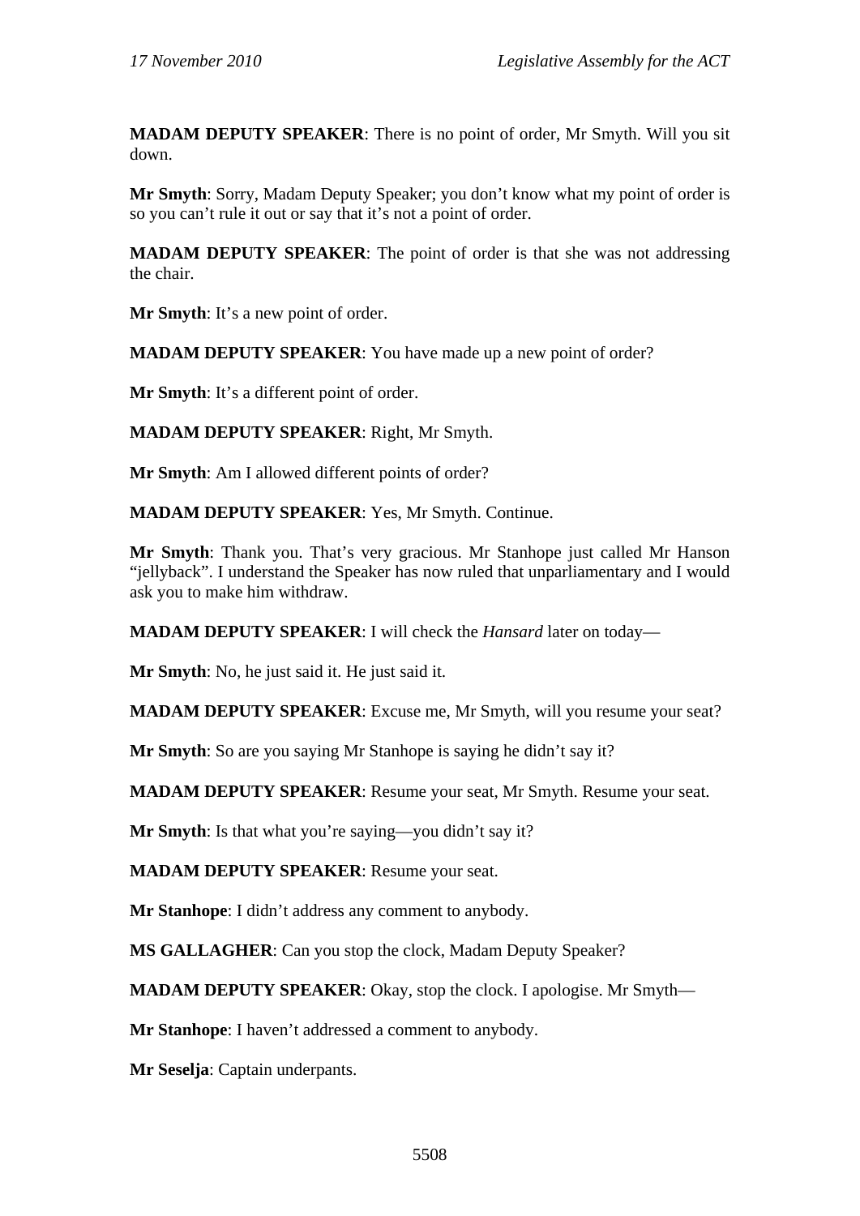**MADAM DEPUTY SPEAKER**: There is no point of order, Mr Smyth. Will you sit down.

**Mr Smyth**: Sorry, Madam Deputy Speaker; you don't know what my point of order is so you can't rule it out or say that it's not a point of order.

**MADAM DEPUTY SPEAKER**: The point of order is that she was not addressing the chair.

**Mr Smyth**: It's a new point of order.

**MADAM DEPUTY SPEAKER**: You have made up a new point of order?

**Mr Smyth**: It's a different point of order.

**MADAM DEPUTY SPEAKER**: Right, Mr Smyth.

**Mr Smyth**: Am I allowed different points of order?

**MADAM DEPUTY SPEAKER**: Yes, Mr Smyth. Continue.

**Mr Smyth**: Thank you. That's very gracious. Mr Stanhope just called Mr Hanson "jellyback". I understand the Speaker has now ruled that unparliamentary and I would ask you to make him withdraw.

**MADAM DEPUTY SPEAKER**: I will check the *Hansard* later on today—

**Mr Smyth**: No, he just said it. He just said it.

**MADAM DEPUTY SPEAKER**: Excuse me, Mr Smyth, will you resume your seat?

**Mr Smyth**: So are you saying Mr Stanhope is saying he didn't say it?

**MADAM DEPUTY SPEAKER**: Resume your seat, Mr Smyth. Resume your seat.

**Mr Smyth**: Is that what you're saying—you didn't say it?

**MADAM DEPUTY SPEAKER**: Resume your seat.

**Mr Stanhope**: I didn't address any comment to anybody.

**MS GALLAGHER**: Can you stop the clock, Madam Deputy Speaker?

**MADAM DEPUTY SPEAKER**: Okay, stop the clock. I apologise. Mr Smyth—

**Mr Stanhope**: I haven't addressed a comment to anybody.

**Mr Seselja**: Captain underpants.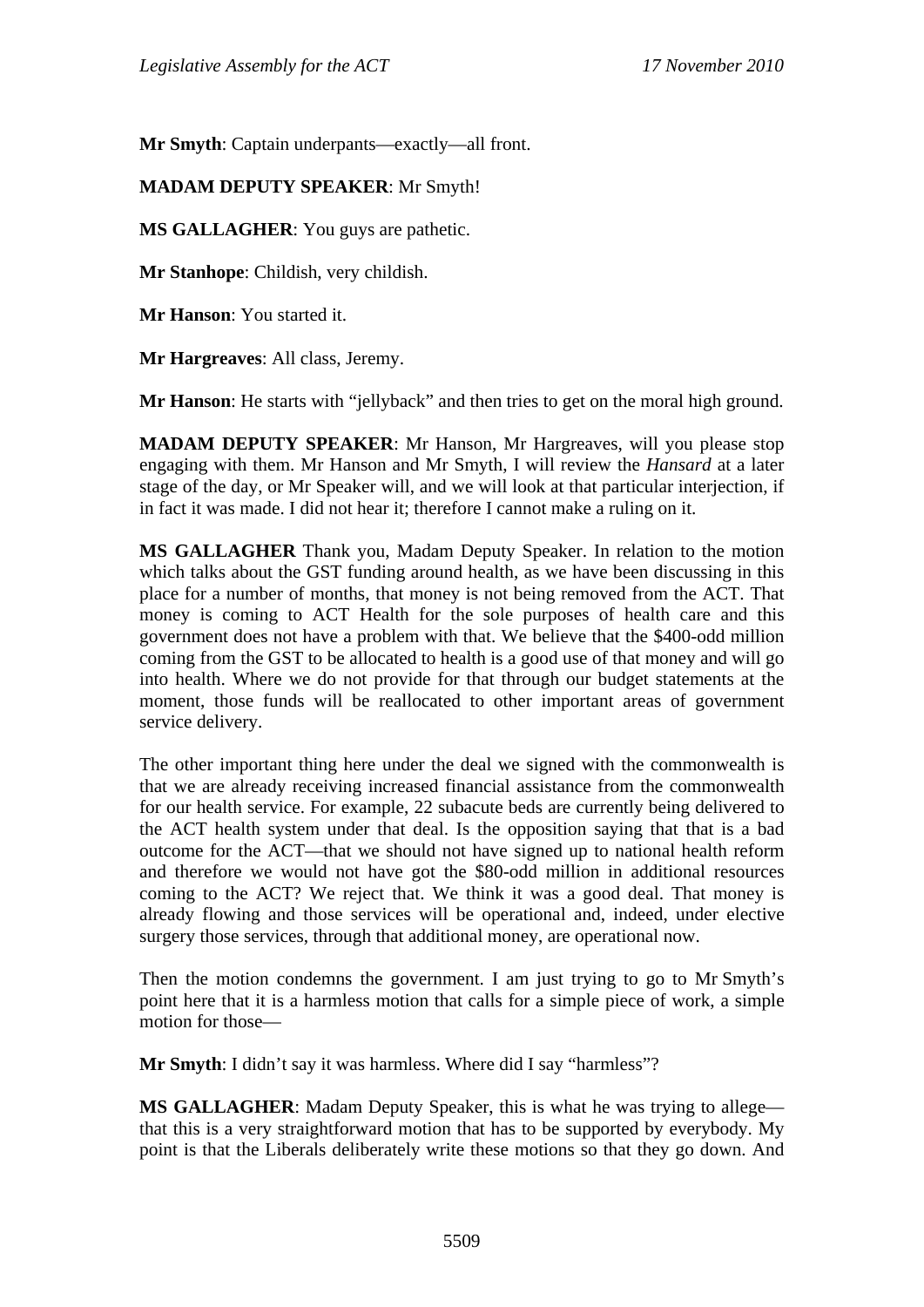**Mr Smyth**: Captain underpants—exactly—all front.

**MADAM DEPUTY SPEAKER**: Mr Smyth!

**MS GALLAGHER**: You guys are pathetic.

**Mr Stanhope**: Childish, very childish.

**Mr Hanson**: You started it.

**Mr Hargreaves**: All class, Jeremy.

**Mr Hanson**: He starts with "jellyback" and then tries to get on the moral high ground.

**MADAM DEPUTY SPEAKER**: Mr Hanson, Mr Hargreaves, will you please stop engaging with them. Mr Hanson and Mr Smyth, I will review the *Hansard* at a later stage of the day, or Mr Speaker will, and we will look at that particular interjection, if in fact it was made. I did not hear it; therefore I cannot make a ruling on it.

**MS GALLAGHER** Thank you, Madam Deputy Speaker. In relation to the motion which talks about the GST funding around health, as we have been discussing in this place for a number of months, that money is not being removed from the ACT. That money is coming to ACT Health for the sole purposes of health care and this government does not have a problem with that. We believe that the $400-odd million coming from the GST to be allocated to health is a good use of that money and will go into health. Where we do not provide for that through our budget statements at the moment, those funds will be reallocated to other important areas of government service delivery.

The other important thing here under the deal we signed with the commonwealth is that we are already receiving increased financial assistance from the commonwealth for our health service. For example, 22 subacute beds are currently being delivered to the ACT health system under that deal. Is the opposition saying that that is a bad outcome for the ACT—that we should not have signed up to national health reform and therefore we would not have got the $80-odd million in additional resources coming to the ACT? We reject that. We think it was a good deal. That money is already flowing and those services will be operational and, indeed, under elective surgery those services, through that additional money, are operational now.

Then the motion condemns the government. I am just trying to go to Mr Smyth's point here that it is a harmless motion that calls for a simple piece of work, a simple motion for those—

**Mr Smyth**: I didn't say it was harmless. Where did I say "harmless"?

**MS GALLAGHER**: Madam Deputy Speaker, this is what he was trying to allege—that this is a very straightforward motion that has to be supported by everybody. My point is that the Liberals deliberately write these motions so that they go down. And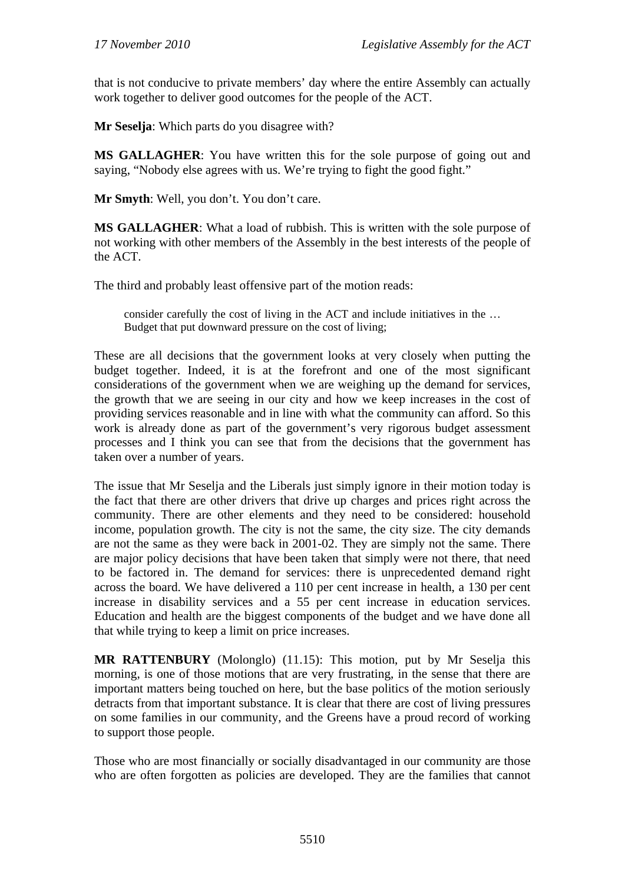that is not conducive to private members' day where the entire Assembly can actually work together to deliver good outcomes for the people of the ACT.

**Mr Seselja**: Which parts do you disagree with?

**MS GALLAGHER**: You have written this for the sole purpose of going out and saying, "Nobody else agrees with us. We're trying to fight the good fight."

**Mr Smyth**: Well, you don't. You don't care.

**MS GALLAGHER**: What a load of rubbish. This is written with the sole purpose of not working with other members of the Assembly in the best interests of the people of the ACT.

The third and probably least offensive part of the motion reads:

> consider carefully the cost of living in the ACT and include initiatives in the … Budget that put downward pressure on the cost of living;

These are all decisions that the government looks at very closely when putting the budget together. Indeed, it is at the forefront and one of the most significant considerations of the government when we are weighing up the demand for services, the growth that we are seeing in our city and how we keep increases in the cost of providing services reasonable and in line with what the community can afford. So this work is already done as part of the government's very rigorous budget assessment processes and I think you can see that from the decisions that the government has taken over a number of years.

The issue that Mr Seselja and the Liberals just simply ignore in their motion today is the fact that there are other drivers that drive up charges and prices right across the community. There are other elements and they need to be considered: household income, population growth. The city is not the same, the city size. The city demands are not the same as they were back in 2001-02. They are simply not the same. There are major policy decisions that have been taken that simply were not there, that need to be factored in. The demand for services: there is unprecedented demand right across the board. We have delivered a 110 per cent increase in health, a 130 per cent increase in disability services and a 55 per cent increase in education services. Education and health are the biggest components of the budget and we have done all that while trying to keep a limit on price increases.

**MR RATTENBURY** (Molonglo) (11.15): This motion, put by Mr Seselja this morning, is one of those motions that are very frustrating, in the sense that there are important matters being touched on here, but the base politics of the motion seriously detracts from that important substance. It is clear that there are cost of living pressures on some families in our community, and the Greens have a proud record of working to support those people.

Those who are most financially or socially disadvantaged in our community are those who are often forgotten as policies are developed. They are the families that cannot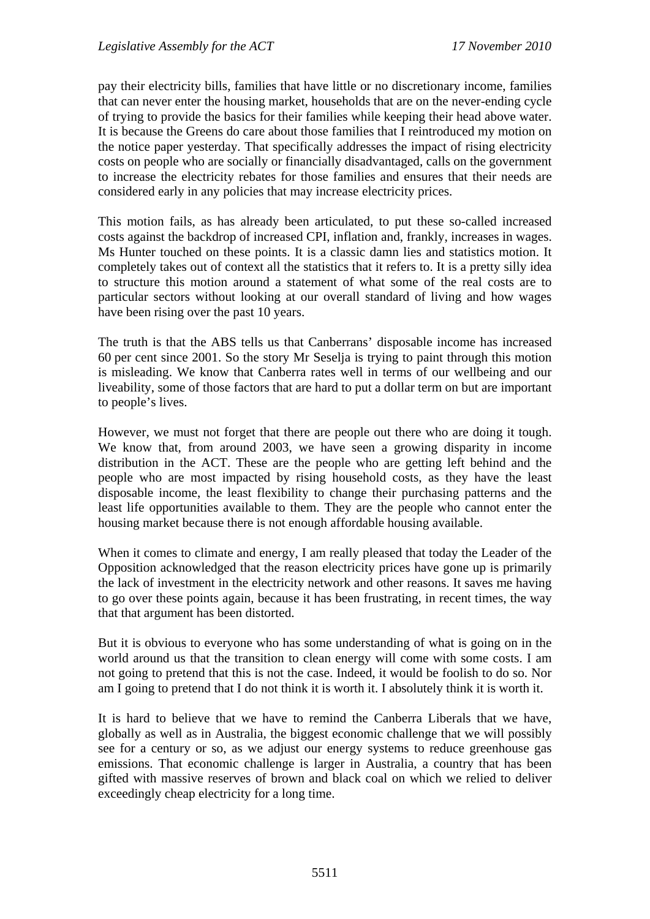pay their electricity bills, families that have little or no discretionary income, families that can never enter the housing market, households that are on the never-ending cycle of trying to provide the basics for their families while keeping their head above water. It is because the Greens do care about those families that I reintroduced my motion on the notice paper yesterday. That specifically addresses the impact of rising electricity costs on people who are socially or financially disadvantaged, calls on the government to increase the electricity rebates for those families and ensures that their needs are considered early in any policies that may increase electricity prices.

This motion fails, as has already been articulated, to put these so-called increased costs against the backdrop of increased CPI, inflation and, frankly, increases in wages. Ms Hunter touched on these points. It is a classic damn lies and statistics motion. It completely takes out of context all the statistics that it refers to. It is a pretty silly idea to structure this motion around a statement of what some of the real costs are to particular sectors without looking at our overall standard of living and how wages have been rising over the past 10 years.

The truth is that the ABS tells us that Canberrans' disposable income has increased 60 per cent since 2001. So the story Mr Seselja is trying to paint through this motion is misleading. We know that Canberra rates well in terms of our wellbeing and our liveability, some of those factors that are hard to put a dollar term on but are important to people's lives.

However, we must not forget that there are people out there who are doing it tough. We know that, from around 2003, we have seen a growing disparity in income distribution in the ACT. These are the people who are getting left behind and the people who are most impacted by rising household costs, as they have the least disposable income, the least flexibility to change their purchasing patterns and the least life opportunities available to them. They are the people who cannot enter the housing market because there is not enough affordable housing available.

When it comes to climate and energy, I am really pleased that today the Leader of the Opposition acknowledged that the reason electricity prices have gone up is primarily the lack of investment in the electricity network and other reasons. It saves me having to go over these points again, because it has been frustrating, in recent times, the way that that argument has been distorted.

But it is obvious to everyone who has some understanding of what is going on in the world around us that the transition to clean energy will come with some costs. I am not going to pretend that this is not the case. Indeed, it would be foolish to do so. Nor am I going to pretend that I do not think it is worth it. I absolutely think it is worth it.

It is hard to believe that we have to remind the Canberra Liberals that we have, globally as well as in Australia, the biggest economic challenge that we will possibly see for a century or so, as we adjust our energy systems to reduce greenhouse gas emissions. That economic challenge is larger in Australia, a country that has been gifted with massive reserves of brown and black coal on which we relied to deliver exceedingly cheap electricity for a long time.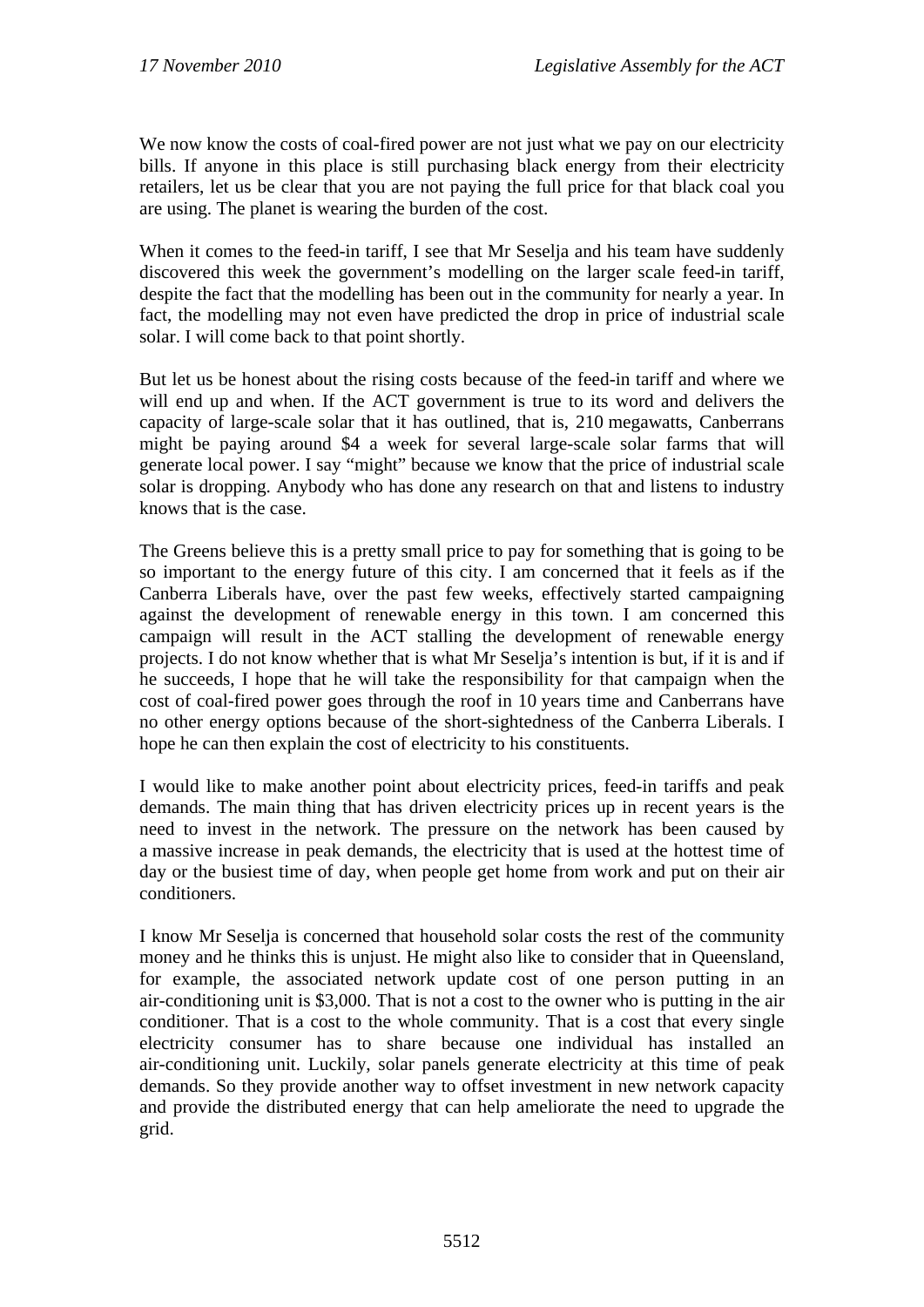We now know the costs of coal-fired power are not just what we pay on our electricity bills. If anyone in this place is still purchasing black energy from their electricity retailers, let us be clear that you are not paying the full price for that black coal you are using. The planet is wearing the burden of the cost.

When it comes to the feed-in tariff, I see that Mr Seselja and his team have suddenly discovered this week the government's modelling on the larger scale feed-in tariff, despite the fact that the modelling has been out in the community for nearly a year. In fact, the modelling may not even have predicted the drop in price of industrial scale solar. I will come back to that point shortly.

But let us be honest about the rising costs because of the feed-in tariff and where we will end up and when. If the ACT government is true to its word and delivers the capacity of large-scale solar that it has outlined, that is, 210 megawatts, Canberrans might be paying around $4 a week for several large-scale solar farms that will generate local power. I say "might" because we know that the price of industrial scale solar is dropping. Anybody who has done any research on that and listens to industry knows that is the case.

The Greens believe this is a pretty small price to pay for something that is going to be so important to the energy future of this city. I am concerned that it feels as if the Canberra Liberals have, over the past few weeks, effectively started campaigning against the development of renewable energy in this town. I am concerned this campaign will result in the ACT stalling the development of renewable energy projects. I do not know whether that is what Mr Seselja's intention is but, if it is and if he succeeds, I hope that he will take the responsibility for that campaign when the cost of coal-fired power goes through the roof in 10 years time and Canberrans have no other energy options because of the short-sightedness of the Canberra Liberals. I hope he can then explain the cost of electricity to his constituents.

I would like to make another point about electricity prices, feed-in tariffs and peak demands. The main thing that has driven electricity prices up in recent years is the need to invest in the network. The pressure on the network has been caused by a massive increase in peak demands, the electricity that is used at the hottest time of day or the busiest time of day, when people get home from work and put on their air conditioners.

I know Mr Seselja is concerned that household solar costs the rest of the community money and he thinks this is unjust. He might also like to consider that in Queensland, for example, the associated network update cost of one person putting in an air-conditioning unit is $3,000. That is not a cost to the owner who is putting in the air conditioner. That is a cost to the whole community. That is a cost that every single electricity consumer has to share because one individual has installed an air-conditioning unit. Luckily, solar panels generate electricity at this time of peak demands. So they provide another way to offset investment in new network capacity and provide the distributed energy that can help ameliorate the need to upgrade the grid.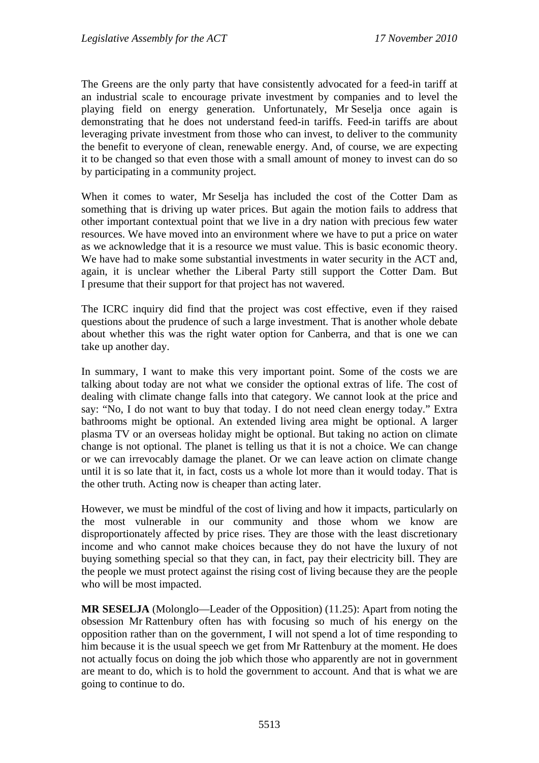The Greens are the only party that have consistently advocated for a feed-in tariff at an industrial scale to encourage private investment by companies and to level the playing field on energy generation. Unfortunately, Mr Seselja once again is demonstrating that he does not understand feed-in tariffs. Feed-in tariffs are about leveraging private investment from those who can invest, to deliver to the community the benefit to everyone of clean, renewable energy. And, of course, we are expecting it to be changed so that even those with a small amount of money to invest can do so by participating in a community project.

When it comes to water, Mr Seselja has included the cost of the Cotter Dam as something that is driving up water prices. But again the motion fails to address that other important contextual point that we live in a dry nation with precious few water resources. We have moved into an environment where we have to put a price on water as we acknowledge that it is a resource we must value. This is basic economic theory. We have had to make some substantial investments in water security in the ACT and, again, it is unclear whether the Liberal Party still support the Cotter Dam. But I presume that their support for that project has not wavered.

The ICRC inquiry did find that the project was cost effective, even if they raised questions about the prudence of such a large investment. That is another whole debate about whether this was the right water option for Canberra, and that is one we can take up another day.

In summary, I want to make this very important point. Some of the costs we are talking about today are not what we consider the optional extras of life. The cost of dealing with climate change falls into that category. We cannot look at the price and say: "No, I do not want to buy that today. I do not need clean energy today." Extra bathrooms might be optional. An extended living area might be optional. A larger plasma TV or an overseas holiday might be optional. But taking no action on climate change is not optional. The planet is telling us that it is not a choice. We can change or we can irrevocably damage the planet. Or we can leave action on climate change until it is so late that it, in fact, costs us a whole lot more than it would today. That is the other truth. Acting now is cheaper than acting later.

However, we must be mindful of the cost of living and how it impacts, particularly on the most vulnerable in our community and those whom we know are disproportionately affected by price rises. They are those with the least discretionary income and who cannot make choices because they do not have the luxury of not buying something special so that they can, in fact, pay their electricity bill. They are the people we must protect against the rising cost of living because they are the people who will be most impacted.

**MR SESELJA** (Molonglo—Leader of the Opposition) (11.25): Apart from noting the obsession Mr Rattenbury often has with focusing so much of his energy on the opposition rather than on the government, I will not spend a lot of time responding to him because it is the usual speech we get from Mr Rattenbury at the moment. He does not actually focus on doing the job which those who apparently are not in government are meant to do, which is to hold the government to account. And that is what we are going to continue to do.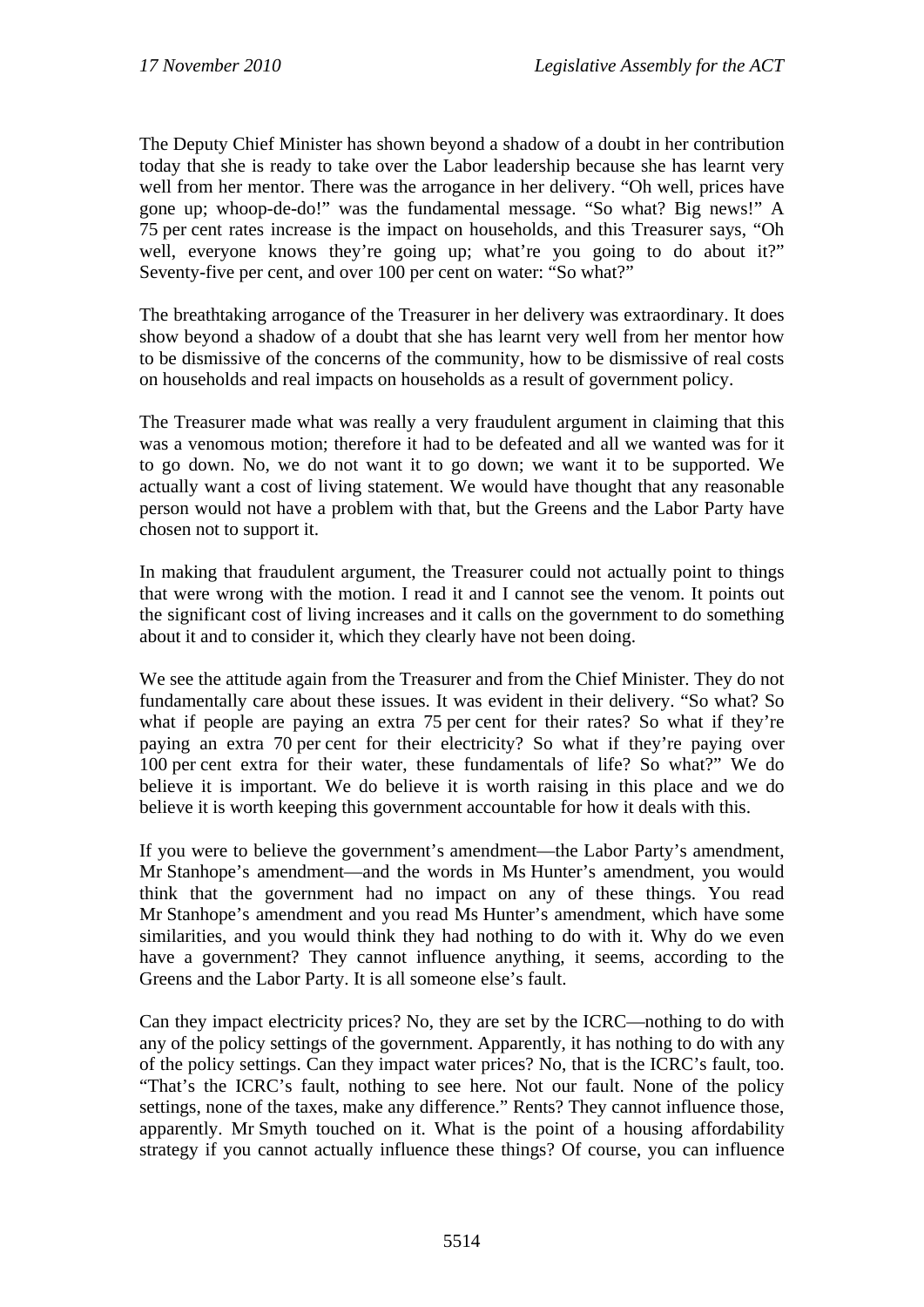The Deputy Chief Minister has shown beyond a shadow of a doubt in her contribution today that she is ready to take over the Labor leadership because she has learnt very well from her mentor. There was the arrogance in her delivery. "Oh well, prices have gone up; whoop-de-do!" was the fundamental message. "So what? Big news!" A 75 per cent rates increase is the impact on households, and this Treasurer says, "Oh well, everyone knows they're going up; what're you going to do about it?" Seventy-five per cent, and over 100 per cent on water: "So what?"

The breathtaking arrogance of the Treasurer in her delivery was extraordinary. It does show beyond a shadow of a doubt that she has learnt very well from her mentor how to be dismissive of the concerns of the community, how to be dismissive of real costs on households and real impacts on households as a result of government policy.

The Treasurer made what was really a very fraudulent argument in claiming that this was a venomous motion; therefore it had to be defeated and all we wanted was for it to go down. No, we do not want it to go down; we want it to be supported. We actually want a cost of living statement. We would have thought that any reasonable person would not have a problem with that, but the Greens and the Labor Party have chosen not to support it.

In making that fraudulent argument, the Treasurer could not actually point to things that were wrong with the motion. I read it and I cannot see the venom. It points out the significant cost of living increases and it calls on the government to do something about it and to consider it, which they clearly have not been doing.

We see the attitude again from the Treasurer and from the Chief Minister. They do not fundamentally care about these issues. It was evident in their delivery. "So what? So what if people are paying an extra 75 per cent for their rates? So what if they're paying an extra 70 per cent for their electricity? So what if they're paying over 100 per cent extra for their water, these fundamentals of life? So what?" We do believe it is important. We do believe it is worth raising in this place and we do believe it is worth keeping this government accountable for how it deals with this.

If you were to believe the government's amendment—the Labor Party's amendment, Mr Stanhope's amendment—and the words in Ms Hunter's amendment, you would think that the government had no impact on any of these things. You read Mr Stanhope's amendment and you read Ms Hunter's amendment, which have some similarities, and you would think they had nothing to do with it. Why do we even have a government? They cannot influence anything, it seems, according to the Greens and the Labor Party. It is all someone else's fault.

Can they impact electricity prices? No, they are set by the ICRC—nothing to do with any of the policy settings of the government. Apparently, it has nothing to do with any of the policy settings. Can they impact water prices? No, that is the ICRC's fault, too. "That's the ICRC's fault, nothing to see here. Not our fault. None of the policy settings, none of the taxes, make any difference." Rents? They cannot influence those, apparently. Mr Smyth touched on it. What is the point of a housing affordability strategy if you cannot actually influence these things? Of course, you can influence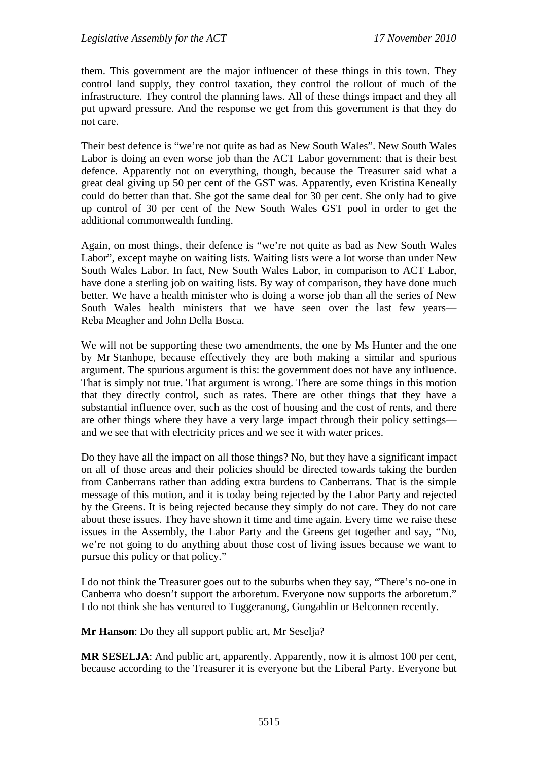them. This government are the major influencer of these things in this town. They control land supply, they control taxation, they control the rollout of much of the infrastructure. They control the planning laws. All of these things impact and they all put upward pressure. And the response we get from this government is that they do not care.

Their best defence is "we're not quite as bad as New South Wales". New South Wales Labor is doing an even worse job than the ACT Labor government: that is their best defence. Apparently not on everything, though, because the Treasurer said what a great deal giving up 50 per cent of the GST was. Apparently, even Kristina Keneally could do better than that. She got the same deal for 30 per cent. She only had to give up control of 30 per cent of the New South Wales GST pool in order to get the additional commonwealth funding.

Again, on most things, their defence is "we're not quite as bad as New South Wales Labor", except maybe on waiting lists. Waiting lists were a lot worse than under New South Wales Labor. In fact, New South Wales Labor, in comparison to ACT Labor, have done a sterling job on waiting lists. By way of comparison, they have done much better. We have a health minister who is doing a worse job than all the series of New South Wales health ministers that we have seen over the last few years—Reba Meagher and John Della Bosca.

We will not be supporting these two amendments, the one by Ms Hunter and the one by Mr Stanhope, because effectively they are both making a similar and spurious argument. The spurious argument is this: the government does not have any influence. That is simply not true. That argument is wrong. There are some things in this motion that they directly control, such as rates. There are other things that they have a substantial influence over, such as the cost of housing and the cost of rents, and there are other things where they have a very large impact through their policy settings—and we see that with electricity prices and we see it with water prices.

Do they have all the impact on all those things? No, but they have a significant impact on all of those areas and their policies should be directed towards taking the burden from Canberrans rather than adding extra burdens to Canberrans. That is the simple message of this motion, and it is today being rejected by the Labor Party and rejected by the Greens. It is being rejected because they simply do not care. They do not care about these issues. They have shown it time and time again. Every time we raise these issues in the Assembly, the Labor Party and the Greens get together and say, "No, we're not going to do anything about those cost of living issues because we want to pursue this policy or that policy."

I do not think the Treasurer goes out to the suburbs when they say, "There's no-one in Canberra who doesn't support the arboretum. Everyone now supports the arboretum." I do not think she has ventured to Tuggeranong, Gungahlin or Belconnen recently.

**Mr Hanson**: Do they all support public art, Mr Seselja?

**MR SESELJA**: And public art, apparently. Apparently, now it is almost 100 per cent, because according to the Treasurer it is everyone but the Liberal Party. Everyone but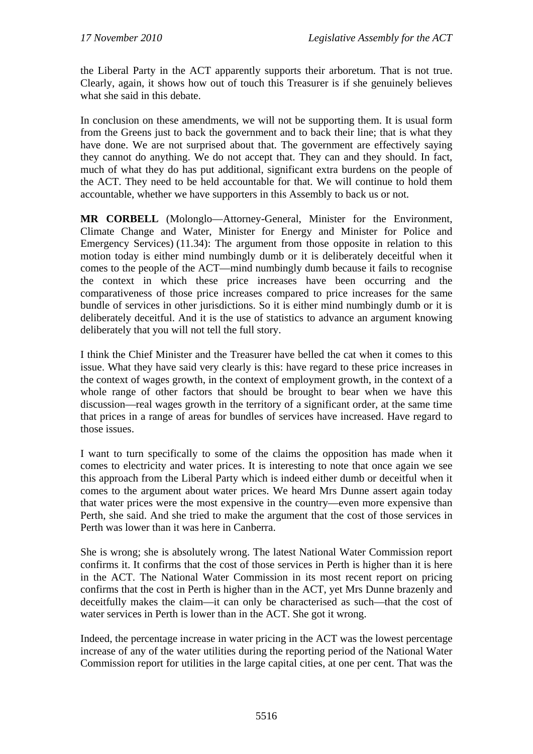the Liberal Party in the ACT apparently supports their arboretum. That is not true. Clearly, again, it shows how out of touch this Treasurer is if she genuinely believes what she said in this debate.

In conclusion on these amendments, we will not be supporting them. It is usual form from the Greens just to back the government and to back their line; that is what they have done. We are not surprised about that. The government are effectively saying they cannot do anything. We do not accept that. They can and they should. In fact, much of what they do has put additional, significant extra burdens on the people of the ACT. They need to be held accountable for that. We will continue to hold them accountable, whether we have supporters in this Assembly to back us or not.

**MR CORBELL** (Molonglo—Attorney-General, Minister for the Environment, Climate Change and Water, Minister for Energy and Minister for Police and Emergency Services) (11.34): The argument from those opposite in relation to this motion today is either mind numbingly dumb or it is deliberately deceitful when it comes to the people of the ACT—mind numbingly dumb because it fails to recognise the context in which these price increases have been occurring and the comparativeness of those price increases compared to price increases for the same bundle of services in other jurisdictions. So it is either mind numbingly dumb or it is deliberately deceitful. And it is the use of statistics to advance an argument knowing deliberately that you will not tell the full story.

I think the Chief Minister and the Treasurer have belled the cat when it comes to this issue. What they have said very clearly is this: have regard to these price increases in the context of wages growth, in the context of employment growth, in the context of a whole range of other factors that should be brought to bear when we have this discussion—real wages growth in the territory of a significant order, at the same time that prices in a range of areas for bundles of services have increased. Have regard to those issues.

I want to turn specifically to some of the claims the opposition has made when it comes to electricity and water prices. It is interesting to note that once again we see this approach from the Liberal Party which is indeed either dumb or deceitful when it comes to the argument about water prices. We heard Mrs Dunne assert again today that water prices were the most expensive in the country—even more expensive than Perth, she said. And she tried to make the argument that the cost of those services in Perth was lower than it was here in Canberra.

She is wrong; she is absolutely wrong. The latest National Water Commission report confirms it. It confirms that the cost of those services in Perth is higher than it is here in the ACT. The National Water Commission in its most recent report on pricing confirms that the cost in Perth is higher than in the ACT, yet Mrs Dunne brazenly and deceitfully makes the claim—it can only be characterised as such—that the cost of water services in Perth is lower than in the ACT. She got it wrong.

Indeed, the percentage increase in water pricing in the ACT was the lowest percentage increase of any of the water utilities during the reporting period of the National Water Commission report for utilities in the large capital cities, at one per cent. That was the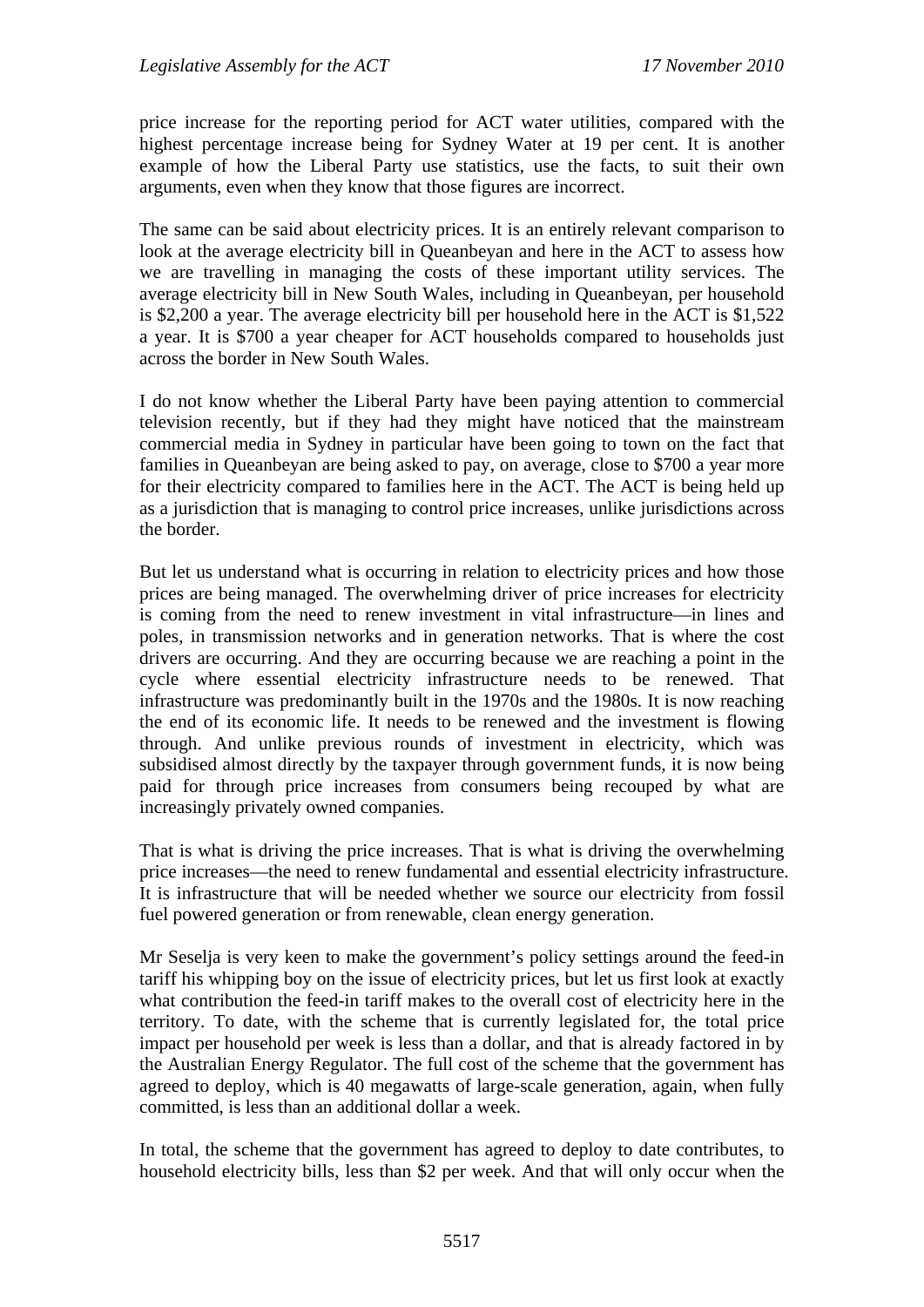price increase for the reporting period for ACT water utilities, compared with the highest percentage increase being for Sydney Water at 19 per cent. It is another example of how the Liberal Party use statistics, use the facts, to suit their own arguments, even when they know that those figures are incorrect.

The same can be said about electricity prices. It is an entirely relevant comparison to look at the average electricity bill in Queanbeyan and here in the ACT to assess how we are travelling in managing the costs of these important utility services. The average electricity bill in New South Wales, including in Queanbeyan, per household is $2,200 a year. The average electricity bill per household here in the ACT is $1,522 a year. It is $700 a year cheaper for ACT households compared to households just across the border in New South Wales.

I do not know whether the Liberal Party have been paying attention to commercial television recently, but if they had they might have noticed that the mainstream commercial media in Sydney in particular have been going to town on the fact that families in Queanbeyan are being asked to pay, on average, close to $700 a year more for their electricity compared to families here in the ACT. The ACT is being held up as a jurisdiction that is managing to control price increases, unlike jurisdictions across the border.

But let us understand what is occurring in relation to electricity prices and how those prices are being managed. The overwhelming driver of price increases for electricity is coming from the need to renew investment in vital infrastructure—in lines and poles, in transmission networks and in generation networks. That is where the cost drivers are occurring. And they are occurring because we are reaching a point in the cycle where essential electricity infrastructure needs to be renewed. That infrastructure was predominantly built in the 1970s and the 1980s. It is now reaching the end of its economic life. It needs to be renewed and the investment is flowing through. And unlike previous rounds of investment in electricity, which was subsidised almost directly by the taxpayer through government funds, it is now being paid for through price increases from consumers being recouped by what are increasingly privately owned companies.

That is what is driving the price increases. That is what is driving the overwhelming price increases—the need to renew fundamental and essential electricity infrastructure. It is infrastructure that will be needed whether we source our electricity from fossil fuel powered generation or from renewable, clean energy generation.

Mr Seselja is very keen to make the government's policy settings around the feed-in tariff his whipping boy on the issue of electricity prices, but let us first look at exactly what contribution the feed-in tariff makes to the overall cost of electricity here in the territory. To date, with the scheme that is currently legislated for, the total price impact per household per week is less than a dollar, and that is already factored in by the Australian Energy Regulator. The full cost of the scheme that the government has agreed to deploy, which is 40 megawatts of large-scale generation, again, when fully committed, is less than an additional dollar a week.

In total, the scheme that the government has agreed to deploy to date contributes, to household electricity bills, less than $2 per week. And that will only occur when the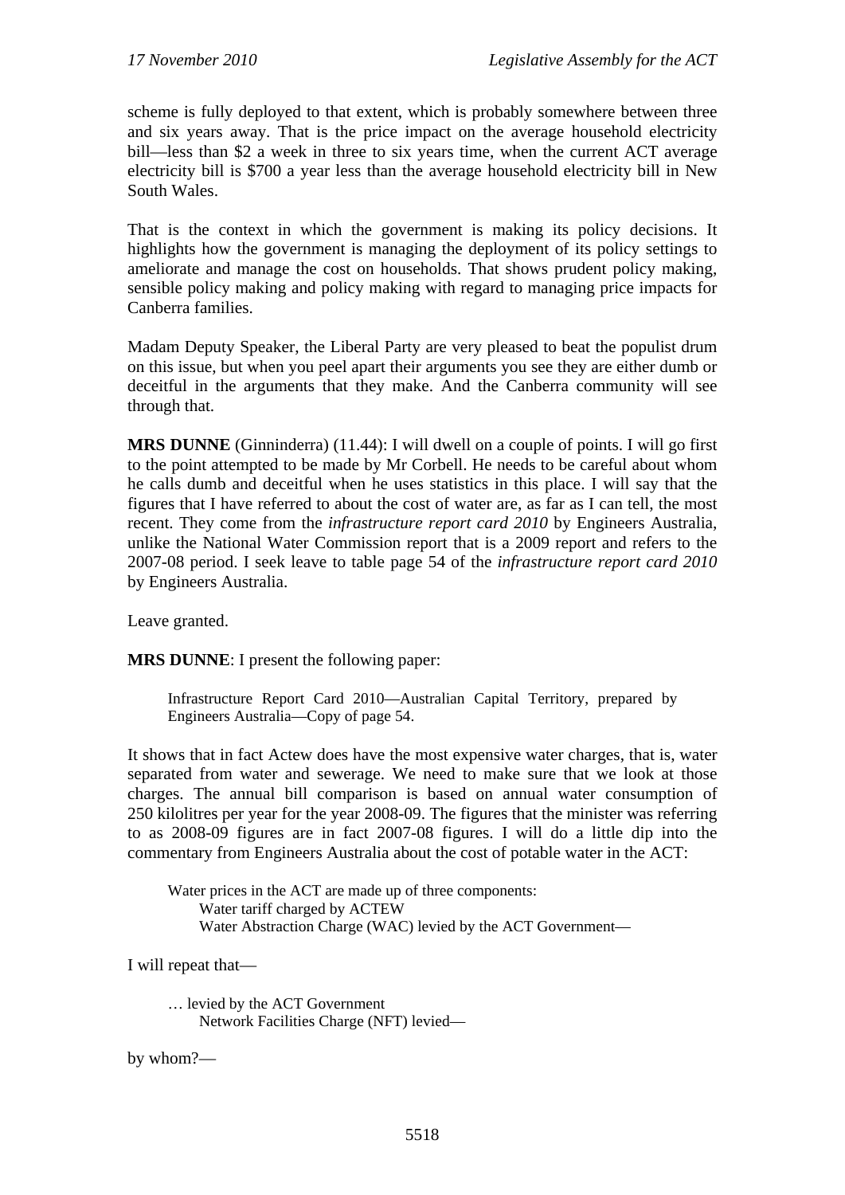scheme is fully deployed to that extent, which is probably somewhere between three and six years away. That is the price impact on the average household electricity bill—less than $2 a week in three to six years time, when the current ACT average electricity bill is $700 a year less than the average household electricity bill in New South Wales.

That is the context in which the government is making its policy decisions. It highlights how the government is managing the deployment of its policy settings to ameliorate and manage the cost on households. That shows prudent policy making, sensible policy making and policy making with regard to managing price impacts for Canberra families.

Madam Deputy Speaker, the Liberal Party are very pleased to beat the populist drum on this issue, but when you peel apart their arguments you see they are either dumb or deceitful in the arguments that they make. And the Canberra community will see through that.

**MRS DUNNE** (Ginninderra) (11.44): I will dwell on a couple of points. I will go first to the point attempted to be made by Mr Corbell. He needs to be careful about whom he calls dumb and deceitful when he uses statistics in this place. I will say that the figures that I have referred to about the cost of water are, as far as I can tell, the most recent. They come from the *infrastructure report card 2010* by Engineers Australia, unlike the National Water Commission report that is a 2009 report and refers to the 2007-08 period. I seek leave to table page 54 of the *infrastructure report card 2010* by Engineers Australia.

Leave granted.

**MRS DUNNE**: I present the following paper:

> Infrastructure Report Card 2010—Australian Capital Territory, prepared by Engineers Australia—Copy of page 54.

It shows that in fact Actew does have the most expensive water charges, that is, water separated from water and sewerage. We need to make sure that we look at those charges. The annual bill comparison is based on annual water consumption of 250 kilolitres per year for the year 2008-09. The figures that the minister was referring to as 2008-09 figures are in fact 2007-08 figures. I will do a little dip into the commentary from Engineers Australia about the cost of potable water in the ACT:

> Water prices in the ACT are made up of three components:
> Water tariff charged by ACTEW
> Water Abstraction Charge (WAC) levied by the ACT Government—

I will repeat that—

> … levied by the ACT Government
> Network Facilities Charge (NFT) levied—

by whom?—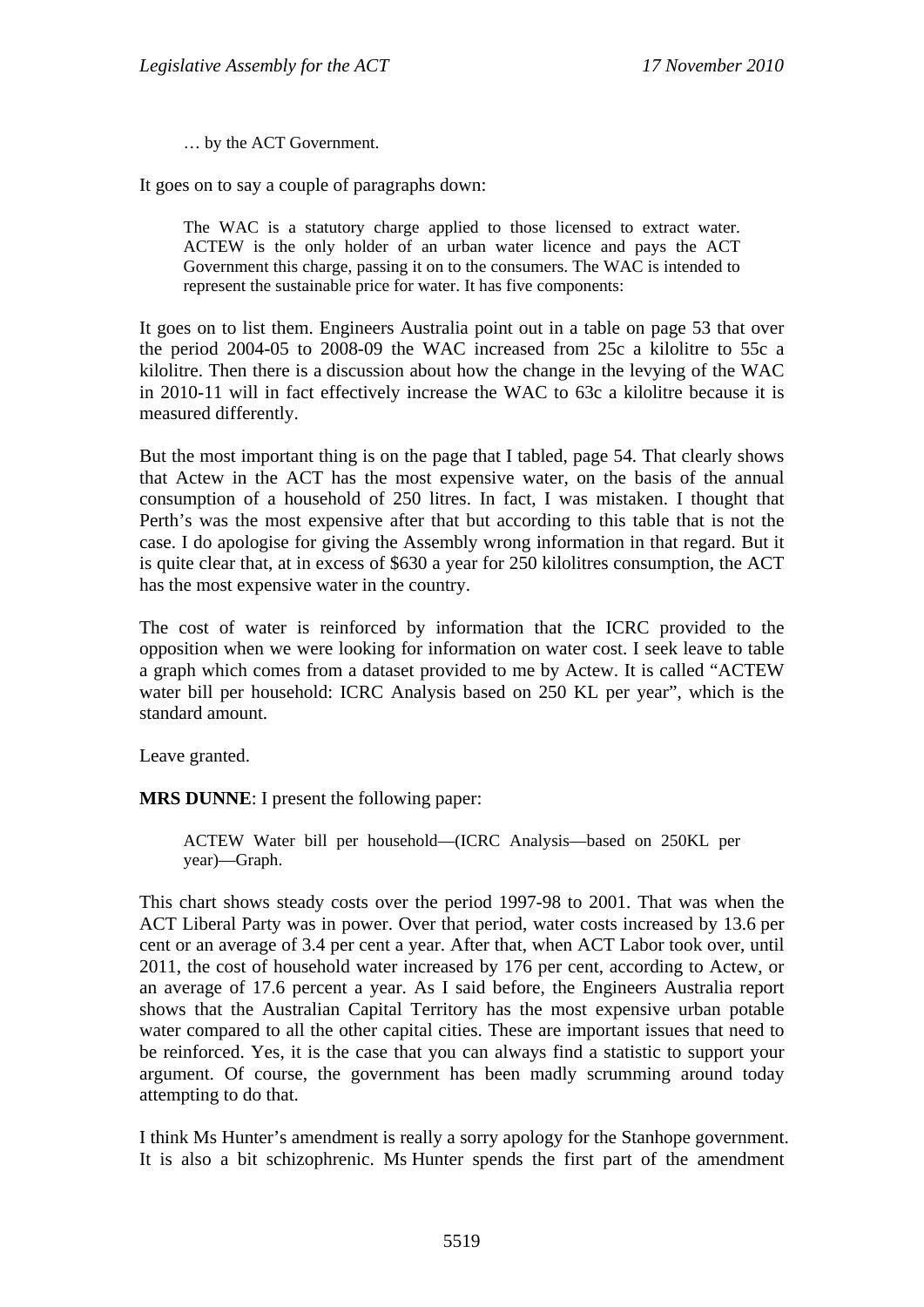> … by the ACT Government.

It goes on to say a couple of paragraphs down:

> The WAC is a statutory charge applied to those licensed to extract water. ACTEW is the only holder of an urban water licence and pays the ACT Government this charge, passing it on to the consumers. The WAC is intended to represent the sustainable price for water. It has five components:

It goes on to list them. Engineers Australia point out in a table on page 53 that over the period 2004-05 to 2008-09 the WAC increased from 25c a kilolitre to 55c a kilolitre. Then there is a discussion about how the change in the levying of the WAC in 2010-11 will in fact effectively increase the WAC to 63c a kilolitre because it is measured differently.

But the most important thing is on the page that I tabled, page 54. That clearly shows that Actew in the ACT has the most expensive water, on the basis of the annual consumption of a household of 250 litres. In fact, I was mistaken. I thought that Perth's was the most expensive after that but according to this table that is not the case. I do apologise for giving the Assembly wrong information in that regard. But it is quite clear that, at in excess of $630 a year for 250 kilolitres consumption, the ACT has the most expensive water in the country.

The cost of water is reinforced by information that the ICRC provided to the opposition when we were looking for information on water cost. I seek leave to table a graph which comes from a dataset provided to me by Actew. It is called "ACTEW water bill per household: ICRC Analysis based on 250 KL per year", which is the standard amount.

Leave granted.

**MRS DUNNE**: I present the following paper:

> ACTEW Water bill per household—(ICRC Analysis—based on 250KL per year)—Graph.

This chart shows steady costs over the period 1997-98 to 2001. That was when the ACT Liberal Party was in power. Over that period, water costs increased by 13.6 per cent or an average of 3.4 per cent a year. After that, when ACT Labor took over, until 2011, the cost of household water increased by 176 per cent, according to Actew, or an average of 17.6 percent a year. As I said before, the Engineers Australia report shows that the Australian Capital Territory has the most expensive urban potable water compared to all the other capital cities. These are important issues that need to be reinforced. Yes, it is the case that you can always find a statistic to support your argument. Of course, the government has been madly scrumming around today attempting to do that.

I think Ms Hunter's amendment is really a sorry apology for the Stanhope government. It is also a bit schizophrenic. Ms Hunter spends the first part of the amendment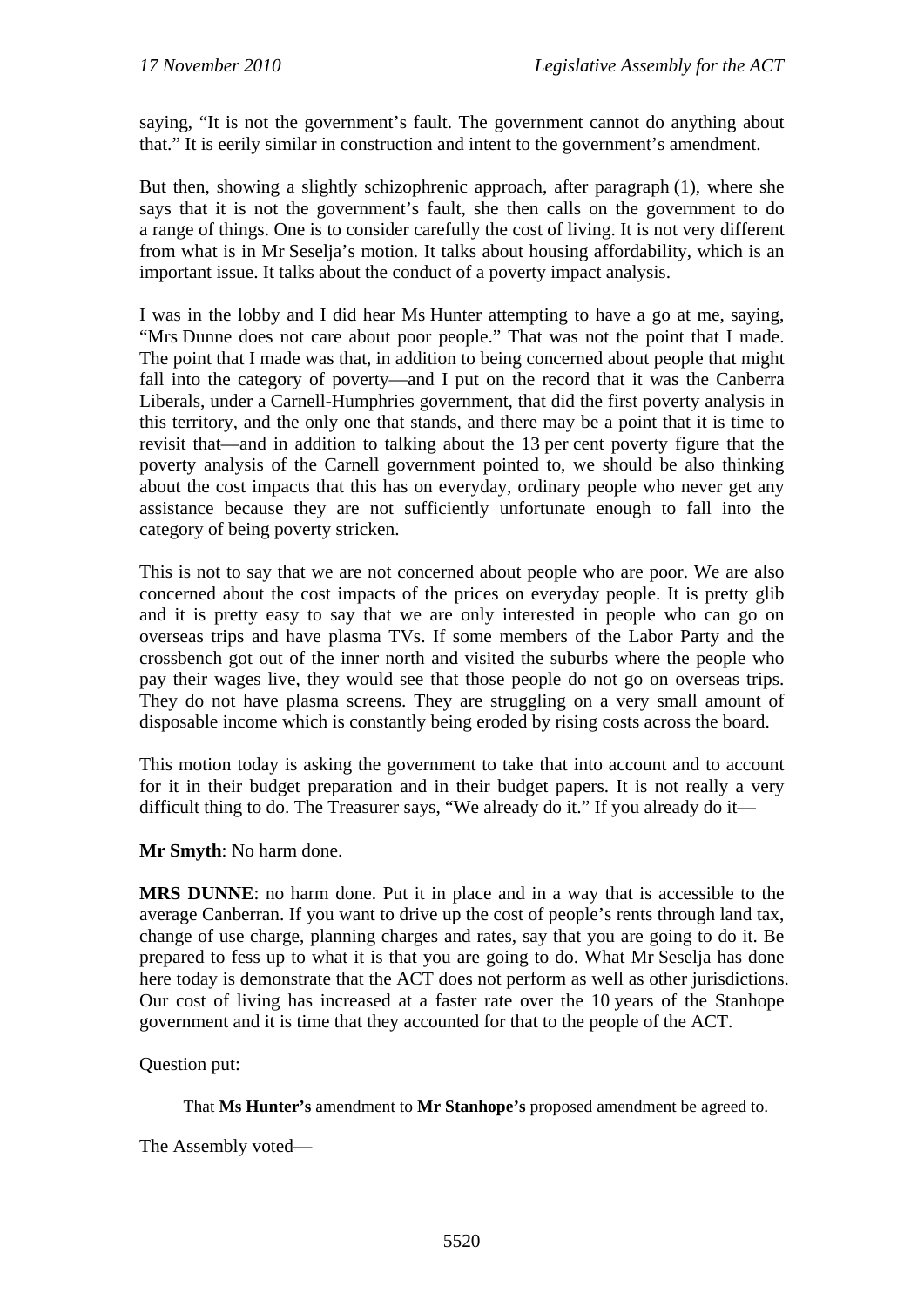saying, "It is not the government's fault. The government cannot do anything about that." It is eerily similar in construction and intent to the government's amendment.

But then, showing a slightly schizophrenic approach, after paragraph (1), where she says that it is not the government's fault, she then calls on the government to do a range of things. One is to consider carefully the cost of living. It is not very different from what is in Mr Seselja's motion. It talks about housing affordability, which is an important issue. It talks about the conduct of a poverty impact analysis.

I was in the lobby and I did hear Ms Hunter attempting to have a go at me, saying, "Mrs Dunne does not care about poor people." That was not the point that I made. The point that I made was that, in addition to being concerned about people that might fall into the category of poverty—and I put on the record that it was the Canberra Liberals, under a Carnell-Humphries government, that did the first poverty analysis in this territory, and the only one that stands, and there may be a point that it is time to revisit that—and in addition to talking about the 13 per cent poverty figure that the poverty analysis of the Carnell government pointed to, we should be also thinking about the cost impacts that this has on everyday, ordinary people who never get any assistance because they are not sufficiently unfortunate enough to fall into the category of being poverty stricken.

This is not to say that we are not concerned about people who are poor. We are also concerned about the cost impacts of the prices on everyday people. It is pretty glib and it is pretty easy to say that we are only interested in people who can go on overseas trips and have plasma TVs. If some members of the Labor Party and the crossbench got out of the inner north and visited the suburbs where the people who pay their wages live, they would see that those people do not go on overseas trips. They do not have plasma screens. They are struggling on a very small amount of disposable income which is constantly being eroded by rising costs across the board.

This motion today is asking the government to take that into account and to account for it in their budget preparation and in their budget papers. It is not really a very difficult thing to do. The Treasurer says, "We already do it." If you already do it—

**Mr Smyth**: No harm done.

**MRS DUNNE**: no harm done. Put it in place and in a way that is accessible to the average Canberran. If you want to drive up the cost of people's rents through land tax, change of use charge, planning charges and rates, say that you are going to do it. Be prepared to fess up to what it is that you are going to do. What Mr Seselja has done here today is demonstrate that the ACT does not perform as well as other jurisdictions. Our cost of living has increased at a faster rate over the 10 years of the Stanhope government and it is time that they accounted for that to the people of the ACT.

Question put:

> That **Ms Hunter's** amendment to **Mr Stanhope's** proposed amendment be agreed to.

The Assembly voted—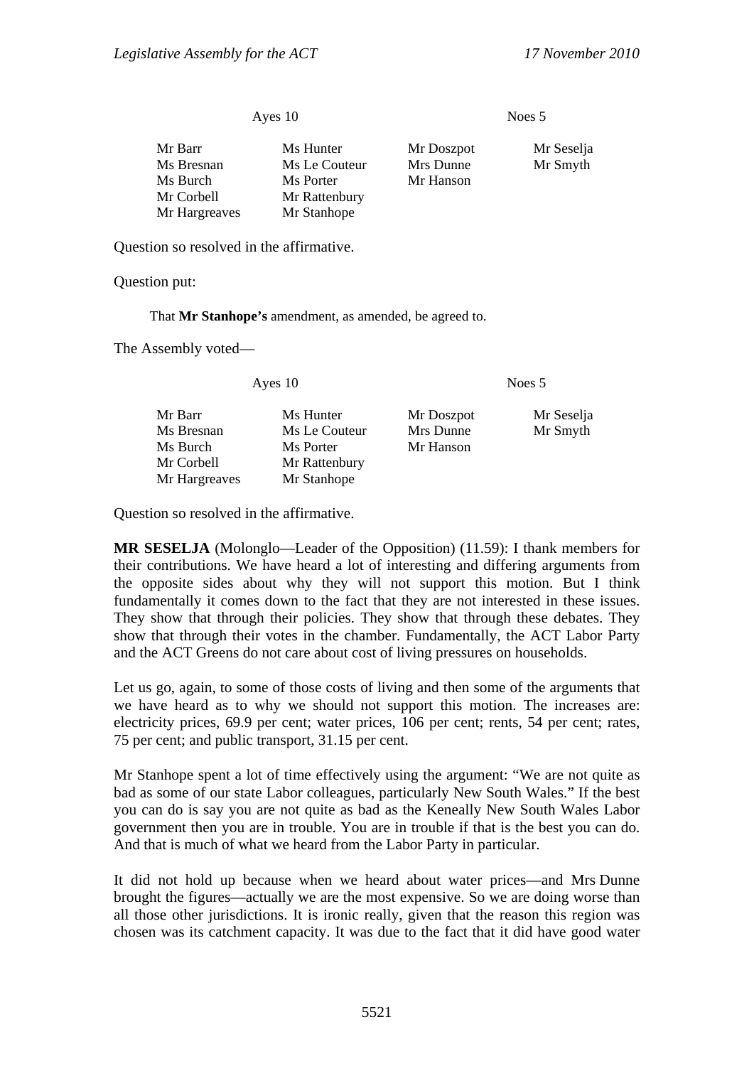| Ayes 10 | | Noes 5 | |
|---|---|---|---|
| Mr Barr | Ms Hunter | Mr Doszpot | Mr Seselja |
| Ms Bresnan | Ms Le Couteur | Mrs Dunne | Mr Smyth |
| Ms Burch | Ms Porter | Mr Hanson | |
| Mr Corbell | Mr Rattenbury | | |
| Mr Hargreaves | Mr Stanhope | | |

Question so resolved in the affirmative.

Question put:

> That **Mr Stanhope's** amendment, as amended, be agreed to.

The Assembly voted—

| Ayes 10 | | Noes 5 | |
|---|---|---|---|
| Mr Barr | Ms Hunter | Mr Doszpot | Mr Seselja |
| Ms Bresnan | Ms Le Couteur | Mrs Dunne | Mr Smyth |
| Ms Burch | Ms Porter | Mr Hanson | |
| Mr Corbell | Mr Rattenbury | | |
| Mr Hargreaves | Mr Stanhope | | |

Question so resolved in the affirmative.

**MR SESELJA** (Molonglo—Leader of the Opposition) (11.59): I thank members for their contributions. We have heard a lot of interesting and differing arguments from the opposite sides about why they will not support this motion. But I think fundamentally it comes down to the fact that they are not interested in these issues. They show that through their policies. They show that through these debates. They show that through their votes in the chamber. Fundamentally, the ACT Labor Party and the ACT Greens do not care about cost of living pressures on households.

Let us go, again, to some of those costs of living and then some of the arguments that we have heard as to why we should not support this motion. The increases are: electricity prices, 69.9 per cent; water prices, 106 per cent; rents, 54 per cent; rates, 75 per cent; and public transport, 31.15 per cent.

Mr Stanhope spent a lot of time effectively using the argument: "We are not quite as bad as some of our state Labor colleagues, particularly New South Wales." If the best you can do is say you are not quite as bad as the Keneally New South Wales Labor government then you are in trouble. You are in trouble if that is the best you can do. And that is much of what we heard from the Labor Party in particular.

It did not hold up because when we heard about water prices—and Mrs Dunne brought the figures—actually we are the most expensive. So we are doing worse than all those other jurisdictions. It is ironic really, given that the reason this region was chosen was its catchment capacity. It was due to the fact that it did have good water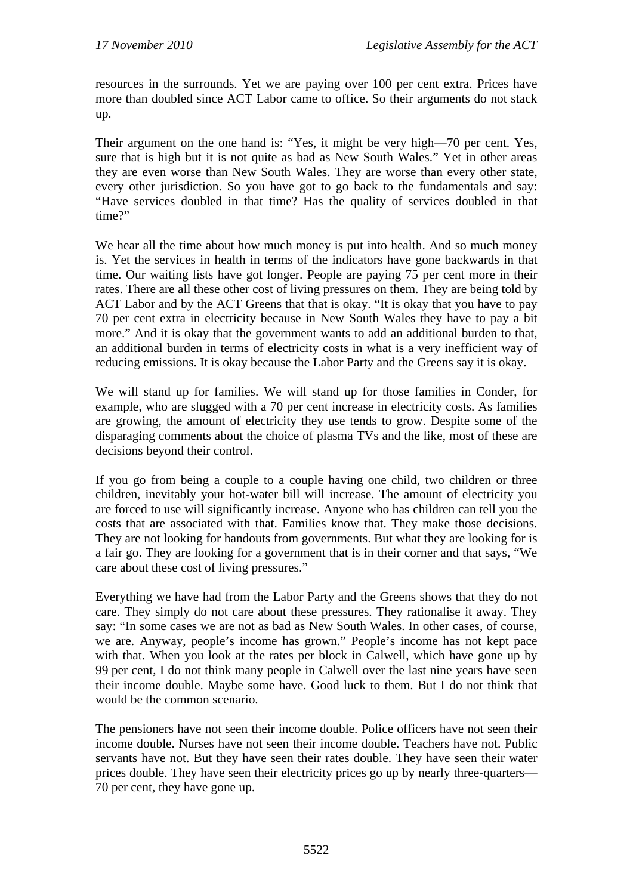resources in the surrounds. Yet we are paying over 100 per cent extra. Prices have more than doubled since ACT Labor came to office. So their arguments do not stack up.

Their argument on the one hand is: "Yes, it might be very high—70 per cent. Yes, sure that is high but it is not quite as bad as New South Wales." Yet in other areas they are even worse than New South Wales. They are worse than every other state, every other jurisdiction. So you have got to go back to the fundamentals and say: "Have services doubled in that time? Has the quality of services doubled in that time?"

We hear all the time about how much money is put into health. And so much money is. Yet the services in health in terms of the indicators have gone backwards in that time. Our waiting lists have got longer. People are paying 75 per cent more in their rates. There are all these other cost of living pressures on them. They are being told by ACT Labor and by the ACT Greens that that is okay. "It is okay that you have to pay 70 per cent extra in electricity because in New South Wales they have to pay a bit more." And it is okay that the government wants to add an additional burden to that, an additional burden in terms of electricity costs in what is a very inefficient way of reducing emissions. It is okay because the Labor Party and the Greens say it is okay.

We will stand up for families. We will stand up for those families in Conder, for example, who are slugged with a 70 per cent increase in electricity costs. As families are growing, the amount of electricity they use tends to grow. Despite some of the disparaging comments about the choice of plasma TVs and the like, most of these are decisions beyond their control.

If you go from being a couple to a couple having one child, two children or three children, inevitably your hot-water bill will increase. The amount of electricity you are forced to use will significantly increase. Anyone who has children can tell you the costs that are associated with that. Families know that. They make those decisions. They are not looking for handouts from governments. But what they are looking for is a fair go. They are looking for a government that is in their corner and that says, "We care about these cost of living pressures."

Everything we have had from the Labor Party and the Greens shows that they do not care. They simply do not care about these pressures. They rationalise it away. They say: "In some cases we are not as bad as New South Wales. In other cases, of course, we are. Anyway, people's income has grown." People's income has not kept pace with that. When you look at the rates per block in Calwell, which have gone up by 99 per cent, I do not think many people in Calwell over the last nine years have seen their income double. Maybe some have. Good luck to them. But I do not think that would be the common scenario.

The pensioners have not seen their income double. Police officers have not seen their income double. Nurses have not seen their income double. Teachers have not. Public servants have not. But they have seen their rates double. They have seen their water prices double. They have seen their electricity prices go up by nearly three-quarters—70 per cent, they have gone up.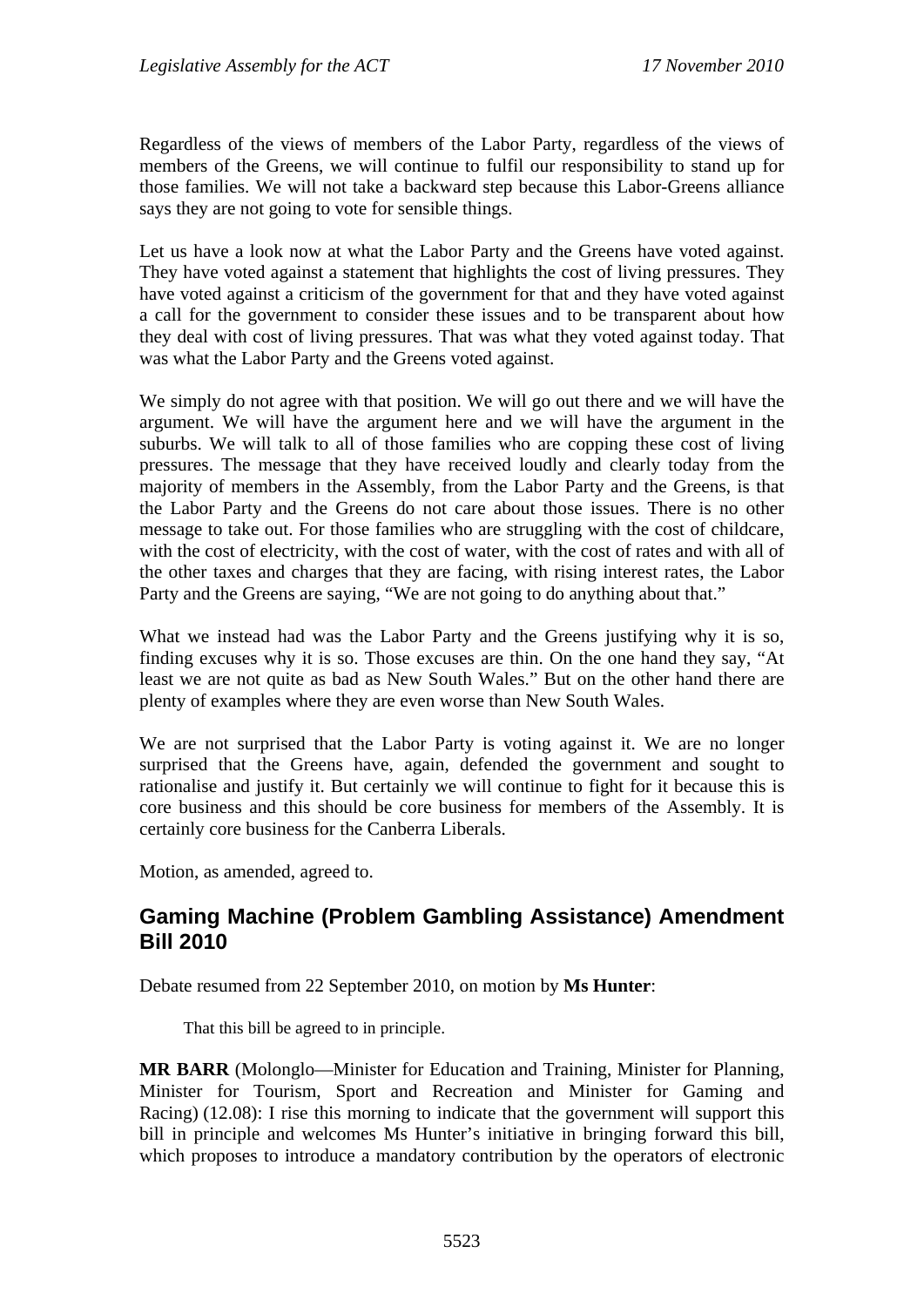Regardless of the views of members of the Labor Party, regardless of the views of members of the Greens, we will continue to fulfil our responsibility to stand up for those families. We will not take a backward step because this Labor-Greens alliance says they are not going to vote for sensible things.

Let us have a look now at what the Labor Party and the Greens have voted against. They have voted against a statement that highlights the cost of living pressures. They have voted against a criticism of the government for that and they have voted against a call for the government to consider these issues and to be transparent about how they deal with cost of living pressures. That was what they voted against today. That was what the Labor Party and the Greens voted against.

We simply do not agree with that position. We will go out there and we will have the argument. We will have the argument here and we will have the argument in the suburbs. We will talk to all of those families who are copping these cost of living pressures. The message that they have received loudly and clearly today from the majority of members in the Assembly, from the Labor Party and the Greens, is that the Labor Party and the Greens do not care about those issues. There is no other message to take out. For those families who are struggling with the cost of childcare, with the cost of electricity, with the cost of water, with the cost of rates and with all of the other taxes and charges that they are facing, with rising interest rates, the Labor Party and the Greens are saying, "We are not going to do anything about that."

What we instead had was the Labor Party and the Greens justifying why it is so, finding excuses why it is so. Those excuses are thin. On the one hand they say, "At least we are not quite as bad as New South Wales." But on the other hand there are plenty of examples where they are even worse than New South Wales.

We are not surprised that the Labor Party is voting against it. We are no longer surprised that the Greens have, again, defended the government and sought to rationalise and justify it. But certainly we will continue to fight for it because this is core business and this should be core business for members of the Assembly. It is certainly core business for the Canberra Liberals.

Motion, as amended, agreed to.

## Gaming Machine (Problem Gambling Assistance) Amendment Bill 2010

Debate resumed from 22 September 2010, on motion by **Ms Hunter**:

> That this bill be agreed to in principle.

**MR BARR** (Molonglo—Minister for Education and Training, Minister for Planning, Minister for Tourism, Sport and Recreation and Minister for Gaming and Racing) (12.08): I rise this morning to indicate that the government will support this bill in principle and welcomes Ms Hunter's initiative in bringing forward this bill, which proposes to introduce a mandatory contribution by the operators of electronic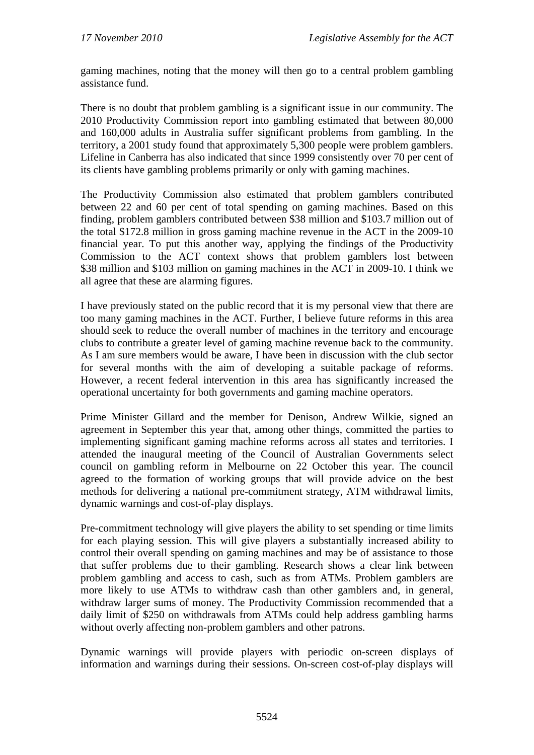gaming machines, noting that the money will then go to a central problem gambling assistance fund.

There is no doubt that problem gambling is a significant issue in our community. The 2010 Productivity Commission report into gambling estimated that between 80,000 and 160,000 adults in Australia suffer significant problems from gambling. In the territory, a 2001 study found that approximately 5,300 people were problem gamblers. Lifeline in Canberra has also indicated that since 1999 consistently over 70 per cent of its clients have gambling problems primarily or only with gaming machines.

The Productivity Commission also estimated that problem gamblers contributed between 22 and 60 per cent of total spending on gaming machines. Based on this finding, problem gamblers contributed between $38 million and $103.7 million out of the total $172.8 million in gross gaming machine revenue in the ACT in the 2009-10 financial year. To put this another way, applying the findings of the Productivity Commission to the ACT context shows that problem gamblers lost between $38 million and $103 million on gaming machines in the ACT in 2009-10. I think we all agree that these are alarming figures.

I have previously stated on the public record that it is my personal view that there are too many gaming machines in the ACT. Further, I believe future reforms in this area should seek to reduce the overall number of machines in the territory and encourage clubs to contribute a greater level of gaming machine revenue back to the community. As I am sure members would be aware, I have been in discussion with the club sector for several months with the aim of developing a suitable package of reforms. However, a recent federal intervention in this area has significantly increased the operational uncertainty for both governments and gaming machine operators.

Prime Minister Gillard and the member for Denison, Andrew Wilkie, signed an agreement in September this year that, among other things, committed the parties to implementing significant gaming machine reforms across all states and territories. I attended the inaugural meeting of the Council of Australian Governments select council on gambling reform in Melbourne on 22 October this year. The council agreed to the formation of working groups that will provide advice on the best methods for delivering a national pre-commitment strategy, ATM withdrawal limits, dynamic warnings and cost-of-play displays.

Pre-commitment technology will give players the ability to set spending or time limits for each playing session. This will give players a substantially increased ability to control their overall spending on gaming machines and may be of assistance to those that suffer problems due to their gambling. Research shows a clear link between problem gambling and access to cash, such as from ATMs. Problem gamblers are more likely to use ATMs to withdraw cash than other gamblers and, in general, withdraw larger sums of money. The Productivity Commission recommended that a daily limit of $250 on withdrawals from ATMs could help address gambling harms without overly affecting non-problem gamblers and other patrons.

Dynamic warnings will provide players with periodic on-screen displays of information and warnings during their sessions. On-screen cost-of-play displays will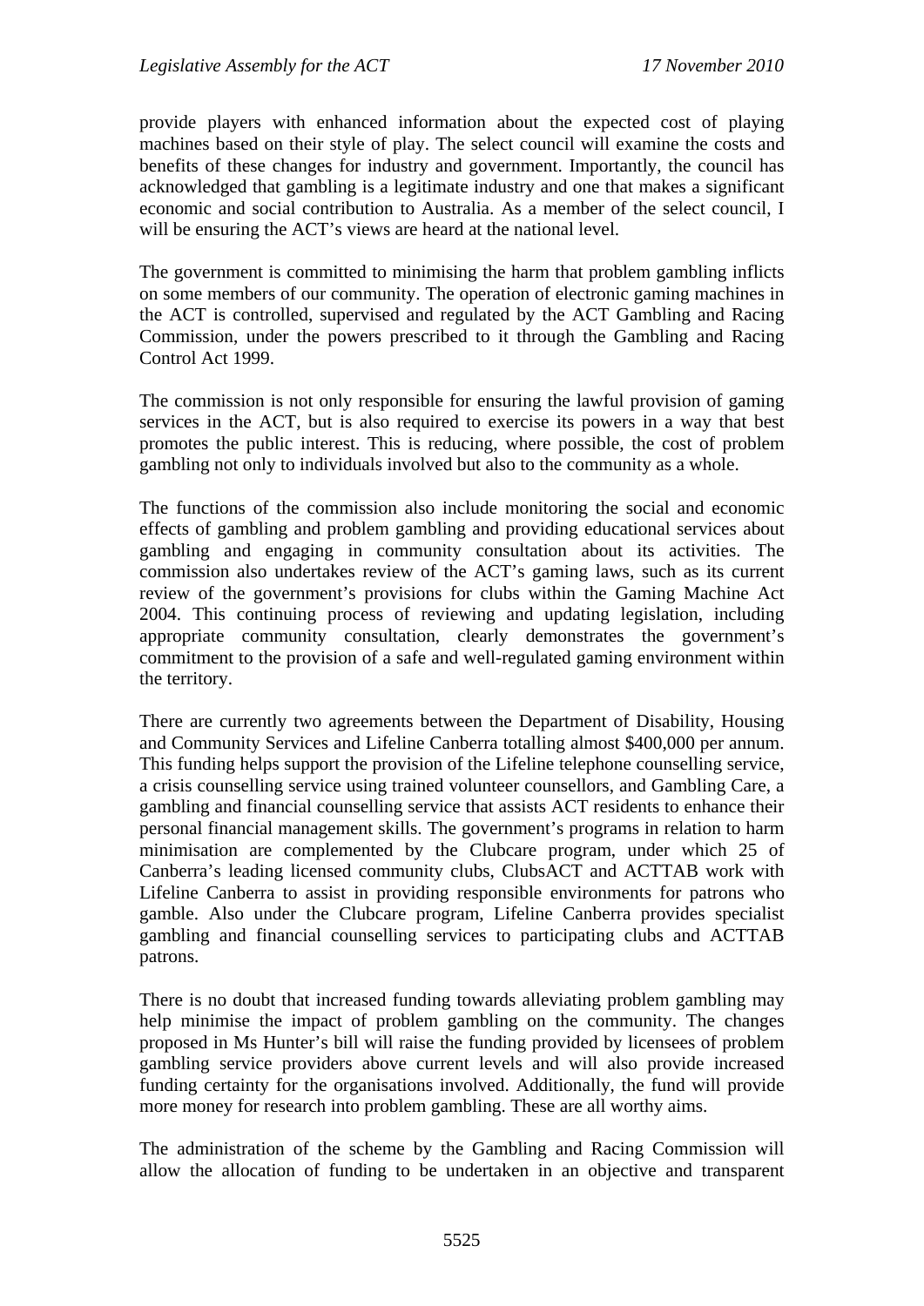provide players with enhanced information about the expected cost of playing machines based on their style of play. The select council will examine the costs and benefits of these changes for industry and government. Importantly, the council has acknowledged that gambling is a legitimate industry and one that makes a significant economic and social contribution to Australia. As a member of the select council, I will be ensuring the ACT's views are heard at the national level.

The government is committed to minimising the harm that problem gambling inflicts on some members of our community. The operation of electronic gaming machines in the ACT is controlled, supervised and regulated by the ACT Gambling and Racing Commission, under the powers prescribed to it through the Gambling and Racing Control Act 1999.

The commission is not only responsible for ensuring the lawful provision of gaming services in the ACT, but is also required to exercise its powers in a way that best promotes the public interest. This is reducing, where possible, the cost of problem gambling not only to individuals involved but also to the community as a whole.

The functions of the commission also include monitoring the social and economic effects of gambling and problem gambling and providing educational services about gambling and engaging in community consultation about its activities. The commission also undertakes review of the ACT's gaming laws, such as its current review of the government's provisions for clubs within the Gaming Machine Act 2004. This continuing process of reviewing and updating legislation, including appropriate community consultation, clearly demonstrates the government's commitment to the provision of a safe and well-regulated gaming environment within the territory.

There are currently two agreements between the Department of Disability, Housing and Community Services and Lifeline Canberra totalling almost $400,000 per annum. This funding helps support the provision of the Lifeline telephone counselling service, a crisis counselling service using trained volunteer counsellors, and Gambling Care, a gambling and financial counselling service that assists ACT residents to enhance their personal financial management skills. The government's programs in relation to harm minimisation are complemented by the Clubcare program, under which 25 of Canberra's leading licensed community clubs, ClubsACT and ACTTAB work with Lifeline Canberra to assist in providing responsible environments for patrons who gamble. Also under the Clubcare program, Lifeline Canberra provides specialist gambling and financial counselling services to participating clubs and ACTTAB patrons.

There is no doubt that increased funding towards alleviating problem gambling may help minimise the impact of problem gambling on the community. The changes proposed in Ms Hunter's bill will raise the funding provided by licensees of problem gambling service providers above current levels and will also provide increased funding certainty for the organisations involved. Additionally, the fund will provide more money for research into problem gambling. These are all worthy aims.

The administration of the scheme by the Gambling and Racing Commission will allow the allocation of funding to be undertaken in an objective and transparent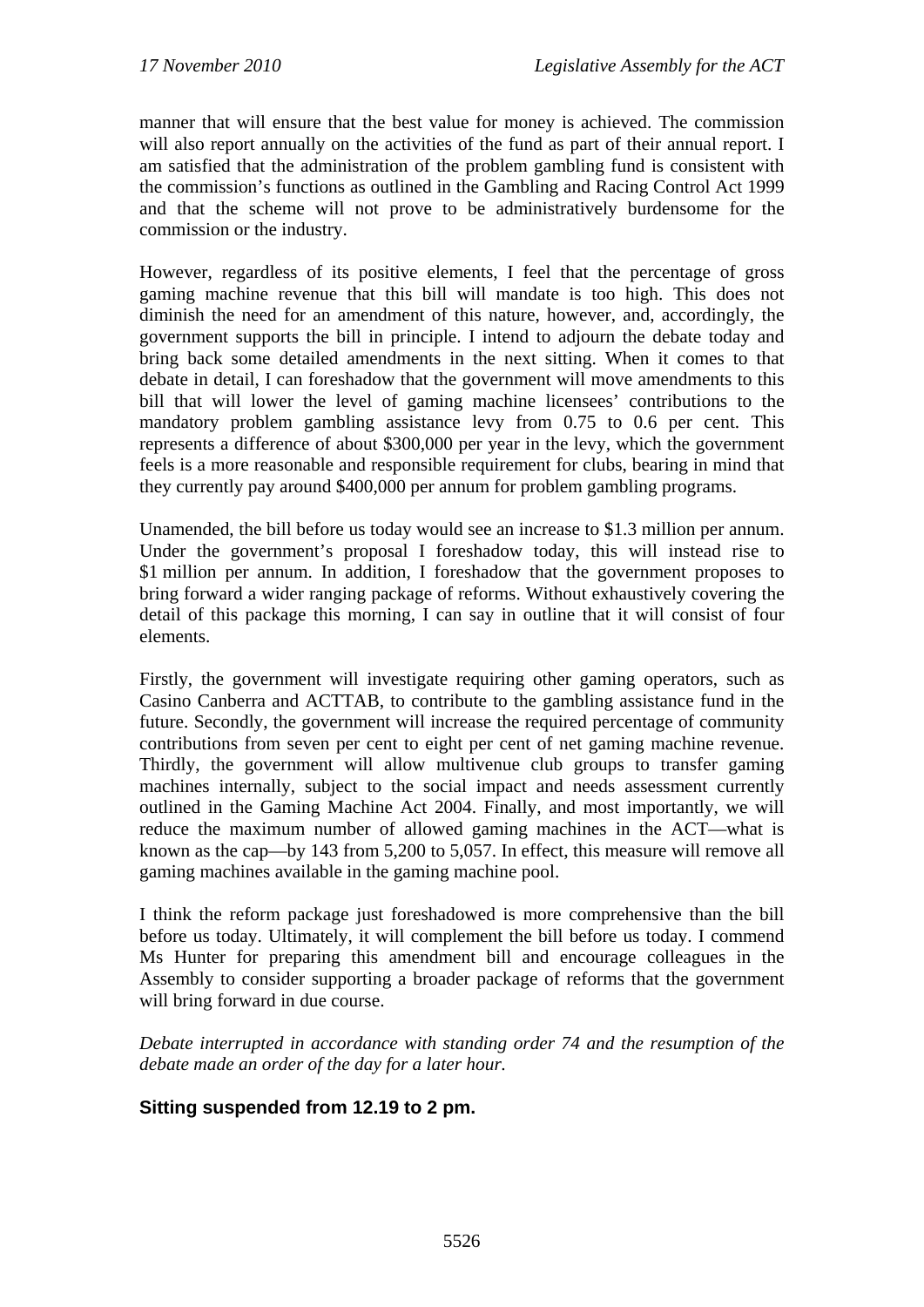manner that will ensure that the best value for money is achieved. The commission will also report annually on the activities of the fund as part of their annual report. I am satisfied that the administration of the problem gambling fund is consistent with the commission's functions as outlined in the Gambling and Racing Control Act 1999 and that the scheme will not prove to be administratively burdensome for the commission or the industry.

However, regardless of its positive elements, I feel that the percentage of gross gaming machine revenue that this bill will mandate is too high. This does not diminish the need for an amendment of this nature, however, and, accordingly, the government supports the bill in principle. I intend to adjourn the debate today and bring back some detailed amendments in the next sitting. When it comes to that debate in detail, I can foreshadow that the government will move amendments to this bill that will lower the level of gaming machine licensees' contributions to the mandatory problem gambling assistance levy from 0.75 to 0.6 per cent. This represents a difference of about $300,000 per year in the levy, which the government feels is a more reasonable and responsible requirement for clubs, bearing in mind that they currently pay around $400,000 per annum for problem gambling programs.

Unamended, the bill before us today would see an increase to $1.3 million per annum. Under the government's proposal I foreshadow today, this will instead rise to $1 million per annum. In addition, I foreshadow that the government proposes to bring forward a wider ranging package of reforms. Without exhaustively covering the detail of this package this morning, I can say in outline that it will consist of four elements.

Firstly, the government will investigate requiring other gaming operators, such as Casino Canberra and ACTTAB, to contribute to the gambling assistance fund in the future. Secondly, the government will increase the required percentage of community contributions from seven per cent to eight per cent of net gaming machine revenue. Thirdly, the government will allow multivenue club groups to transfer gaming machines internally, subject to the social impact and needs assessment currently outlined in the Gaming Machine Act 2004. Finally, and most importantly, we will reduce the maximum number of allowed gaming machines in the ACT—what is known as the cap—by 143 from 5,200 to 5,057. In effect, this measure will remove all gaming machines available in the gaming machine pool.

I think the reform package just foreshadowed is more comprehensive than the bill before us today. Ultimately, it will complement the bill before us today. I commend Ms Hunter for preparing this amendment bill and encourage colleagues in the Assembly to consider supporting a broader package of reforms that the government will bring forward in due course.

*Debate interrupted in accordance with standing order 74 and the resumption of the debate made an order of the day for a later hour.*

**Sitting suspended from 12.19 to 2 pm.**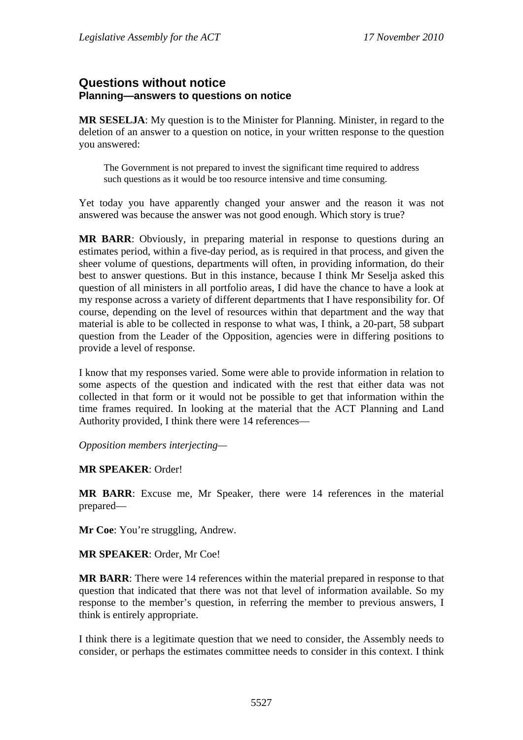## Questions without notice

### Planning—answers to questions on notice

**MR SESELJA**: My question is to the Minister for Planning. Minister, in regard to the deletion of an answer to a question on notice, in your written response to the question you answered:

> The Government is not prepared to invest the significant time required to address such questions as it would be too resource intensive and time consuming.

Yet today you have apparently changed your answer and the reason it was not answered was because the answer was not good enough. Which story is true?

**MR BARR**: Obviously, in preparing material in response to questions during an estimates period, within a five-day period, as is required in that process, and given the sheer volume of questions, departments will often, in providing information, do their best to answer questions. But in this instance, because I think Mr Seselja asked this question of all ministers in all portfolio areas, I did have the chance to have a look at my response across a variety of different departments that I have responsibility for. Of course, depending on the level of resources within that department and the way that material is able to be collected in response to what was, I think, a 20-part, 58 subpart question from the Leader of the Opposition, agencies were in differing positions to provide a level of response.

I know that my responses varied. Some were able to provide information in relation to some aspects of the question and indicated with the rest that either data was not collected in that form or it would not be possible to get that information within the time frames required. In looking at the material that the ACT Planning and Land Authority provided, I think there were 14 references—

*Opposition members interjecting—*

**MR SPEAKER**: Order!

**MR BARR**: Excuse me, Mr Speaker, there were 14 references in the material prepared—

**Mr Coe**: You're struggling, Andrew.

**MR SPEAKER**: Order, Mr Coe!

**MR BARR**: There were 14 references within the material prepared in response to that question that indicated that there was not that level of information available. So my response to the member's question, in referring the member to previous answers, I think is entirely appropriate.

I think there is a legitimate question that we need to consider, the Assembly needs to consider, or perhaps the estimates committee needs to consider in this context. I think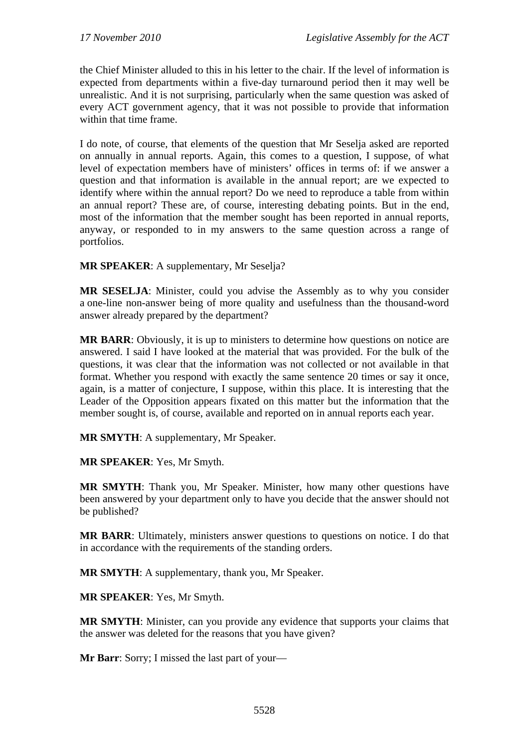the Chief Minister alluded to this in his letter to the chair. If the level of information is expected from departments within a five-day turnaround period then it may well be unrealistic. And it is not surprising, particularly when the same question was asked of every ACT government agency, that it was not possible to provide that information within that time frame.

I do note, of course, that elements of the question that Mr Seselja asked are reported on annually in annual reports. Again, this comes to a question, I suppose, of what level of expectation members have of ministers' offices in terms of: if we answer a question and that information is available in the annual report; are we expected to identify where within the annual report? Do we need to reproduce a table from within an annual report? These are, of course, interesting debating points. But in the end, most of the information that the member sought has been reported in annual reports, anyway, or responded to in my answers to the same question across a range of portfolios.

**MR SPEAKER**: A supplementary, Mr Seselja?

**MR SESELJA**: Minister, could you advise the Assembly as to why you consider a one-line non-answer being of more quality and usefulness than the thousand-word answer already prepared by the department?

**MR BARR**: Obviously, it is up to ministers to determine how questions on notice are answered. I said I have looked at the material that was provided. For the bulk of the questions, it was clear that the information was not collected or not available in that format. Whether you respond with exactly the same sentence 20 times or say it once, again, is a matter of conjecture, I suppose, within this place. It is interesting that the Leader of the Opposition appears fixated on this matter but the information that the member sought is, of course, available and reported on in annual reports each year.

**MR SMYTH**: A supplementary, Mr Speaker.

**MR SPEAKER**: Yes, Mr Smyth.

**MR SMYTH**: Thank you, Mr Speaker. Minister, how many other questions have been answered by your department only to have you decide that the answer should not be published?

**MR BARR**: Ultimately, ministers answer questions to questions on notice. I do that in accordance with the requirements of the standing orders.

**MR SMYTH**: A supplementary, thank you, Mr Speaker.

**MR SPEAKER**: Yes, Mr Smyth.

**MR SMYTH**: Minister, can you provide any evidence that supports your claims that the answer was deleted for the reasons that you have given?

**Mr Barr**: Sorry; I missed the last part of your—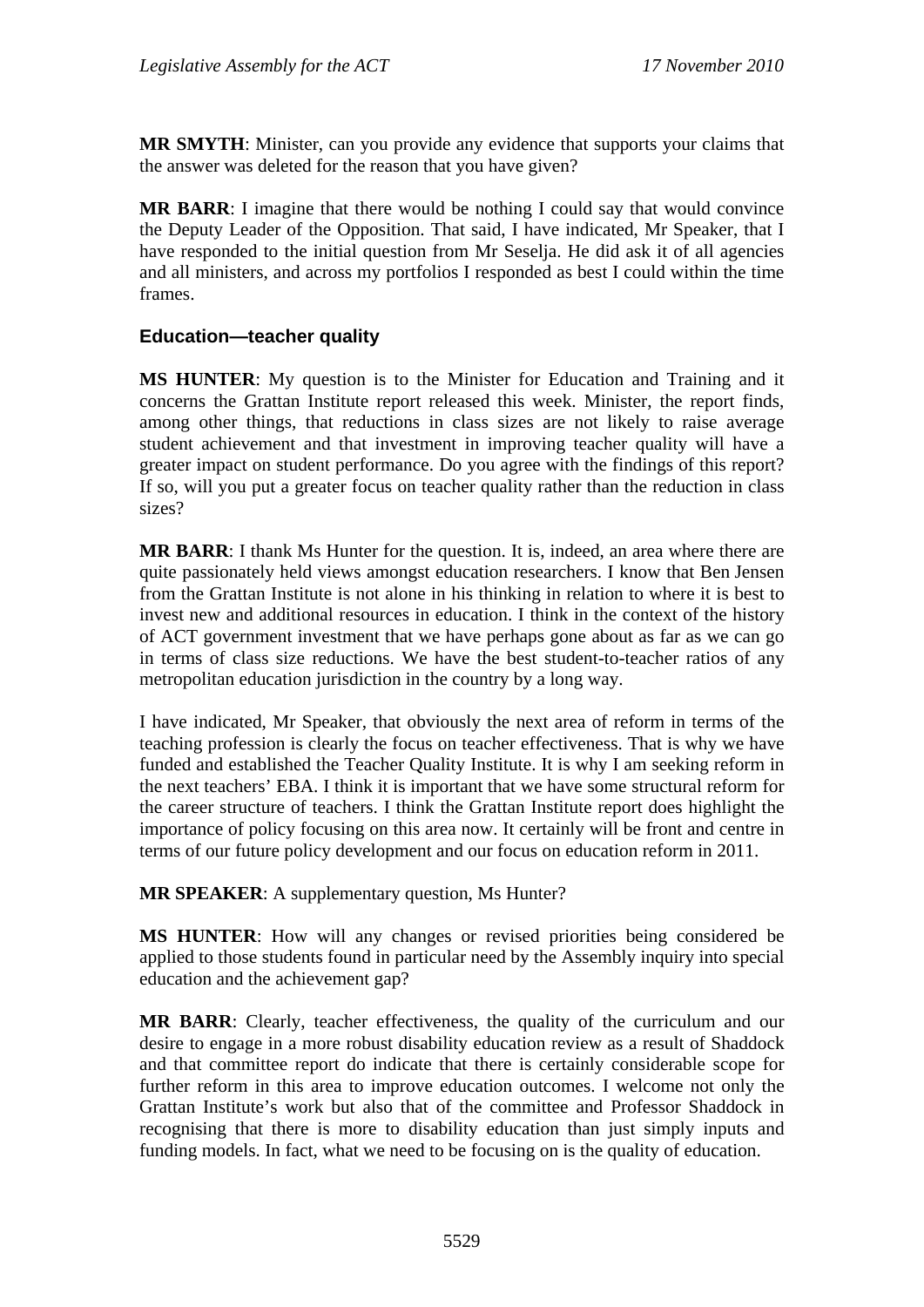**MR SMYTH**: Minister, can you provide any evidence that supports your claims that the answer was deleted for the reason that you have given?

**MR BARR**: I imagine that there would be nothing I could say that would convince the Deputy Leader of the Opposition. That said, I have indicated, Mr Speaker, that I have responded to the initial question from Mr Seselja. He did ask it of all agencies and all ministers, and across my portfolios I responded as best I could within the time frames.

### Education—teacher quality

**MS HUNTER**: My question is to the Minister for Education and Training and it concerns the Grattan Institute report released this week. Minister, the report finds, among other things, that reductions in class sizes are not likely to raise average student achievement and that investment in improving teacher quality will have a greater impact on student performance. Do you agree with the findings of this report? If so, will you put a greater focus on teacher quality rather than the reduction in class sizes?

**MR BARR**: I thank Ms Hunter for the question. It is, indeed, an area where there are quite passionately held views amongst education researchers. I know that Ben Jensen from the Grattan Institute is not alone in his thinking in relation to where it is best to invest new and additional resources in education. I think in the context of the history of ACT government investment that we have perhaps gone about as far as we can go in terms of class size reductions. We have the best student-to-teacher ratios of any metropolitan education jurisdiction in the country by a long way.

I have indicated, Mr Speaker, that obviously the next area of reform in terms of the teaching profession is clearly the focus on teacher effectiveness. That is why we have funded and established the Teacher Quality Institute. It is why I am seeking reform in the next teachers' EBA. I think it is important that we have some structural reform for the career structure of teachers. I think the Grattan Institute report does highlight the importance of policy focusing on this area now. It certainly will be front and centre in terms of our future policy development and our focus on education reform in 2011.

**MR SPEAKER**: A supplementary question, Ms Hunter?

**MS HUNTER**: How will any changes or revised priorities being considered be applied to those students found in particular need by the Assembly inquiry into special education and the achievement gap?

**MR BARR**: Clearly, teacher effectiveness, the quality of the curriculum and our desire to engage in a more robust disability education review as a result of Shaddock and that committee report do indicate that there is certainly considerable scope for further reform in this area to improve education outcomes. I welcome not only the Grattan Institute's work but also that of the committee and Professor Shaddock in recognising that there is more to disability education than just simply inputs and funding models. In fact, what we need to be focusing on is the quality of education.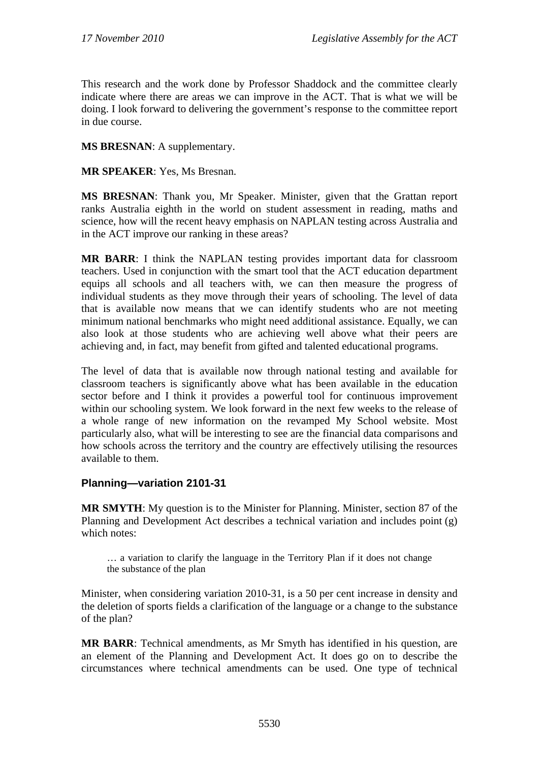This research and the work done by Professor Shaddock and the committee clearly indicate where there are areas we can improve in the ACT. That is what we will be doing. I look forward to delivering the government's response to the committee report in due course.

**MS BRESNAN**: A supplementary.

**MR SPEAKER**: Yes, Ms Bresnan.

**MS BRESNAN**: Thank you, Mr Speaker. Minister, given that the Grattan report ranks Australia eighth in the world on student assessment in reading, maths and science, how will the recent heavy emphasis on NAPLAN testing across Australia and in the ACT improve our ranking in these areas?

**MR BARR**: I think the NAPLAN testing provides important data for classroom teachers. Used in conjunction with the smart tool that the ACT education department equips all schools and all teachers with, we can then measure the progress of individual students as they move through their years of schooling. The level of data that is available now means that we can identify students who are not meeting minimum national benchmarks who might need additional assistance. Equally, we can also look at those students who are achieving well above what their peers are achieving and, in fact, may benefit from gifted and talented educational programs.

The level of data that is available now through national testing and available for classroom teachers is significantly above what has been available in the education sector before and I think it provides a powerful tool for continuous improvement within our schooling system. We look forward in the next few weeks to the release of a whole range of new information on the revamped My School website. Most particularly also, what will be interesting to see are the financial data comparisons and how schools across the territory and the country are effectively utilising the resources available to them.

### Planning—variation 2101-31

**MR SMYTH**: My question is to the Minister for Planning. Minister, section 87 of the Planning and Development Act describes a technical variation and includes point (g) which notes:

> … a variation to clarify the language in the Territory Plan if it does not change the substance of the plan

Minister, when considering variation 2010-31, is a 50 per cent increase in density and the deletion of sports fields a clarification of the language or a change to the substance of the plan?

**MR BARR**: Technical amendments, as Mr Smyth has identified in his question, are an element of the Planning and Development Act. It does go on to describe the circumstances where technical amendments can be used. One type of technical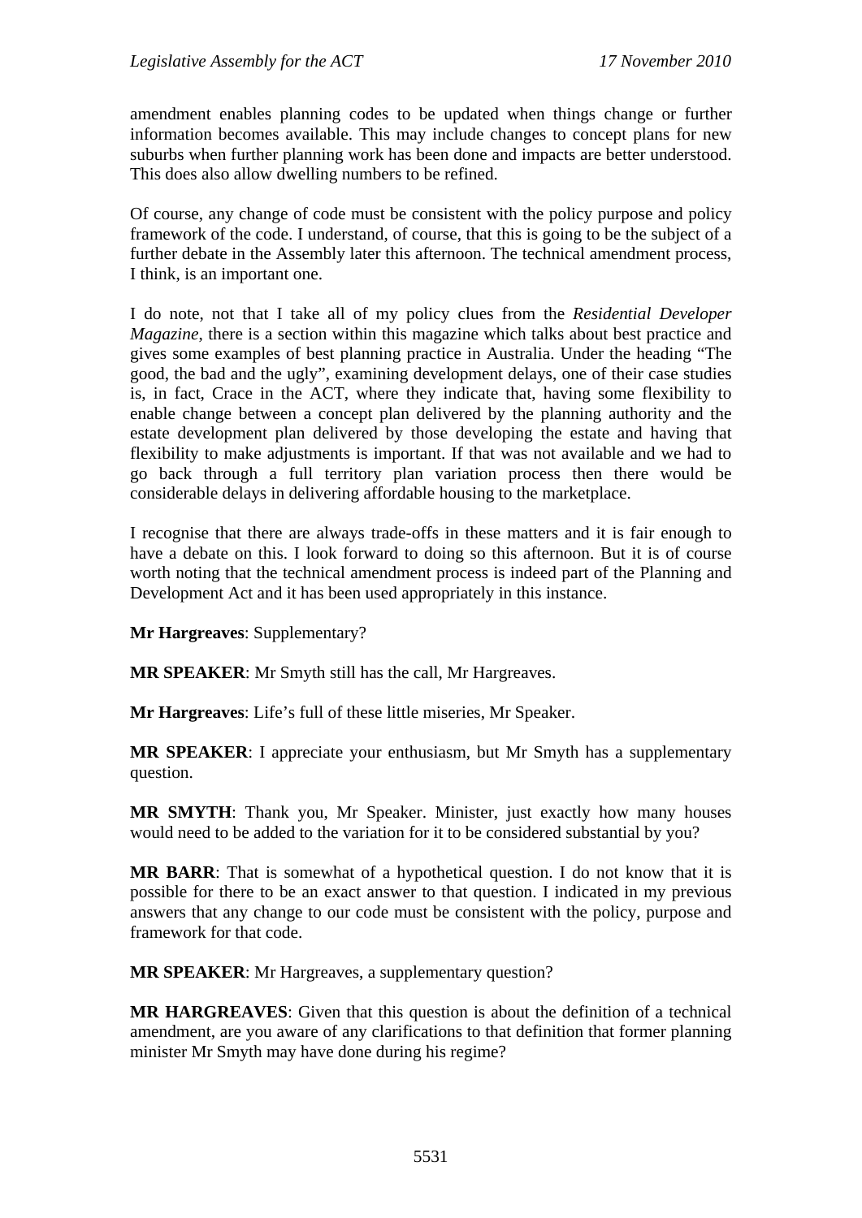amendment enables planning codes to be updated when things change or further information becomes available. This may include changes to concept plans for new suburbs when further planning work has been done and impacts are better understood. This does also allow dwelling numbers to be refined.

Of course, any change of code must be consistent with the policy purpose and policy framework of the code. I understand, of course, that this is going to be the subject of a further debate in the Assembly later this afternoon. The technical amendment process, I think, is an important one.

I do note, not that I take all of my policy clues from the *Residential Developer Magazine*, there is a section within this magazine which talks about best practice and gives some examples of best planning practice in Australia. Under the heading "The good, the bad and the ugly", examining development delays, one of their case studies is, in fact, Crace in the ACT, where they indicate that, having some flexibility to enable change between a concept plan delivered by the planning authority and the estate development plan delivered by those developing the estate and having that flexibility to make adjustments is important. If that was not available and we had to go back through a full territory plan variation process then there would be considerable delays in delivering affordable housing to the marketplace.

I recognise that there are always trade-offs in these matters and it is fair enough to have a debate on this. I look forward to doing so this afternoon. But it is of course worth noting that the technical amendment process is indeed part of the Planning and Development Act and it has been used appropriately in this instance.

**Mr Hargreaves**: Supplementary?

**MR SPEAKER**: Mr Smyth still has the call, Mr Hargreaves.

**Mr Hargreaves**: Life's full of these little miseries, Mr Speaker.

**MR SPEAKER**: I appreciate your enthusiasm, but Mr Smyth has a supplementary question.

**MR SMYTH**: Thank you, Mr Speaker. Minister, just exactly how many houses would need to be added to the variation for it to be considered substantial by you?

**MR BARR**: That is somewhat of a hypothetical question. I do not know that it is possible for there to be an exact answer to that question. I indicated in my previous answers that any change to our code must be consistent with the policy, purpose and framework for that code.

**MR SPEAKER**: Mr Hargreaves, a supplementary question?

**MR HARGREAVES**: Given that this question is about the definition of a technical amendment, are you aware of any clarifications to that definition that former planning minister Mr Smyth may have done during his regime?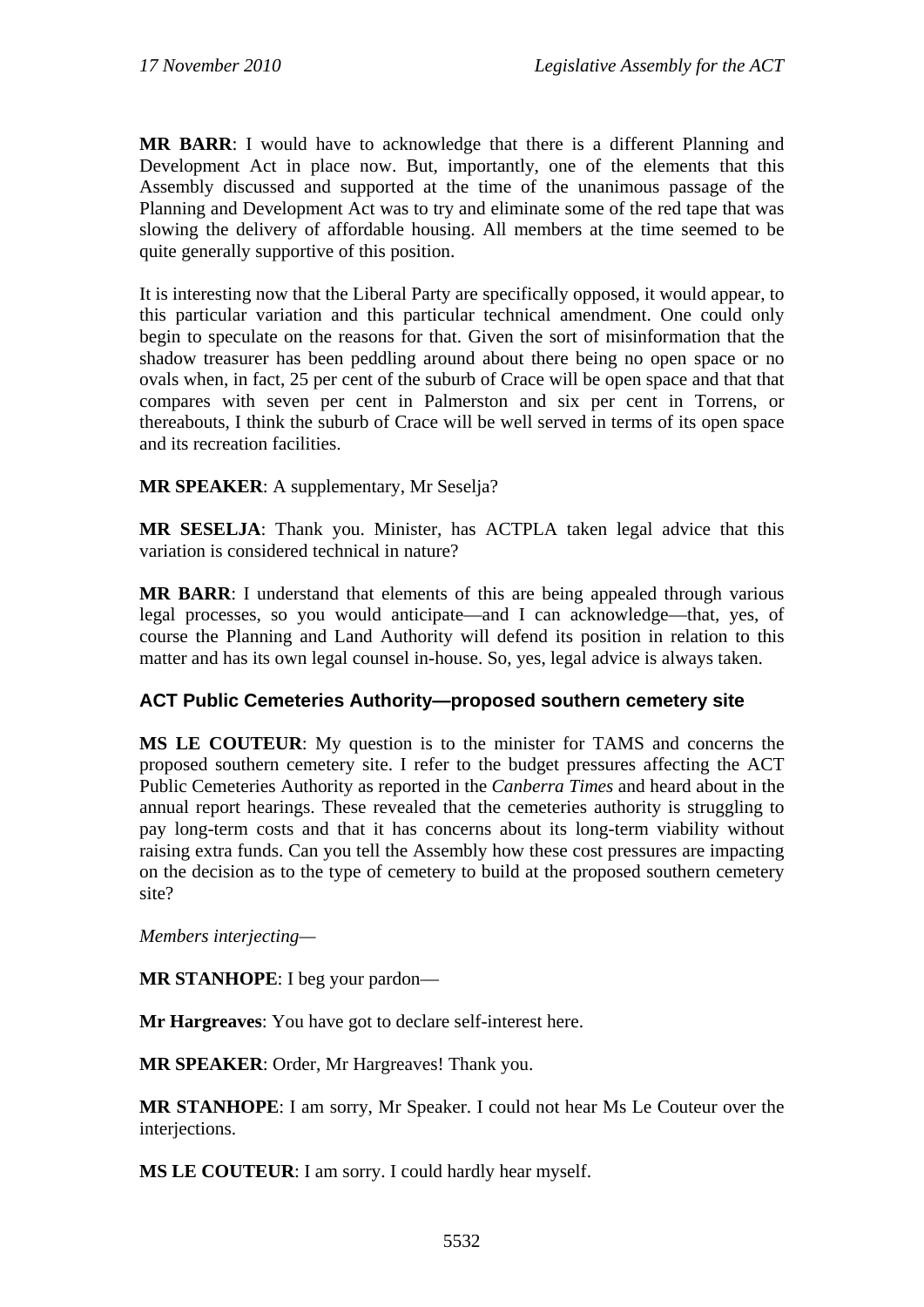**MR BARR**: I would have to acknowledge that there is a different Planning and Development Act in place now. But, importantly, one of the elements that this Assembly discussed and supported at the time of the unanimous passage of the Planning and Development Act was to try and eliminate some of the red tape that was slowing the delivery of affordable housing. All members at the time seemed to be quite generally supportive of this position.

It is interesting now that the Liberal Party are specifically opposed, it would appear, to this particular variation and this particular technical amendment. One could only begin to speculate on the reasons for that. Given the sort of misinformation that the shadow treasurer has been peddling around about there being no open space or no ovals when, in fact, 25 per cent of the suburb of Crace will be open space and that that compares with seven per cent in Palmerston and six per cent in Torrens, or thereabouts, I think the suburb of Crace will be well served in terms of its open space and its recreation facilities.

**MR SPEAKER**: A supplementary, Mr Seselja?

**MR SESELJA**: Thank you. Minister, has ACTPLA taken legal advice that this variation is considered technical in nature?

**MR BARR**: I understand that elements of this are being appealed through various legal processes, so you would anticipate—and I can acknowledge—that, yes, of course the Planning and Land Authority will defend its position in relation to this matter and has its own legal counsel in-house. So, yes, legal advice is always taken.

### ACT Public Cemeteries Authority—proposed southern cemetery site

**MS LE COUTEUR**: My question is to the minister for TAMS and concerns the proposed southern cemetery site. I refer to the budget pressures affecting the ACT Public Cemeteries Authority as reported in the *Canberra Times* and heard about in the annual report hearings. These revealed that the cemeteries authority is struggling to pay long-term costs and that it has concerns about its long-term viability without raising extra funds. Can you tell the Assembly how these cost pressures are impacting on the decision as to the type of cemetery to build at the proposed southern cemetery site?

*Members interjecting*—

**MR STANHOPE**: I beg your pardon—

**Mr Hargreaves**: You have got to declare self-interest here.

**MR SPEAKER**: Order, Mr Hargreaves! Thank you.

**MR STANHOPE**: I am sorry, Mr Speaker. I could not hear Ms Le Couteur over the interjections.

**MS LE COUTEUR**: I am sorry. I could hardly hear myself.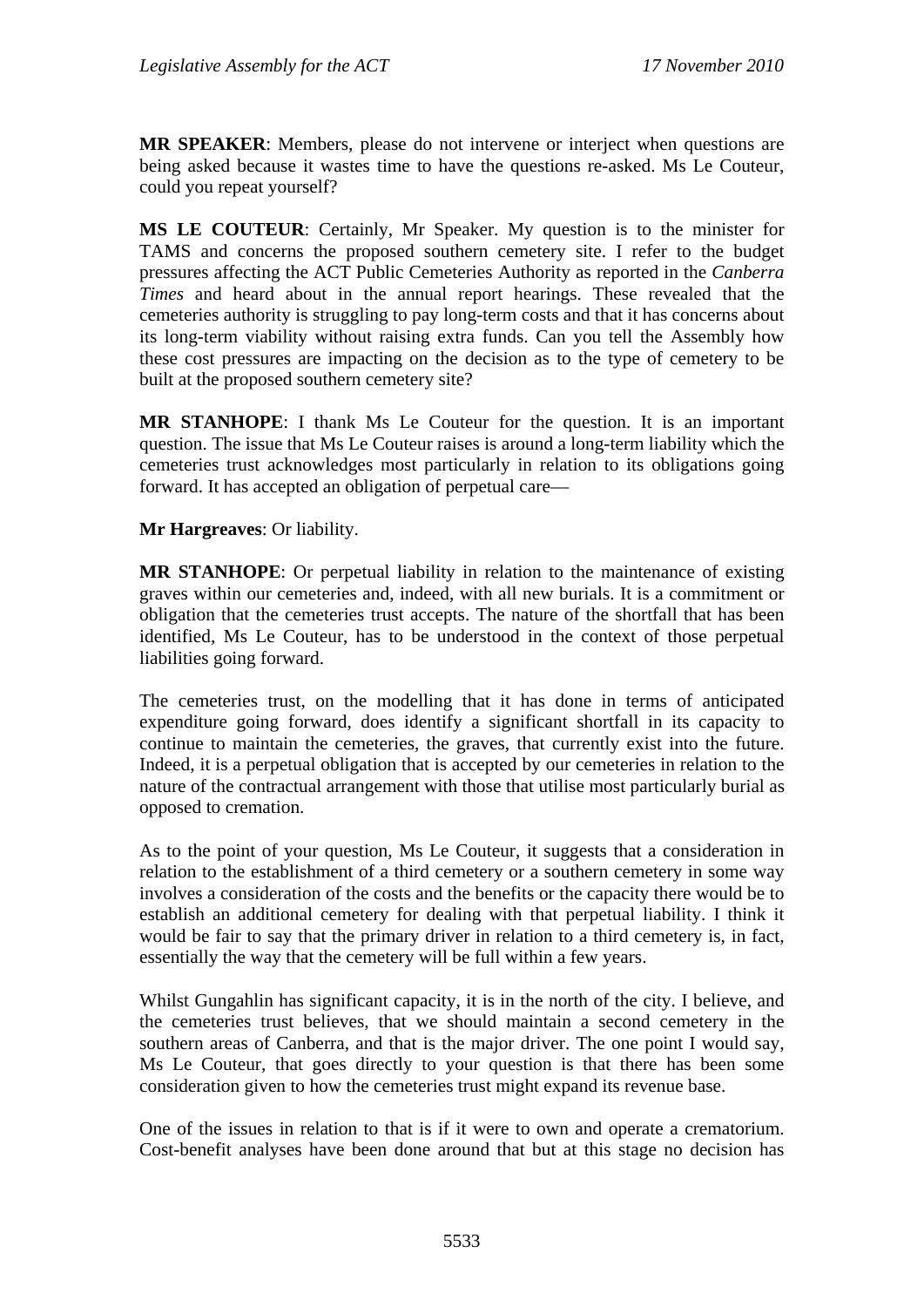**MR SPEAKER**: Members, please do not intervene or interject when questions are being asked because it wastes time to have the questions re-asked. Ms Le Couteur, could you repeat yourself?

**MS LE COUTEUR**: Certainly, Mr Speaker. My question is to the minister for TAMS and concerns the proposed southern cemetery site. I refer to the budget pressures affecting the ACT Public Cemeteries Authority as reported in the *Canberra Times* and heard about in the annual report hearings. These revealed that the cemeteries authority is struggling to pay long-term costs and that it has concerns about its long-term viability without raising extra funds. Can you tell the Assembly how these cost pressures are impacting on the decision as to the type of cemetery to be built at the proposed southern cemetery site?

**MR STANHOPE**: I thank Ms Le Couteur for the question. It is an important question. The issue that Ms Le Couteur raises is around a long-term liability which the cemeteries trust acknowledges most particularly in relation to its obligations going forward. It has accepted an obligation of perpetual care—

**Mr Hargreaves**: Or liability.

**MR STANHOPE**: Or perpetual liability in relation to the maintenance of existing graves within our cemeteries and, indeed, with all new burials. It is a commitment or obligation that the cemeteries trust accepts. The nature of the shortfall that has been identified, Ms Le Couteur, has to be understood in the context of those perpetual liabilities going forward.

The cemeteries trust, on the modelling that it has done in terms of anticipated expenditure going forward, does identify a significant shortfall in its capacity to continue to maintain the cemeteries, the graves, that currently exist into the future. Indeed, it is a perpetual obligation that is accepted by our cemeteries in relation to the nature of the contractual arrangement with those that utilise most particularly burial as opposed to cremation.

As to the point of your question, Ms Le Couteur, it suggests that a consideration in relation to the establishment of a third cemetery or a southern cemetery in some way involves a consideration of the costs and the benefits or the capacity there would be to establish an additional cemetery for dealing with that perpetual liability. I think it would be fair to say that the primary driver in relation to a third cemetery is, in fact, essentially the way that the cemetery will be full within a few years.

Whilst Gungahlin has significant capacity, it is in the north of the city. I believe, and the cemeteries trust believes, that we should maintain a second cemetery in the southern areas of Canberra, and that is the major driver. The one point I would say, Ms Le Couteur, that goes directly to your question is that there has been some consideration given to how the cemeteries trust might expand its revenue base.

One of the issues in relation to that is if it were to own and operate a crematorium. Cost-benefit analyses have been done around that but at this stage no decision has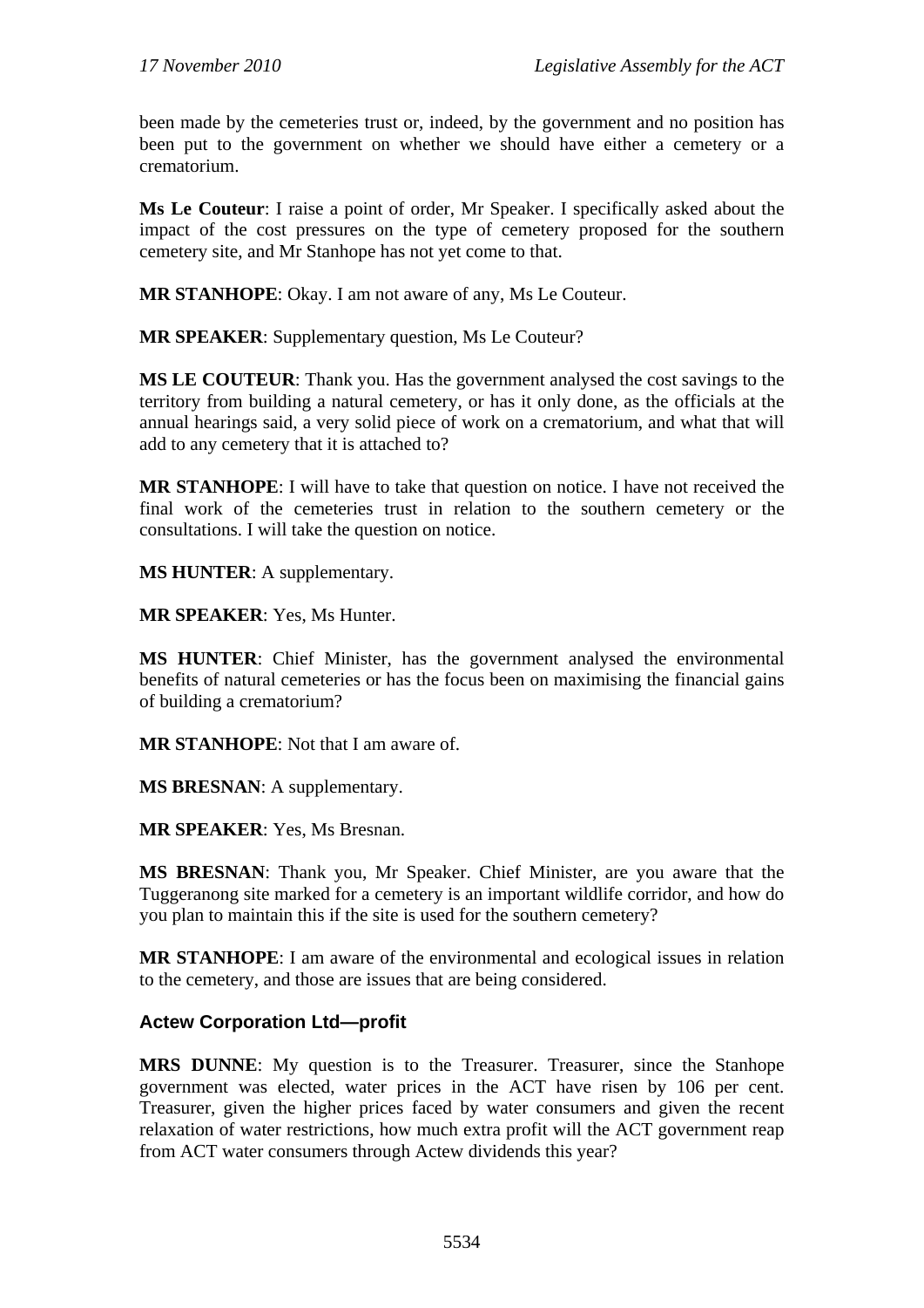been made by the cemeteries trust or, indeed, by the government and no position has been put to the government on whether we should have either a cemetery or a crematorium.

**Ms Le Couteur**: I raise a point of order, Mr Speaker. I specifically asked about the impact of the cost pressures on the type of cemetery proposed for the southern cemetery site, and Mr Stanhope has not yet come to that.

**MR STANHOPE**: Okay. I am not aware of any, Ms Le Couteur.

**MR SPEAKER**: Supplementary question, Ms Le Couteur?

**MS LE COUTEUR**: Thank you. Has the government analysed the cost savings to the territory from building a natural cemetery, or has it only done, as the officials at the annual hearings said, a very solid piece of work on a crematorium, and what that will add to any cemetery that it is attached to?

**MR STANHOPE**: I will have to take that question on notice. I have not received the final work of the cemeteries trust in relation to the southern cemetery or the consultations. I will take the question on notice.

**MS HUNTER**: A supplementary.

**MR SPEAKER**: Yes, Ms Hunter.

**MS HUNTER**: Chief Minister, has the government analysed the environmental benefits of natural cemeteries or has the focus been on maximising the financial gains of building a crematorium?

**MR STANHOPE**: Not that I am aware of.

**MS BRESNAN**: A supplementary.

**MR SPEAKER**: Yes, Ms Bresnan.

**MS BRESNAN**: Thank you, Mr Speaker. Chief Minister, are you aware that the Tuggeranong site marked for a cemetery is an important wildlife corridor, and how do you plan to maintain this if the site is used for the southern cemetery?

**MR STANHOPE**: I am aware of the environmental and ecological issues in relation to the cemetery, and those are issues that are being considered.

### Actew Corporation Ltd—profit

**MRS DUNNE**: My question is to the Treasurer. Treasurer, since the Stanhope government was elected, water prices in the ACT have risen by 106 per cent. Treasurer, given the higher prices faced by water consumers and given the recent relaxation of water restrictions, how much extra profit will the ACT government reap from ACT water consumers through Actew dividends this year?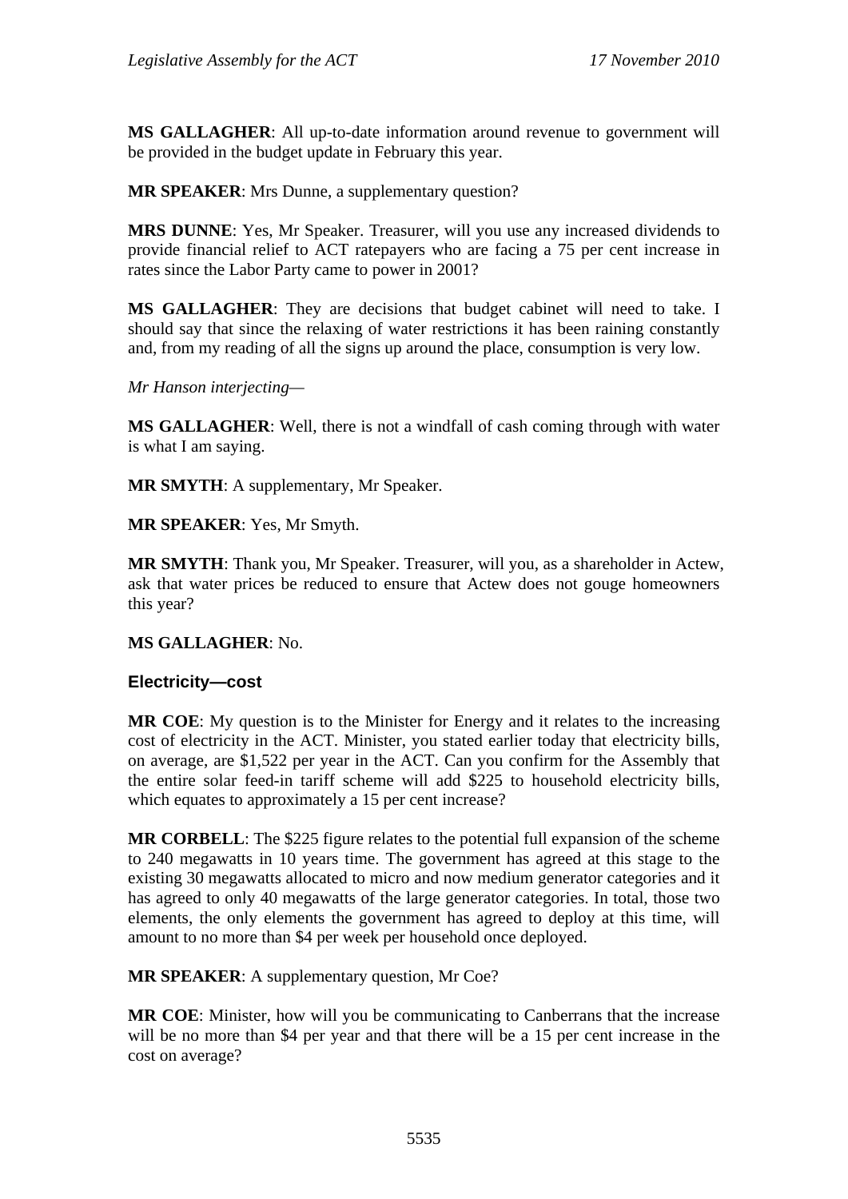**MS GALLAGHER**: All up-to-date information around revenue to government will be provided in the budget update in February this year.

**MR SPEAKER**: Mrs Dunne, a supplementary question?

**MRS DUNNE**: Yes, Mr Speaker. Treasurer, will you use any increased dividends to provide financial relief to ACT ratepayers who are facing a 75 per cent increase in rates since the Labor Party came to power in 2001?

**MS GALLAGHER**: They are decisions that budget cabinet will need to take. I should say that since the relaxing of water restrictions it has been raining constantly and, from my reading of all the signs up around the place, consumption is very low.

*Mr Hanson interjecting*—

**MS GALLAGHER**: Well, there is not a windfall of cash coming through with water is what I am saying.

**MR SMYTH**: A supplementary, Mr Speaker.

**MR SPEAKER**: Yes, Mr Smyth.

**MR SMYTH**: Thank you, Mr Speaker. Treasurer, will you, as a shareholder in Actew, ask that water prices be reduced to ensure that Actew does not gouge homeowners this year?

**MS GALLAGHER**: No.

### Electricity—cost

**MR COE**: My question is to the Minister for Energy and it relates to the increasing cost of electricity in the ACT. Minister, you stated earlier today that electricity bills, on average, are $1,522 per year in the ACT. Can you confirm for the Assembly that the entire solar feed-in tariff scheme will add $225 to household electricity bills, which equates to approximately a 15 per cent increase?

**MR CORBELL**: The $225 figure relates to the potential full expansion of the scheme to 240 megawatts in 10 years time. The government has agreed at this stage to the existing 30 megawatts allocated to micro and now medium generator categories and it has agreed to only 40 megawatts of the large generator categories. In total, those two elements, the only elements the government has agreed to deploy at this time, will amount to no more than $4 per week per household once deployed.

**MR SPEAKER**: A supplementary question, Mr Coe?

**MR COE**: Minister, how will you be communicating to Canberrans that the increase will be no more than $4 per year and that there will be a 15 per cent increase in the cost on average?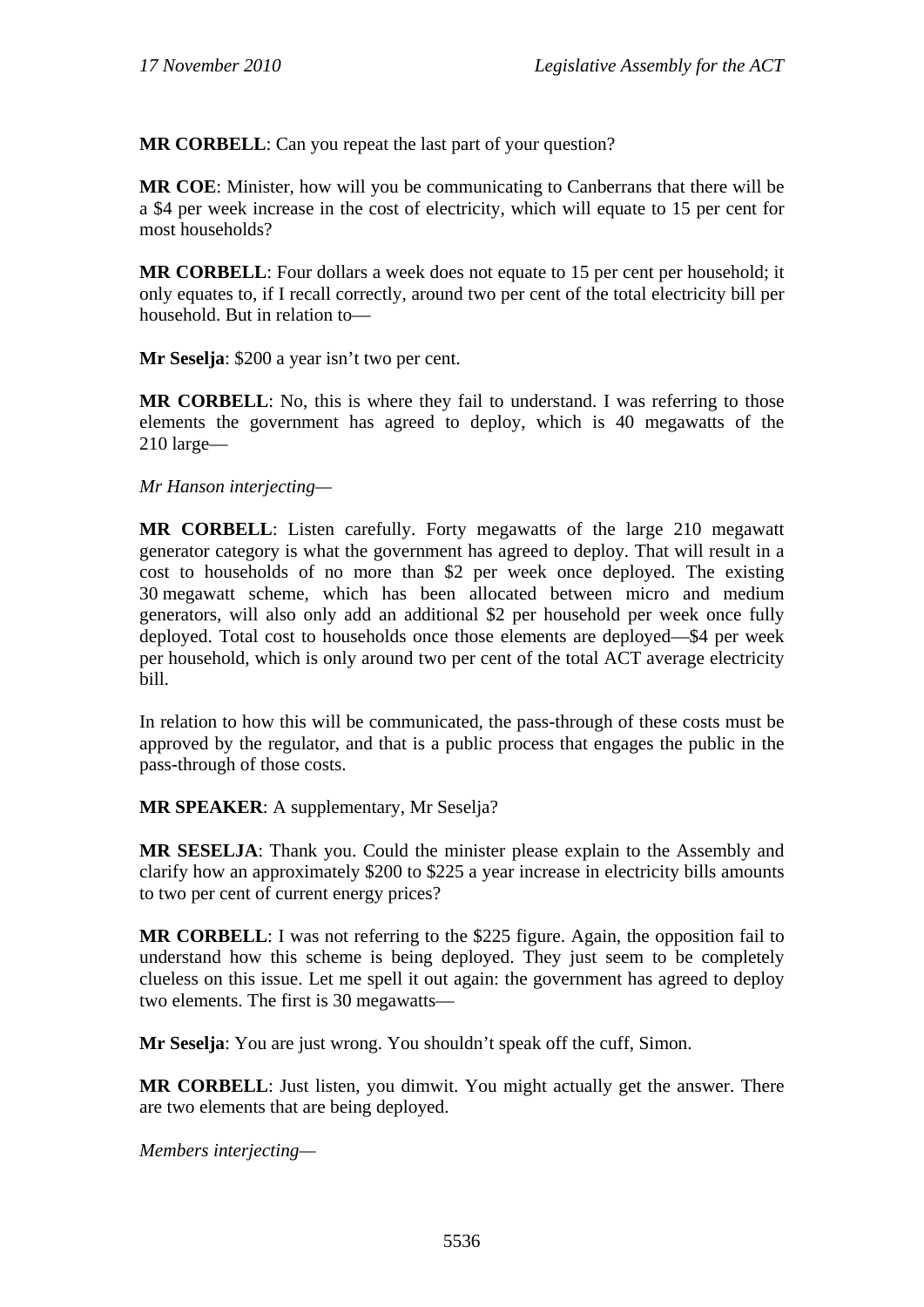**MR CORBELL**: Can you repeat the last part of your question?

**MR COE**: Minister, how will you be communicating to Canberrans that there will be a $4 per week increase in the cost of electricity, which will equate to 15 per cent for most households?

**MR CORBELL**: Four dollars a week does not equate to 15 per cent per household; it only equates to, if I recall correctly, around two per cent of the total electricity bill per household. But in relation to—

**Mr Seselja**: $200 a year isn't two per cent.

**MR CORBELL**: No, this is where they fail to understand. I was referring to those elements the government has agreed to deploy, which is 40 megawatts of the 210 large—

*Mr Hanson interjecting*—

**MR CORBELL**: Listen carefully. Forty megawatts of the large 210 megawatt generator category is what the government has agreed to deploy. That will result in a cost to households of no more than $2 per week once deployed. The existing 30 megawatt scheme, which has been allocated between micro and medium generators, will also only add an additional $2 per household per week once fully deployed. Total cost to households once those elements are deployed—$4 per week per household, which is only around two per cent of the total ACT average electricity bill.

In relation to how this will be communicated, the pass-through of these costs must be approved by the regulator, and that is a public process that engages the public in the pass-through of those costs.

**MR SPEAKER**: A supplementary, Mr Seselja?

**MR SESELJA**: Thank you. Could the minister please explain to the Assembly and clarify how an approximately $200 to $225 a year increase in electricity bills amounts to two per cent of current energy prices?

**MR CORBELL**: I was not referring to the $225 figure. Again, the opposition fail to understand how this scheme is being deployed. They just seem to be completely clueless on this issue. Let me spell it out again: the government has agreed to deploy two elements. The first is 30 megawatts—

**Mr Seselja**: You are just wrong. You shouldn't speak off the cuff, Simon.

**MR CORBELL**: Just listen, you dimwit. You might actually get the answer. There are two elements that are being deployed.

*Members interjecting*—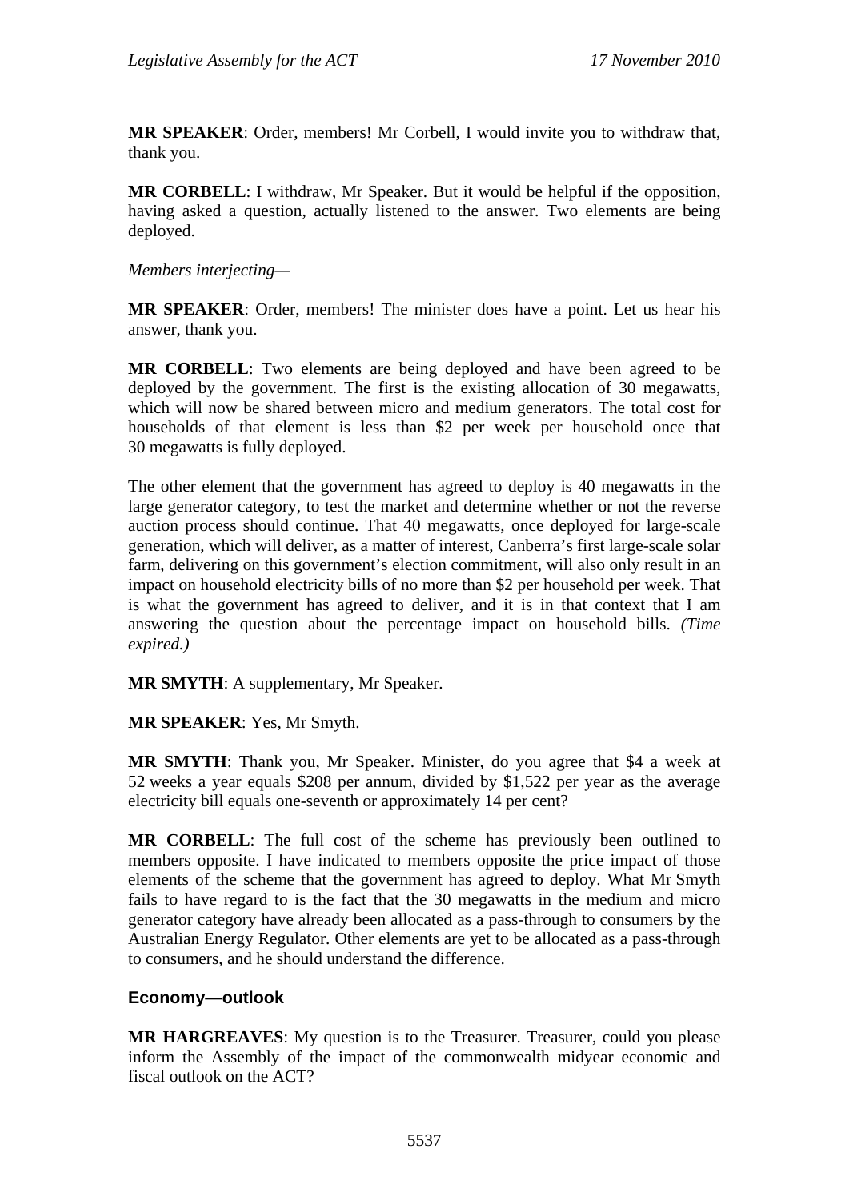**MR SPEAKER**: Order, members! Mr Corbell, I would invite you to withdraw that, thank you.

**MR CORBELL**: I withdraw, Mr Speaker. But it would be helpful if the opposition, having asked a question, actually listened to the answer. Two elements are being deployed.

*Members interjecting—*

**MR SPEAKER**: Order, members! The minister does have a point. Let us hear his answer, thank you.

**MR CORBELL**: Two elements are being deployed and have been agreed to be deployed by the government. The first is the existing allocation of 30 megawatts, which will now be shared between micro and medium generators. The total cost for households of that element is less than $2 per week per household once that 30 megawatts is fully deployed.

The other element that the government has agreed to deploy is 40 megawatts in the large generator category, to test the market and determine whether or not the reverse auction process should continue. That 40 megawatts, once deployed for large-scale generation, which will deliver, as a matter of interest, Canberra's first large-scale solar farm, delivering on this government's election commitment, will also only result in an impact on household electricity bills of no more than $2 per household per week. That is what the government has agreed to deliver, and it is in that context that I am answering the question about the percentage impact on household bills. *(Time expired.)*

**MR SMYTH**: A supplementary, Mr Speaker.

**MR SPEAKER**: Yes, Mr Smyth.

**MR SMYTH**: Thank you, Mr Speaker. Minister, do you agree that $4 a week at 52 weeks a year equals $208 per annum, divided by $1,522 per year as the average electricity bill equals one-seventh or approximately 14 per cent?

**MR CORBELL**: The full cost of the scheme has previously been outlined to members opposite. I have indicated to members opposite the price impact of those elements of the scheme that the government has agreed to deploy. What Mr Smyth fails to have regard to is the fact that the 30 megawatts in the medium and micro generator category have already been allocated as a pass-through to consumers by the Australian Energy Regulator. Other elements are yet to be allocated as a pass-through to consumers, and he should understand the difference.

### Economy—outlook

**MR HARGREAVES**: My question is to the Treasurer. Treasurer, could you please inform the Assembly of the impact of the commonwealth midyear economic and fiscal outlook on the ACT?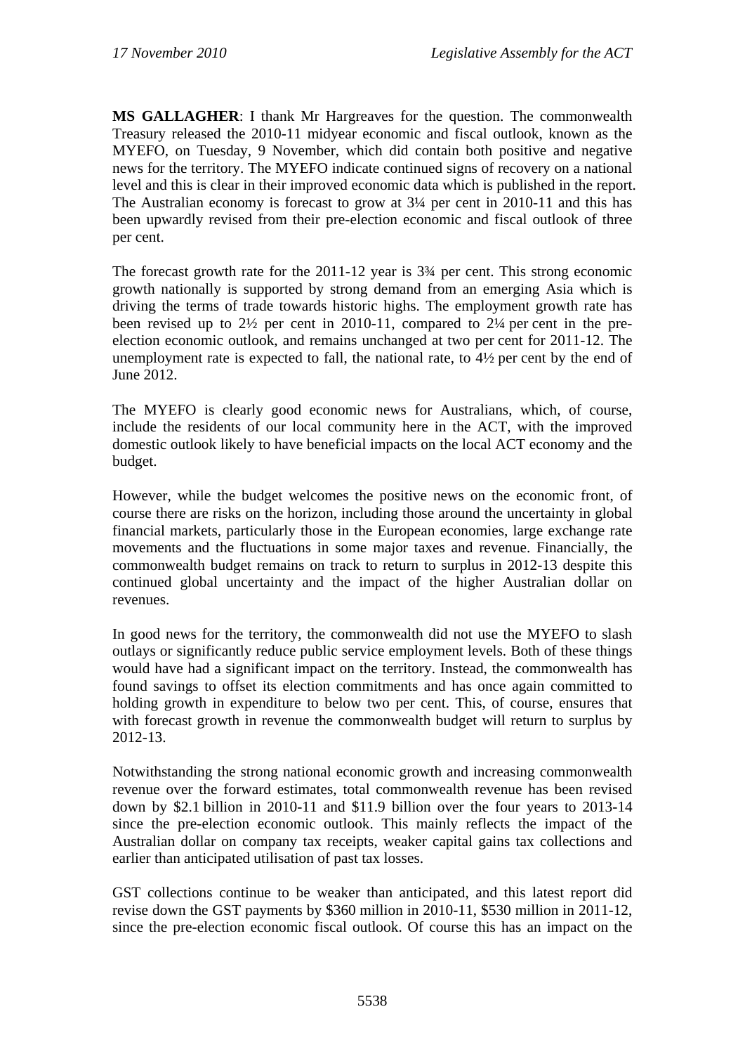**MS GALLAGHER**: I thank Mr Hargreaves for the question. The commonwealth Treasury released the 2010-11 midyear economic and fiscal outlook, known as the MYEFO, on Tuesday, 9 November, which did contain both positive and negative news for the territory. The MYEFO indicate continued signs of recovery on a national level and this is clear in their improved economic data which is published in the report. The Australian economy is forecast to grow at 3¼ per cent in 2010-11 and this has been upwardly revised from their pre-election economic and fiscal outlook of three per cent.

The forecast growth rate for the 2011-12 year is 3¾ per cent. This strong economic growth nationally is supported by strong demand from an emerging Asia which is driving the terms of trade towards historic highs. The employment growth rate has been revised up to 2½ per cent in 2010-11, compared to 2¼ per cent in the pre-election economic outlook, and remains unchanged at two per cent for 2011-12. The unemployment rate is expected to fall, the national rate, to 4½ per cent by the end of June 2012.

The MYEFO is clearly good economic news for Australians, which, of course, include the residents of our local community here in the ACT, with the improved domestic outlook likely to have beneficial impacts on the local ACT economy and the budget.

However, while the budget welcomes the positive news on the economic front, of course there are risks on the horizon, including those around the uncertainty in global financial markets, particularly those in the European economies, large exchange rate movements and the fluctuations in some major taxes and revenue. Financially, the commonwealth budget remains on track to return to surplus in 2012-13 despite this continued global uncertainty and the impact of the higher Australian dollar on revenues.

In good news for the territory, the commonwealth did not use the MYEFO to slash outlays or significantly reduce public service employment levels. Both of these things would have had a significant impact on the territory. Instead, the commonwealth has found savings to offset its election commitments and has once again committed to holding growth in expenditure to below two per cent. This, of course, ensures that with forecast growth in revenue the commonwealth budget will return to surplus by 2012-13.

Notwithstanding the strong national economic growth and increasing commonwealth revenue over the forward estimates, total commonwealth revenue has been revised down by $2.1 billion in 2010-11 and $11.9 billion over the four years to 2013-14 since the pre-election economic outlook. This mainly reflects the impact of the Australian dollar on company tax receipts, weaker capital gains tax collections and earlier than anticipated utilisation of past tax losses.

GST collections continue to be weaker than anticipated, and this latest report did revise down the GST payments by $360 million in 2010-11, $530 million in 2011-12, since the pre-election economic fiscal outlook. Of course this has an impact on the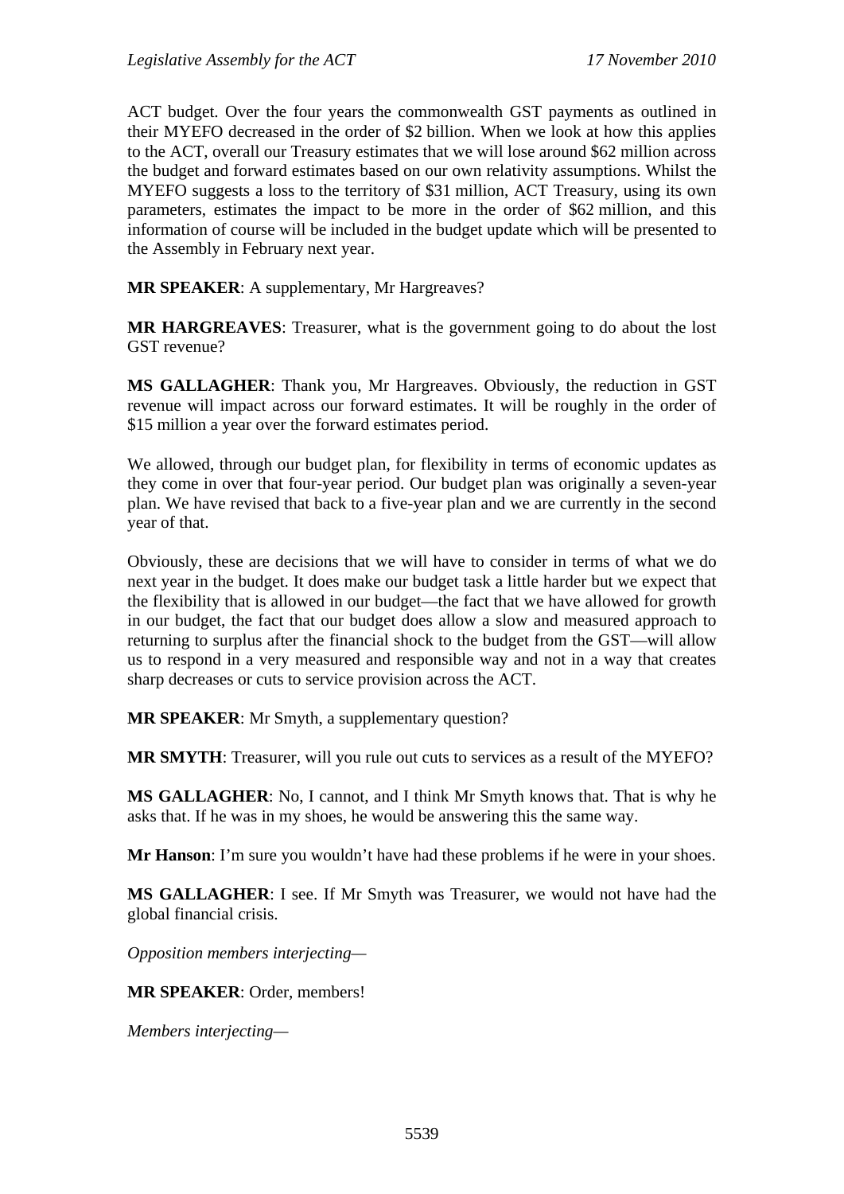ACT budget. Over the four years the commonwealth GST payments as outlined in their MYEFO decreased in the order of $2 billion. When we look at how this applies to the ACT, overall our Treasury estimates that we will lose around $62 million across the budget and forward estimates based on our own relativity assumptions. Whilst the MYEFO suggests a loss to the territory of $31 million, ACT Treasury, using its own parameters, estimates the impact to be more in the order of $62 million, and this information of course will be included in the budget update which will be presented to the Assembly in February next year.

**MR SPEAKER**: A supplementary, Mr Hargreaves?

**MR HARGREAVES**: Treasurer, what is the government going to do about the lost GST revenue?

**MS GALLAGHER**: Thank you, Mr Hargreaves. Obviously, the reduction in GST revenue will impact across our forward estimates. It will be roughly in the order of $15 million a year over the forward estimates period.

We allowed, through our budget plan, for flexibility in terms of economic updates as they come in over that four-year period. Our budget plan was originally a seven-year plan. We have revised that back to a five-year plan and we are currently in the second year of that.

Obviously, these are decisions that we will have to consider in terms of what we do next year in the budget. It does make our budget task a little harder but we expect that the flexibility that is allowed in our budget—the fact that we have allowed for growth in our budget, the fact that our budget does allow a slow and measured approach to returning to surplus after the financial shock to the budget from the GST—will allow us to respond in a very measured and responsible way and not in a way that creates sharp decreases or cuts to service provision across the ACT.

**MR SPEAKER**: Mr Smyth, a supplementary question?

**MR SMYTH**: Treasurer, will you rule out cuts to services as a result of the MYEFO?

**MS GALLAGHER**: No, I cannot, and I think Mr Smyth knows that. That is why he asks that. If he was in my shoes, he would be answering this the same way.

**Mr Hanson**: I'm sure you wouldn't have had these problems if he were in your shoes.

**MS GALLAGHER**: I see. If Mr Smyth was Treasurer, we would not have had the global financial crisis.

*Opposition members interjecting*—

**MR SPEAKER**: Order, members!

*Members interjecting*—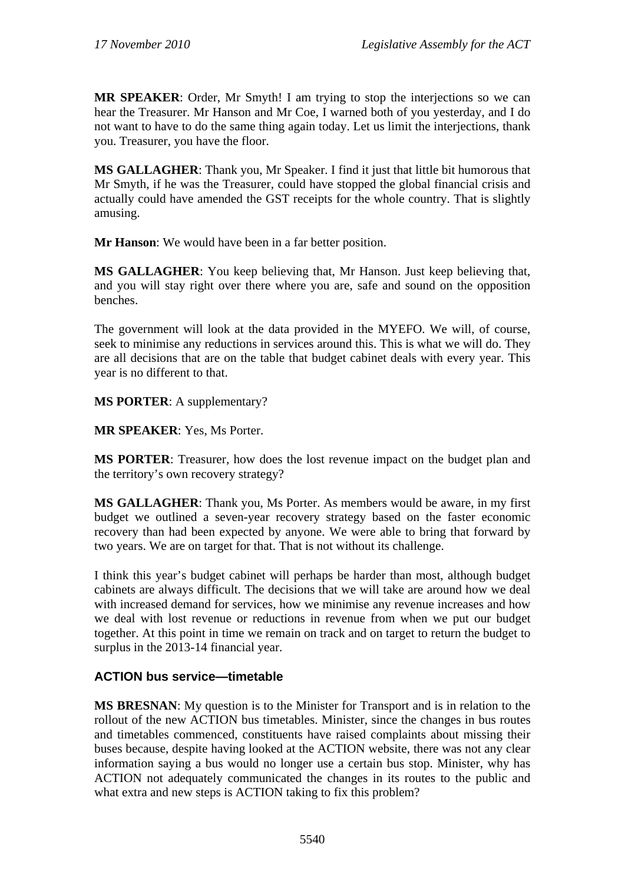**MR SPEAKER**: Order, Mr Smyth! I am trying to stop the interjections so we can hear the Treasurer. Mr Hanson and Mr Coe, I warned both of you yesterday, and I do not want to have to do the same thing again today. Let us limit the interjections, thank you. Treasurer, you have the floor.

**MS GALLAGHER**: Thank you, Mr Speaker. I find it just that little bit humorous that Mr Smyth, if he was the Treasurer, could have stopped the global financial crisis and actually could have amended the GST receipts for the whole country. That is slightly amusing.

**Mr Hanson**: We would have been in a far better position.

**MS GALLAGHER**: You keep believing that, Mr Hanson. Just keep believing that, and you will stay right over there where you are, safe and sound on the opposition benches.

The government will look at the data provided in the MYEFO. We will, of course, seek to minimise any reductions in services around this. This is what we will do. They are all decisions that are on the table that budget cabinet deals with every year. This year is no different to that.

**MS PORTER**: A supplementary?

**MR SPEAKER**: Yes, Ms Porter.

**MS PORTER**: Treasurer, how does the lost revenue impact on the budget plan and the territory's own recovery strategy?

**MS GALLAGHER**: Thank you, Ms Porter. As members would be aware, in my first budget we outlined a seven-year recovery strategy based on the faster economic recovery than had been expected by anyone. We were able to bring that forward by two years. We are on target for that. That is not without its challenge.

I think this year's budget cabinet will perhaps be harder than most, although budget cabinets are always difficult. The decisions that we will take are around how we deal with increased demand for services, how we minimise any revenue increases and how we deal with lost revenue or reductions in revenue from when we put our budget together. At this point in time we remain on track and on target to return the budget to surplus in the 2013-14 financial year.

### ACTION bus service—timetable

**MS BRESNAN**: My question is to the Minister for Transport and is in relation to the rollout of the new ACTION bus timetables. Minister, since the changes in bus routes and timetables commenced, constituents have raised complaints about missing their buses because, despite having looked at the ACTION website, there was not any clear information saying a bus would no longer use a certain bus stop. Minister, why has ACTION not adequately communicated the changes in its routes to the public and what extra and new steps is ACTION taking to fix this problem?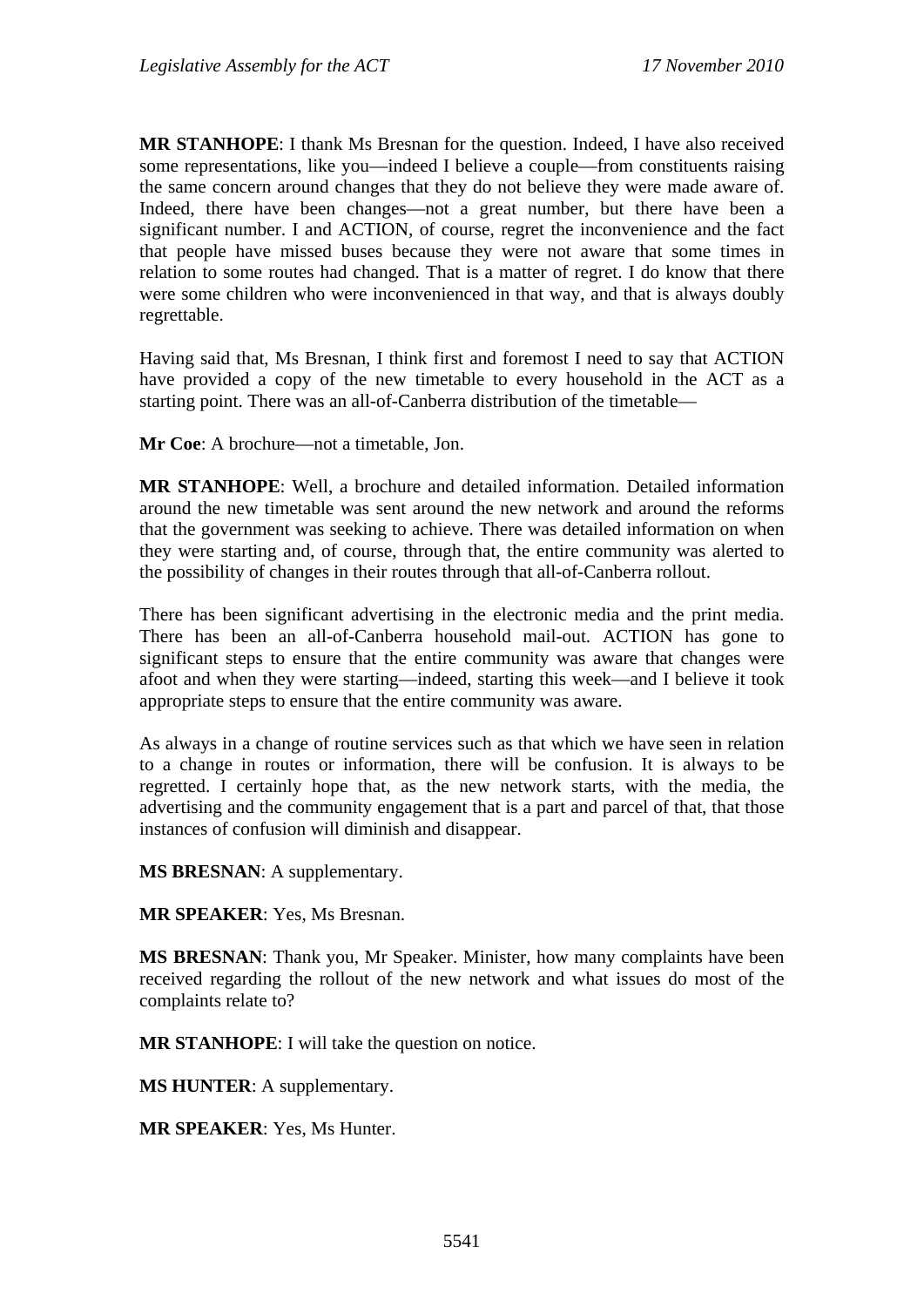**MR STANHOPE**: I thank Ms Bresnan for the question. Indeed, I have also received some representations, like you—indeed I believe a couple—from constituents raising the same concern around changes that they do not believe they were made aware of. Indeed, there have been changes—not a great number, but there have been a significant number. I and ACTION, of course, regret the inconvenience and the fact that people have missed buses because they were not aware that some times in relation to some routes had changed. That is a matter of regret. I do know that there were some children who were inconvenienced in that way, and that is always doubly regrettable.

Having said that, Ms Bresnan, I think first and foremost I need to say that ACTION have provided a copy of the new timetable to every household in the ACT as a starting point. There was an all-of-Canberra distribution of the timetable—

**Mr Coe**: A brochure—not a timetable, Jon.

**MR STANHOPE**: Well, a brochure and detailed information. Detailed information around the new timetable was sent around the new network and around the reforms that the government was seeking to achieve. There was detailed information on when they were starting and, of course, through that, the entire community was alerted to the possibility of changes in their routes through that all-of-Canberra rollout.

There has been significant advertising in the electronic media and the print media. There has been an all-of-Canberra household mail-out. ACTION has gone to significant steps to ensure that the entire community was aware that changes were afoot and when they were starting—indeed, starting this week—and I believe it took appropriate steps to ensure that the entire community was aware.

As always in a change of routine services such as that which we have seen in relation to a change in routes or information, there will be confusion. It is always to be regretted. I certainly hope that, as the new network starts, with the media, the advertising and the community engagement that is a part and parcel of that, that those instances of confusion will diminish and disappear.

**MS BRESNAN**: A supplementary.

**MR SPEAKER**: Yes, Ms Bresnan.

**MS BRESNAN**: Thank you, Mr Speaker. Minister, how many complaints have been received regarding the rollout of the new network and what issues do most of the complaints relate to?

**MR STANHOPE**: I will take the question on notice.

**MS HUNTER**: A supplementary.

**MR SPEAKER**: Yes, Ms Hunter.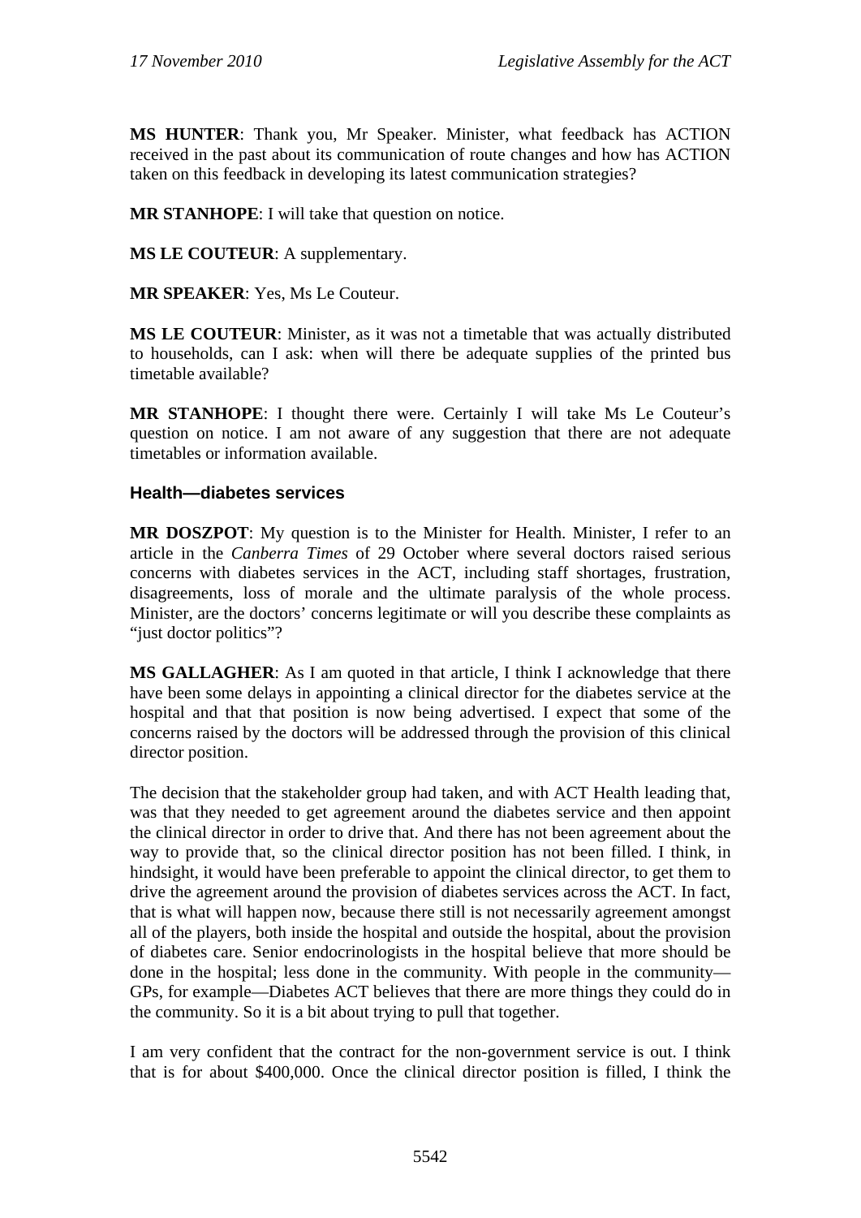**MS HUNTER**: Thank you, Mr Speaker. Minister, what feedback has ACTION received in the past about its communication of route changes and how has ACTION taken on this feedback in developing its latest communication strategies?

**MR STANHOPE**: I will take that question on notice.

**MS LE COUTEUR**: A supplementary.

**MR SPEAKER**: Yes, Ms Le Couteur.

**MS LE COUTEUR**: Minister, as it was not a timetable that was actually distributed to households, can I ask: when will there be adequate supplies of the printed bus timetable available?

**MR STANHOPE**: I thought there were. Certainly I will take Ms Le Couteur's question on notice. I am not aware of any suggestion that there are not adequate timetables or information available.

### Health—diabetes services

**MR DOSZPOT**: My question is to the Minister for Health. Minister, I refer to an article in the *Canberra Times* of 29 October where several doctors raised serious concerns with diabetes services in the ACT, including staff shortages, frustration, disagreements, loss of morale and the ultimate paralysis of the whole process. Minister, are the doctors' concerns legitimate or will you describe these complaints as "just doctor politics"?

**MS GALLAGHER**: As I am quoted in that article, I think I acknowledge that there have been some delays in appointing a clinical director for the diabetes service at the hospital and that that position is now being advertised. I expect that some of the concerns raised by the doctors will be addressed through the provision of this clinical director position.

The decision that the stakeholder group had taken, and with ACT Health leading that, was that they needed to get agreement around the diabetes service and then appoint the clinical director in order to drive that. And there has not been agreement about the way to provide that, so the clinical director position has not been filled. I think, in hindsight, it would have been preferable to appoint the clinical director, to get them to drive the agreement around the provision of diabetes services across the ACT. In fact, that is what will happen now, because there still is not necessarily agreement amongst all of the players, both inside the hospital and outside the hospital, about the provision of diabetes care. Senior endocrinologists in the hospital believe that more should be done in the hospital; less done in the community. With people in the community—GPs, for example—Diabetes ACT believes that there are more things they could do in the community. So it is a bit about trying to pull that together.

I am very confident that the contract for the non-government service is out. I think that is for about $400,000. Once the clinical director position is filled, I think the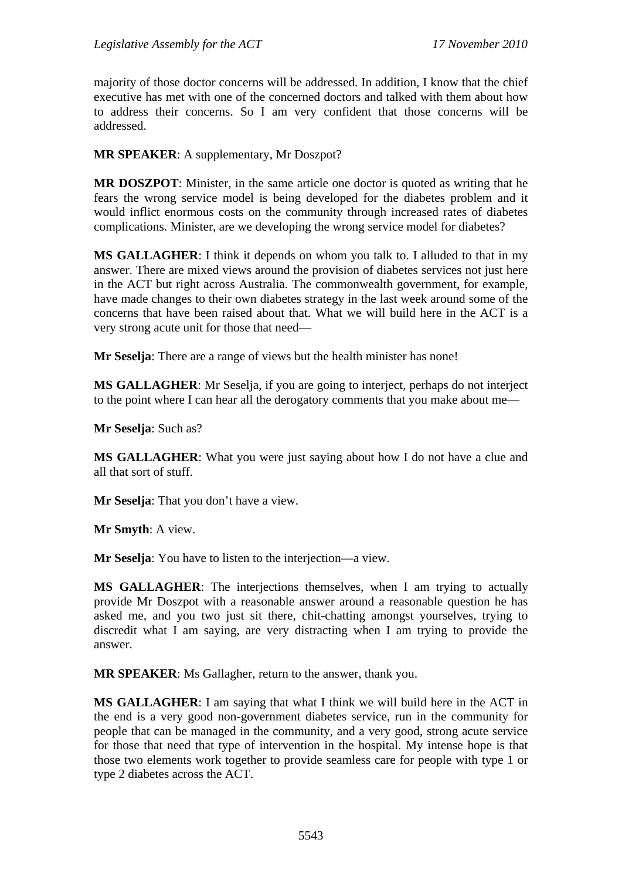majority of those doctor concerns will be addressed. In addition, I know that the chief executive has met with one of the concerned doctors and talked with them about how to address their concerns. So I am very confident that those concerns will be addressed.

**MR SPEAKER**: A supplementary, Mr Doszpot?

**MR DOSZPOT**: Minister, in the same article one doctor is quoted as writing that he fears the wrong service model is being developed for the diabetes problem and it would inflict enormous costs on the community through increased rates of diabetes complications. Minister, are we developing the wrong service model for diabetes?

**MS GALLAGHER**: I think it depends on whom you talk to. I alluded to that in my answer. There are mixed views around the provision of diabetes services not just here in the ACT but right across Australia. The commonwealth government, for example, have made changes to their own diabetes strategy in the last week around some of the concerns that have been raised about that. What we will build here in the ACT is a very strong acute unit for those that need—

**Mr Seselja**: There are a range of views but the health minister has none!

**MS GALLAGHER**: Mr Seselja, if you are going to interject, perhaps do not interject to the point where I can hear all the derogatory comments that you make about me—

**Mr Seselja**: Such as?

**MS GALLAGHER**: What you were just saying about how I do not have a clue and all that sort of stuff.

**Mr Seselja**: That you don't have a view.

**Mr Smyth**: A view.

**Mr Seselja**: You have to listen to the interjection—a view.

**MS GALLAGHER**: The interjections themselves, when I am trying to actually provide Mr Doszpot with a reasonable answer around a reasonable question he has asked me, and you two just sit there, chit-chatting amongst yourselves, trying to discredit what I am saying, are very distracting when I am trying to provide the answer.

**MR SPEAKER**: Ms Gallagher, return to the answer, thank you.

**MS GALLAGHER**: I am saying that what I think we will build here in the ACT in the end is a very good non-government diabetes service, run in the community for people that can be managed in the community, and a very good, strong acute service for those that need that type of intervention in the hospital. My intense hope is that those two elements work together to provide seamless care for people with type 1 or type 2 diabetes across the ACT.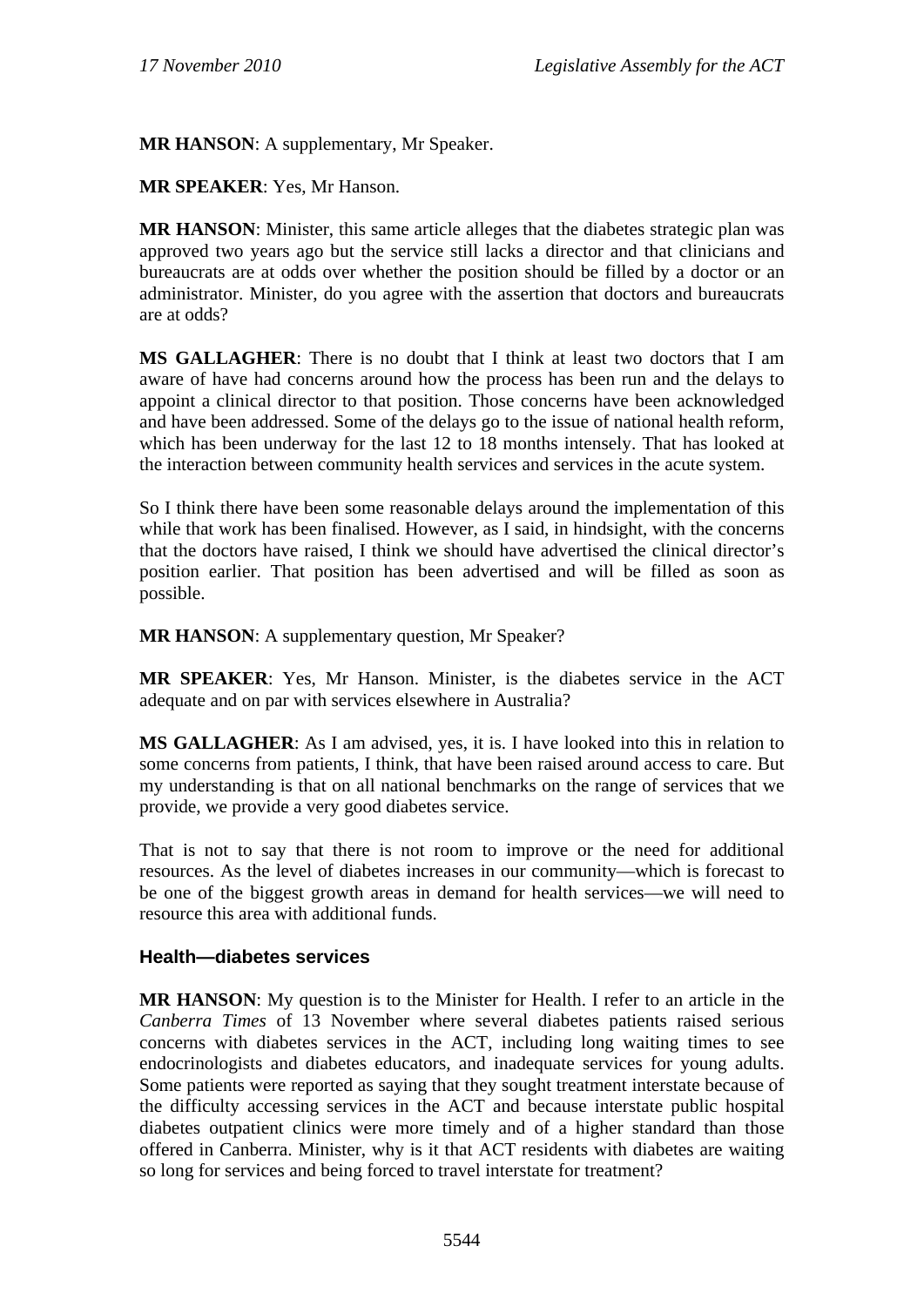**MR HANSON**: A supplementary, Mr Speaker.

**MR SPEAKER**: Yes, Mr Hanson.

**MR HANSON**: Minister, this same article alleges that the diabetes strategic plan was approved two years ago but the service still lacks a director and that clinicians and bureaucrats are at odds over whether the position should be filled by a doctor or an administrator. Minister, do you agree with the assertion that doctors and bureaucrats are at odds?

**MS GALLAGHER**: There is no doubt that I think at least two doctors that I am aware of have had concerns around how the process has been run and the delays to appoint a clinical director to that position. Those concerns have been acknowledged and have been addressed. Some of the delays go to the issue of national health reform, which has been underway for the last 12 to 18 months intensely. That has looked at the interaction between community health services and services in the acute system.

So I think there have been some reasonable delays around the implementation of this while that work has been finalised. However, as I said, in hindsight, with the concerns that the doctors have raised, I think we should have advertised the clinical director's position earlier. That position has been advertised and will be filled as soon as possible.

**MR HANSON**: A supplementary question, Mr Speaker?

**MR SPEAKER**: Yes, Mr Hanson. Minister, is the diabetes service in the ACT adequate and on par with services elsewhere in Australia?

**MS GALLAGHER**: As I am advised, yes, it is. I have looked into this in relation to some concerns from patients, I think, that have been raised around access to care. But my understanding is that on all national benchmarks on the range of services that we provide, we provide a very good diabetes service.

That is not to say that there is not room to improve or the need for additional resources. As the level of diabetes increases in our community—which is forecast to be one of the biggest growth areas in demand for health services—we will need to resource this area with additional funds.

### Health—diabetes services

**MR HANSON**: My question is to the Minister for Health. I refer to an article in the *Canberra Times* of 13 November where several diabetes patients raised serious concerns with diabetes services in the ACT, including long waiting times to see endocrinologists and diabetes educators, and inadequate services for young adults. Some patients were reported as saying that they sought treatment interstate because of the difficulty accessing services in the ACT and because interstate public hospital diabetes outpatient clinics were more timely and of a higher standard than those offered in Canberra. Minister, why is it that ACT residents with diabetes are waiting so long for services and being forced to travel interstate for treatment?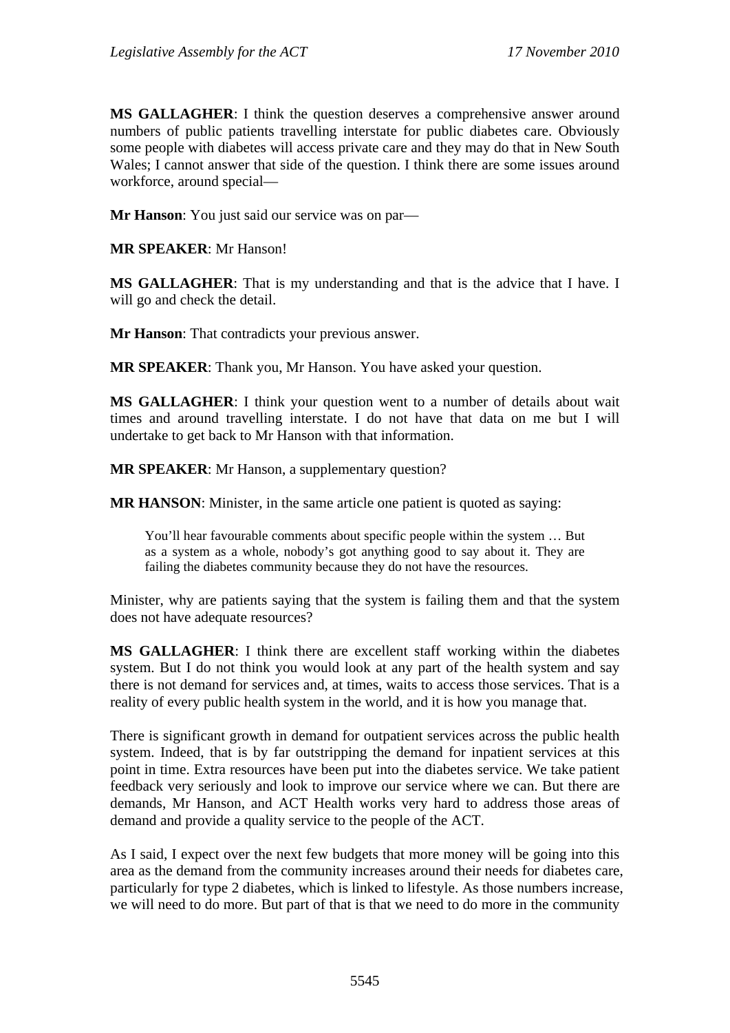**MS GALLAGHER**: I think the question deserves a comprehensive answer around numbers of public patients travelling interstate for public diabetes care. Obviously some people with diabetes will access private care and they may do that in New South Wales; I cannot answer that side of the question. I think there are some issues around workforce, around special—

**Mr Hanson**: You just said our service was on par—

**MR SPEAKER**: Mr Hanson!

**MS GALLAGHER**: That is my understanding and that is the advice that I have. I will go and check the detail.

**Mr Hanson**: That contradicts your previous answer.

**MR SPEAKER**: Thank you, Mr Hanson. You have asked your question.

**MS GALLAGHER**: I think your question went to a number of details about wait times and around travelling interstate. I do not have that data on me but I will undertake to get back to Mr Hanson with that information.

**MR SPEAKER**: Mr Hanson, a supplementary question?

**MR HANSON**: Minister, in the same article one patient is quoted as saying:

> You'll hear favourable comments about specific people within the system … But as a system as a whole, nobody's got anything good to say about it. They are failing the diabetes community because they do not have the resources.

Minister, why are patients saying that the system is failing them and that the system does not have adequate resources?

**MS GALLAGHER**: I think there are excellent staff working within the diabetes system. But I do not think you would look at any part of the health system and say there is not demand for services and, at times, waits to access those services. That is a reality of every public health system in the world, and it is how you manage that.

There is significant growth in demand for outpatient services across the public health system. Indeed, that is by far outstripping the demand for inpatient services at this point in time. Extra resources have been put into the diabetes service. We take patient feedback very seriously and look to improve our service where we can. But there are demands, Mr Hanson, and ACT Health works very hard to address those areas of demand and provide a quality service to the people of the ACT.

As I said, I expect over the next few budgets that more money will be going into this area as the demand from the community increases around their needs for diabetes care, particularly for type 2 diabetes, which is linked to lifestyle. As those numbers increase, we will need to do more. But part of that is that we need to do more in the community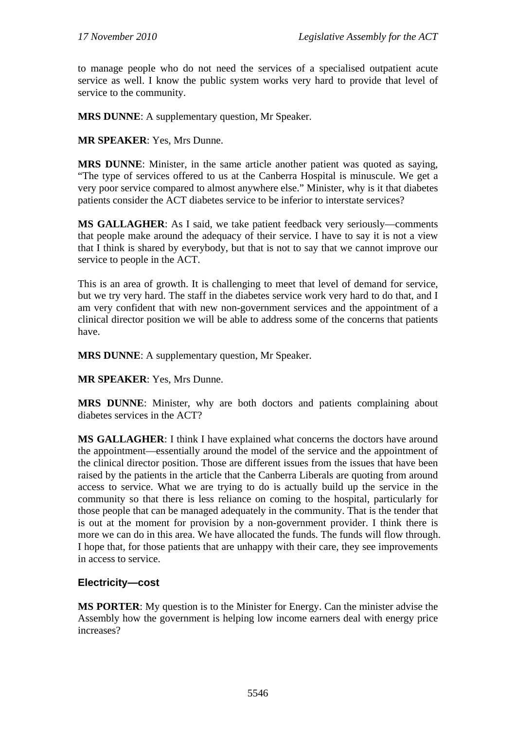to manage people who do not need the services of a specialised outpatient acute service as well. I know the public system works very hard to provide that level of service to the community.

**MRS DUNNE**: A supplementary question, Mr Speaker.

**MR SPEAKER**: Yes, Mrs Dunne.

**MRS DUNNE**: Minister, in the same article another patient was quoted as saying, "The type of services offered to us at the Canberra Hospital is minuscule. We get a very poor service compared to almost anywhere else." Minister, why is it that diabetes patients consider the ACT diabetes service to be inferior to interstate services?

**MS GALLAGHER**: As I said, we take patient feedback very seriously—comments that people make around the adequacy of their service. I have to say it is not a view that I think is shared by everybody, but that is not to say that we cannot improve our service to people in the ACT.

This is an area of growth. It is challenging to meet that level of demand for service, but we try very hard. The staff in the diabetes service work very hard to do that, and I am very confident that with new non-government services and the appointment of a clinical director position we will be able to address some of the concerns that patients have.

**MRS DUNNE**: A supplementary question, Mr Speaker.

**MR SPEAKER**: Yes, Mrs Dunne.

**MRS DUNNE**: Minister, why are both doctors and patients complaining about diabetes services in the ACT?

**MS GALLAGHER**: I think I have explained what concerns the doctors have around the appointment—essentially around the model of the service and the appointment of the clinical director position. Those are different issues from the issues that have been raised by the patients in the article that the Canberra Liberals are quoting from around access to service. What we are trying to do is actually build up the service in the community so that there is less reliance on coming to the hospital, particularly for those people that can be managed adequately in the community. That is the tender that is out at the moment for provision by a non-government provider. I think there is more we can do in this area. We have allocated the funds. The funds will flow through. I hope that, for those patients that are unhappy with their care, they see improvements in access to service.

## Electricity—cost

**MS PORTER**: My question is to the Minister for Energy. Can the minister advise the Assembly how the government is helping low income earners deal with energy price increases?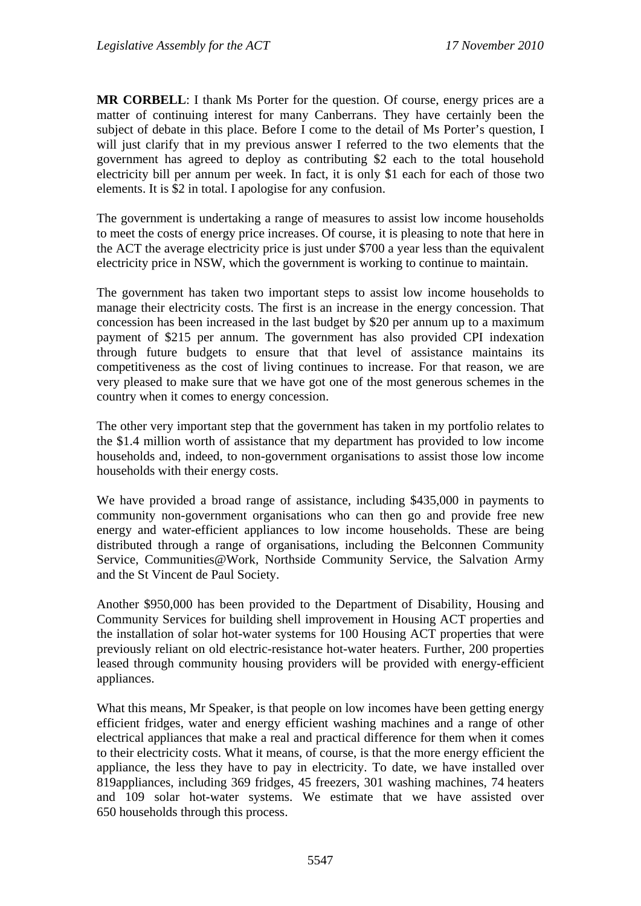**MR CORBELL**: I thank Ms Porter for the question. Of course, energy prices are a matter of continuing interest for many Canberrans. They have certainly been the subject of debate in this place. Before I come to the detail of Ms Porter's question, I will just clarify that in my previous answer I referred to the two elements that the government has agreed to deploy as contributing $2 each to the total household electricity bill per annum per week. In fact, it is only $1 each for each of those two elements. It is $2 in total. I apologise for any confusion.

The government is undertaking a range of measures to assist low income households to meet the costs of energy price increases. Of course, it is pleasing to note that here in the ACT the average electricity price is just under $700 a year less than the equivalent electricity price in NSW, which the government is working to continue to maintain.

The government has taken two important steps to assist low income households to manage their electricity costs. The first is an increase in the energy concession. That concession has been increased in the last budget by $20 per annum up to a maximum payment of $215 per annum. The government has also provided CPI indexation through future budgets to ensure that that level of assistance maintains its competitiveness as the cost of living continues to increase. For that reason, we are very pleased to make sure that we have got one of the most generous schemes in the country when it comes to energy concession.

The other very important step that the government has taken in my portfolio relates to the $1.4 million worth of assistance that my department has provided to low income households and, indeed, to non-government organisations to assist those low income households with their energy costs.

We have provided a broad range of assistance, including $435,000 in payments to community non-government organisations who can then go and provide free new energy and water-efficient appliances to low income households. These are being distributed through a range of organisations, including the Belconnen Community Service, Communities@Work, Northside Community Service, the Salvation Army and the St Vincent de Paul Society.

Another $950,000 has been provided to the Department of Disability, Housing and Community Services for building shell improvement in Housing ACT properties and the installation of solar hot-water systems for 100 Housing ACT properties that were previously reliant on old electric-resistance hot-water heaters. Further, 200 properties leased through community housing providers will be provided with energy-efficient appliances.

What this means, Mr Speaker, is that people on low incomes have been getting energy efficient fridges, water and energy efficient washing machines and a range of other electrical appliances that make a real and practical difference for them when it comes to their electricity costs. What it means, of course, is that the more energy efficient the appliance, the less they have to pay in electricity. To date, we have installed over 819appliances, including 369 fridges, 45 freezers, 301 washing machines, 74 heaters and 109 solar hot-water systems. We estimate that we have assisted over 650 households through this process.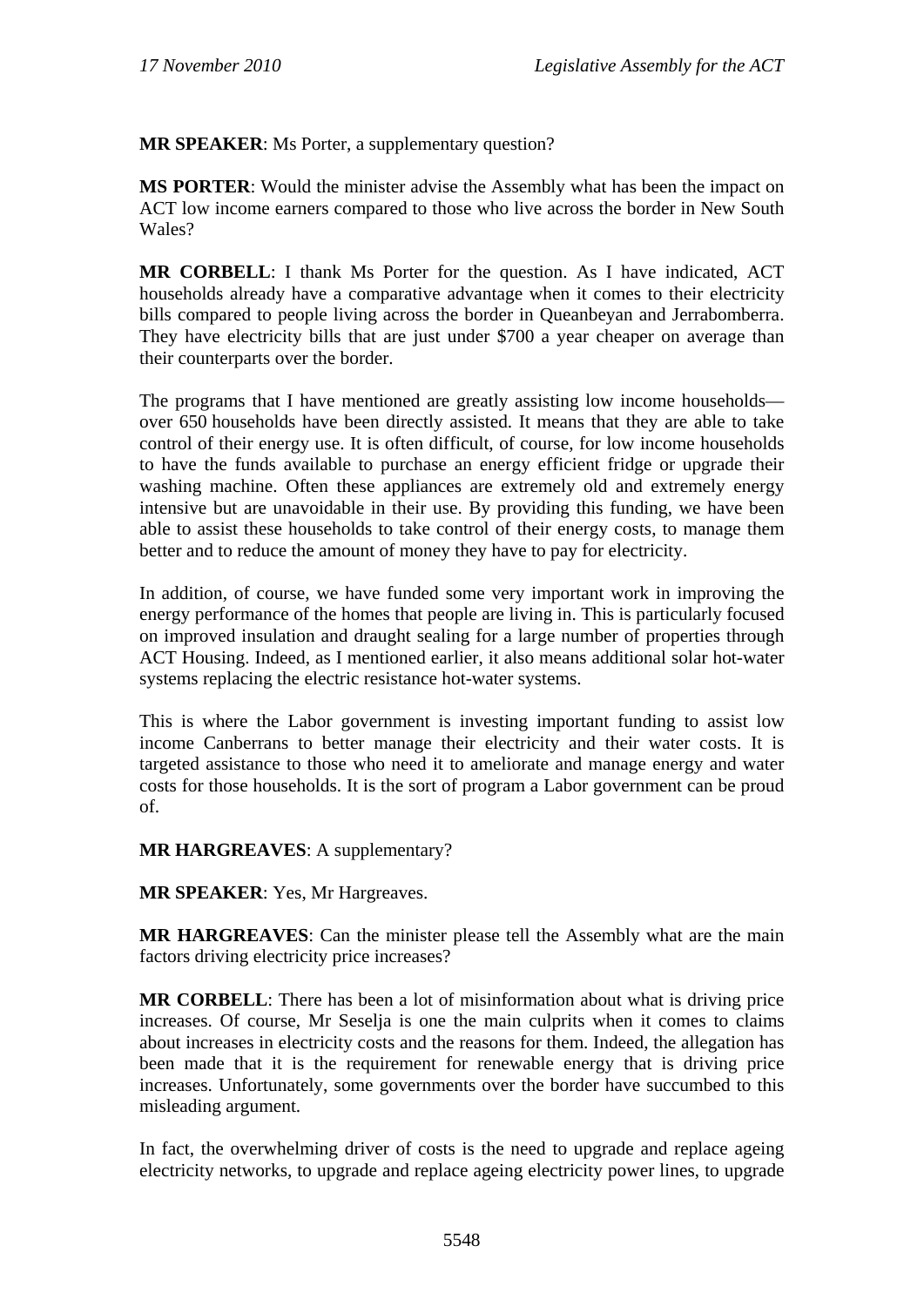**MR SPEAKER**: Ms Porter, a supplementary question?

**MS PORTER**: Would the minister advise the Assembly what has been the impact on ACT low income earners compared to those who live across the border in New South Wales?

**MR CORBELL**: I thank Ms Porter for the question. As I have indicated, ACT households already have a comparative advantage when it comes to their electricity bills compared to people living across the border in Queanbeyan and Jerrabomberra. They have electricity bills that are just under $700 a year cheaper on average than their counterparts over the border.

The programs that I have mentioned are greatly assisting low income households—over 650 households have been directly assisted. It means that they are able to take control of their energy use. It is often difficult, of course, for low income households to have the funds available to purchase an energy efficient fridge or upgrade their washing machine. Often these appliances are extremely old and extremely energy intensive but are unavoidable in their use. By providing this funding, we have been able to assist these households to take control of their energy costs, to manage them better and to reduce the amount of money they have to pay for electricity.

In addition, of course, we have funded some very important work in improving the energy performance of the homes that people are living in. This is particularly focused on improved insulation and draught sealing for a large number of properties through ACT Housing. Indeed, as I mentioned earlier, it also means additional solar hot-water systems replacing the electric resistance hot-water systems.

This is where the Labor government is investing important funding to assist low income Canberrans to better manage their electricity and their water costs. It is targeted assistance to those who need it to ameliorate and manage energy and water costs for those households. It is the sort of program a Labor government can be proud of.

**MR HARGREAVES**: A supplementary?

**MR SPEAKER**: Yes, Mr Hargreaves.

**MR HARGREAVES**: Can the minister please tell the Assembly what are the main factors driving electricity price increases?

**MR CORBELL**: There has been a lot of misinformation about what is driving price increases. Of course, Mr Seselja is one the main culprits when it comes to claims about increases in electricity costs and the reasons for them. Indeed, the allegation has been made that it is the requirement for renewable energy that is driving price increases. Unfortunately, some governments over the border have succumbed to this misleading argument.

In fact, the overwhelming driver of costs is the need to upgrade and replace ageing electricity networks, to upgrade and replace ageing electricity power lines, to upgrade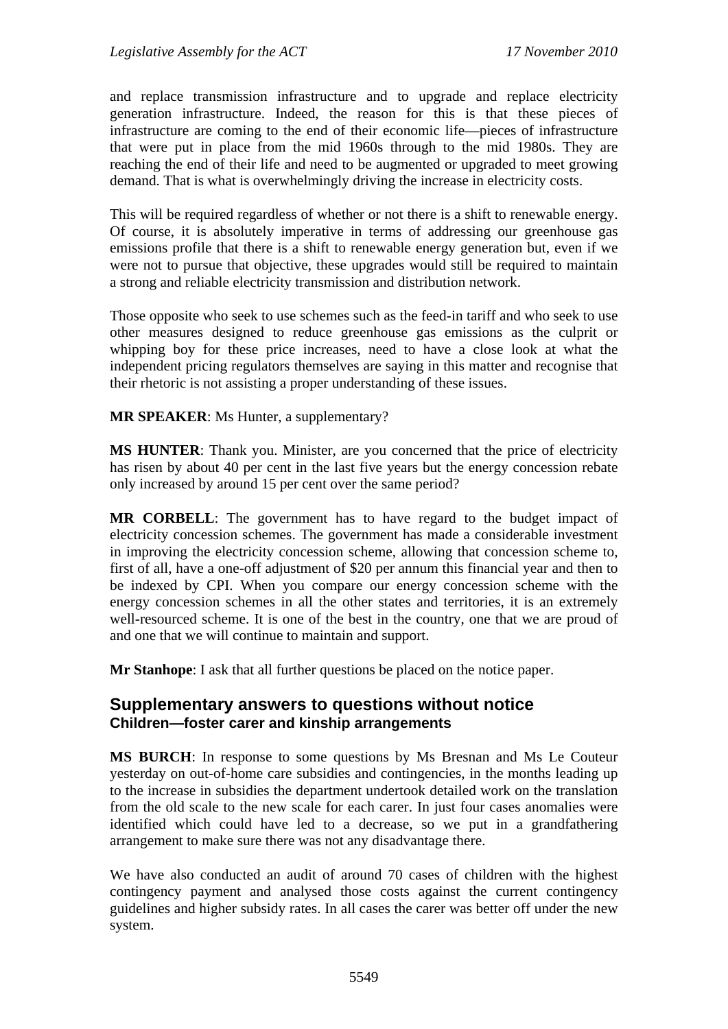and replace transmission infrastructure and to upgrade and replace electricity generation infrastructure. Indeed, the reason for this is that these pieces of infrastructure are coming to the end of their economic life—pieces of infrastructure that were put in place from the mid 1960s through to the mid 1980s. They are reaching the end of their life and need to be augmented or upgraded to meet growing demand. That is what is overwhelmingly driving the increase in electricity costs.

This will be required regardless of whether or not there is a shift to renewable energy. Of course, it is absolutely imperative in terms of addressing our greenhouse gas emissions profile that there is a shift to renewable energy generation but, even if we were not to pursue that objective, these upgrades would still be required to maintain a strong and reliable electricity transmission and distribution network.

Those opposite who seek to use schemes such as the feed-in tariff and who seek to use other measures designed to reduce greenhouse gas emissions as the culprit or whipping boy for these price increases, need to have a close look at what the independent pricing regulators themselves are saying in this matter and recognise that their rhetoric is not assisting a proper understanding of these issues.

**MR SPEAKER**: Ms Hunter, a supplementary?

**MS HUNTER**: Thank you. Minister, are you concerned that the price of electricity has risen by about 40 per cent in the last five years but the energy concession rebate only increased by around 15 per cent over the same period?

**MR CORBELL**: The government has to have regard to the budget impact of electricity concession schemes. The government has made a considerable investment in improving the electricity concession scheme, allowing that concession scheme to, first of all, have a one-off adjustment of $20 per annum this financial year and then to be indexed by CPI. When you compare our energy concession scheme with the energy concession schemes in all the other states and territories, it is an extremely well-resourced scheme. It is one of the best in the country, one that we are proud of and one that we will continue to maintain and support.

**Mr Stanhope**: I ask that all further questions be placed on the notice paper.

## Supplementary answers to questions without notice

### Children—foster carer and kinship arrangements

**MS BURCH**: In response to some questions by Ms Bresnan and Ms Le Couteur yesterday on out-of-home care subsidies and contingencies, in the months leading up to the increase in subsidies the department undertook detailed work on the translation from the old scale to the new scale for each carer. In just four cases anomalies were identified which could have led to a decrease, so we put in a grandfathering arrangement to make sure there was not any disadvantage there.

We have also conducted an audit of around 70 cases of children with the highest contingency payment and analysed those costs against the current contingency guidelines and higher subsidy rates. In all cases the carer was better off under the new system.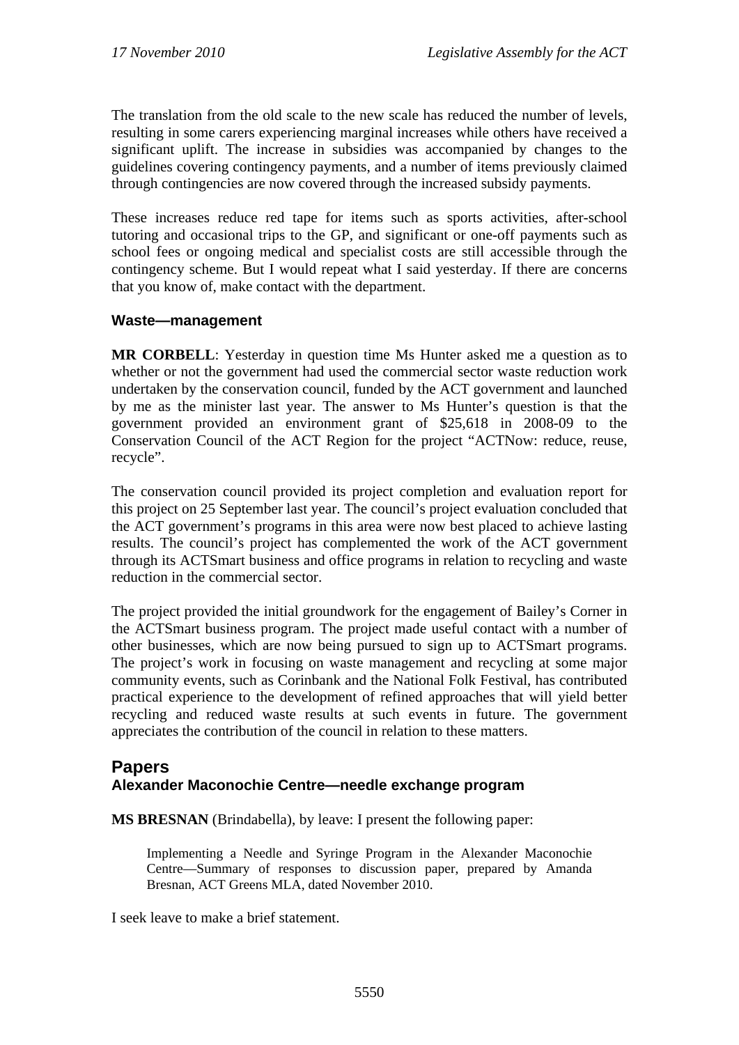The translation from the old scale to the new scale has reduced the number of levels, resulting in some carers experiencing marginal increases while others have received a significant uplift. The increase in subsidies was accompanied by changes to the guidelines covering contingency payments, and a number of items previously claimed through contingencies are now covered through the increased subsidy payments.

These increases reduce red tape for items such as sports activities, after-school tutoring and occasional trips to the GP, and significant or one-off payments such as school fees or ongoing medical and specialist costs are still accessible through the contingency scheme. But I would repeat what I said yesterday. If there are concerns that you know of, make contact with the department.

### Waste—management

**MR CORBELL**: Yesterday in question time Ms Hunter asked me a question as to whether or not the government had used the commercial sector waste reduction work undertaken by the conservation council, funded by the ACT government and launched by me as the minister last year. The answer to Ms Hunter's question is that the government provided an environment grant of $25,618 in 2008-09 to the Conservation Council of the ACT Region for the project "ACTNow: reduce, reuse, recycle".

The conservation council provided its project completion and evaluation report for this project on 25 September last year. The council's project evaluation concluded that the ACT government's programs in this area were now best placed to achieve lasting results. The council's project has complemented the work of the ACT government through its ACTSmart business and office programs in relation to recycling and waste reduction in the commercial sector.

The project provided the initial groundwork for the engagement of Bailey's Corner in the ACTSmart business program. The project made useful contact with a number of other businesses, which are now being pursued to sign up to ACTSmart programs. The project's work in focusing on waste management and recycling at some major community events, such as Corinbank and the National Folk Festival, has contributed practical experience to the development of refined approaches that will yield better recycling and reduced waste results at such events in future. The government appreciates the contribution of the council in relation to these matters.

## Papers

### Alexander Maconochie Centre—needle exchange program

**MS BRESNAN** (Brindabella), by leave: I present the following paper:

> Implementing a Needle and Syringe Program in the Alexander Maconochie Centre—Summary of responses to discussion paper, prepared by Amanda Bresnan, ACT Greens MLA, dated November 2010.

I seek leave to make a brief statement.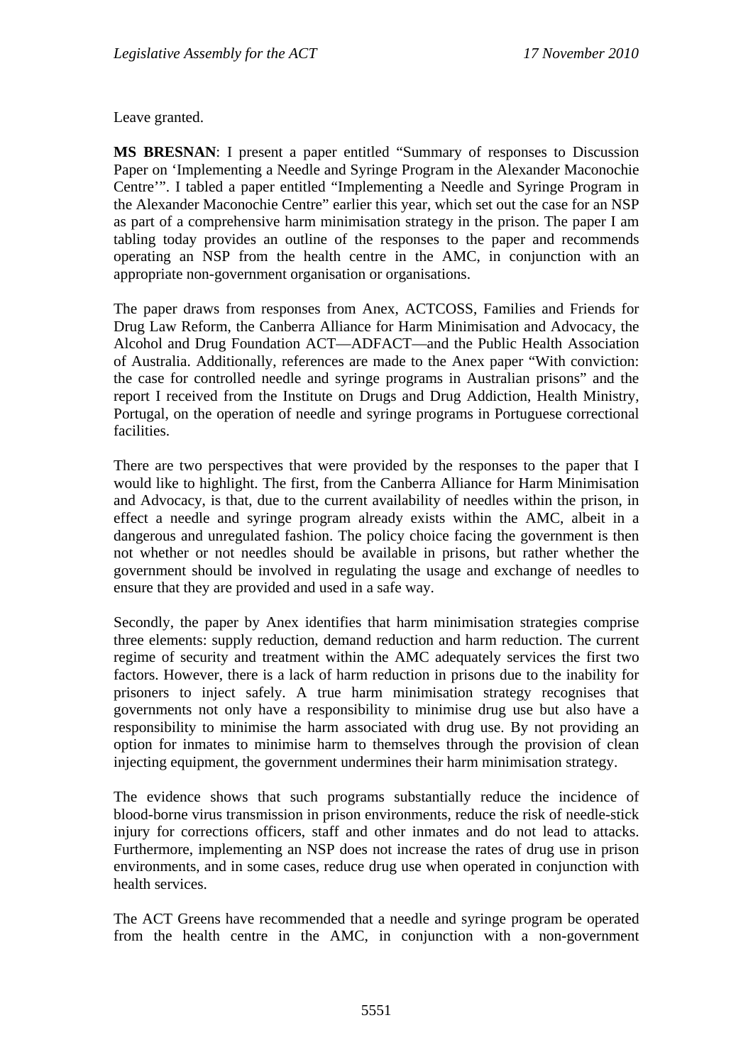Leave granted.

**MS BRESNAN**: I present a paper entitled "Summary of responses to Discussion Paper on 'Implementing a Needle and Syringe Program in the Alexander Maconochie Centre'". I tabled a paper entitled "Implementing a Needle and Syringe Program in the Alexander Maconochie Centre" earlier this year, which set out the case for an NSP as part of a comprehensive harm minimisation strategy in the prison. The paper I am tabling today provides an outline of the responses to the paper and recommends operating an NSP from the health centre in the AMC, in conjunction with an appropriate non-government organisation or organisations.

The paper draws from responses from Anex, ACTCOSS, Families and Friends for Drug Law Reform, the Canberra Alliance for Harm Minimisation and Advocacy, the Alcohol and Drug Foundation ACT—ADFACT—and the Public Health Association of Australia. Additionally, references are made to the Anex paper "With conviction: the case for controlled needle and syringe programs in Australian prisons" and the report I received from the Institute on Drugs and Drug Addiction, Health Ministry, Portugal, on the operation of needle and syringe programs in Portuguese correctional facilities.

There are two perspectives that were provided by the responses to the paper that I would like to highlight. The first, from the Canberra Alliance for Harm Minimisation and Advocacy, is that, due to the current availability of needles within the prison, in effect a needle and syringe program already exists within the AMC, albeit in a dangerous and unregulated fashion. The policy choice facing the government is then not whether or not needles should be available in prisons, but rather whether the government should be involved in regulating the usage and exchange of needles to ensure that they are provided and used in a safe way.

Secondly, the paper by Anex identifies that harm minimisation strategies comprise three elements: supply reduction, demand reduction and harm reduction. The current regime of security and treatment within the AMC adequately services the first two factors. However, there is a lack of harm reduction in prisons due to the inability for prisoners to inject safely. A true harm minimisation strategy recognises that governments not only have a responsibility to minimise drug use but also have a responsibility to minimise the harm associated with drug use. By not providing an option for inmates to minimise harm to themselves through the provision of clean injecting equipment, the government undermines their harm minimisation strategy.

The evidence shows that such programs substantially reduce the incidence of blood-borne virus transmission in prison environments, reduce the risk of needle-stick injury for corrections officers, staff and other inmates and do not lead to attacks. Furthermore, implementing an NSP does not increase the rates of drug use in prison environments, and in some cases, reduce drug use when operated in conjunction with health services.

The ACT Greens have recommended that a needle and syringe program be operated from the health centre in the AMC, in conjunction with a non-government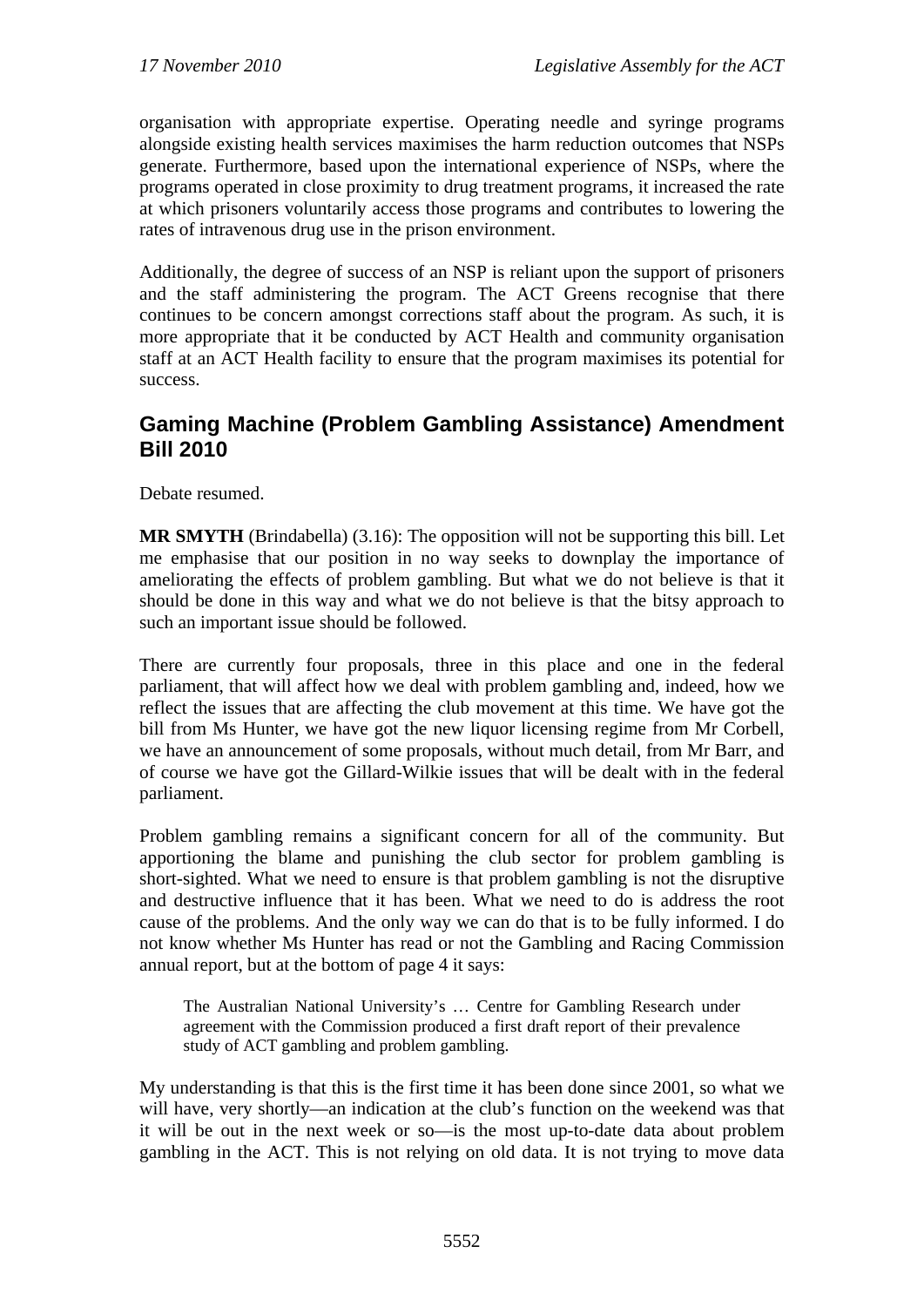organisation with appropriate expertise. Operating needle and syringe programs alongside existing health services maximises the harm reduction outcomes that NSPs generate. Furthermore, based upon the international experience of NSPs, where the programs operated in close proximity to drug treatment programs, it increased the rate at which prisoners voluntarily access those programs and contributes to lowering the rates of intravenous drug use in the prison environment.

Additionally, the degree of success of an NSP is reliant upon the support of prisoners and the staff administering the program. The ACT Greens recognise that there continues to be concern amongst corrections staff about the program. As such, it is more appropriate that it be conducted by ACT Health and community organisation staff at an ACT Health facility to ensure that the program maximises its potential for success.

## Gaming Machine (Problem Gambling Assistance) Amendment Bill 2010

Debate resumed.

**MR SMYTH** (Brindabella) (3.16): The opposition will not be supporting this bill. Let me emphasise that our position in no way seeks to downplay the importance of ameliorating the effects of problem gambling. But what we do not believe is that it should be done in this way and what we do not believe is that the bitsy approach to such an important issue should be followed.

There are currently four proposals, three in this place and one in the federal parliament, that will affect how we deal with problem gambling and, indeed, how we reflect the issues that are affecting the club movement at this time. We have got the bill from Ms Hunter, we have got the new liquor licensing regime from Mr Corbell, we have an announcement of some proposals, without much detail, from Mr Barr, and of course we have got the Gillard-Wilkie issues that will be dealt with in the federal parliament.

Problem gambling remains a significant concern for all of the community. But apportioning the blame and punishing the club sector for problem gambling is short-sighted. What we need to ensure is that problem gambling is not the disruptive and destructive influence that it has been. What we need to do is address the root cause of the problems. And the only way we can do that is to be fully informed. I do not know whether Ms Hunter has read or not the Gambling and Racing Commission annual report, but at the bottom of page 4 it says:

> The Australian National University's … Centre for Gambling Research under agreement with the Commission produced a first draft report of their prevalence study of ACT gambling and problem gambling.

My understanding is that this is the first time it has been done since 2001, so what we will have, very shortly—an indication at the club's function on the weekend was that it will be out in the next week or so—is the most up-to-date data about problem gambling in the ACT. This is not relying on old data. It is not trying to move data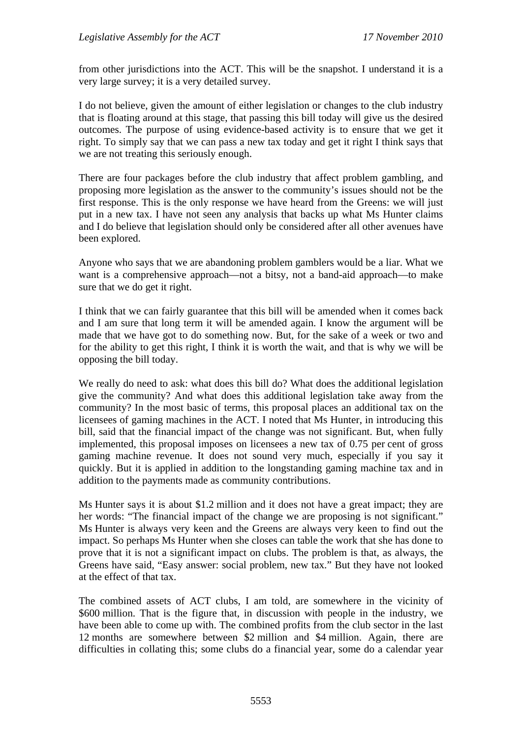from other jurisdictions into the ACT. This will be the snapshot. I understand it is a very large survey; it is a very detailed survey.

I do not believe, given the amount of either legislation or changes to the club industry that is floating around at this stage, that passing this bill today will give us the desired outcomes. The purpose of using evidence-based activity is to ensure that we get it right. To simply say that we can pass a new tax today and get it right I think says that we are not treating this seriously enough.

There are four packages before the club industry that affect problem gambling, and proposing more legislation as the answer to the community's issues should not be the first response. This is the only response we have heard from the Greens: we will just put in a new tax. I have not seen any analysis that backs up what Ms Hunter claims and I do believe that legislation should only be considered after all other avenues have been explored.

Anyone who says that we are abandoning problem gamblers would be a liar. What we want is a comprehensive approach—not a bitsy, not a band-aid approach—to make sure that we do get it right.

I think that we can fairly guarantee that this bill will be amended when it comes back and I am sure that long term it will be amended again. I know the argument will be made that we have got to do something now. But, for the sake of a week or two and for the ability to get this right, I think it is worth the wait, and that is why we will be opposing the bill today.

We really do need to ask: what does this bill do? What does the additional legislation give the community? And what does this additional legislation take away from the community? In the most basic of terms, this proposal places an additional tax on the licensees of gaming machines in the ACT. I noted that Ms Hunter, in introducing this bill, said that the financial impact of the change was not significant. But, when fully implemented, this proposal imposes on licensees a new tax of 0.75 per cent of gross gaming machine revenue. It does not sound very much, especially if you say it quickly. But it is applied in addition to the longstanding gaming machine tax and in addition to the payments made as community contributions.

Ms Hunter says it is about $1.2 million and it does not have a great impact; they are her words: "The financial impact of the change we are proposing is not significant." Ms Hunter is always very keen and the Greens are always very keen to find out the impact. So perhaps Ms Hunter when she closes can table the work that she has done to prove that it is not a significant impact on clubs. The problem is that, as always, the Greens have said, "Easy answer: social problem, new tax." But they have not looked at the effect of that tax.

The combined assets of ACT clubs, I am told, are somewhere in the vicinity of $600 million. That is the figure that, in discussion with people in the industry, we have been able to come up with. The combined profits from the club sector in the last 12 months are somewhere between $2 million and $4 million. Again, there are difficulties in collating this; some clubs do a financial year, some do a calendar year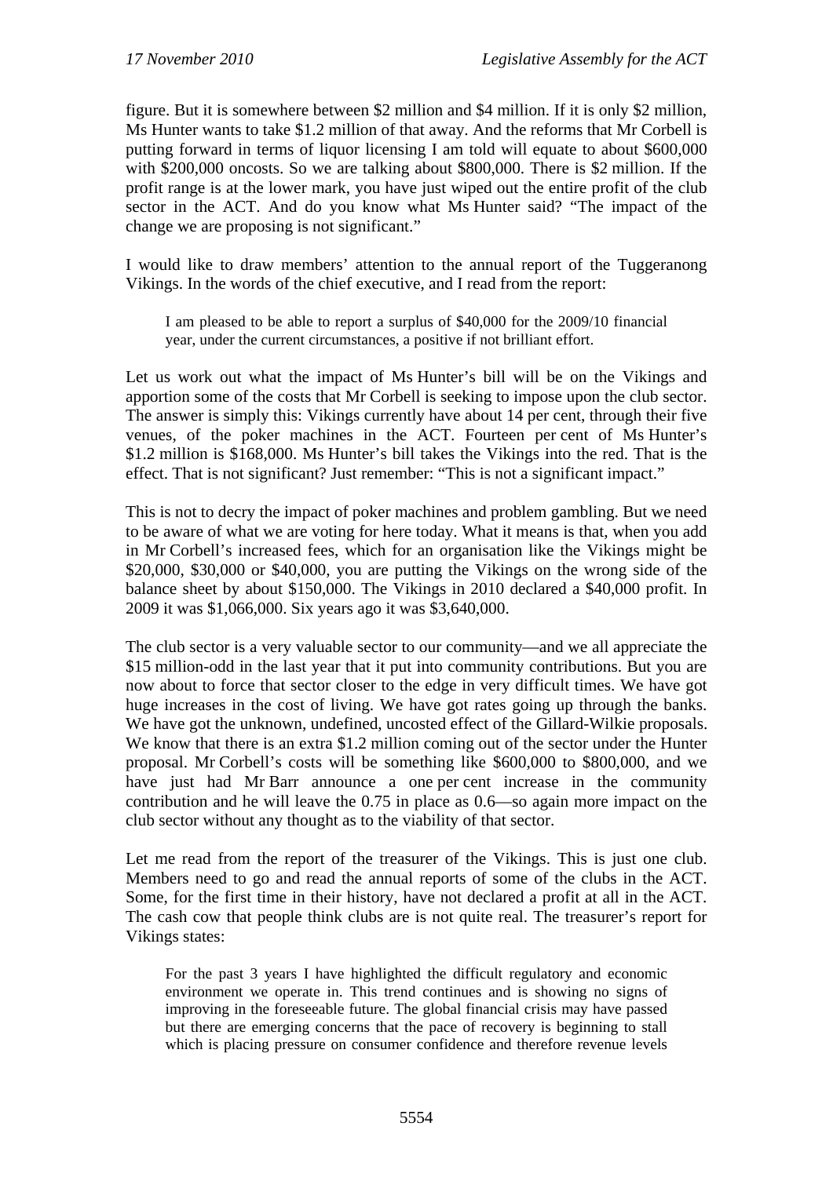figure. But it is somewhere between $2 million and $4 million. If it is only $2 million, Ms Hunter wants to take $1.2 million of that away. And the reforms that Mr Corbell is putting forward in terms of liquor licensing I am told will equate to about $600,000 with $200,000 oncosts. So we are talking about $800,000. There is $2 million. If the profit range is at the lower mark, you have just wiped out the entire profit of the club sector in the ACT. And do you know what Ms Hunter said? "The impact of the change we are proposing is not significant."

I would like to draw members' attention to the annual report of the Tuggeranong Vikings. In the words of the chief executive, and I read from the report:

> I am pleased to be able to report a surplus of $40,000 for the 2009/10 financial year, under the current circumstances, a positive if not brilliant effort.

Let us work out what the impact of Ms Hunter's bill will be on the Vikings and apportion some of the costs that Mr Corbell is seeking to impose upon the club sector. The answer is simply this: Vikings currently have about 14 per cent, through their five venues, of the poker machines in the ACT. Fourteen per cent of Ms Hunter's $1.2 million is $168,000. Ms Hunter's bill takes the Vikings into the red. That is the effect. That is not significant? Just remember: "This is not a significant impact."

This is not to decry the impact of poker machines and problem gambling. But we need to be aware of what we are voting for here today. What it means is that, when you add in Mr Corbell's increased fees, which for an organisation like the Vikings might be $20,000, $30,000 or $40,000, you are putting the Vikings on the wrong side of the balance sheet by about $150,000. The Vikings in 2010 declared a $40,000 profit. In 2009 it was $1,066,000. Six years ago it was $3,640,000.

The club sector is a very valuable sector to our community—and we all appreciate the $15 million-odd in the last year that it put into community contributions. But you are now about to force that sector closer to the edge in very difficult times. We have got huge increases in the cost of living. We have got rates going up through the banks. We have got the unknown, undefined, uncosted effect of the Gillard-Wilkie proposals. We know that there is an extra $1.2 million coming out of the sector under the Hunter proposal. Mr Corbell's costs will be something like $600,000 to $800,000, and we have just had Mr Barr announce a one per cent increase in the community contribution and he will leave the 0.75 in place as 0.6—so again more impact on the club sector without any thought as to the viability of that sector.

Let me read from the report of the treasurer of the Vikings. This is just one club. Members need to go and read the annual reports of some of the clubs in the ACT. Some, for the first time in their history, have not declared a profit at all in the ACT. The cash cow that people think clubs are is not quite real. The treasurer's report for Vikings states:

> For the past 3 years I have highlighted the difficult regulatory and economic environment we operate in. This trend continues and is showing no signs of improving in the foreseeable future. The global financial crisis may have passed but there are emerging concerns that the pace of recovery is beginning to stall which is placing pressure on consumer confidence and therefore revenue levels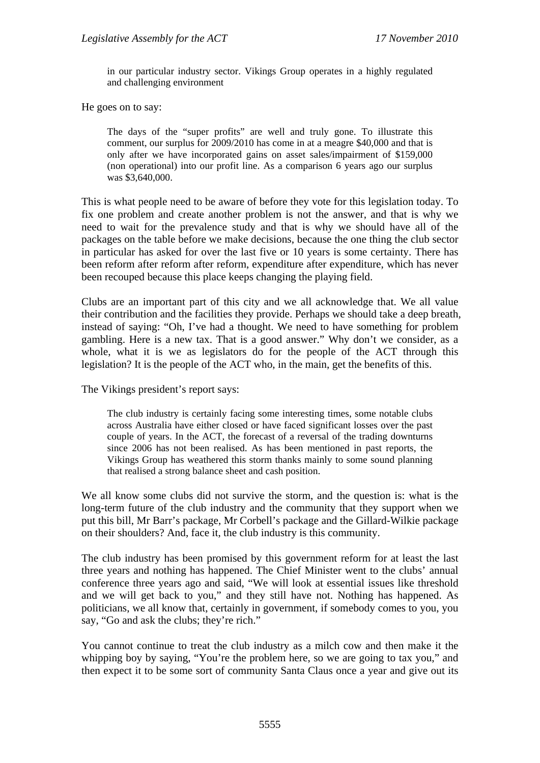> in our particular industry sector. Vikings Group operates in a highly regulated and challenging environment

He goes on to say:

> The days of the "super profits" are well and truly gone. To illustrate this comment, our surplus for 2009/2010 has come in at a meagre $40,000 and that is only after we have incorporated gains on asset sales/impairment of $159,000 (non operational) into our profit line. As a comparison 6 years ago our surplus was $3,640,000.

This is what people need to be aware of before they vote for this legislation today. To fix one problem and create another problem is not the answer, and that is why we need to wait for the prevalence study and that is why we should have all of the packages on the table before we make decisions, because the one thing the club sector in particular has asked for over the last five or 10 years is some certainty. There has been reform after reform after reform, expenditure after expenditure, which has never been recouped because this place keeps changing the playing field.

Clubs are an important part of this city and we all acknowledge that. We all value their contribution and the facilities they provide. Perhaps we should take a deep breath, instead of saying: "Oh, I've had a thought. We need to have something for problem gambling. Here is a new tax. That is a good answer." Why don't we consider, as a whole, what it is we as legislators do for the people of the ACT through this legislation? It is the people of the ACT who, in the main, get the benefits of this.

The Vikings president's report says:

> The club industry is certainly facing some interesting times, some notable clubs across Australia have either closed or have faced significant losses over the past couple of years. In the ACT, the forecast of a reversal of the trading downturns since 2006 has not been realised. As has been mentioned in past reports, the Vikings Group has weathered this storm thanks mainly to some sound planning that realised a strong balance sheet and cash position.

We all know some clubs did not survive the storm, and the question is: what is the long-term future of the club industry and the community that they support when we put this bill, Mr Barr's package, Mr Corbell's package and the Gillard-Wilkie package on their shoulders? And, face it, the club industry is this community.

The club industry has been promised by this government reform for at least the last three years and nothing has happened. The Chief Minister went to the clubs' annual conference three years ago and said, "We will look at essential issues like threshold and we will get back to you," and they still have not. Nothing has happened. As politicians, we all know that, certainly in government, if somebody comes to you, you say, "Go and ask the clubs; they're rich."

You cannot continue to treat the club industry as a milch cow and then make it the whipping boy by saying, "You're the problem here, so we are going to tax you," and then expect it to be some sort of community Santa Claus once a year and give out its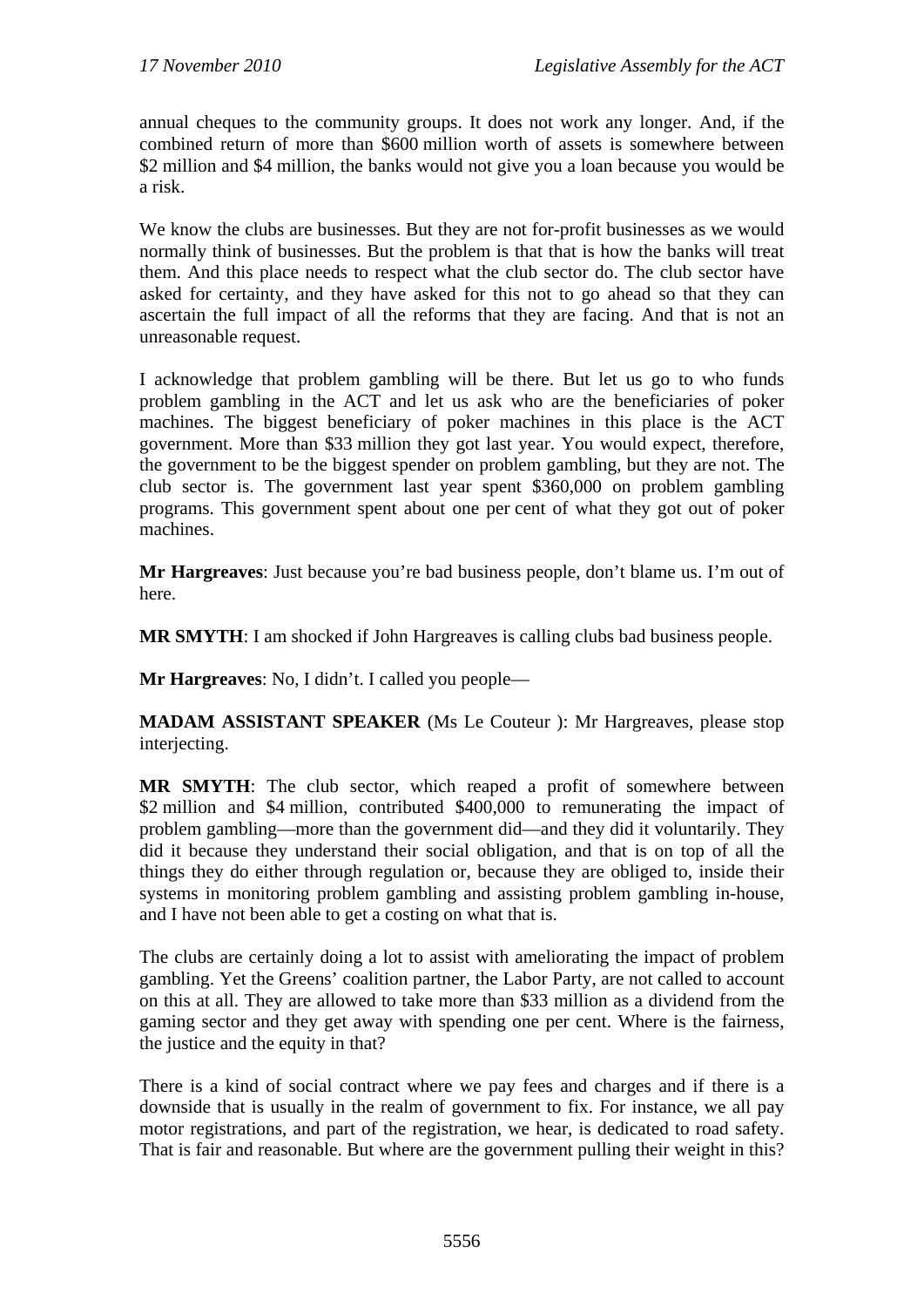annual cheques to the community groups. It does not work any longer. And, if the combined return of more than $600 million worth of assets is somewhere between $2 million and $4 million, the banks would not give you a loan because you would be a risk.

We know the clubs are businesses. But they are not for-profit businesses as we would normally think of businesses. But the problem is that that is how the banks will treat them. And this place needs to respect what the club sector do. The club sector have asked for certainty, and they have asked for this not to go ahead so that they can ascertain the full impact of all the reforms that they are facing. And that is not an unreasonable request.

I acknowledge that problem gambling will be there. But let us go to who funds problem gambling in the ACT and let us ask who are the beneficiaries of poker machines. The biggest beneficiary of poker machines in this place is the ACT government. More than $33 million they got last year. You would expect, therefore, the government to be the biggest spender on problem gambling, but they are not. The club sector is. The government last year spent $360,000 on problem gambling programs. This government spent about one per cent of what they got out of poker machines.

**Mr Hargreaves**: Just because you're bad business people, don't blame us. I'm out of here.

**MR SMYTH**: I am shocked if John Hargreaves is calling clubs bad business people.

**Mr Hargreaves**: No, I didn't. I called you people—

**MADAM ASSISTANT SPEAKER** (Ms Le Couteur ): Mr Hargreaves, please stop interjecting.

**MR SMYTH**: The club sector, which reaped a profit of somewhere between $2 million and $4 million, contributed $400,000 to remunerating the impact of problem gambling—more than the government did—and they did it voluntarily. They did it because they understand their social obligation, and that is on top of all the things they do either through regulation or, because they are obliged to, inside their systems in monitoring problem gambling and assisting problem gambling in-house, and I have not been able to get a costing on what that is.

The clubs are certainly doing a lot to assist with ameliorating the impact of problem gambling. Yet the Greens' coalition partner, the Labor Party, are not called to account on this at all. They are allowed to take more than $33 million as a dividend from the gaming sector and they get away with spending one per cent. Where is the fairness, the justice and the equity in that?

There is a kind of social contract where we pay fees and charges and if there is a downside that is usually in the realm of government to fix. For instance, we all pay motor registrations, and part of the registration, we hear, is dedicated to road safety. That is fair and reasonable. But where are the government pulling their weight in this?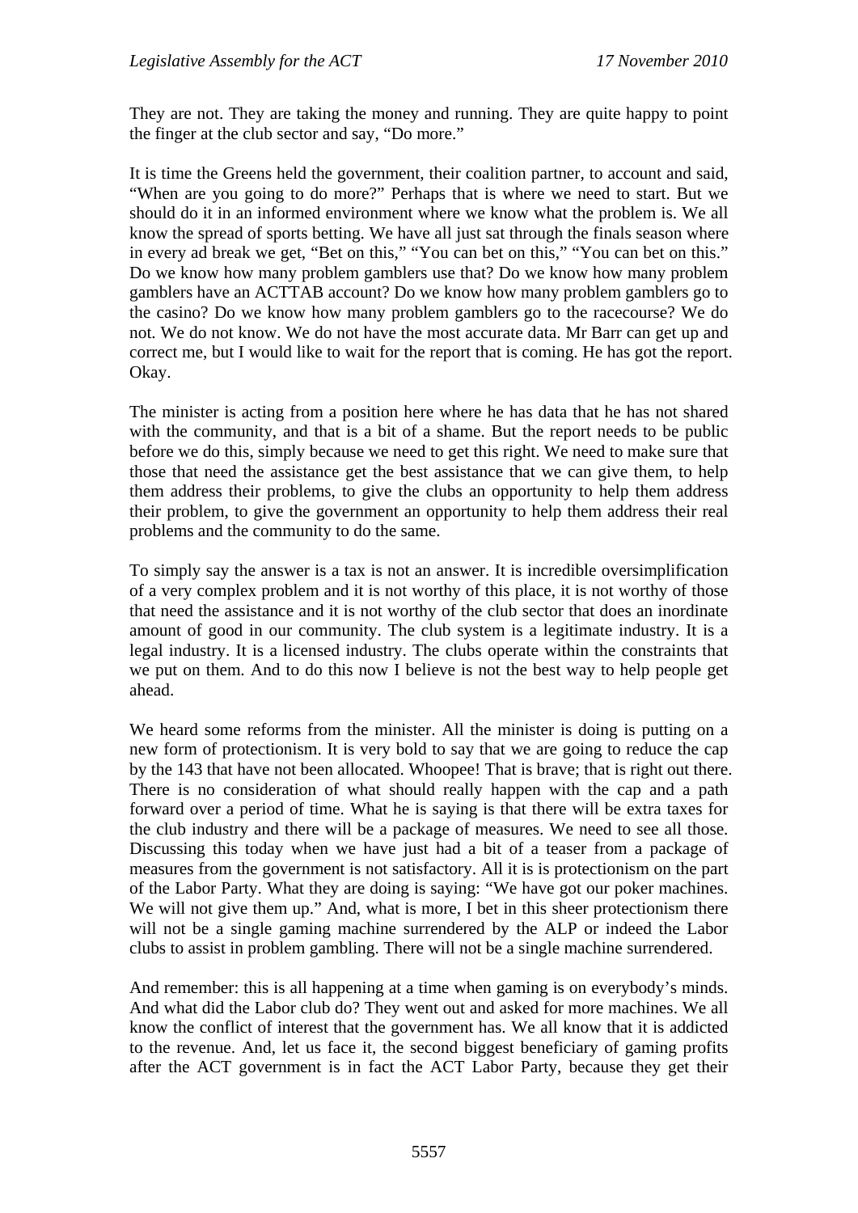They are not. They are taking the money and running. They are quite happy to point the finger at the club sector and say, "Do more."

It is time the Greens held the government, their coalition partner, to account and said, "When are you going to do more?" Perhaps that is where we need to start. But we should do it in an informed environment where we know what the problem is. We all know the spread of sports betting. We have all just sat through the finals season where in every ad break we get, "Bet on this," "You can bet on this," "You can bet on this." Do we know how many problem gamblers use that? Do we know how many problem gamblers have an ACTTAB account? Do we know how many problem gamblers go to the casino? Do we know how many problem gamblers go to the racecourse? We do not. We do not know. We do not have the most accurate data. Mr Barr can get up and correct me, but I would like to wait for the report that is coming. He has got the report. Okay.

The minister is acting from a position here where he has data that he has not shared with the community, and that is a bit of a shame. But the report needs to be public before we do this, simply because we need to get this right. We need to make sure that those that need the assistance get the best assistance that we can give them, to help them address their problems, to give the clubs an opportunity to help them address their problem, to give the government an opportunity to help them address their real problems and the community to do the same.

To simply say the answer is a tax is not an answer. It is incredible oversimplification of a very complex problem and it is not worthy of this place, it is not worthy of those that need the assistance and it is not worthy of the club sector that does an inordinate amount of good in our community. The club system is a legitimate industry. It is a legal industry. It is a licensed industry. The clubs operate within the constraints that we put on them. And to do this now I believe is not the best way to help people get ahead.

We heard some reforms from the minister. All the minister is doing is putting on a new form of protectionism. It is very bold to say that we are going to reduce the cap by the 143 that have not been allocated. Whoopee! That is brave; that is right out there. There is no consideration of what should really happen with the cap and a path forward over a period of time. What he is saying is that there will be extra taxes for the club industry and there will be a package of measures. We need to see all those. Discussing this today when we have just had a bit of a teaser from a package of measures from the government is not satisfactory. All it is is protectionism on the part of the Labor Party. What they are doing is saying: "We have got our poker machines. We will not give them up." And, what is more, I bet in this sheer protectionism there will not be a single gaming machine surrendered by the ALP or indeed the Labor clubs to assist in problem gambling. There will not be a single machine surrendered.

And remember: this is all happening at a time when gaming is on everybody's minds. And what did the Labor club do? They went out and asked for more machines. We all know the conflict of interest that the government has. We all know that it is addicted to the revenue. And, let us face it, the second biggest beneficiary of gaming profits after the ACT government is in fact the ACT Labor Party, because they get their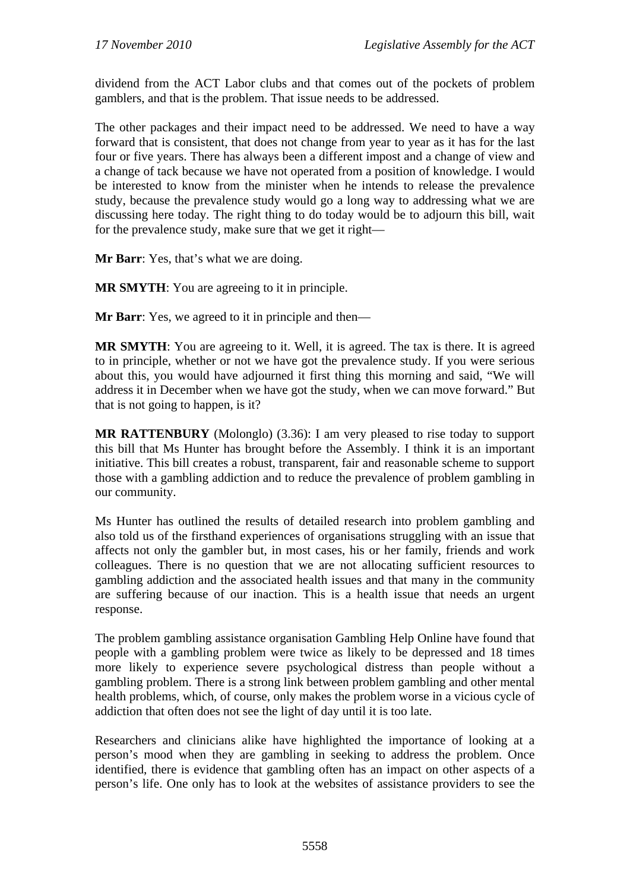dividend from the ACT Labor clubs and that comes out of the pockets of problem gamblers, and that is the problem. That issue needs to be addressed.

The other packages and their impact need to be addressed. We need to have a way forward that is consistent, that does not change from year to year as it has for the last four or five years. There has always been a different impost and a change of view and a change of tack because we have not operated from a position of knowledge. I would be interested to know from the minister when he intends to release the prevalence study, because the prevalence study would go a long way to addressing what we are discussing here today. The right thing to do today would be to adjourn this bill, wait for the prevalence study, make sure that we get it right—

**Mr Barr**: Yes, that's what we are doing.

**MR SMYTH**: You are agreeing to it in principle.

**Mr Barr**: Yes, we agreed to it in principle and then—

**MR SMYTH**: You are agreeing to it. Well, it is agreed. The tax is there. It is agreed to in principle, whether or not we have got the prevalence study. If you were serious about this, you would have adjourned it first thing this morning and said, "We will address it in December when we have got the study, when we can move forward." But that is not going to happen, is it?

**MR RATTENBURY** (Molonglo) (3.36): I am very pleased to rise today to support this bill that Ms Hunter has brought before the Assembly. I think it is an important initiative. This bill creates a robust, transparent, fair and reasonable scheme to support those with a gambling addiction and to reduce the prevalence of problem gambling in our community.

Ms Hunter has outlined the results of detailed research into problem gambling and also told us of the firsthand experiences of organisations struggling with an issue that affects not only the gambler but, in most cases, his or her family, friends and work colleagues. There is no question that we are not allocating sufficient resources to gambling addiction and the associated health issues and that many in the community are suffering because of our inaction. This is a health issue that needs an urgent response.

The problem gambling assistance organisation Gambling Help Online have found that people with a gambling problem were twice as likely to be depressed and 18 times more likely to experience severe psychological distress than people without a gambling problem. There is a strong link between problem gambling and other mental health problems, which, of course, only makes the problem worse in a vicious cycle of addiction that often does not see the light of day until it is too late.

Researchers and clinicians alike have highlighted the importance of looking at a person's mood when they are gambling in seeking to address the problem. Once identified, there is evidence that gambling often has an impact on other aspects of a person's life. One only has to look at the websites of assistance providers to see the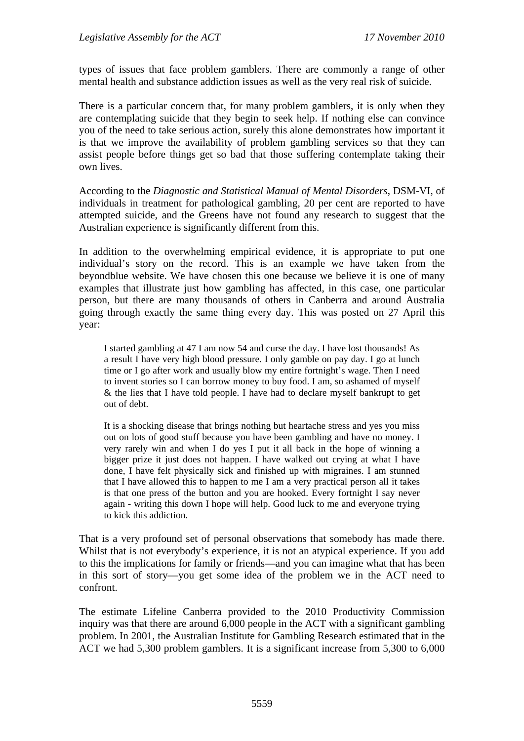types of issues that face problem gamblers. There are commonly a range of other mental health and substance addiction issues as well as the very real risk of suicide.

There is a particular concern that, for many problem gamblers, it is only when they are contemplating suicide that they begin to seek help. If nothing else can convince you of the need to take serious action, surely this alone demonstrates how important it is that we improve the availability of problem gambling services so that they can assist people before things get so bad that those suffering contemplate taking their own lives.

According to the *Diagnostic and Statistical Manual of Mental Disorders*, DSM-VI, of individuals in treatment for pathological gambling, 20 per cent are reported to have attempted suicide, and the Greens have not found any research to suggest that the Australian experience is significantly different from this.

In addition to the overwhelming empirical evidence, it is appropriate to put one individual's story on the record. This is an example we have taken from the beyondblue website. We have chosen this one because we believe it is one of many examples that illustrate just how gambling has affected, in this case, one particular person, but there are many thousands of others in Canberra and around Australia going through exactly the same thing every day. This was posted on 27 April this year:

> I started gambling at 47 I am now 54 and curse the day. I have lost thousands! As a result I have very high blood pressure. I only gamble on pay day. I go at lunch time or I go after work and usually blow my entire fortnight's wage. Then I need to invent stories so I can borrow money to buy food. I am, so ashamed of myself & the lies that I have told people. I have had to declare myself bankrupt to get out of debt.
>
> It is a shocking disease that brings nothing but heartache stress and yes you miss out on lots of good stuff because you have been gambling and have no money. I very rarely win and when I do yes I put it all back in the hope of winning a bigger prize it just does not happen. I have walked out crying at what I have done, I have felt physically sick and finished up with migraines. I am stunned that I have allowed this to happen to me I am a very practical person all it takes is that one press of the button and you are hooked. Every fortnight I say never again - writing this down I hope will help. Good luck to me and everyone trying to kick this addiction.

That is a very profound set of personal observations that somebody has made there. Whilst that is not everybody's experience, it is not an atypical experience. If you add to this the implications for family or friends—and you can imagine what that has been in this sort of story—you get some idea of the problem we in the ACT need to confront.

The estimate Lifeline Canberra provided to the 2010 Productivity Commission inquiry was that there are around 6,000 people in the ACT with a significant gambling problem. In 2001, the Australian Institute for Gambling Research estimated that in the ACT we had 5,300 problem gamblers. It is a significant increase from 5,300 to 6,000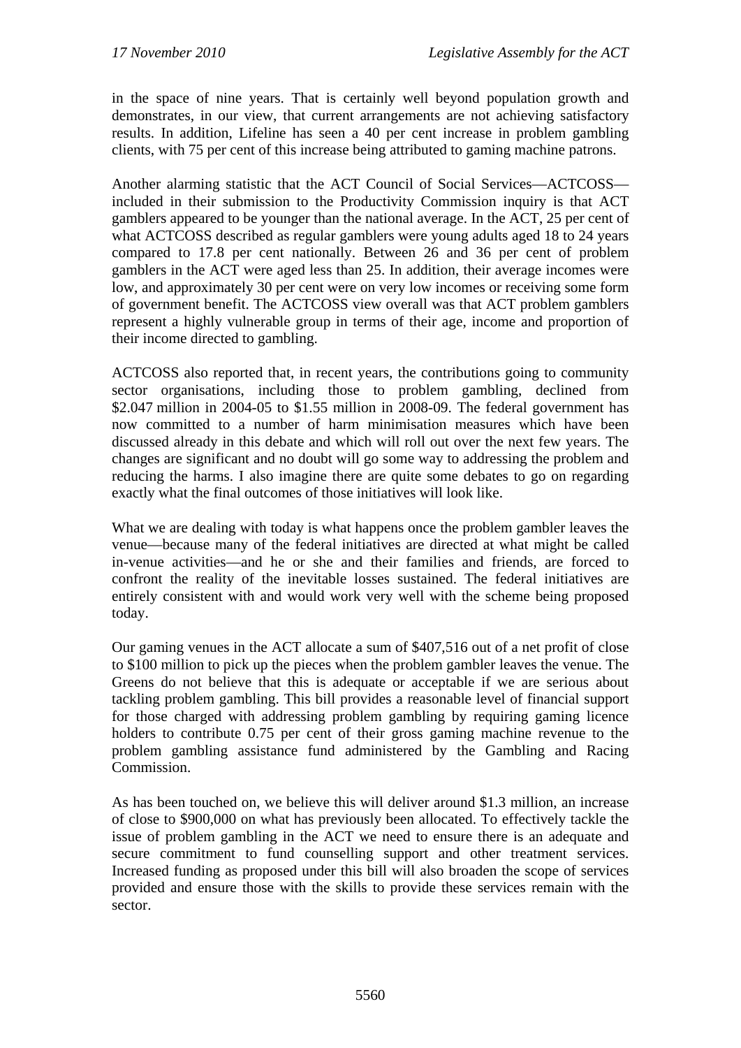in the space of nine years. That is certainly well beyond population growth and demonstrates, in our view, that current arrangements are not achieving satisfactory results. In addition, Lifeline has seen a 40 per cent increase in problem gambling clients, with 75 per cent of this increase being attributed to gaming machine patrons.

Another alarming statistic that the ACT Council of Social Services—ACTCOSS—included in their submission to the Productivity Commission inquiry is that ACT gamblers appeared to be younger than the national average. In the ACT, 25 per cent of what ACTCOSS described as regular gamblers were young adults aged 18 to 24 years compared to 17.8 per cent nationally. Between 26 and 36 per cent of problem gamblers in the ACT were aged less than 25. In addition, their average incomes were low, and approximately 30 per cent were on very low incomes or receiving some form of government benefit. The ACTCOSS view overall was that ACT problem gamblers represent a highly vulnerable group in terms of their age, income and proportion of their income directed to gambling.

ACTCOSS also reported that, in recent years, the contributions going to community sector organisations, including those to problem gambling, declined from $2.047 million in 2004-05 to $1.55 million in 2008-09. The federal government has now committed to a number of harm minimisation measures which have been discussed already in this debate and which will roll out over the next few years. The changes are significant and no doubt will go some way to addressing the problem and reducing the harms. I also imagine there are quite some debates to go on regarding exactly what the final outcomes of those initiatives will look like.

What we are dealing with today is what happens once the problem gambler leaves the venue—because many of the federal initiatives are directed at what might be called in-venue activities—and he or she and their families and friends, are forced to confront the reality of the inevitable losses sustained. The federal initiatives are entirely consistent with and would work very well with the scheme being proposed today.

Our gaming venues in the ACT allocate a sum of $407,516 out of a net profit of close to $100 million to pick up the pieces when the problem gambler leaves the venue. The Greens do not believe that this is adequate or acceptable if we are serious about tackling problem gambling. This bill provides a reasonable level of financial support for those charged with addressing problem gambling by requiring gaming licence holders to contribute 0.75 per cent of their gross gaming machine revenue to the problem gambling assistance fund administered by the Gambling and Racing Commission.

As has been touched on, we believe this will deliver around $1.3 million, an increase of close to $900,000 on what has previously been allocated. To effectively tackle the issue of problem gambling in the ACT we need to ensure there is an adequate and secure commitment to fund counselling support and other treatment services. Increased funding as proposed under this bill will also broaden the scope of services provided and ensure those with the skills to provide these services remain with the sector.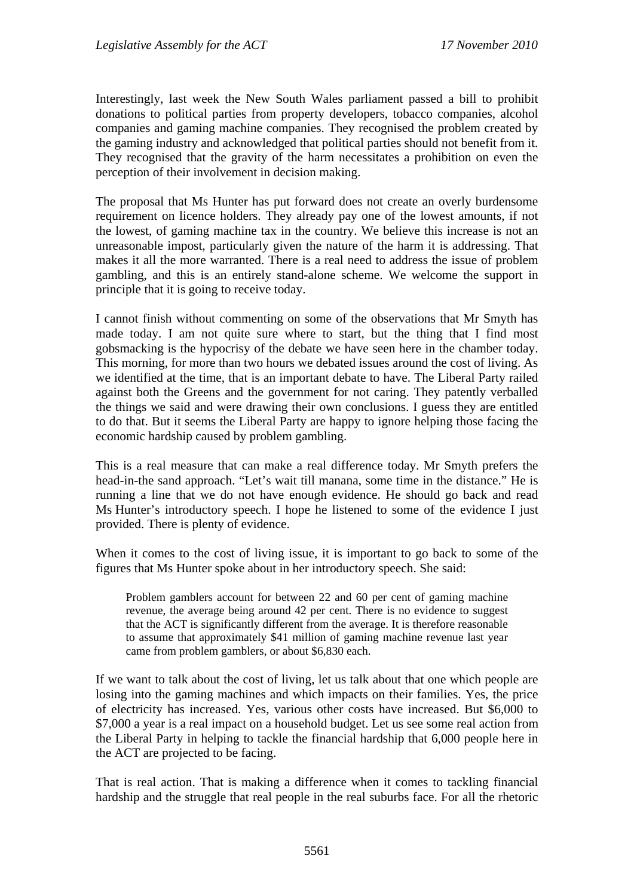Interestingly, last week the New South Wales parliament passed a bill to prohibit donations to political parties from property developers, tobacco companies, alcohol companies and gaming machine companies. They recognised the problem created by the gaming industry and acknowledged that political parties should not benefit from it. They recognised that the gravity of the harm necessitates a prohibition on even the perception of their involvement in decision making.

The proposal that Ms Hunter has put forward does not create an overly burdensome requirement on licence holders. They already pay one of the lowest amounts, if not the lowest, of gaming machine tax in the country. We believe this increase is not an unreasonable impost, particularly given the nature of the harm it is addressing. That makes it all the more warranted. There is a real need to address the issue of problem gambling, and this is an entirely stand-alone scheme. We welcome the support in principle that it is going to receive today.

I cannot finish without commenting on some of the observations that Mr Smyth has made today. I am not quite sure where to start, but the thing that I find most gobsmacking is the hypocrisy of the debate we have seen here in the chamber today. This morning, for more than two hours we debated issues around the cost of living. As we identified at the time, that is an important debate to have. The Liberal Party railed against both the Greens and the government for not caring. They patently verballed the things we said and were drawing their own conclusions. I guess they are entitled to do that. But it seems the Liberal Party are happy to ignore helping those facing the economic hardship caused by problem gambling.

This is a real measure that can make a real difference today. Mr Smyth prefers the head-in-the sand approach. "Let's wait till manana, some time in the distance." He is running a line that we do not have enough evidence. He should go back and read Ms Hunter's introductory speech. I hope he listened to some of the evidence I just provided. There is plenty of evidence.

When it comes to the cost of living issue, it is important to go back to some of the figures that Ms Hunter spoke about in her introductory speech. She said:

> Problem gamblers account for between 22 and 60 per cent of gaming machine revenue, the average being around 42 per cent. There is no evidence to suggest that the ACT is significantly different from the average. It is therefore reasonable to assume that approximately $41 million of gaming machine revenue last year came from problem gamblers, or about $6,830 each.

If we want to talk about the cost of living, let us talk about that one which people are losing into the gaming machines and which impacts on their families. Yes, the price of electricity has increased. Yes, various other costs have increased. But $6,000 to $7,000 a year is a real impact on a household budget. Let us see some real action from the Liberal Party in helping to tackle the financial hardship that 6,000 people here in the ACT are projected to be facing.

That is real action. That is making a difference when it comes to tackling financial hardship and the struggle that real people in the real suburbs face. For all the rhetoric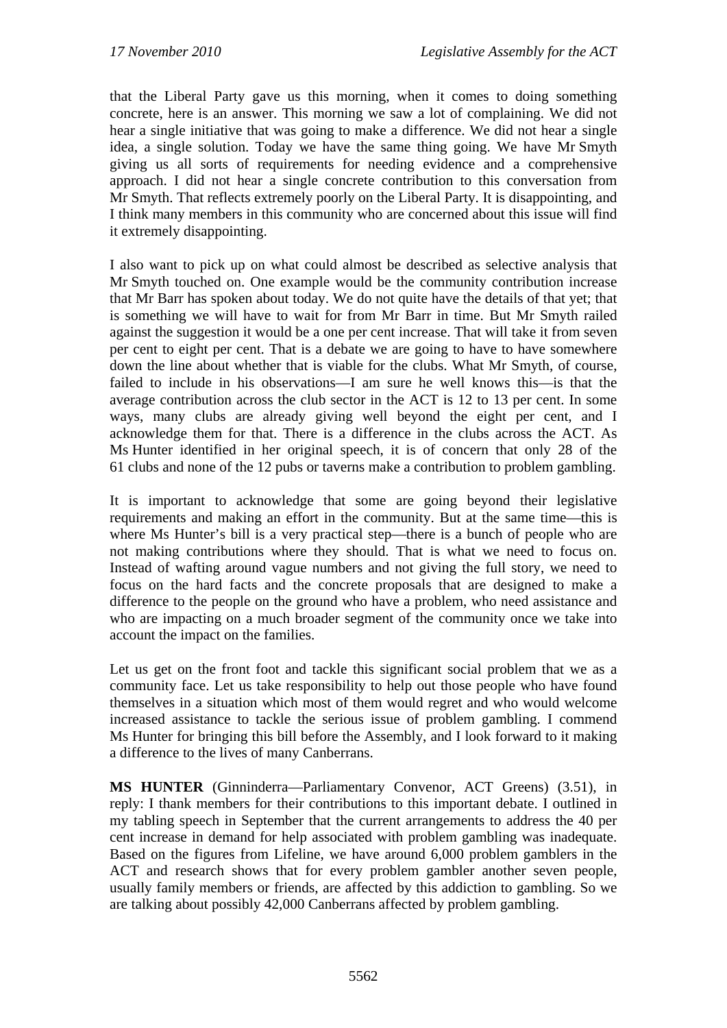that the Liberal Party gave us this morning, when it comes to doing something concrete, here is an answer. This morning we saw a lot of complaining. We did not hear a single initiative that was going to make a difference. We did not hear a single idea, a single solution. Today we have the same thing going. We have Mr Smyth giving us all sorts of requirements for needing evidence and a comprehensive approach. I did not hear a single concrete contribution to this conversation from Mr Smyth. That reflects extremely poorly on the Liberal Party. It is disappointing, and I think many members in this community who are concerned about this issue will find it extremely disappointing.

I also want to pick up on what could almost be described as selective analysis that Mr Smyth touched on. One example would be the community contribution increase that Mr Barr has spoken about today. We do not quite have the details of that yet; that is something we will have to wait for from Mr Barr in time. But Mr Smyth railed against the suggestion it would be a one per cent increase. That will take it from seven per cent to eight per cent. That is a debate we are going to have to have somewhere down the line about whether that is viable for the clubs. What Mr Smyth, of course, failed to include in his observations—I am sure he well knows this—is that the average contribution across the club sector in the ACT is 12 to 13 per cent. In some ways, many clubs are already giving well beyond the eight per cent, and I acknowledge them for that. There is a difference in the clubs across the ACT. As Ms Hunter identified in her original speech, it is of concern that only 28 of the 61 clubs and none of the 12 pubs or taverns make a contribution to problem gambling.

It is important to acknowledge that some are going beyond their legislative requirements and making an effort in the community. But at the same time—this is where Ms Hunter's bill is a very practical step—there is a bunch of people who are not making contributions where they should. That is what we need to focus on. Instead of wafting around vague numbers and not giving the full story, we need to focus on the hard facts and the concrete proposals that are designed to make a difference to the people on the ground who have a problem, who need assistance and who are impacting on a much broader segment of the community once we take into account the impact on the families.

Let us get on the front foot and tackle this significant social problem that we as a community face. Let us take responsibility to help out those people who have found themselves in a situation which most of them would regret and who would welcome increased assistance to tackle the serious issue of problem gambling. I commend Ms Hunter for bringing this bill before the Assembly, and I look forward to it making a difference to the lives of many Canberrans.

**MS HUNTER** (Ginninderra—Parliamentary Convenor, ACT Greens) (3.51), in reply: I thank members for their contributions to this important debate. I outlined in my tabling speech in September that the current arrangements to address the 40 per cent increase in demand for help associated with problem gambling was inadequate. Based on the figures from Lifeline, we have around 6,000 problem gamblers in the ACT and research shows that for every problem gambler another seven people, usually family members or friends, are affected by this addiction to gambling. So we are talking about possibly 42,000 Canberrans affected by problem gambling.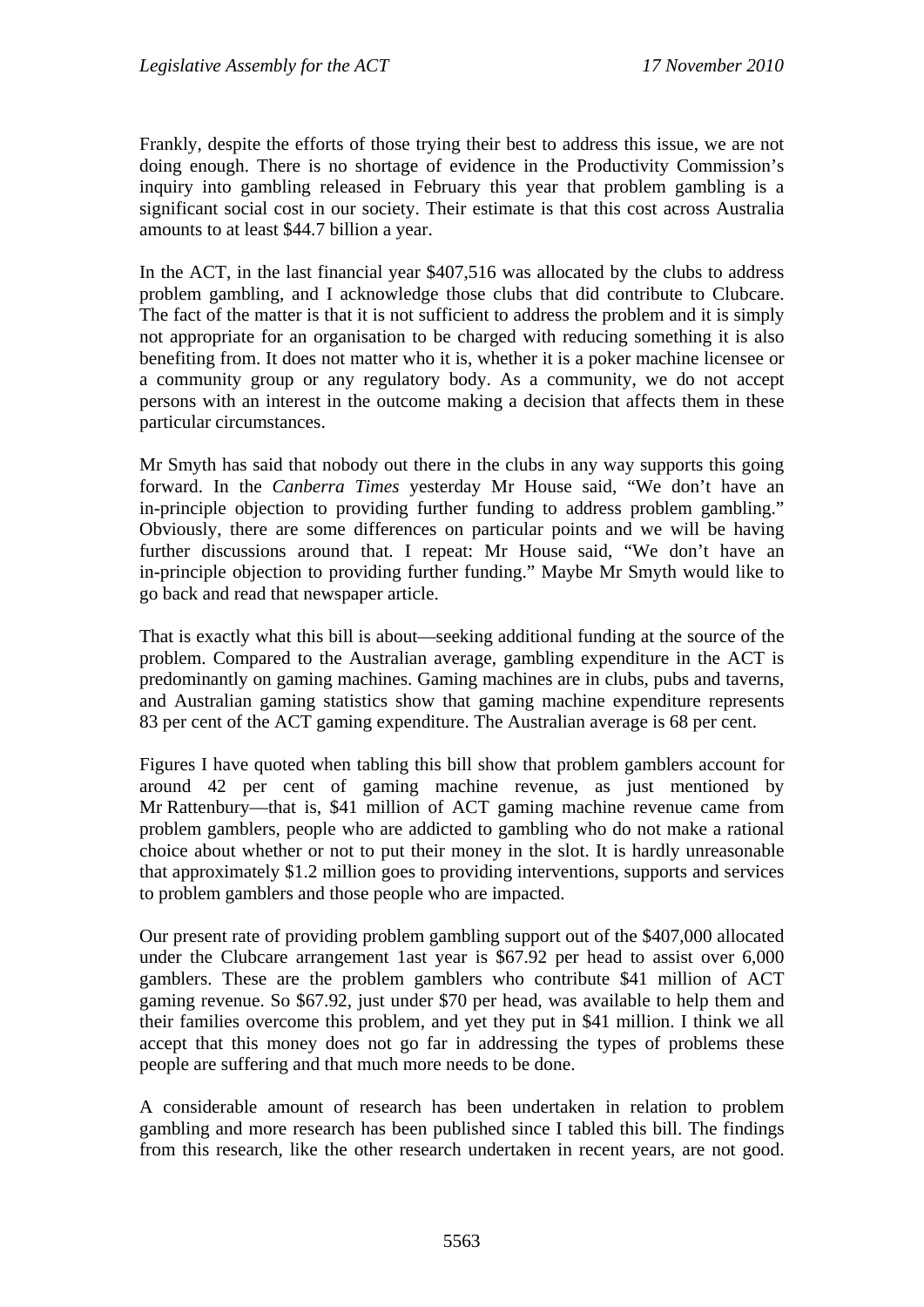Frankly, despite the efforts of those trying their best to address this issue, we are not doing enough. There is no shortage of evidence in the Productivity Commission's inquiry into gambling released in February this year that problem gambling is a significant social cost in our society. Their estimate is that this cost across Australia amounts to at least $44.7 billion a year.

In the ACT, in the last financial year $407,516 was allocated by the clubs to address problem gambling, and I acknowledge those clubs that did contribute to Clubcare. The fact of the matter is that it is not sufficient to address the problem and it is simply not appropriate for an organisation to be charged with reducing something it is also benefiting from. It does not matter who it is, whether it is a poker machine licensee or a community group or any regulatory body. As a community, we do not accept persons with an interest in the outcome making a decision that affects them in these particular circumstances.

Mr Smyth has said that nobody out there in the clubs in any way supports this going forward. In the *Canberra Times* yesterday Mr House said, "We don't have an in-principle objection to providing further funding to address problem gambling." Obviously, there are some differences on particular points and we will be having further discussions around that. I repeat: Mr House said, "We don't have an in-principle objection to providing further funding." Maybe Mr Smyth would like to go back and read that newspaper article.

That is exactly what this bill is about—seeking additional funding at the source of the problem. Compared to the Australian average, gambling expenditure in the ACT is predominantly on gaming machines. Gaming machines are in clubs, pubs and taverns, and Australian gaming statistics show that gaming machine expenditure represents 83 per cent of the ACT gaming expenditure. The Australian average is 68 per cent.

Figures I have quoted when tabling this bill show that problem gamblers account for around 42 per cent of gaming machine revenue, as just mentioned by Mr Rattenbury—that is, $41 million of ACT gaming machine revenue came from problem gamblers, people who are addicted to gambling who do not make a rational choice about whether or not to put their money in the slot. It is hardly unreasonable that approximately $1.2 million goes to providing interventions, supports and services to problem gamblers and those people who are impacted.

Our present rate of providing problem gambling support out of the $407,000 allocated under the Clubcare arrangement 1ast year is $67.92 per head to assist over 6,000 gamblers. These are the problem gamblers who contribute $41 million of ACT gaming revenue. So $67.92, just under $70 per head, was available to help them and their families overcome this problem, and yet they put in $41 million. I think we all accept that this money does not go far in addressing the types of problems these people are suffering and that much more needs to be done.

A considerable amount of research has been undertaken in relation to problem gambling and more research has been published since I tabled this bill. The findings from this research, like the other research undertaken in recent years, are not good.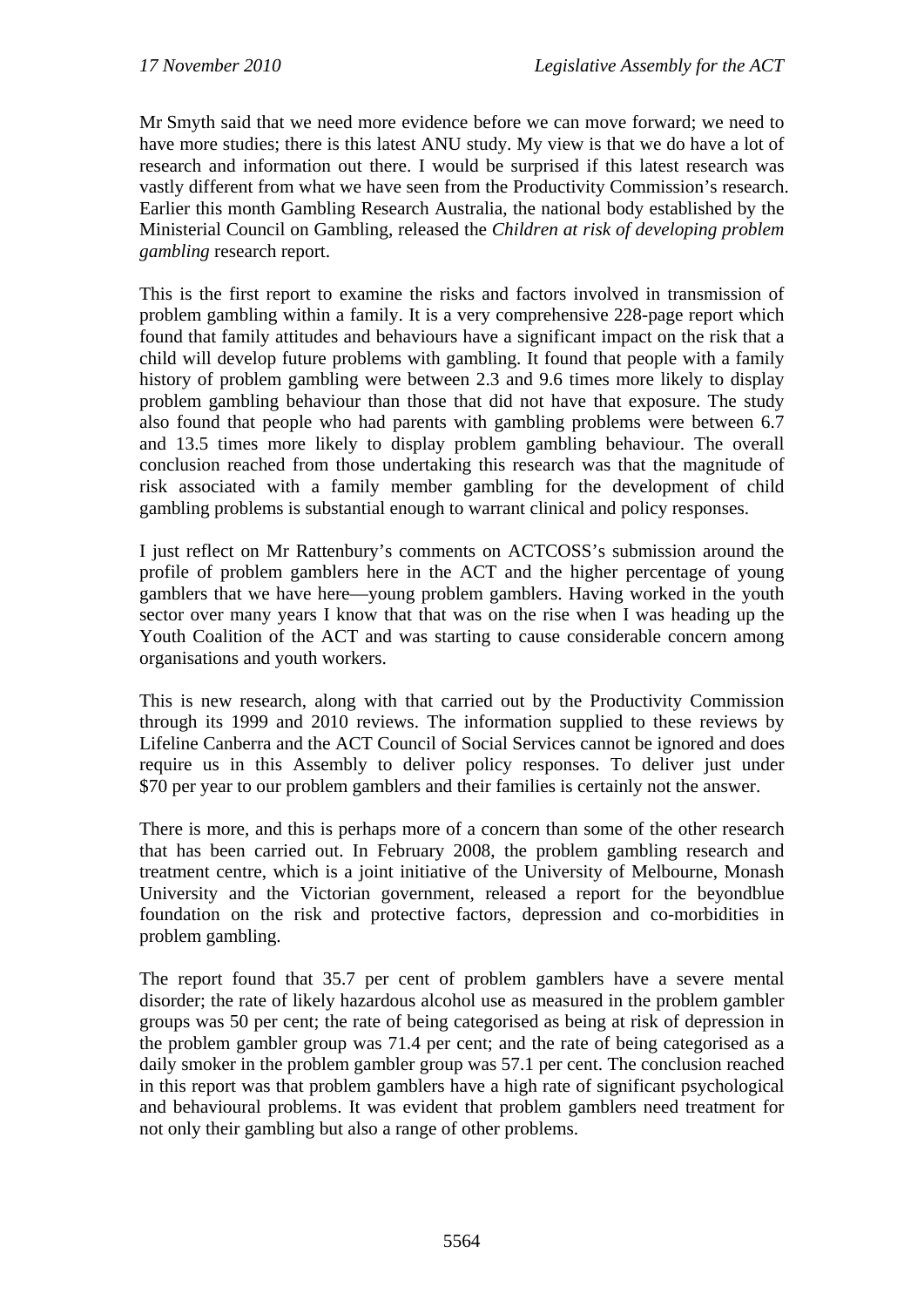Mr Smyth said that we need more evidence before we can move forward; we need to have more studies; there is this latest ANU study. My view is that we do have a lot of research and information out there. I would be surprised if this latest research was vastly different from what we have seen from the Productivity Commission's research. Earlier this month Gambling Research Australia, the national body established by the Ministerial Council on Gambling, released the *Children at risk of developing problem gambling* research report.

This is the first report to examine the risks and factors involved in transmission of problem gambling within a family. It is a very comprehensive 228-page report which found that family attitudes and behaviours have a significant impact on the risk that a child will develop future problems with gambling. It found that people with a family history of problem gambling were between 2.3 and 9.6 times more likely to display problem gambling behaviour than those that did not have that exposure. The study also found that people who had parents with gambling problems were between 6.7 and 13.5 times more likely to display problem gambling behaviour. The overall conclusion reached from those undertaking this research was that the magnitude of risk associated with a family member gambling for the development of child gambling problems is substantial enough to warrant clinical and policy responses.

I just reflect on Mr Rattenbury's comments on ACTCOSS's submission around the profile of problem gamblers here in the ACT and the higher percentage of young gamblers that we have here—young problem gamblers. Having worked in the youth sector over many years I know that that was on the rise when I was heading up the Youth Coalition of the ACT and was starting to cause considerable concern among organisations and youth workers.

This is new research, along with that carried out by the Productivity Commission through its 1999 and 2010 reviews. The information supplied to these reviews by Lifeline Canberra and the ACT Council of Social Services cannot be ignored and does require us in this Assembly to deliver policy responses. To deliver just under $70 per year to our problem gamblers and their families is certainly not the answer.

There is more, and this is perhaps more of a concern than some of the other research that has been carried out. In February 2008, the problem gambling research and treatment centre, which is a joint initiative of the University of Melbourne, Monash University and the Victorian government, released a report for the beyondblue foundation on the risk and protective factors, depression and co-morbidities in problem gambling.

The report found that 35.7 per cent of problem gamblers have a severe mental disorder; the rate of likely hazardous alcohol use as measured in the problem gambler groups was 50 per cent; the rate of being categorised as being at risk of depression in the problem gambler group was 71.4 per cent; and the rate of being categorised as a daily smoker in the problem gambler group was 57.1 per cent. The conclusion reached in this report was that problem gamblers have a high rate of significant psychological and behavioural problems. It was evident that problem gamblers need treatment for not only their gambling but also a range of other problems.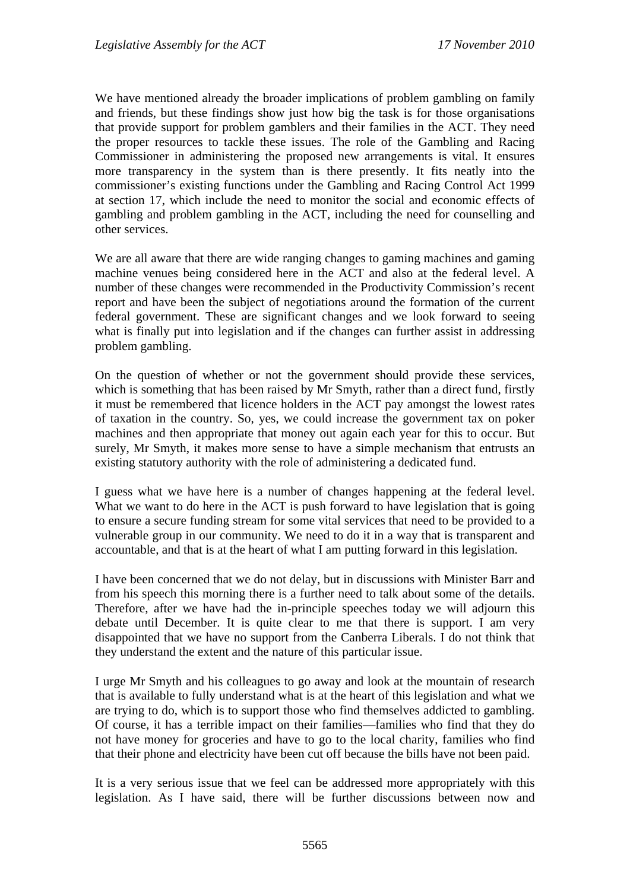We have mentioned already the broader implications of problem gambling on family and friends, but these findings show just how big the task is for those organisations that provide support for problem gamblers and their families in the ACT. They need the proper resources to tackle these issues. The role of the Gambling and Racing Commissioner in administering the proposed new arrangements is vital. It ensures more transparency in the system than is there presently. It fits neatly into the commissioner's existing functions under the Gambling and Racing Control Act 1999 at section 17, which include the need to monitor the social and economic effects of gambling and problem gambling in the ACT, including the need for counselling and other services.

We are all aware that there are wide ranging changes to gaming machines and gaming machine venues being considered here in the ACT and also at the federal level. A number of these changes were recommended in the Productivity Commission's recent report and have been the subject of negotiations around the formation of the current federal government. These are significant changes and we look forward to seeing what is finally put into legislation and if the changes can further assist in addressing problem gambling.

On the question of whether or not the government should provide these services, which is something that has been raised by Mr Smyth, rather than a direct fund, firstly it must be remembered that licence holders in the ACT pay amongst the lowest rates of taxation in the country. So, yes, we could increase the government tax on poker machines and then appropriate that money out again each year for this to occur. But surely, Mr Smyth, it makes more sense to have a simple mechanism that entrusts an existing statutory authority with the role of administering a dedicated fund.

I guess what we have here is a number of changes happening at the federal level. What we want to do here in the ACT is push forward to have legislation that is going to ensure a secure funding stream for some vital services that need to be provided to a vulnerable group in our community. We need to do it in a way that is transparent and accountable, and that is at the heart of what I am putting forward in this legislation.

I have been concerned that we do not delay, but in discussions with Minister Barr and from his speech this morning there is a further need to talk about some of the details. Therefore, after we have had the in-principle speeches today we will adjourn this debate until December. It is quite clear to me that there is support. I am very disappointed that we have no support from the Canberra Liberals. I do not think that they understand the extent and the nature of this particular issue.

I urge Mr Smyth and his colleagues to go away and look at the mountain of research that is available to fully understand what is at the heart of this legislation and what we are trying to do, which is to support those who find themselves addicted to gambling. Of course, it has a terrible impact on their families—families who find that they do not have money for groceries and have to go to the local charity, families who find that their phone and electricity have been cut off because the bills have not been paid.

It is a very serious issue that we feel can be addressed more appropriately with this legislation. As I have said, there will be further discussions between now and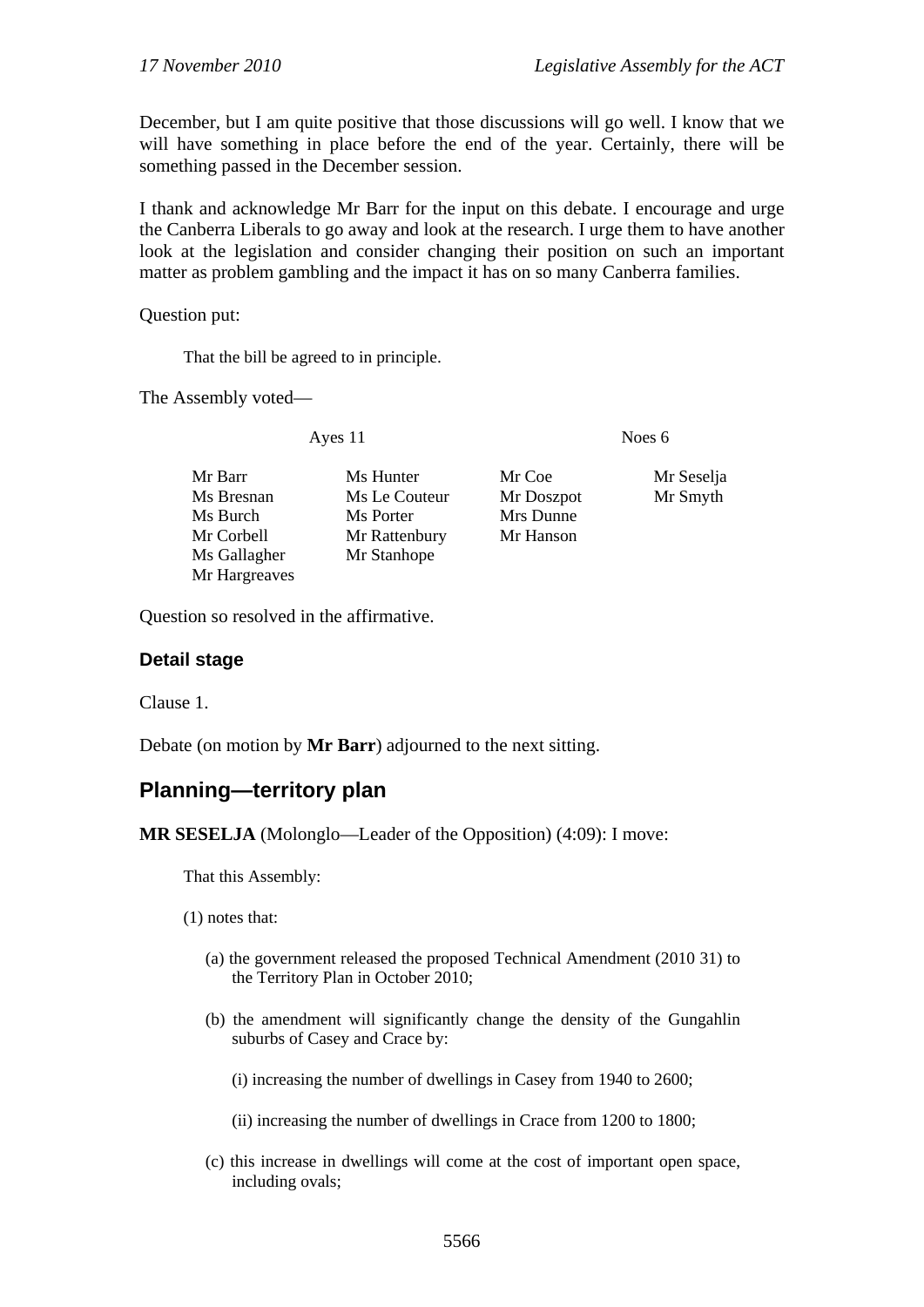December, but I am quite positive that those discussions will go well. I know that we will have something in place before the end of the year. Certainly, there will be something passed in the December session.

I thank and acknowledge Mr Barr for the input on this debate. I encourage and urge the Canberra Liberals to go away and look at the research. I urge them to have another look at the legislation and consider changing their position on such an important matter as problem gambling and the impact it has on so many Canberra families.

Question put:

> That the bill be agreed to in principle.

The Assembly voted—

| Ayes 11 | | Noes 6 | |
|---|---|---|---|
| Mr Barr | Ms Hunter | Mr Coe | Mr Seselja |
| Ms Bresnan | Ms Le Couteur | Mr Doszpot | Mr Smyth |
| Ms Burch | Ms Porter | Mrs Dunne | |
| Mr Corbell | Mr Rattenbury | Mr Hanson | |
| Ms Gallagher | Mr Stanhope | | |
| Mr Hargreaves | | | |

Question so resolved in the affirmative.

### Detail stage

Clause 1.

Debate (on motion by **Mr Barr**) adjourned to the next sitting.

## Planning—territory plan

**MR SESELJA** (Molonglo—Leader of the Opposition) (4:09): I move:

> That this Assembly:
>
> (1) notes that:
>
> (a) the government released the proposed Technical Amendment (2010 31) to the Territory Plan in October 2010;
>
> (b) the amendment will significantly change the density of the Gungahlin suburbs of Casey and Crace by:
>
> (i) increasing the number of dwellings in Casey from 1940 to 2600;
>
> (ii) increasing the number of dwellings in Crace from 1200 to 1800;
>
> (c) this increase in dwellings will come at the cost of important open space, including ovals;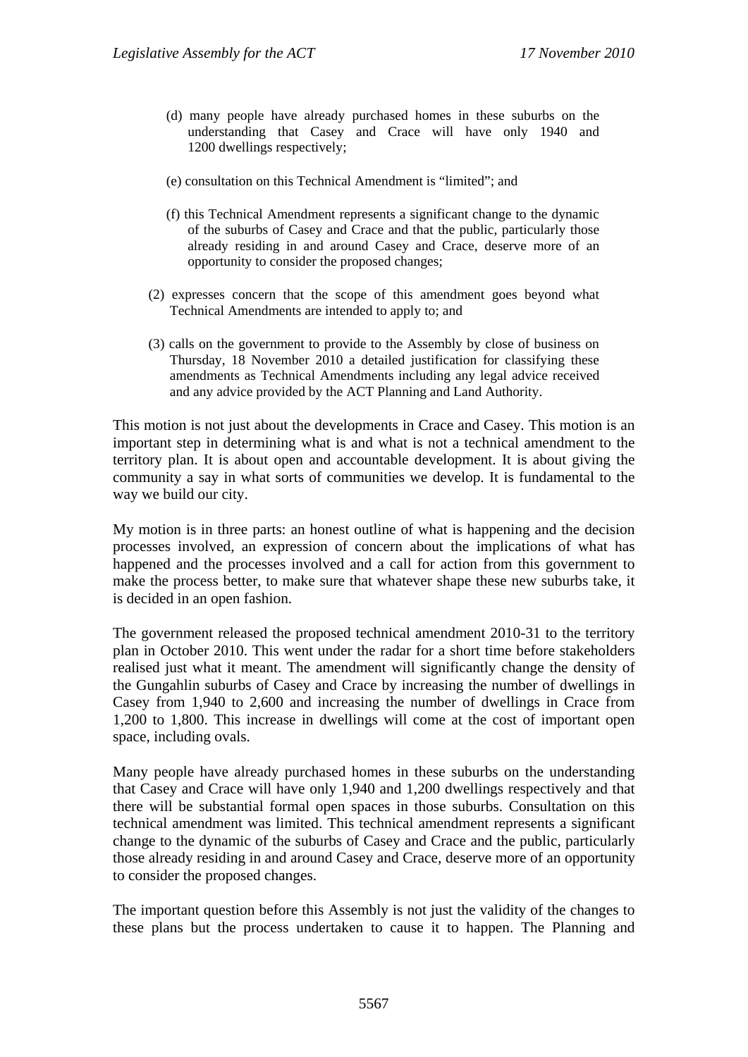(d) many people have already purchased homes in these suburbs on the understanding that Casey and Crace will have only 1940 and 1200 dwellings respectively;

(e) consultation on this Technical Amendment is "limited"; and

(f) this Technical Amendment represents a significant change to the dynamic of the suburbs of Casey and Crace and that the public, particularly those already residing in and around Casey and Crace, deserve more of an opportunity to consider the proposed changes;

(2) expresses concern that the scope of this amendment goes beyond what Technical Amendments are intended to apply to; and

(3) calls on the government to provide to the Assembly by close of business on Thursday, 18 November 2010 a detailed justification for classifying these amendments as Technical Amendments including any legal advice received and any advice provided by the ACT Planning and Land Authority.

This motion is not just about the developments in Crace and Casey. This motion is an important step in determining what is and what is not a technical amendment to the territory plan. It is about open and accountable development. It is about giving the community a say in what sorts of communities we develop. It is fundamental to the way we build our city.

My motion is in three parts: an honest outline of what is happening and the decision processes involved, an expression of concern about the implications of what has happened and the processes involved and a call for action from this government to make the process better, to make sure that whatever shape these new suburbs take, it is decided in an open fashion.

The government released the proposed technical amendment 2010-31 to the territory plan in October 2010. This went under the radar for a short time before stakeholders realised just what it meant. The amendment will significantly change the density of the Gungahlin suburbs of Casey and Crace by increasing the number of dwellings in Casey from 1,940 to 2,600 and increasing the number of dwellings in Crace from 1,200 to 1,800. This increase in dwellings will come at the cost of important open space, including ovals.

Many people have already purchased homes in these suburbs on the understanding that Casey and Crace will have only 1,940 and 1,200 dwellings respectively and that there will be substantial formal open spaces in those suburbs. Consultation on this technical amendment was limited. This technical amendment represents a significant change to the dynamic of the suburbs of Casey and Crace and the public, particularly those already residing in and around Casey and Crace, deserve more of an opportunity to consider the proposed changes.

The important question before this Assembly is not just the validity of the changes to these plans but the process undertaken to cause it to happen. The Planning and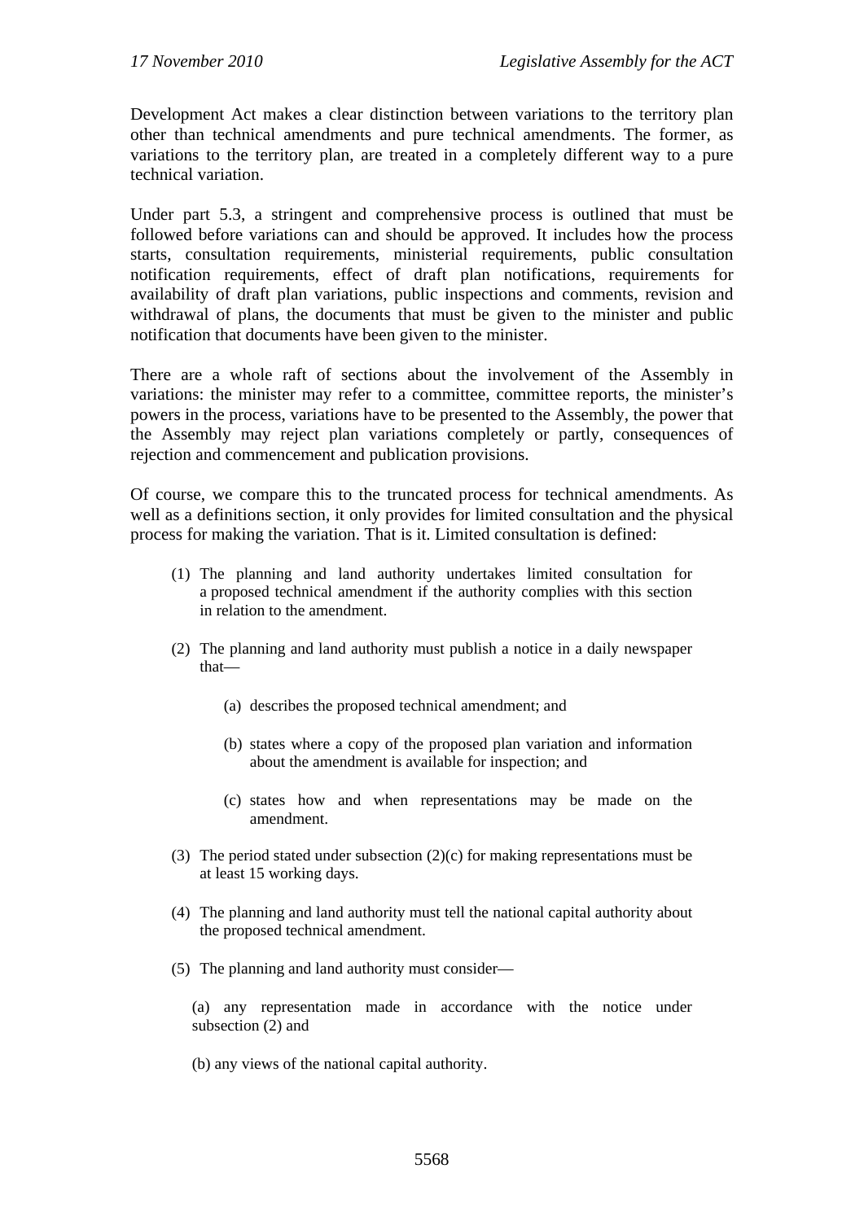Development Act makes a clear distinction between variations to the territory plan other than technical amendments and pure technical amendments. The former, as variations to the territory plan, are treated in a completely different way to a pure technical variation.

Under part 5.3, a stringent and comprehensive process is outlined that must be followed before variations can and should be approved. It includes how the process starts, consultation requirements, ministerial requirements, public consultation notification requirements, effect of draft plan notifications, requirements for availability of draft plan variations, public inspections and comments, revision and withdrawal of plans, the documents that must be given to the minister and public notification that documents have been given to the minister.

There are a whole raft of sections about the involvement of the Assembly in variations: the minister may refer to a committee, committee reports, the minister's powers in the process, variations have to be presented to the Assembly, the power that the Assembly may reject plan variations completely or partly, consequences of rejection and commencement and publication provisions.

Of course, we compare this to the truncated process for technical amendments. As well as a definitions section, it only provides for limited consultation and the physical process for making the variation. That is it. Limited consultation is defined:

> (1) The planning and land authority undertakes limited consultation for a proposed technical amendment if the authority complies with this section in relation to the amendment.
>
> (2) The planning and land authority must publish a notice in a daily newspaper that—
>
> (a) describes the proposed technical amendment; and
>
> (b) states where a copy of the proposed plan variation and information about the amendment is available for inspection; and
>
> (c) states how and when representations may be made on the amendment.
>
> (3) The period stated under subsection (2)(c) for making representations must be at least 15 working days.
>
> (4) The planning and land authority must tell the national capital authority about the proposed technical amendment.
>
> (5) The planning and land authority must consider—
>
> (a) any representation made in accordance with the notice under subsection (2) and
>
> (b) any views of the national capital authority.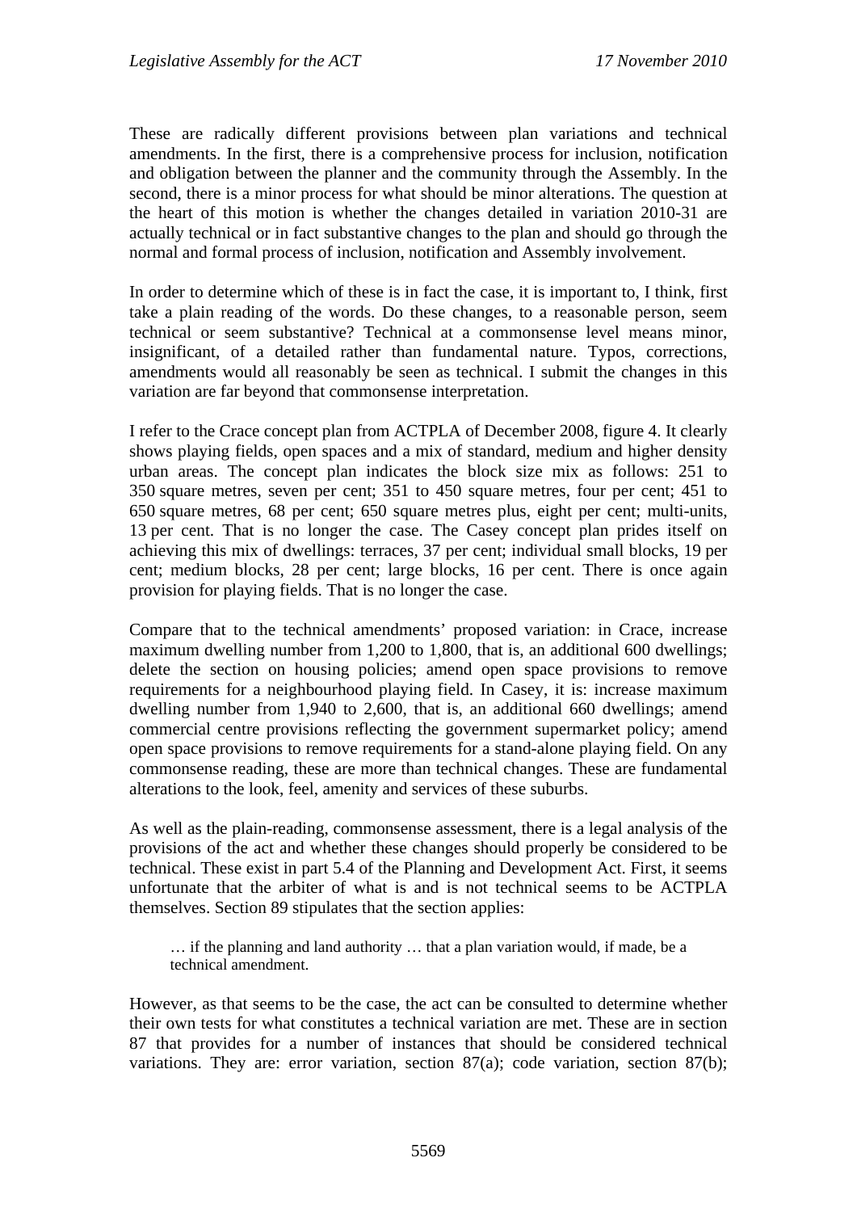These are radically different provisions between plan variations and technical amendments. In the first, there is a comprehensive process for inclusion, notification and obligation between the planner and the community through the Assembly. In the second, there is a minor process for what should be minor alterations. The question at the heart of this motion is whether the changes detailed in variation 2010-31 are actually technical or in fact substantive changes to the plan and should go through the normal and formal process of inclusion, notification and Assembly involvement.

In order to determine which of these is in fact the case, it is important to, I think, first take a plain reading of the words. Do these changes, to a reasonable person, seem technical or seem substantive? Technical at a commonsense level means minor, insignificant, of a detailed rather than fundamental nature. Typos, corrections, amendments would all reasonably be seen as technical. I submit the changes in this variation are far beyond that commonsense interpretation.

I refer to the Crace concept plan from ACTPLA of December 2008, figure 4. It clearly shows playing fields, open spaces and a mix of standard, medium and higher density urban areas. The concept plan indicates the block size mix as follows: 251 to 350 square metres, seven per cent; 351 to 450 square metres, four per cent; 451 to 650 square metres, 68 per cent; 650 square metres plus, eight per cent; multi-units, 13 per cent. That is no longer the case. The Casey concept plan prides itself on achieving this mix of dwellings: terraces, 37 per cent; individual small blocks, 19 per cent; medium blocks, 28 per cent; large blocks, 16 per cent. There is once again provision for playing fields. That is no longer the case.

Compare that to the technical amendments' proposed variation: in Crace, increase maximum dwelling number from 1,200 to 1,800, that is, an additional 600 dwellings; delete the section on housing policies; amend open space provisions to remove requirements for a neighbourhood playing field. In Casey, it is: increase maximum dwelling number from 1,940 to 2,600, that is, an additional 660 dwellings; amend commercial centre provisions reflecting the government supermarket policy; amend open space provisions to remove requirements for a stand-alone playing field. On any commonsense reading, these are more than technical changes. These are fundamental alterations to the look, feel, amenity and services of these suburbs.

As well as the plain-reading, commonsense assessment, there is a legal analysis of the provisions of the act and whether these changes should properly be considered to be technical. These exist in part 5.4 of the Planning and Development Act. First, it seems unfortunate that the arbiter of what is and is not technical seems to be ACTPLA themselves. Section 89 stipulates that the section applies:

> … if the planning and land authority … that a plan variation would, if made, be a technical amendment.

However, as that seems to be the case, the act can be consulted to determine whether their own tests for what constitutes a technical variation are met. These are in section 87 that provides for a number of instances that should be considered technical variations. They are: error variation, section 87(a); code variation, section 87(b);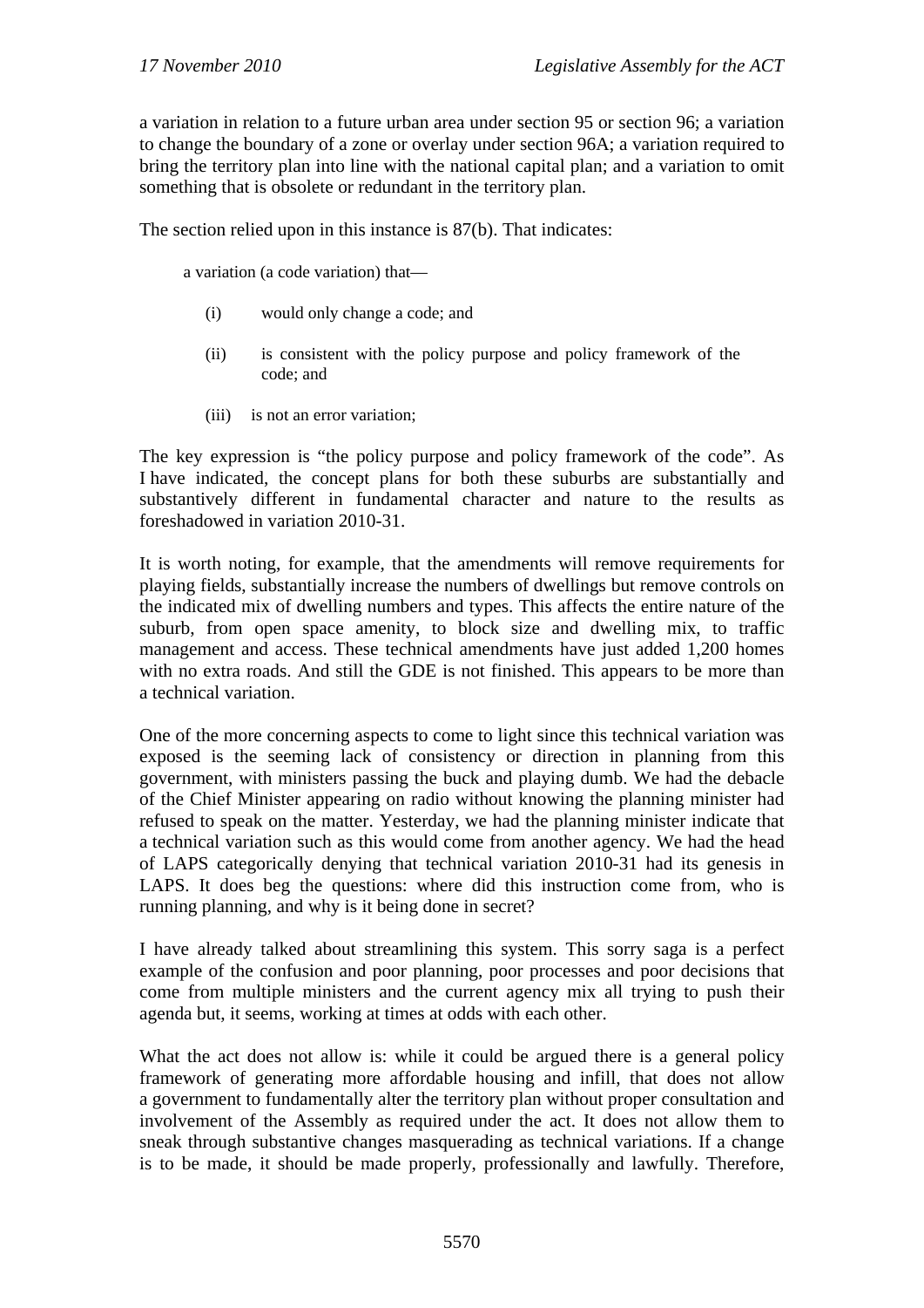a variation in relation to a future urban area under section 95 or section 96; a variation to change the boundary of a zone or overlay under section 96A; a variation required to bring the territory plan into line with the national capital plan; and a variation to omit something that is obsolete or redundant in the territory plan.

The section relied upon in this instance is 87(b). That indicates:

> a variation (a code variation) that—
>
> (i) would only change a code; and
>
> (ii) is consistent with the policy purpose and policy framework of the code; and
>
> (iii) is not an error variation;

The key expression is "the policy purpose and policy framework of the code". As I have indicated, the concept plans for both these suburbs are substantially and substantively different in fundamental character and nature to the results as foreshadowed in variation 2010-31.

It is worth noting, for example, that the amendments will remove requirements for playing fields, substantially increase the numbers of dwellings but remove controls on the indicated mix of dwelling numbers and types. This affects the entire nature of the suburb, from open space amenity, to block size and dwelling mix, to traffic management and access. These technical amendments have just added 1,200 homes with no extra roads. And still the GDE is not finished. This appears to be more than a technical variation.

One of the more concerning aspects to come to light since this technical variation was exposed is the seeming lack of consistency or direction in planning from this government, with ministers passing the buck and playing dumb. We had the debacle of the Chief Minister appearing on radio without knowing the planning minister had refused to speak on the matter. Yesterday, we had the planning minister indicate that a technical variation such as this would come from another agency. We had the head of LAPS categorically denying that technical variation 2010-31 had its genesis in LAPS. It does beg the questions: where did this instruction come from, who is running planning, and why is it being done in secret?

I have already talked about streamlining this system. This sorry saga is a perfect example of the confusion and poor planning, poor processes and poor decisions that come from multiple ministers and the current agency mix all trying to push their agenda but, it seems, working at times at odds with each other.

What the act does not allow is: while it could be argued there is a general policy framework of generating more affordable housing and infill, that does not allow a government to fundamentally alter the territory plan without proper consultation and involvement of the Assembly as required under the act. It does not allow them to sneak through substantive changes masquerading as technical variations. If a change is to be made, it should be made properly, professionally and lawfully. Therefore,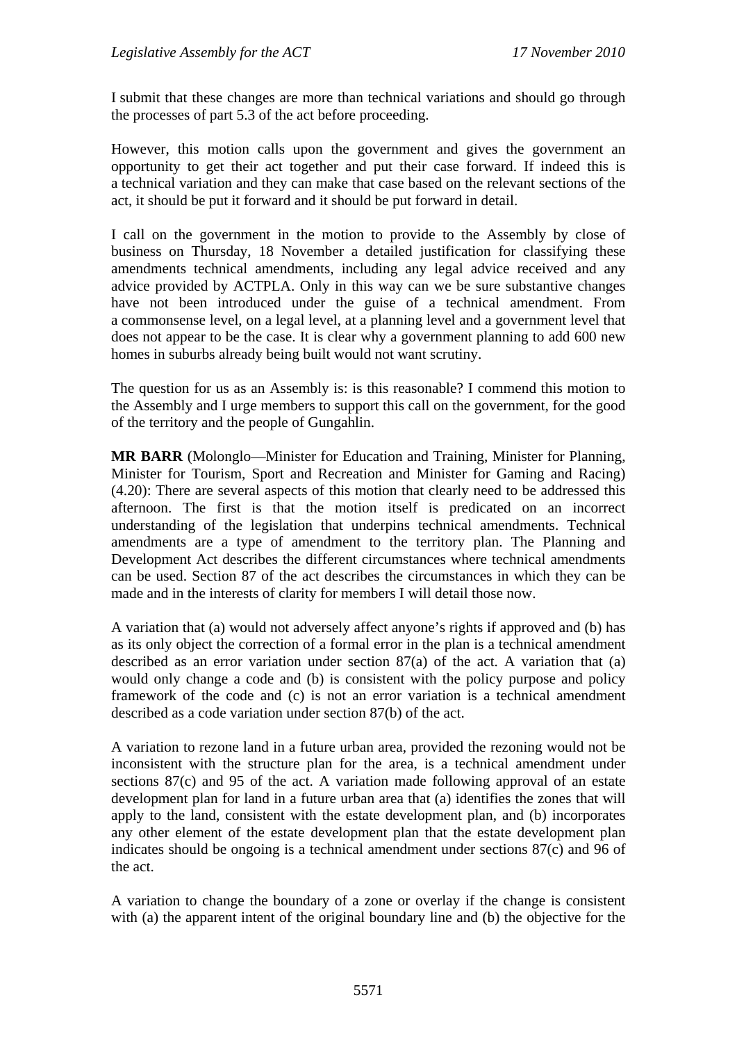I submit that these changes are more than technical variations and should go through the processes of part 5.3 of the act before proceeding.

However, this motion calls upon the government and gives the government an opportunity to get their act together and put their case forward. If indeed this is a technical variation and they can make that case based on the relevant sections of the act, it should be put it forward and it should be put forward in detail.

I call on the government in the motion to provide to the Assembly by close of business on Thursday, 18 November a detailed justification for classifying these amendments technical amendments, including any legal advice received and any advice provided by ACTPLA. Only in this way can we be sure substantive changes have not been introduced under the guise of a technical amendment. From a commonsense level, on a legal level, at a planning level and a government level that does not appear to be the case. It is clear why a government planning to add 600 new homes in suburbs already being built would not want scrutiny.

The question for us as an Assembly is: is this reasonable? I commend this motion to the Assembly and I urge members to support this call on the government, for the good of the territory and the people of Gungahlin.

**MR BARR** (Molonglo—Minister for Education and Training, Minister for Planning, Minister for Tourism, Sport and Recreation and Minister for Gaming and Racing) (4.20): There are several aspects of this motion that clearly need to be addressed this afternoon. The first is that the motion itself is predicated on an incorrect understanding of the legislation that underpins technical amendments. Technical amendments are a type of amendment to the territory plan. The Planning and Development Act describes the different circumstances where technical amendments can be used. Section 87 of the act describes the circumstances in which they can be made and in the interests of clarity for members I will detail those now.

A variation that (a) would not adversely affect anyone's rights if approved and (b) has as its only object the correction of a formal error in the plan is a technical amendment described as an error variation under section 87(a) of the act. A variation that (a) would only change a code and (b) is consistent with the policy purpose and policy framework of the code and (c) is not an error variation is a technical amendment described as a code variation under section 87(b) of the act.

A variation to rezone land in a future urban area, provided the rezoning would not be inconsistent with the structure plan for the area, is a technical amendment under sections 87(c) and 95 of the act. A variation made following approval of an estate development plan for land in a future urban area that (a) identifies the zones that will apply to the land, consistent with the estate development plan, and (b) incorporates any other element of the estate development plan that the estate development plan indicates should be ongoing is a technical amendment under sections 87(c) and 96 of the act.

A variation to change the boundary of a zone or overlay if the change is consistent with (a) the apparent intent of the original boundary line and (b) the objective for the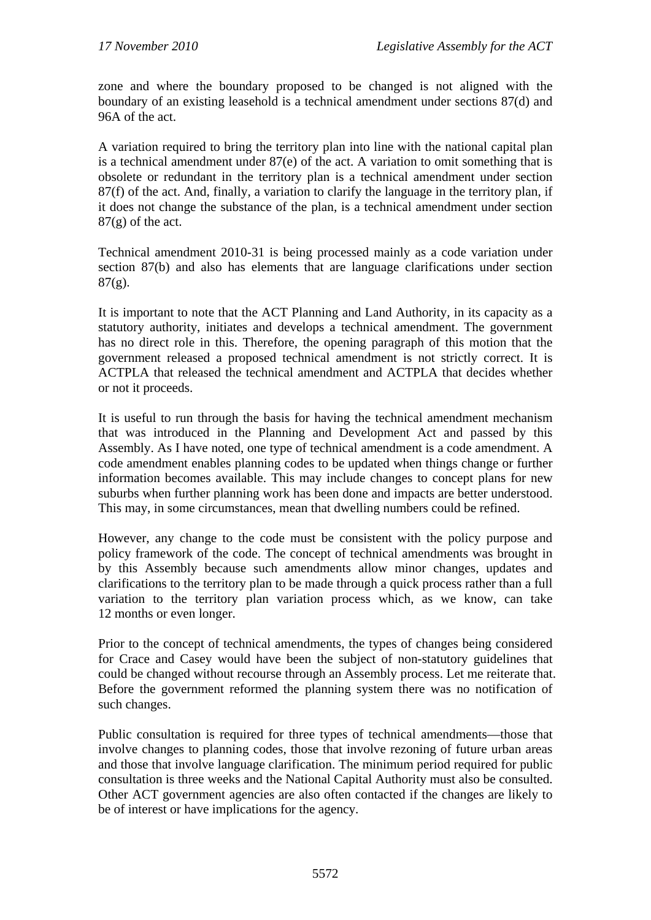zone and where the boundary proposed to be changed is not aligned with the boundary of an existing leasehold is a technical amendment under sections 87(d) and 96A of the act.

A variation required to bring the territory plan into line with the national capital plan is a technical amendment under 87(e) of the act. A variation to omit something that is obsolete or redundant in the territory plan is a technical amendment under section 87(f) of the act. And, finally, a variation to clarify the language in the territory plan, if it does not change the substance of the plan, is a technical amendment under section 87(g) of the act.

Technical amendment 2010-31 is being processed mainly as a code variation under section 87(b) and also has elements that are language clarifications under section 87(g).

It is important to note that the ACT Planning and Land Authority, in its capacity as a statutory authority, initiates and develops a technical amendment. The government has no direct role in this. Therefore, the opening paragraph of this motion that the government released a proposed technical amendment is not strictly correct. It is ACTPLA that released the technical amendment and ACTPLA that decides whether or not it proceeds.

It is useful to run through the basis for having the technical amendment mechanism that was introduced in the Planning and Development Act and passed by this Assembly. As I have noted, one type of technical amendment is a code amendment. A code amendment enables planning codes to be updated when things change or further information becomes available. This may include changes to concept plans for new suburbs when further planning work has been done and impacts are better understood. This may, in some circumstances, mean that dwelling numbers could be refined.

However, any change to the code must be consistent with the policy purpose and policy framework of the code. The concept of technical amendments was brought in by this Assembly because such amendments allow minor changes, updates and clarifications to the territory plan to be made through a quick process rather than a full variation to the territory plan variation process which, as we know, can take 12 months or even longer.

Prior to the concept of technical amendments, the types of changes being considered for Crace and Casey would have been the subject of non-statutory guidelines that could be changed without recourse through an Assembly process. Let me reiterate that. Before the government reformed the planning system there was no notification of such changes.

Public consultation is required for three types of technical amendments—those that involve changes to planning codes, those that involve rezoning of future urban areas and those that involve language clarification. The minimum period required for public consultation is three weeks and the National Capital Authority must also be consulted. Other ACT government agencies are also often contacted if the changes are likely to be of interest or have implications for the agency.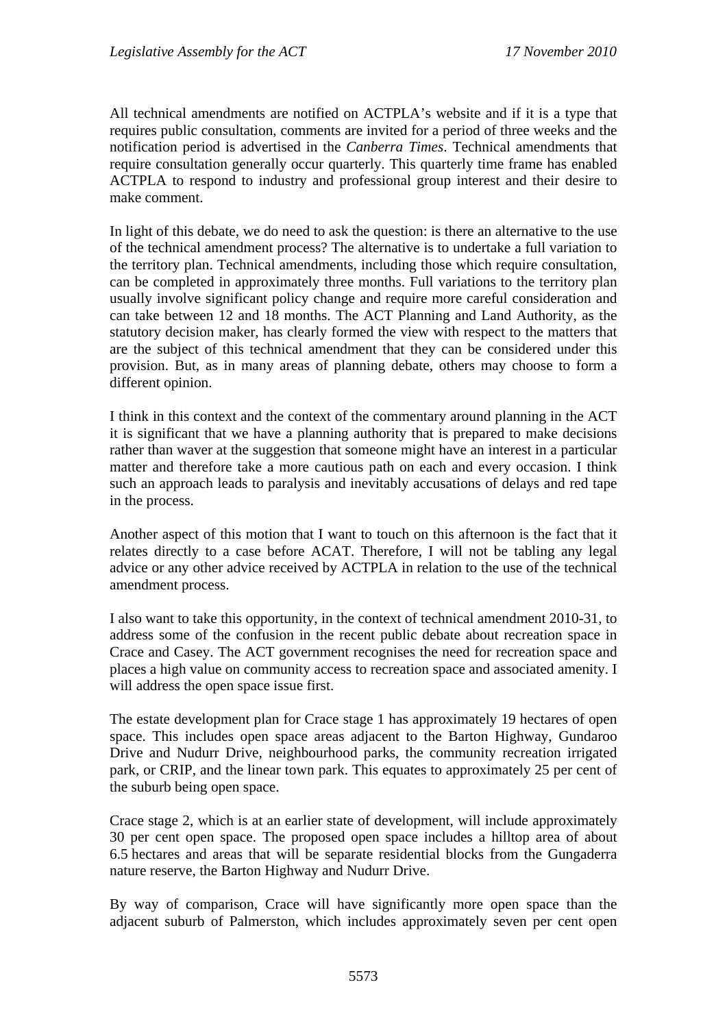All technical amendments are notified on ACTPLA's website and if it is a type that requires public consultation, comments are invited for a period of three weeks and the notification period is advertised in the *Canberra Times*. Technical amendments that require consultation generally occur quarterly. This quarterly time frame has enabled ACTPLA to respond to industry and professional group interest and their desire to make comment.

In light of this debate, we do need to ask the question: is there an alternative to the use of the technical amendment process? The alternative is to undertake a full variation to the territory plan. Technical amendments, including those which require consultation, can be completed in approximately three months. Full variations to the territory plan usually involve significant policy change and require more careful consideration and can take between 12 and 18 months. The ACT Planning and Land Authority, as the statutory decision maker, has clearly formed the view with respect to the matters that are the subject of this technical amendment that they can be considered under this provision. But, as in many areas of planning debate, others may choose to form a different opinion.

I think in this context and the context of the commentary around planning in the ACT it is significant that we have a planning authority that is prepared to make decisions rather than waver at the suggestion that someone might have an interest in a particular matter and therefore take a more cautious path on each and every occasion. I think such an approach leads to paralysis and inevitably accusations of delays and red tape in the process.

Another aspect of this motion that I want to touch on this afternoon is the fact that it relates directly to a case before ACAT. Therefore, I will not be tabling any legal advice or any other advice received by ACTPLA in relation to the use of the technical amendment process.

I also want to take this opportunity, in the context of technical amendment 2010-31, to address some of the confusion in the recent public debate about recreation space in Crace and Casey. The ACT government recognises the need for recreation space and places a high value on community access to recreation space and associated amenity. I will address the open space issue first.

The estate development plan for Crace stage 1 has approximately 19 hectares of open space. This includes open space areas adjacent to the Barton Highway, Gundaroo Drive and Nudurr Drive, neighbourhood parks, the community recreation irrigated park, or CRIP, and the linear town park. This equates to approximately 25 per cent of the suburb being open space.

Crace stage 2, which is at an earlier state of development, will include approximately 30 per cent open space. The proposed open space includes a hilltop area of about 6.5 hectares and areas that will be separate residential blocks from the Gungaderra nature reserve, the Barton Highway and Nudurr Drive.

By way of comparison, Crace will have significantly more open space than the adjacent suburb of Palmerston, which includes approximately seven per cent open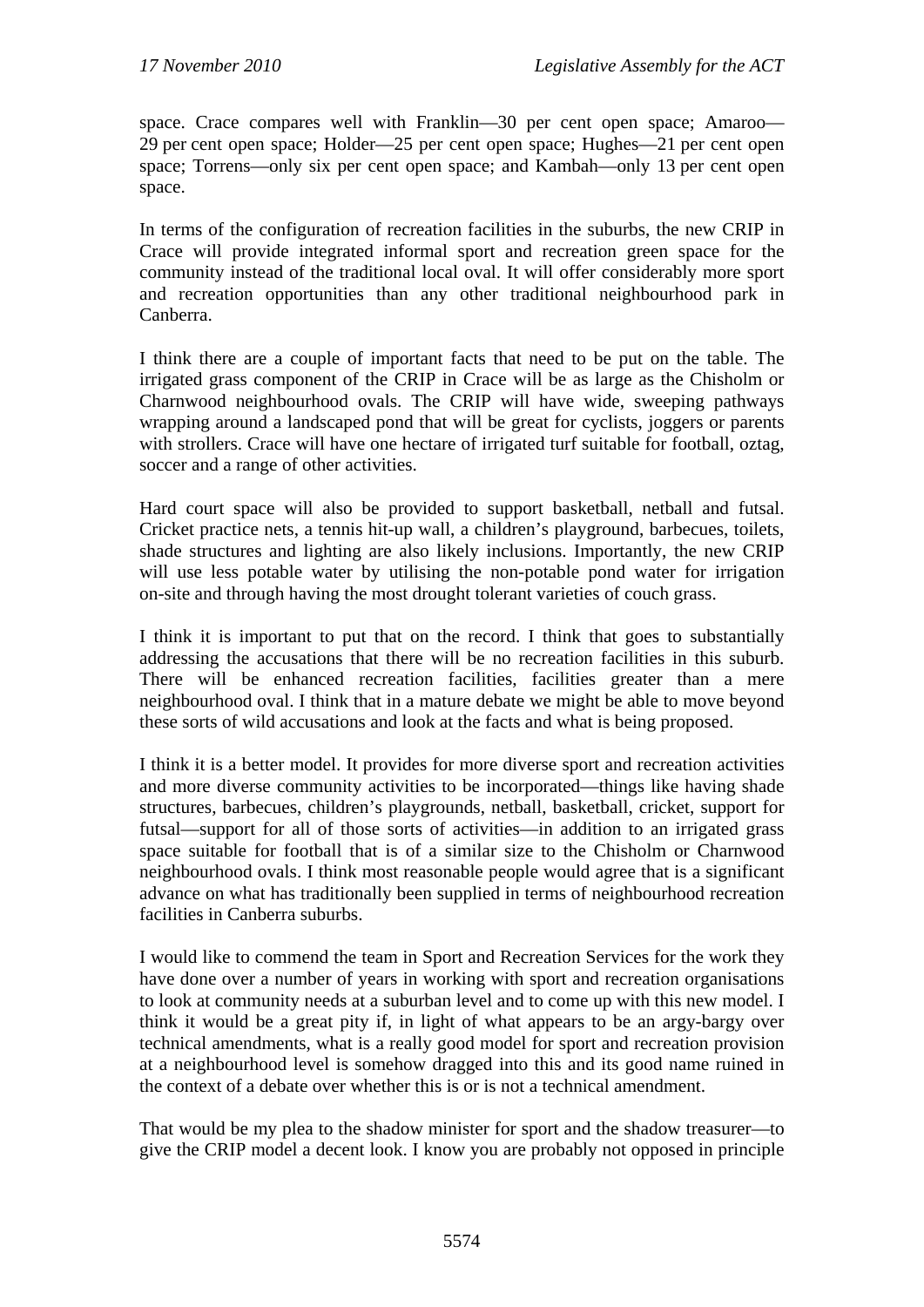space. Crace compares well with Franklin—30 per cent open space; Amaroo—29 per cent open space; Holder—25 per cent open space; Hughes—21 per cent open space; Torrens—only six per cent open space; and Kambah—only 13 per cent open space.

In terms of the configuration of recreation facilities in the suburbs, the new CRIP in Crace will provide integrated informal sport and recreation green space for the community instead of the traditional local oval. It will offer considerably more sport and recreation opportunities than any other traditional neighbourhood park in Canberra.

I think there are a couple of important facts that need to be put on the table. The irrigated grass component of the CRIP in Crace will be as large as the Chisholm or Charnwood neighbourhood ovals. The CRIP will have wide, sweeping pathways wrapping around a landscaped pond that will be great for cyclists, joggers or parents with strollers. Crace will have one hectare of irrigated turf suitable for football, oztag, soccer and a range of other activities.

Hard court space will also be provided to support basketball, netball and futsal. Cricket practice nets, a tennis hit-up wall, a children's playground, barbecues, toilets, shade structures and lighting are also likely inclusions. Importantly, the new CRIP will use less potable water by utilising the non-potable pond water for irrigation on-site and through having the most drought tolerant varieties of couch grass.

I think it is important to put that on the record. I think that goes to substantially addressing the accusations that there will be no recreation facilities in this suburb. There will be enhanced recreation facilities, facilities greater than a mere neighbourhood oval. I think that in a mature debate we might be able to move beyond these sorts of wild accusations and look at the facts and what is being proposed.

I think it is a better model. It provides for more diverse sport and recreation activities and more diverse community activities to be incorporated—things like having shade structures, barbecues, children's playgrounds, netball, basketball, cricket, support for futsal—support for all of those sorts of activities—in addition to an irrigated grass space suitable for football that is of a similar size to the Chisholm or Charnwood neighbourhood ovals. I think most reasonable people would agree that is a significant advance on what has traditionally been supplied in terms of neighbourhood recreation facilities in Canberra suburbs.

I would like to commend the team in Sport and Recreation Services for the work they have done over a number of years in working with sport and recreation organisations to look at community needs at a suburban level and to come up with this new model. I think it would be a great pity if, in light of what appears to be an argy-bargy over technical amendments, what is a really good model for sport and recreation provision at a neighbourhood level is somehow dragged into this and its good name ruined in the context of a debate over whether this is or is not a technical amendment.

That would be my plea to the shadow minister for sport and the shadow treasurer—to give the CRIP model a decent look. I know you are probably not opposed in principle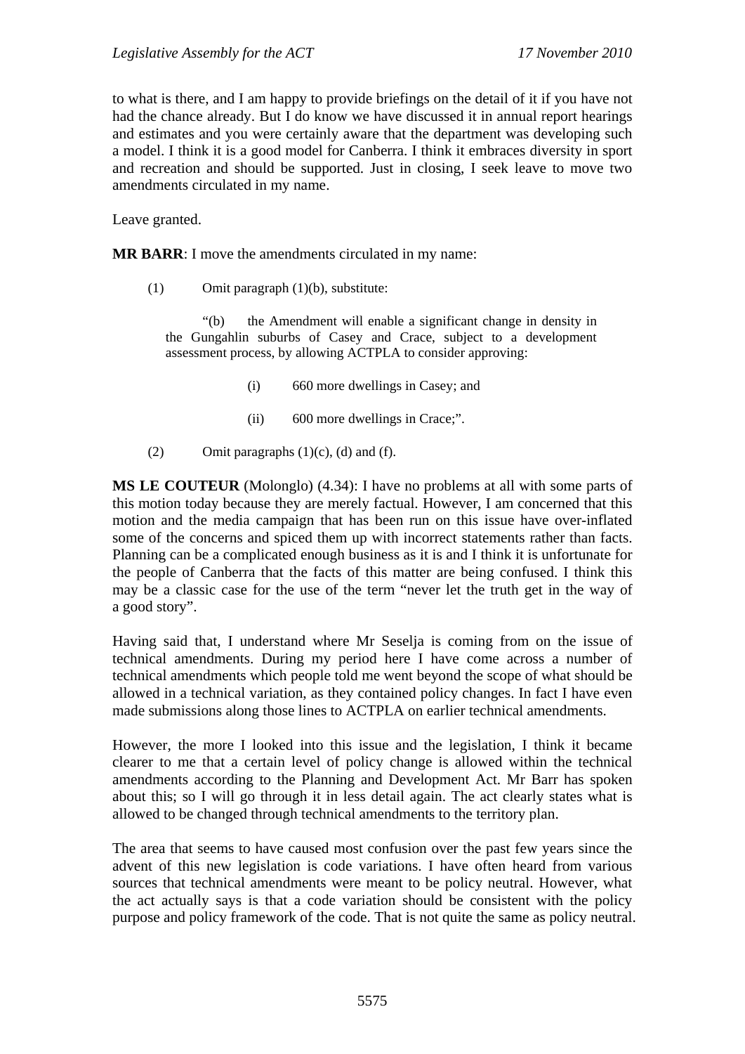to what is there, and I am happy to provide briefings on the detail of it if you have not had the chance already. But I do know we have discussed it in annual report hearings and estimates and you were certainly aware that the department was developing such a model. I think it is a good model for Canberra. I think it embraces diversity in sport and recreation and should be supported. Just in closing, I seek leave to move two amendments circulated in my name.

Leave granted.

**MR BARR**: I move the amendments circulated in my name:

(1) Omit paragraph (1)(b), substitute:

> "(b) the Amendment will enable a significant change in density in the Gungahlin suburbs of Casey and Crace, subject to a development assessment process, by allowing ACTPLA to consider approving:
>
> (i) 660 more dwellings in Casey; and
>
> (ii) 600 more dwellings in Crace;".

(2) Omit paragraphs (1)(c), (d) and (f).

**MS LE COUTEUR** (Molonglo) (4.34): I have no problems at all with some parts of this motion today because they are merely factual. However, I am concerned that this motion and the media campaign that has been run on this issue have over-inflated some of the concerns and spiced them up with incorrect statements rather than facts. Planning can be a complicated enough business as it is and I think it is unfortunate for the people of Canberra that the facts of this matter are being confused. I think this may be a classic case for the use of the term "never let the truth get in the way of a good story".

Having said that, I understand where Mr Seselja is coming from on the issue of technical amendments. During my period here I have come across a number of technical amendments which people told me went beyond the scope of what should be allowed in a technical variation, as they contained policy changes. In fact I have even made submissions along those lines to ACTPLA on earlier technical amendments.

However, the more I looked into this issue and the legislation, I think it became clearer to me that a certain level of policy change is allowed within the technical amendments according to the Planning and Development Act. Mr Barr has spoken about this; so I will go through it in less detail again. The act clearly states what is allowed to be changed through technical amendments to the territory plan.

The area that seems to have caused most confusion over the past few years since the advent of this new legislation is code variations. I have often heard from various sources that technical amendments were meant to be policy neutral. However, what the act actually says is that a code variation should be consistent with the policy purpose and policy framework of the code. That is not quite the same as policy neutral.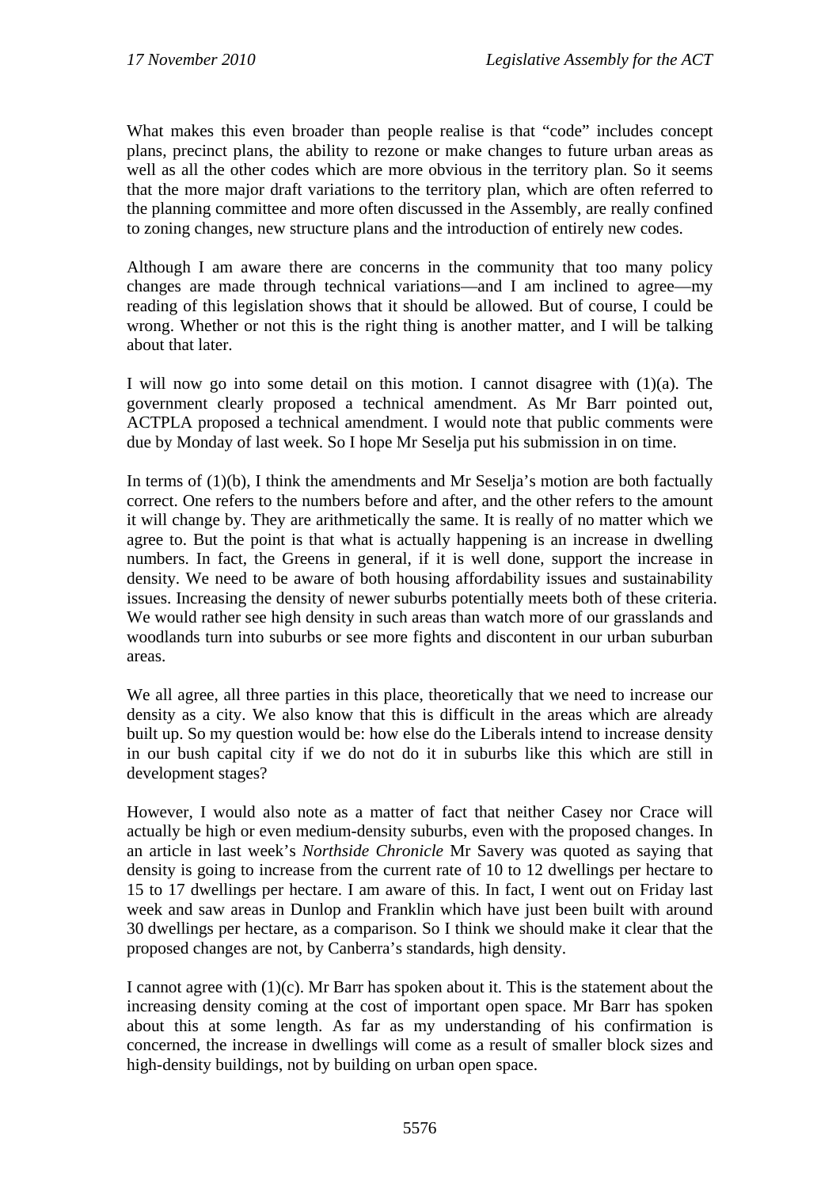What makes this even broader than people realise is that "code" includes concept plans, precinct plans, the ability to rezone or make changes to future urban areas as well as all the other codes which are more obvious in the territory plan. So it seems that the more major draft variations to the territory plan, which are often referred to the planning committee and more often discussed in the Assembly, are really confined to zoning changes, new structure plans and the introduction of entirely new codes.

Although I am aware there are concerns in the community that too many policy changes are made through technical variations—and I am inclined to agree—my reading of this legislation shows that it should be allowed. But of course, I could be wrong. Whether or not this is the right thing is another matter, and I will be talking about that later.

I will now go into some detail on this motion. I cannot disagree with (1)(a). The government clearly proposed a technical amendment. As Mr Barr pointed out, ACTPLA proposed a technical amendment. I would note that public comments were due by Monday of last week. So I hope Mr Seselja put his submission in on time.

In terms of (1)(b), I think the amendments and Mr Seselja's motion are both factually correct. One refers to the numbers before and after, and the other refers to the amount it will change by. They are arithmetically the same. It is really of no matter which we agree to. But the point is that what is actually happening is an increase in dwelling numbers. In fact, the Greens in general, if it is well done, support the increase in density. We need to be aware of both housing affordability issues and sustainability issues. Increasing the density of newer suburbs potentially meets both of these criteria. We would rather see high density in such areas than watch more of our grasslands and woodlands turn into suburbs or see more fights and discontent in our urban suburban areas.

We all agree, all three parties in this place, theoretically that we need to increase our density as a city. We also know that this is difficult in the areas which are already built up. So my question would be: how else do the Liberals intend to increase density in our bush capital city if we do not do it in suburbs like this which are still in development stages?

However, I would also note as a matter of fact that neither Casey nor Crace will actually be high or even medium-density suburbs, even with the proposed changes. In an article in last week's *Northside Chronicle* Mr Savery was quoted as saying that density is going to increase from the current rate of 10 to 12 dwellings per hectare to 15 to 17 dwellings per hectare. I am aware of this. In fact, I went out on Friday last week and saw areas in Dunlop and Franklin which have just been built with around 30 dwellings per hectare, as a comparison. So I think we should make it clear that the proposed changes are not, by Canberra's standards, high density.

I cannot agree with (1)(c). Mr Barr has spoken about it. This is the statement about the increasing density coming at the cost of important open space. Mr Barr has spoken about this at some length. As far as my understanding of his confirmation is concerned, the increase in dwellings will come as a result of smaller block sizes and high-density buildings, not by building on urban open space.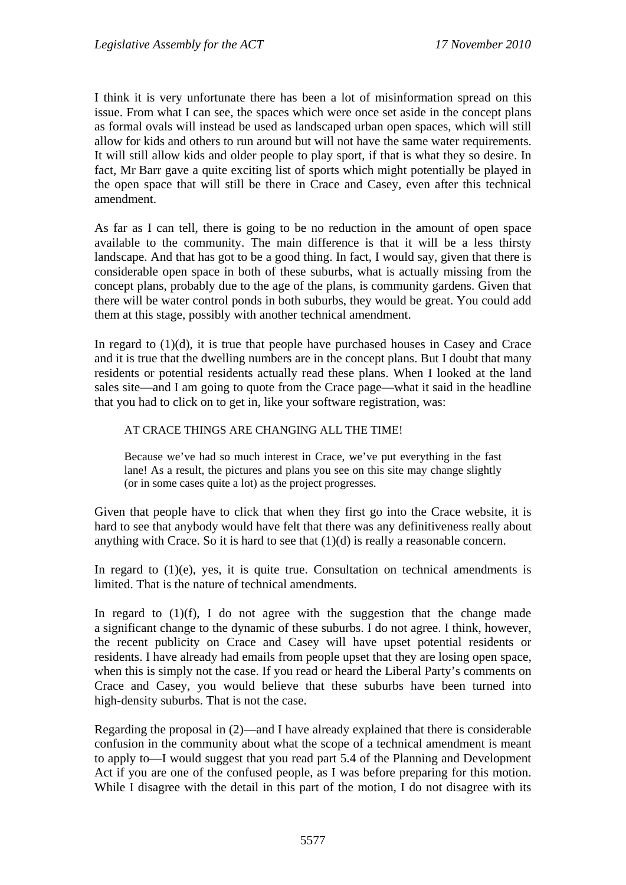I think it is very unfortunate there has been a lot of misinformation spread on this issue. From what I can see, the spaces which were once set aside in the concept plans as formal ovals will instead be used as landscaped urban open spaces, which will still allow for kids and others to run around but will not have the same water requirements. It will still allow kids and older people to play sport, if that is what they so desire. In fact, Mr Barr gave a quite exciting list of sports which might potentially be played in the open space that will still be there in Crace and Casey, even after this technical amendment.

As far as I can tell, there is going to be no reduction in the amount of open space available to the community. The main difference is that it will be a less thirsty landscape. And that has got to be a good thing. In fact, I would say, given that there is considerable open space in both of these suburbs, what is actually missing from the concept plans, probably due to the age of the plans, is community gardens. Given that there will be water control ponds in both suburbs, they would be great. You could add them at this stage, possibly with another technical amendment.

In regard to (1)(d), it is true that people have purchased houses in Casey and Crace and it is true that the dwelling numbers are in the concept plans. But I doubt that many residents or potential residents actually read these plans. When I looked at the land sales site—and I am going to quote from the Crace page—what it said in the headline that you had to click on to get in, like your software registration, was:

> AT CRACE THINGS ARE CHANGING ALL THE TIME!
>
> Because we've had so much interest in Crace, we've put everything in the fast lane! As a result, the pictures and plans you see on this site may change slightly (or in some cases quite a lot) as the project progresses.

Given that people have to click that when they first go into the Crace website, it is hard to see that anybody would have felt that there was any definitiveness really about anything with Crace. So it is hard to see that (1)(d) is really a reasonable concern.

In regard to (1)(e), yes, it is quite true. Consultation on technical amendments is limited. That is the nature of technical amendments.

In regard to (1)(f), I do not agree with the suggestion that the change made a significant change to the dynamic of these suburbs. I do not agree. I think, however, the recent publicity on Crace and Casey will have upset potential residents or residents. I have already had emails from people upset that they are losing open space, when this is simply not the case. If you read or heard the Liberal Party's comments on Crace and Casey, you would believe that these suburbs have been turned into high-density suburbs. That is not the case.

Regarding the proposal in (2)—and I have already explained that there is considerable confusion in the community about what the scope of a technical amendment is meant to apply to—I would suggest that you read part 5.4 of the Planning and Development Act if you are one of the confused people, as I was before preparing for this motion. While I disagree with the detail in this part of the motion, I do not disagree with its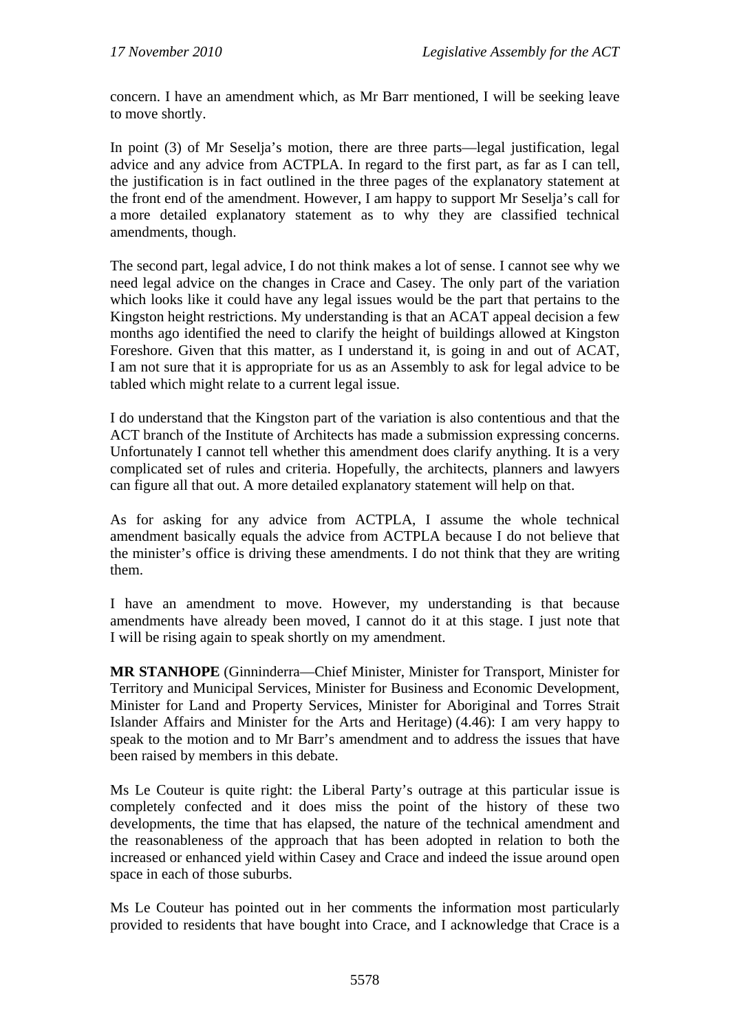concern. I have an amendment which, as Mr Barr mentioned, I will be seeking leave to move shortly.

In point (3) of Mr Seselja's motion, there are three parts—legal justification, legal advice and any advice from ACTPLA. In regard to the first part, as far as I can tell, the justification is in fact outlined in the three pages of the explanatory statement at the front end of the amendment. However, I am happy to support Mr Seselja's call for a more detailed explanatory statement as to why they are classified technical amendments, though.

The second part, legal advice, I do not think makes a lot of sense. I cannot see why we need legal advice on the changes in Crace and Casey. The only part of the variation which looks like it could have any legal issues would be the part that pertains to the Kingston height restrictions. My understanding is that an ACAT appeal decision a few months ago identified the need to clarify the height of buildings allowed at Kingston Foreshore. Given that this matter, as I understand it, is going in and out of ACAT, I am not sure that it is appropriate for us as an Assembly to ask for legal advice to be tabled which might relate to a current legal issue.

I do understand that the Kingston part of the variation is also contentious and that the ACT branch of the Institute of Architects has made a submission expressing concerns. Unfortunately I cannot tell whether this amendment does clarify anything. It is a very complicated set of rules and criteria. Hopefully, the architects, planners and lawyers can figure all that out. A more detailed explanatory statement will help on that.

As for asking for any advice from ACTPLA, I assume the whole technical amendment basically equals the advice from ACTPLA because I do not believe that the minister's office is driving these amendments. I do not think that they are writing them.

I have an amendment to move. However, my understanding is that because amendments have already been moved, I cannot do it at this stage. I just note that I will be rising again to speak shortly on my amendment.

**MR STANHOPE** (Ginninderra—Chief Minister, Minister for Transport, Minister for Territory and Municipal Services, Minister for Business and Economic Development, Minister for Land and Property Services, Minister for Aboriginal and Torres Strait Islander Affairs and Minister for the Arts and Heritage) (4.46): I am very happy to speak to the motion and to Mr Barr's amendment and to address the issues that have been raised by members in this debate.

Ms Le Couteur is quite right: the Liberal Party's outrage at this particular issue is completely confected and it does miss the point of the history of these two developments, the time that has elapsed, the nature of the technical amendment and the reasonableness of the approach that has been adopted in relation to both the increased or enhanced yield within Casey and Crace and indeed the issue around open space in each of those suburbs.

Ms Le Couteur has pointed out in her comments the information most particularly provided to residents that have bought into Crace, and I acknowledge that Crace is a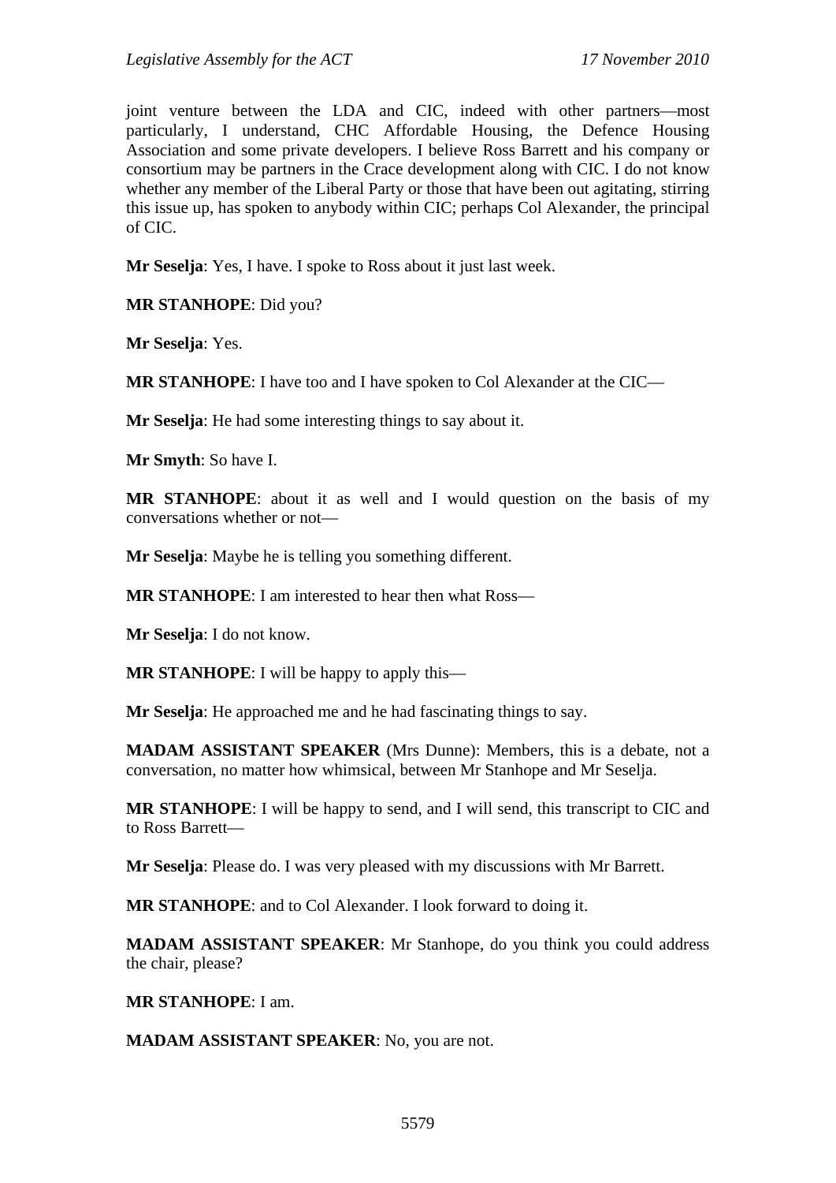joint venture between the LDA and CIC, indeed with other partners—most particularly, I understand, CHC Affordable Housing, the Defence Housing Association and some private developers. I believe Ross Barrett and his company or consortium may be partners in the Crace development along with CIC. I do not know whether any member of the Liberal Party or those that have been out agitating, stirring this issue up, has spoken to anybody within CIC; perhaps Col Alexander, the principal of CIC.

**Mr Seselja**: Yes, I have. I spoke to Ross about it just last week.

**MR STANHOPE**: Did you?

**Mr Seselja**: Yes.

**MR STANHOPE**: I have too and I have spoken to Col Alexander at the CIC—

**Mr Seselja**: He had some interesting things to say about it.

**Mr Smyth**: So have I.

**MR STANHOPE**: about it as well and I would question on the basis of my conversations whether or not—

**Mr Seselja**: Maybe he is telling you something different.

**MR STANHOPE**: I am interested to hear then what Ross—

**Mr Seselja**: I do not know.

**MR STANHOPE**: I will be happy to apply this—

**Mr Seselja**: He approached me and he had fascinating things to say.

**MADAM ASSISTANT SPEAKER** (Mrs Dunne): Members, this is a debate, not a conversation, no matter how whimsical, between Mr Stanhope and Mr Seselja.

**MR STANHOPE**: I will be happy to send, and I will send, this transcript to CIC and to Ross Barrett—

**Mr Seselja**: Please do. I was very pleased with my discussions with Mr Barrett.

**MR STANHOPE**: and to Col Alexander. I look forward to doing it.

**MADAM ASSISTANT SPEAKER**: Mr Stanhope, do you think you could address the chair, please?

**MR STANHOPE**: I am.

**MADAM ASSISTANT SPEAKER**: No, you are not.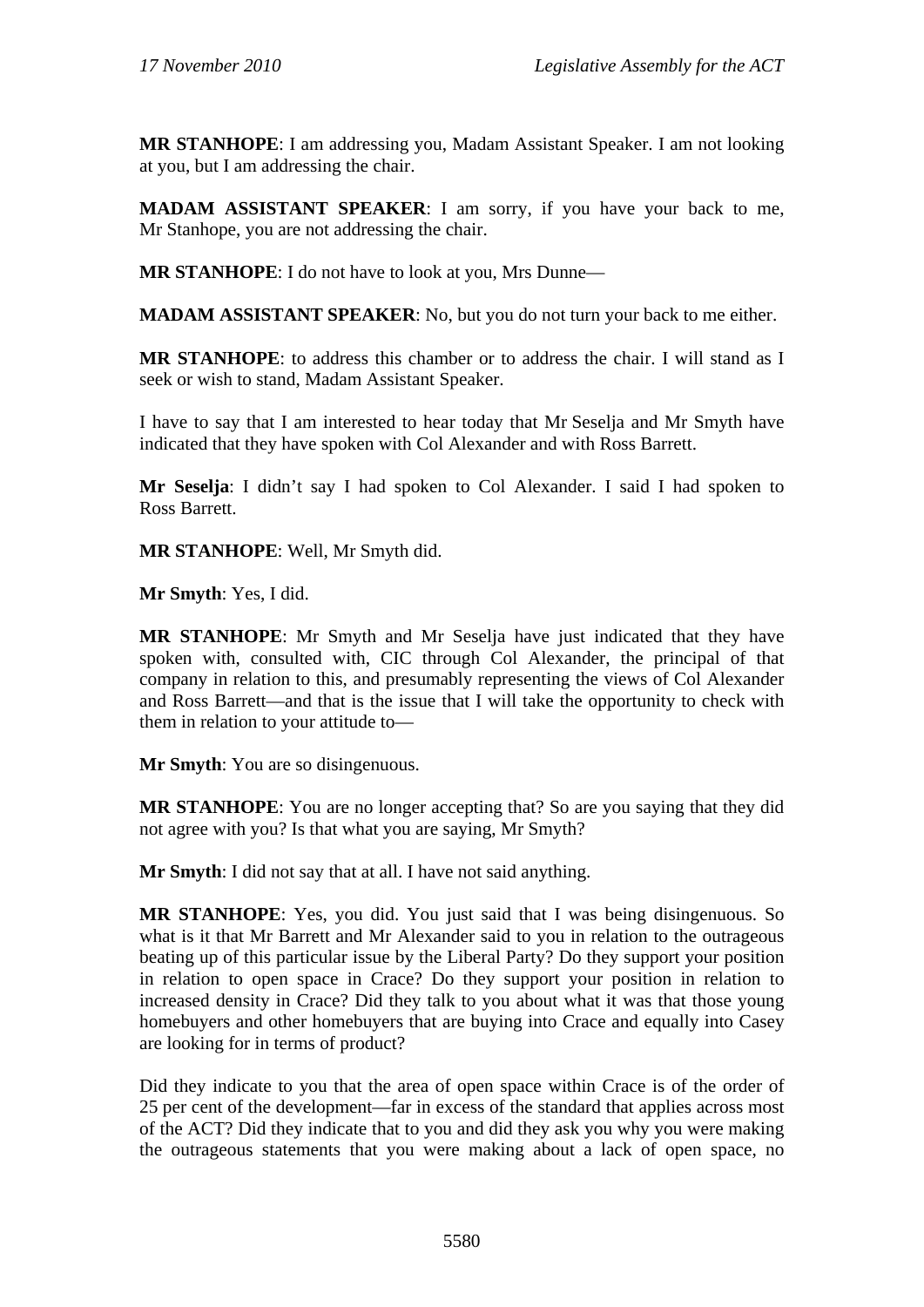**MR STANHOPE**: I am addressing you, Madam Assistant Speaker. I am not looking at you, but I am addressing the chair.

**MADAM ASSISTANT SPEAKER**: I am sorry, if you have your back to me, Mr Stanhope, you are not addressing the chair.

**MR STANHOPE**: I do not have to look at you, Mrs Dunne—

**MADAM ASSISTANT SPEAKER**: No, but you do not turn your back to me either.

**MR STANHOPE**: to address this chamber or to address the chair. I will stand as I seek or wish to stand, Madam Assistant Speaker.

I have to say that I am interested to hear today that Mr Seselja and Mr Smyth have indicated that they have spoken with Col Alexander and with Ross Barrett.

**Mr Seselja**: I didn't say I had spoken to Col Alexander. I said I had spoken to Ross Barrett.

**MR STANHOPE**: Well, Mr Smyth did.

**Mr Smyth**: Yes, I did.

**MR STANHOPE**: Mr Smyth and Mr Seselja have just indicated that they have spoken with, consulted with, CIC through Col Alexander, the principal of that company in relation to this, and presumably representing the views of Col Alexander and Ross Barrett—and that is the issue that I will take the opportunity to check with them in relation to your attitude to—

**Mr Smyth**: You are so disingenuous.

**MR STANHOPE**: You are no longer accepting that? So are you saying that they did not agree with you? Is that what you are saying, Mr Smyth?

**Mr Smyth**: I did not say that at all. I have not said anything.

**MR STANHOPE**: Yes, you did. You just said that I was being disingenuous. So what is it that Mr Barrett and Mr Alexander said to you in relation to the outrageous beating up of this particular issue by the Liberal Party? Do they support your position in relation to open space in Crace? Do they support your position in relation to increased density in Crace? Did they talk to you about what it was that those young homebuyers and other homebuyers that are buying into Crace and equally into Casey are looking for in terms of product?

Did they indicate to you that the area of open space within Crace is of the order of 25 per cent of the development—far in excess of the standard that applies across most of the ACT? Did they indicate that to you and did they ask you why you were making the outrageous statements that you were making about a lack of open space, no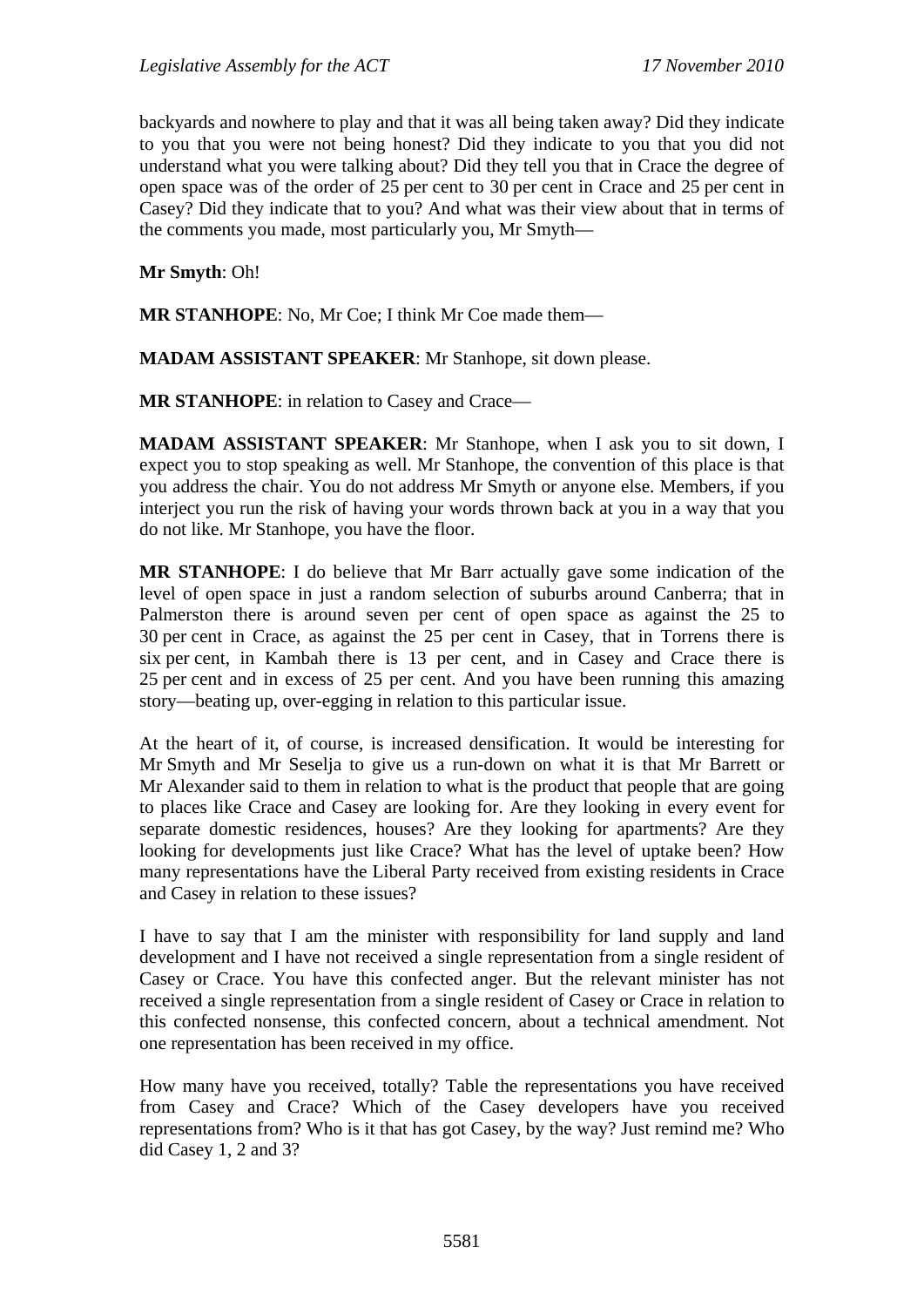backyards and nowhere to play and that it was all being taken away? Did they indicate to you that you were not being honest? Did they indicate to you that you did not understand what you were talking about? Did they tell you that in Crace the degree of open space was of the order of 25 per cent to 30 per cent in Crace and 25 per cent in Casey? Did they indicate that to you? And what was their view about that in terms of the comments you made, most particularly you, Mr Smyth—

**Mr Smyth**: Oh!

**MR STANHOPE**: No, Mr Coe; I think Mr Coe made them—

**MADAM ASSISTANT SPEAKER**: Mr Stanhope, sit down please.

**MR STANHOPE**: in relation to Casey and Crace—

**MADAM ASSISTANT SPEAKER**: Mr Stanhope, when I ask you to sit down, I expect you to stop speaking as well. Mr Stanhope, the convention of this place is that you address the chair. You do not address Mr Smyth or anyone else. Members, if you interject you run the risk of having your words thrown back at you in a way that you do not like. Mr Stanhope, you have the floor.

**MR STANHOPE**: I do believe that Mr Barr actually gave some indication of the level of open space in just a random selection of suburbs around Canberra; that in Palmerston there is around seven per cent of open space as against the 25 to 30 per cent in Crace, as against the 25 per cent in Casey, that in Torrens there is six per cent, in Kambah there is 13 per cent, and in Casey and Crace there is 25 per cent and in excess of 25 per cent. And you have been running this amazing story—beating up, over-egging in relation to this particular issue.

At the heart of it, of course, is increased densification. It would be interesting for Mr Smyth and Mr Seselja to give us a run-down on what it is that Mr Barrett or Mr Alexander said to them in relation to what is the product that people that are going to places like Crace and Casey are looking for. Are they looking in every event for separate domestic residences, houses? Are they looking for apartments? Are they looking for developments just like Crace? What has the level of uptake been? How many representations have the Liberal Party received from existing residents in Crace and Casey in relation to these issues?

I have to say that I am the minister with responsibility for land supply and land development and I have not received a single representation from a single resident of Casey or Crace. You have this confected anger. But the relevant minister has not received a single representation from a single resident of Casey or Crace in relation to this confected nonsense, this confected concern, about a technical amendment. Not one representation has been received in my office.

How many have you received, totally? Table the representations you have received from Casey and Crace? Which of the Casey developers have you received representations from? Who is it that has got Casey, by the way? Just remind me? Who did Casey 1, 2 and 3?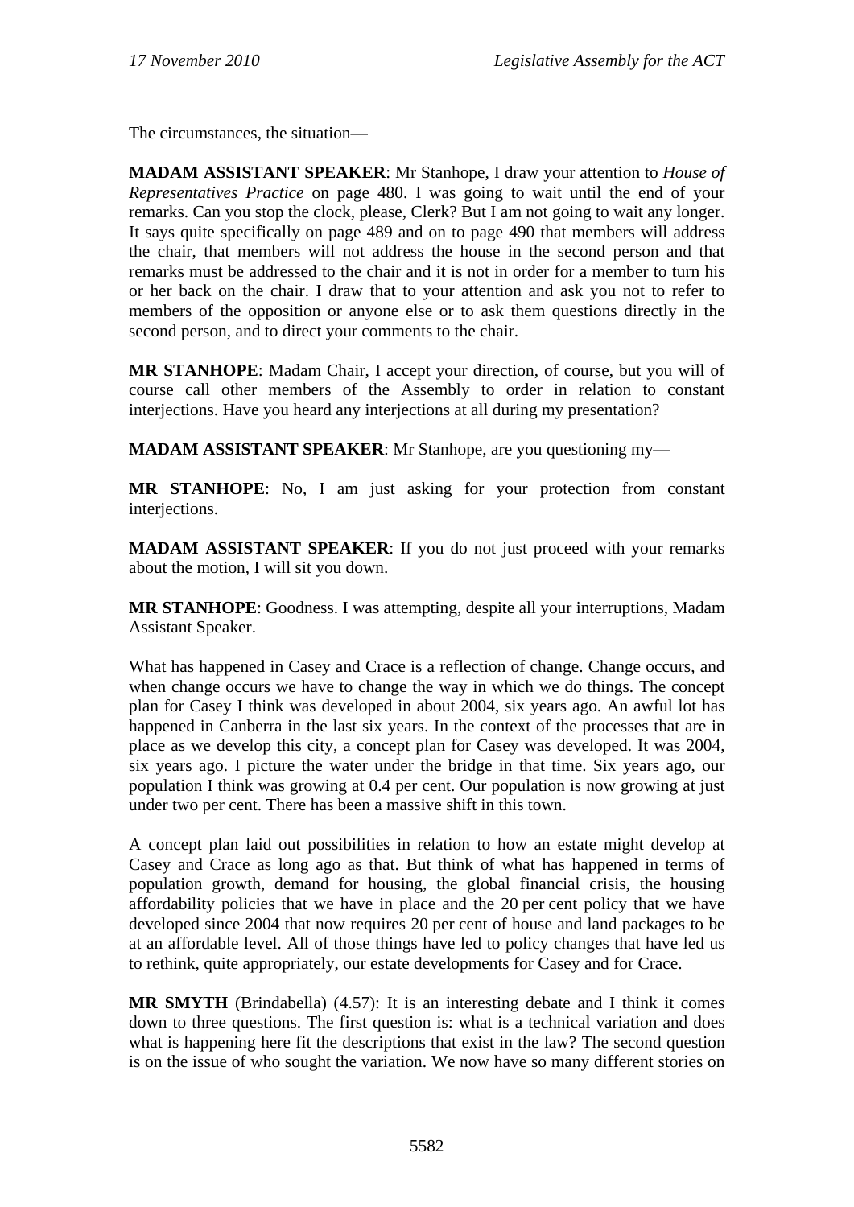The circumstances, the situation—

**MADAM ASSISTANT SPEAKER**: Mr Stanhope, I draw your attention to *House of Representatives Practice* on page 480. I was going to wait until the end of your remarks. Can you stop the clock, please, Clerk? But I am not going to wait any longer. It says quite specifically on page 489 and on to page 490 that members will address the chair, that members will not address the house in the second person and that remarks must be addressed to the chair and it is not in order for a member to turn his or her back on the chair. I draw that to your attention and ask you not to refer to members of the opposition or anyone else or to ask them questions directly in the second person, and to direct your comments to the chair.

**MR STANHOPE**: Madam Chair, I accept your direction, of course, but you will of course call other members of the Assembly to order in relation to constant interjections. Have you heard any interjections at all during my presentation?

**MADAM ASSISTANT SPEAKER**: Mr Stanhope, are you questioning my—

**MR STANHOPE**: No, I am just asking for your protection from constant interjections.

**MADAM ASSISTANT SPEAKER**: If you do not just proceed with your remarks about the motion, I will sit you down.

**MR STANHOPE**: Goodness. I was attempting, despite all your interruptions, Madam Assistant Speaker.

What has happened in Casey and Crace is a reflection of change. Change occurs, and when change occurs we have to change the way in which we do things. The concept plan for Casey I think was developed in about 2004, six years ago. An awful lot has happened in Canberra in the last six years. In the context of the processes that are in place as we develop this city, a concept plan for Casey was developed. It was 2004, six years ago. I picture the water under the bridge in that time. Six years ago, our population I think was growing at 0.4 per cent. Our population is now growing at just under two per cent. There has been a massive shift in this town.

A concept plan laid out possibilities in relation to how an estate might develop at Casey and Crace as long ago as that. But think of what has happened in terms of population growth, demand for housing, the global financial crisis, the housing affordability policies that we have in place and the 20 per cent policy that we have developed since 2004 that now requires 20 per cent of house and land packages to be at an affordable level. All of those things have led to policy changes that have led us to rethink, quite appropriately, our estate developments for Casey and for Crace.

**MR SMYTH** (Brindabella) (4.57): It is an interesting debate and I think it comes down to three questions. The first question is: what is a technical variation and does what is happening here fit the descriptions that exist in the law? The second question is on the issue of who sought the variation. We now have so many different stories on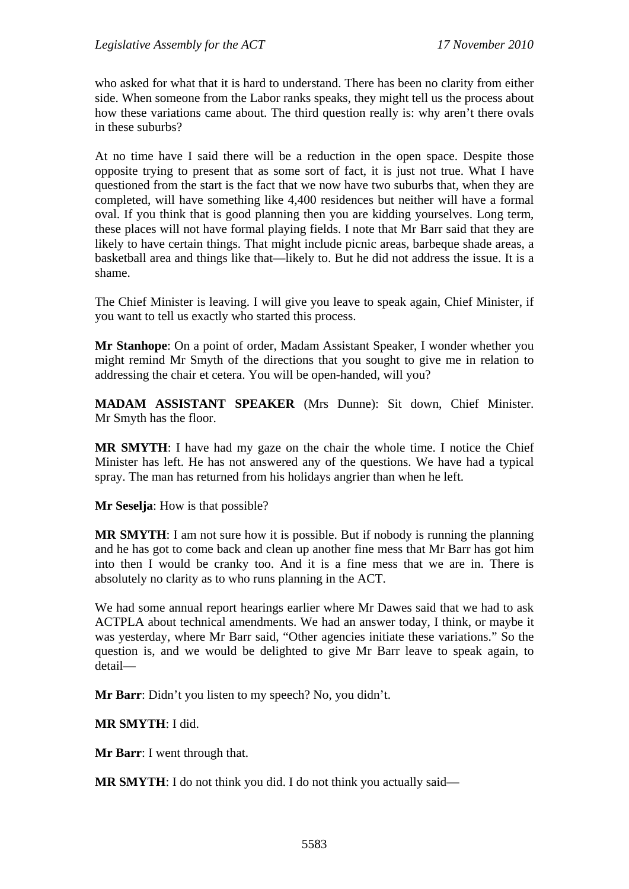who asked for what that it is hard to understand. There has been no clarity from either side. When someone from the Labor ranks speaks, they might tell us the process about how these variations came about. The third question really is: why aren't there ovals in these suburbs?

At no time have I said there will be a reduction in the open space. Despite those opposite trying to present that as some sort of fact, it is just not true. What I have questioned from the start is the fact that we now have two suburbs that, when they are completed, will have something like 4,400 residences but neither will have a formal oval. If you think that is good planning then you are kidding yourselves. Long term, these places will not have formal playing fields. I note that Mr Barr said that they are likely to have certain things. That might include picnic areas, barbeque shade areas, a basketball area and things like that—likely to. But he did not address the issue. It is a shame.

The Chief Minister is leaving. I will give you leave to speak again, Chief Minister, if you want to tell us exactly who started this process.

**Mr Stanhope**: On a point of order, Madam Assistant Speaker, I wonder whether you might remind Mr Smyth of the directions that you sought to give me in relation to addressing the chair et cetera. You will be open-handed, will you?

**MADAM ASSISTANT SPEAKER** (Mrs Dunne): Sit down, Chief Minister. Mr Smyth has the floor.

**MR SMYTH**: I have had my gaze on the chair the whole time. I notice the Chief Minister has left. He has not answered any of the questions. We have had a typical spray. The man has returned from his holidays angrier than when he left.

**Mr Seselja**: How is that possible?

**MR SMYTH**: I am not sure how it is possible. But if nobody is running the planning and he has got to come back and clean up another fine mess that Mr Barr has got him into then I would be cranky too. And it is a fine mess that we are in. There is absolutely no clarity as to who runs planning in the ACT.

We had some annual report hearings earlier where Mr Dawes said that we had to ask ACTPLA about technical amendments. We had an answer today, I think, or maybe it was yesterday, where Mr Barr said, "Other agencies initiate these variations." So the question is, and we would be delighted to give Mr Barr leave to speak again, to detail—

**Mr Barr**: Didn't you listen to my speech? No, you didn't.

**MR SMYTH**: I did.

**Mr Barr**: I went through that.

**MR SMYTH**: I do not think you did. I do not think you actually said—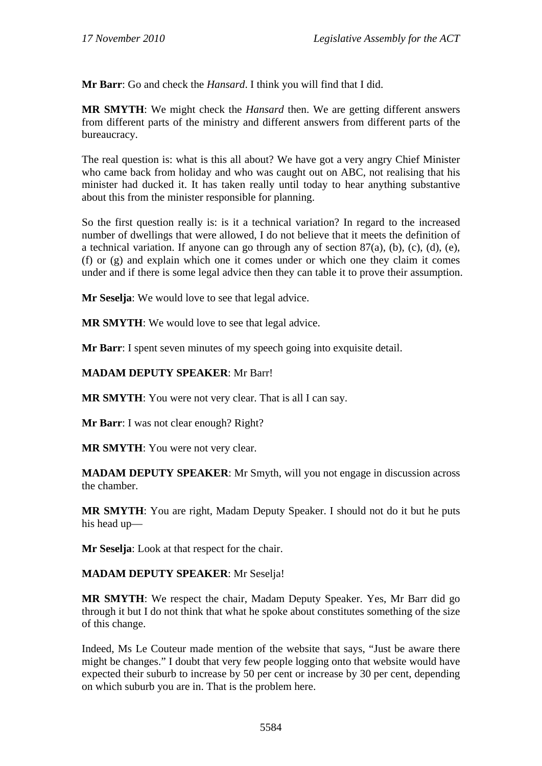**Mr Barr**: Go and check the *Hansard*. I think you will find that I did.

**MR SMYTH**: We might check the *Hansard* then. We are getting different answers from different parts of the ministry and different answers from different parts of the bureaucracy.

The real question is: what is this all about? We have got a very angry Chief Minister who came back from holiday and who was caught out on ABC, not realising that his minister had ducked it. It has taken really until today to hear anything substantive about this from the minister responsible for planning.

So the first question really is: is it a technical variation? In regard to the increased number of dwellings that were allowed, I do not believe that it meets the definition of a technical variation. If anyone can go through any of section 87(a), (b), (c), (d), (e), (f) or (g) and explain which one it comes under or which one they claim it comes under and if there is some legal advice then they can table it to prove their assumption.

**Mr Seselja**: We would love to see that legal advice.

**MR SMYTH**: We would love to see that legal advice.

**Mr Barr**: I spent seven minutes of my speech going into exquisite detail.

**MADAM DEPUTY SPEAKER**: Mr Barr!

**MR SMYTH**: You were not very clear. That is all I can say.

**Mr Barr**: I was not clear enough? Right?

**MR SMYTH**: You were not very clear.

**MADAM DEPUTY SPEAKER**: Mr Smyth, will you not engage in discussion across the chamber.

**MR SMYTH**: You are right, Madam Deputy Speaker. I should not do it but he puts his head up—

**Mr Seselja**: Look at that respect for the chair.

**MADAM DEPUTY SPEAKER**: Mr Seselja!

**MR SMYTH**: We respect the chair, Madam Deputy Speaker. Yes, Mr Barr did go through it but I do not think that what he spoke about constitutes something of the size of this change.

Indeed, Ms Le Couteur made mention of the website that says, "Just be aware there might be changes." I doubt that very few people logging onto that website would have expected their suburb to increase by 50 per cent or increase by 30 per cent, depending on which suburb you are in. That is the problem here.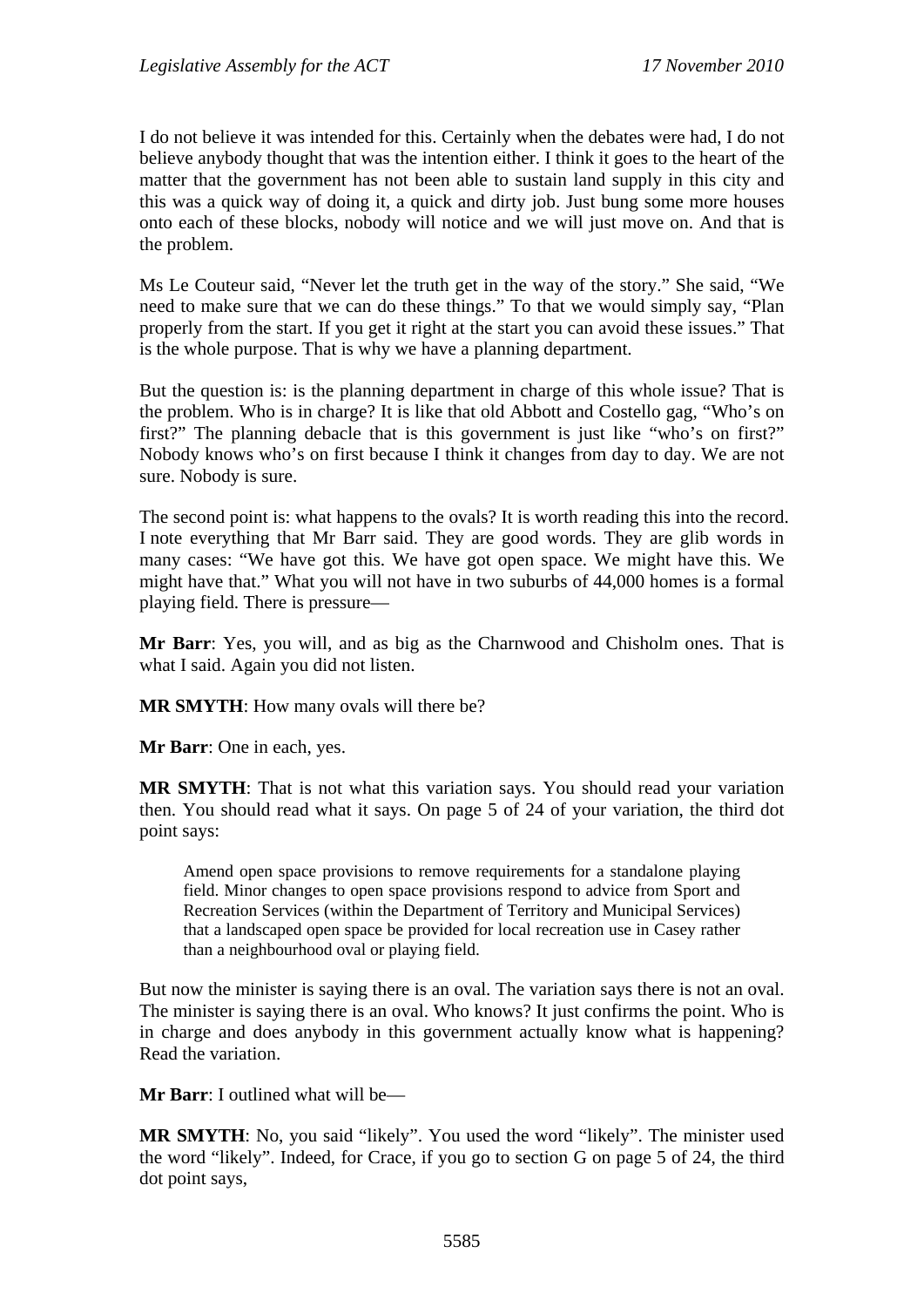I do not believe it was intended for this. Certainly when the debates were had, I do not believe anybody thought that was the intention either. I think it goes to the heart of the matter that the government has not been able to sustain land supply in this city and this was a quick way of doing it, a quick and dirty job. Just bung some more houses onto each of these blocks, nobody will notice and we will just move on. And that is the problem.

Ms Le Couteur said, "Never let the truth get in the way of the story." She said, "We need to make sure that we can do these things." To that we would simply say, "Plan properly from the start. If you get it right at the start you can avoid these issues." That is the whole purpose. That is why we have a planning department.

But the question is: is the planning department in charge of this whole issue? That is the problem. Who is in charge? It is like that old Abbott and Costello gag, "Who's on first?" The planning debacle that is this government is just like "who's on first?" Nobody knows who's on first because I think it changes from day to day. We are not sure. Nobody is sure.

The second point is: what happens to the ovals? It is worth reading this into the record. I note everything that Mr Barr said. They are good words. They are glib words in many cases: "We have got this. We have got open space. We might have this. We might have that." What you will not have in two suburbs of 44,000 homes is a formal playing field. There is pressure—

**Mr Barr**: Yes, you will, and as big as the Charnwood and Chisholm ones. That is what I said. Again you did not listen.

**MR SMYTH**: How many ovals will there be?

**Mr Barr**: One in each, yes.

**MR SMYTH**: That is not what this variation says. You should read your variation then. You should read what it says. On page 5 of 24 of your variation, the third dot point says:

> Amend open space provisions to remove requirements for a standalone playing field. Minor changes to open space provisions respond to advice from Sport and Recreation Services (within the Department of Territory and Municipal Services) that a landscaped open space be provided for local recreation use in Casey rather than a neighbourhood oval or playing field.

But now the minister is saying there is an oval. The variation says there is not an oval. The minister is saying there is an oval. Who knows? It just confirms the point. Who is in charge and does anybody in this government actually know what is happening? Read the variation.

**Mr Barr**: I outlined what will be—

**MR SMYTH**: No, you said "likely". You used the word "likely". The minister used the word "likely". Indeed, for Crace, if you go to section G on page 5 of 24, the third dot point says,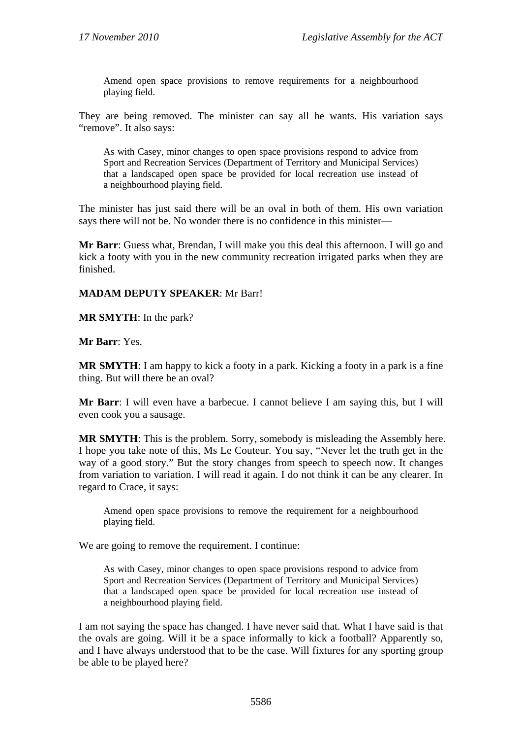> Amend open space provisions to remove requirements for a neighbourhood playing field.

They are being removed. The minister can say all he wants. His variation says "remove". It also says:

> As with Casey, minor changes to open space provisions respond to advice from Sport and Recreation Services (Department of Territory and Municipal Services) that a landscaped open space be provided for local recreation use instead of a neighbourhood playing field.

The minister has just said there will be an oval in both of them. His own variation says there will not be. No wonder there is no confidence in this minister—

**Mr Barr**: Guess what, Brendan, I will make you this deal this afternoon. I will go and kick a footy with you in the new community recreation irrigated parks when they are finished.

**MADAM DEPUTY SPEAKER**: Mr Barr!

**MR SMYTH**: In the park?

**Mr Barr**: Yes.

**MR SMYTH**: I am happy to kick a footy in a park. Kicking a footy in a park is a fine thing. But will there be an oval?

**Mr Barr**: I will even have a barbecue. I cannot believe I am saying this, but I will even cook you a sausage.

**MR SMYTH**: This is the problem. Sorry, somebody is misleading the Assembly here. I hope you take note of this, Ms Le Couteur. You say, "Never let the truth get in the way of a good story." But the story changes from speech to speech now. It changes from variation to variation. I will read it again. I do not think it can be any clearer. In regard to Crace, it says:

> Amend open space provisions to remove the requirement for a neighbourhood playing field.

We are going to remove the requirement. I continue:

> As with Casey, minor changes to open space provisions respond to advice from Sport and Recreation Services (Department of Territory and Municipal Services) that a landscaped open space be provided for local recreation use instead of a neighbourhood playing field.

I am not saying the space has changed. I have never said that. What I have said is that the ovals are going. Will it be a space informally to kick a football? Apparently so, and I have always understood that to be the case. Will fixtures for any sporting group be able to be played here?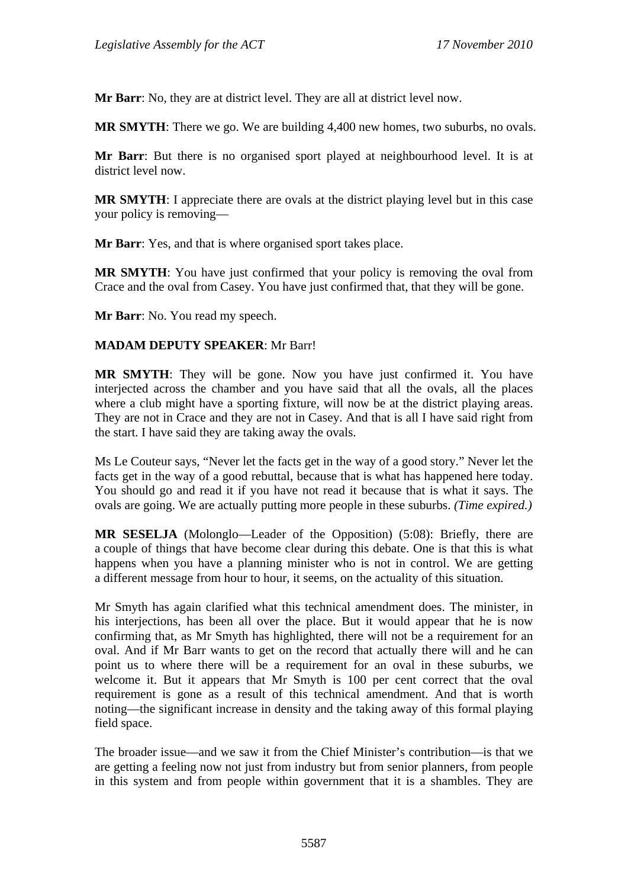**Mr Barr**: No, they are at district level. They are all at district level now.

**MR SMYTH**: There we go. We are building 4,400 new homes, two suburbs, no ovals.

**Mr Barr**: But there is no organised sport played at neighbourhood level. It is at district level now.

**MR SMYTH**: I appreciate there are ovals at the district playing level but in this case your policy is removing—

**Mr Barr**: Yes, and that is where organised sport takes place.

**MR SMYTH**: You have just confirmed that your policy is removing the oval from Crace and the oval from Casey. You have just confirmed that, that they will be gone.

**Mr Barr**: No. You read my speech.

**MADAM DEPUTY SPEAKER**: Mr Barr!

**MR SMYTH**: They will be gone. Now you have just confirmed it. You have interjected across the chamber and you have said that all the ovals, all the places where a club might have a sporting fixture, will now be at the district playing areas. They are not in Crace and they are not in Casey. And that is all I have said right from the start. I have said they are taking away the ovals.

Ms Le Couteur says, "Never let the facts get in the way of a good story." Never let the facts get in the way of a good rebuttal, because that is what has happened here today. You should go and read it if you have not read it because that is what it says. The ovals are going. We are actually putting more people in these suburbs. *(Time expired.)*

**MR SESELJA** (Molonglo—Leader of the Opposition) (5:08): Briefly, there are a couple of things that have become clear during this debate. One is that this is what happens when you have a planning minister who is not in control. We are getting a different message from hour to hour, it seems, on the actuality of this situation.

Mr Smyth has again clarified what this technical amendment does. The minister, in his interjections, has been all over the place. But it would appear that he is now confirming that, as Mr Smyth has highlighted, there will not be a requirement for an oval. And if Mr Barr wants to get on the record that actually there will and he can point us to where there will be a requirement for an oval in these suburbs, we welcome it. But it appears that Mr Smyth is 100 per cent correct that the oval requirement is gone as a result of this technical amendment. And that is worth noting—the significant increase in density and the taking away of this formal playing field space.

The broader issue—and we saw it from the Chief Minister's contribution—is that we are getting a feeling now not just from industry but from senior planners, from people in this system and from people within government that it is a shambles. They are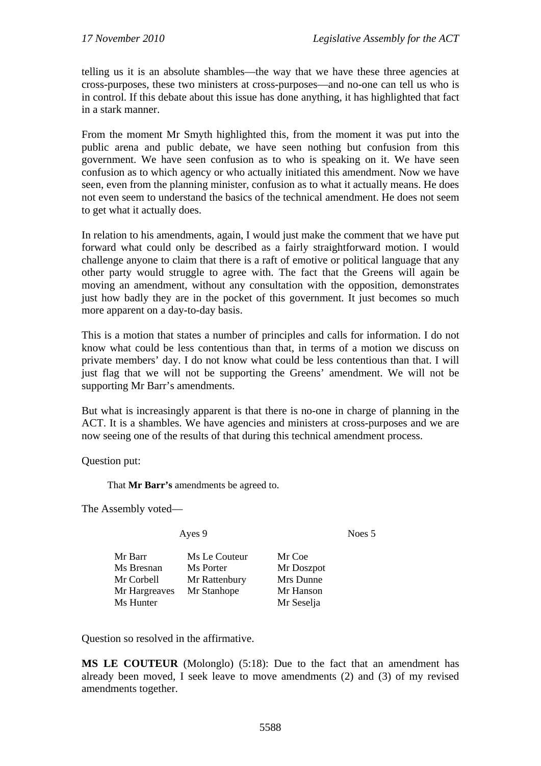telling us it is an absolute shambles—the way that we have these three agencies at cross-purposes, these two ministers at cross-purposes—and no-one can tell us who is in control. If this debate about this issue has done anything, it has highlighted that fact in a stark manner.

From the moment Mr Smyth highlighted this, from the moment it was put into the public arena and public debate, we have seen nothing but confusion from this government. We have seen confusion as to who is speaking on it. We have seen confusion as to which agency or who actually initiated this amendment. Now we have seen, even from the planning minister, confusion as to what it actually means. He does not even seem to understand the basics of the technical amendment. He does not seem to get what it actually does.

In relation to his amendments, again, I would just make the comment that we have put forward what could only be described as a fairly straightforward motion. I would challenge anyone to claim that there is a raft of emotive or political language that any other party would struggle to agree with. The fact that the Greens will again be moving an amendment, without any consultation with the opposition, demonstrates just how badly they are in the pocket of this government. It just becomes so much more apparent on a day-to-day basis.

This is a motion that states a number of principles and calls for information. I do not know what could be less contentious than that, in terms of a motion we discuss on private members' day. I do not know what could be less contentious than that. I will just flag that we will not be supporting the Greens' amendment. We will not be supporting Mr Barr's amendments.

But what is increasingly apparent is that there is no-one in charge of planning in the ACT. It is a shambles. We have agencies and ministers at cross-purposes and we are now seeing one of the results of that during this technical amendment process.

Question put:

> That **Mr Barr's** amendments be agreed to.

The Assembly voted—

| Ayes 9 | | Noes 5 |
|---|---|---|
| Mr Barr | Ms Le Couteur | Mr Coe |
| Ms Bresnan | Ms Porter | Mr Doszpot |
| Mr Corbell | Mr Rattenbury | Mrs Dunne |
| Mr Hargreaves | Mr Stanhope | Mr Hanson |
| Ms Hunter | | Mr Seselja |

Question so resolved in the affirmative.

**MS LE COUTEUR** (Molonglo) (5:18): Due to the fact that an amendment has already been moved, I seek leave to move amendments (2) and (3) of my revised amendments together.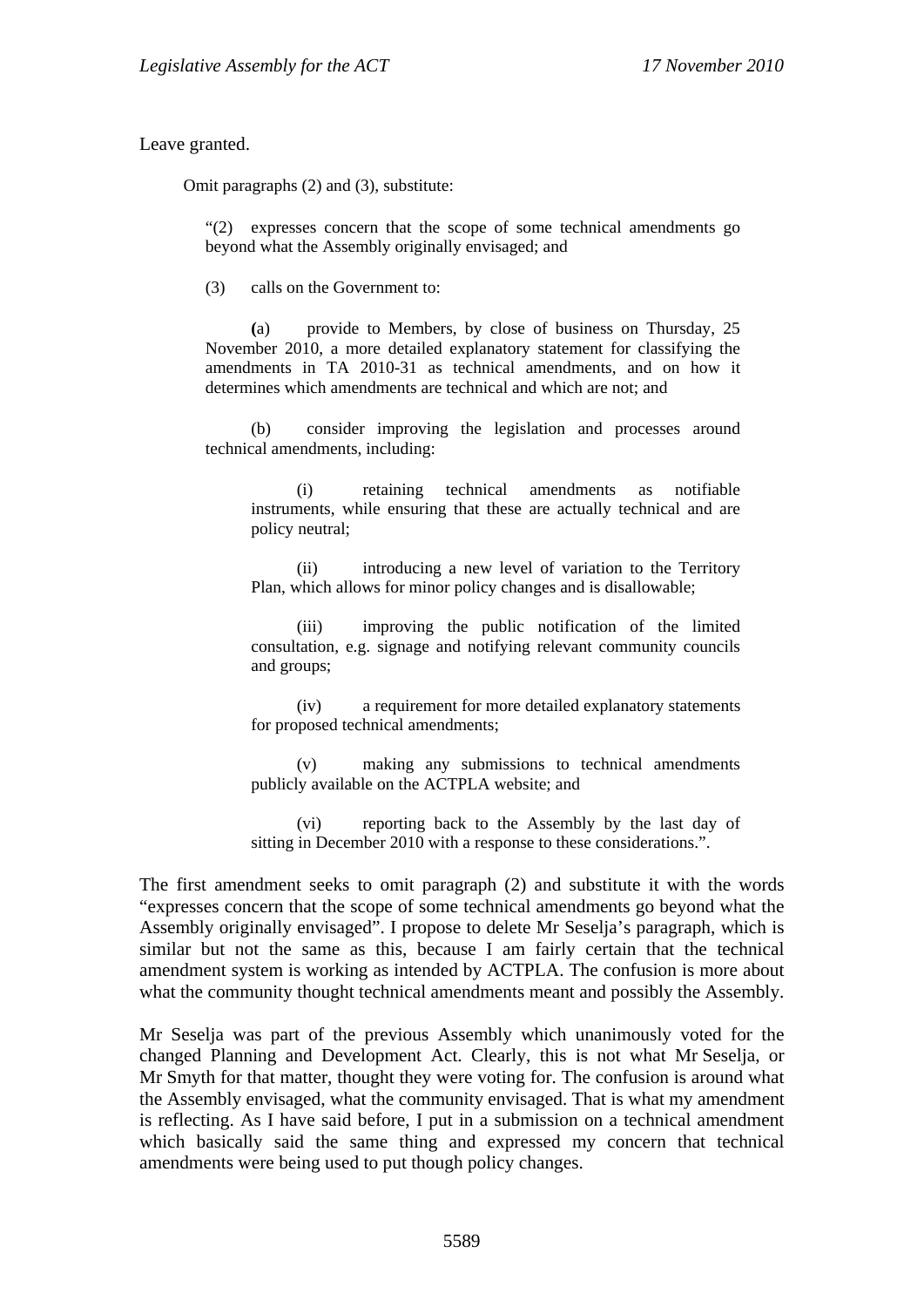Leave granted.

Omit paragraphs (2) and (3), substitute:

> "(2) expresses concern that the scope of some technical amendments go beyond what the Assembly originally envisaged; and
>
> (3) calls on the Government to:
>
> (a) provide to Members, by close of business on Thursday, 25 November 2010, a more detailed explanatory statement for classifying the amendments in TA 2010-31 as technical amendments, and on how it determines which amendments are technical and which are not; and
>
> (b) consider improving the legislation and processes around technical amendments, including:
>
> (i) retaining technical amendments as notifiable instruments, while ensuring that these are actually technical and are policy neutral;
>
> (ii) introducing a new level of variation to the Territory Plan, which allows for minor policy changes and is disallowable;
>
> (iii) improving the public notification of the limited consultation, e.g. signage and notifying relevant community councils and groups;
>
> (iv) a requirement for more detailed explanatory statements for proposed technical amendments;
>
> (v) making any submissions to technical amendments publicly available on the ACTPLA website; and
>
> (vi) reporting back to the Assembly by the last day of sitting in December 2010 with a response to these considerations.".

The first amendment seeks to omit paragraph (2) and substitute it with the words "expresses concern that the scope of some technical amendments go beyond what the Assembly originally envisaged". I propose to delete Mr Seselja's paragraph, which is similar but not the same as this, because I am fairly certain that the technical amendment system is working as intended by ACTPLA. The confusion is more about what the community thought technical amendments meant and possibly the Assembly.

Mr Seselja was part of the previous Assembly which unanimously voted for the changed Planning and Development Act. Clearly, this is not what Mr Seselja, or Mr Smyth for that matter, thought they were voting for. The confusion is around what the Assembly envisaged, what the community envisaged. That is what my amendment is reflecting. As I have said before, I put in a submission on a technical amendment which basically said the same thing and expressed my concern that technical amendments were being used to put though policy changes.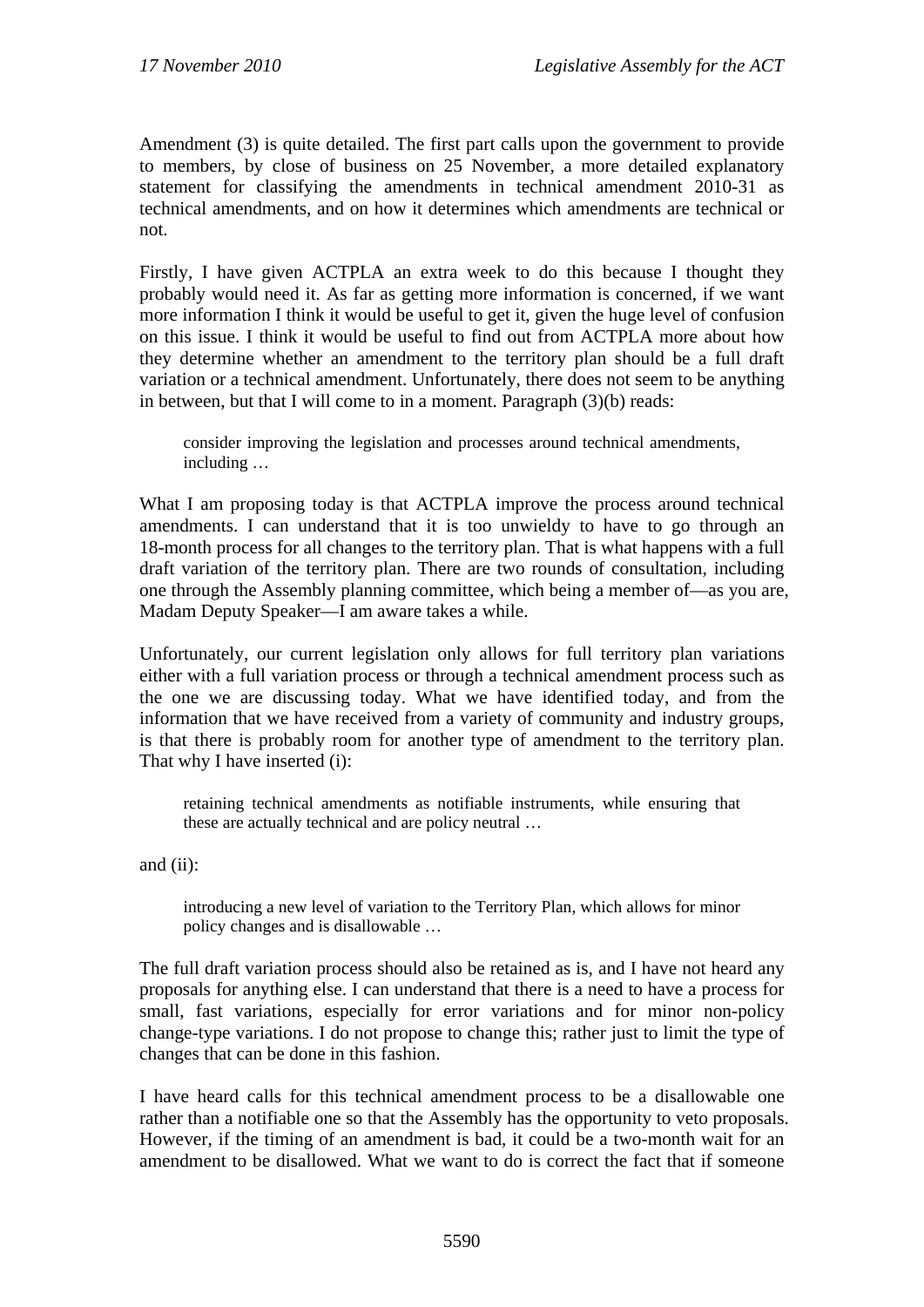Amendment (3) is quite detailed. The first part calls upon the government to provide to members, by close of business on 25 November, a more detailed explanatory statement for classifying the amendments in technical amendment 2010-31 as technical amendments, and on how it determines which amendments are technical or not.

Firstly, I have given ACTPLA an extra week to do this because I thought they probably would need it. As far as getting more information is concerned, if we want more information I think it would be useful to get it, given the huge level of confusion on this issue. I think it would be useful to find out from ACTPLA more about how they determine whether an amendment to the territory plan should be a full draft variation or a technical amendment. Unfortunately, there does not seem to be anything in between, but that I will come to in a moment. Paragraph (3)(b) reads:

> consider improving the legislation and processes around technical amendments, including …

What I am proposing today is that ACTPLA improve the process around technical amendments. I can understand that it is too unwieldy to have to go through an 18-month process for all changes to the territory plan. That is what happens with a full draft variation of the territory plan. There are two rounds of consultation, including one through the Assembly planning committee, which being a member of—as you are, Madam Deputy Speaker—I am aware takes a while.

Unfortunately, our current legislation only allows for full territory plan variations either with a full variation process or through a technical amendment process such as the one we are discussing today. What we have identified today, and from the information that we have received from a variety of community and industry groups, is that there is probably room for another type of amendment to the territory plan. That why I have inserted (i):

> retaining technical amendments as notifiable instruments, while ensuring that these are actually technical and are policy neutral …

and (ii):

> introducing a new level of variation to the Territory Plan, which allows for minor policy changes and is disallowable …

The full draft variation process should also be retained as is, and I have not heard any proposals for anything else. I can understand that there is a need to have a process for small, fast variations, especially for error variations and for minor non-policy change-type variations. I do not propose to change this; rather just to limit the type of changes that can be done in this fashion.

I have heard calls for this technical amendment process to be a disallowable one rather than a notifiable one so that the Assembly has the opportunity to veto proposals. However, if the timing of an amendment is bad, it could be a two-month wait for an amendment to be disallowed. What we want to do is correct the fact that if someone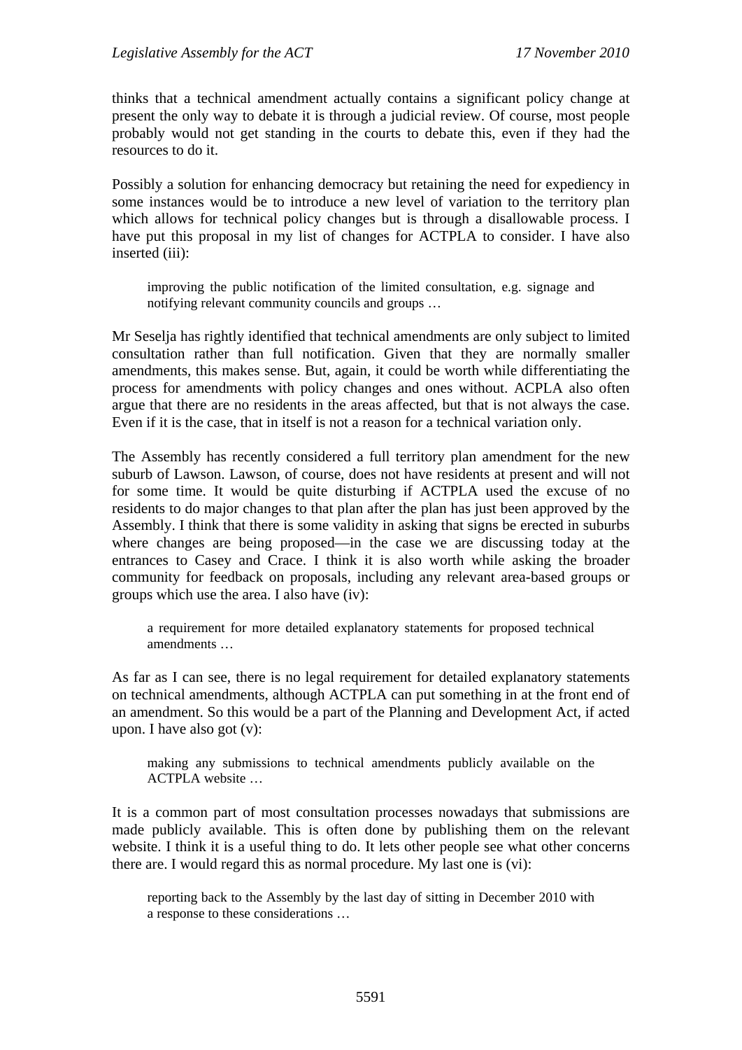thinks that a technical amendment actually contains a significant policy change at present the only way to debate it is through a judicial review. Of course, most people probably would not get standing in the courts to debate this, even if they had the resources to do it.

Possibly a solution for enhancing democracy but retaining the need for expediency in some instances would be to introduce a new level of variation to the territory plan which allows for technical policy changes but is through a disallowable process. I have put this proposal in my list of changes for ACTPLA to consider. I have also inserted (iii):

> improving the public notification of the limited consultation, e.g. signage and notifying relevant community councils and groups …

Mr Seselja has rightly identified that technical amendments are only subject to limited consultation rather than full notification. Given that they are normally smaller amendments, this makes sense. But, again, it could be worth while differentiating the process for amendments with policy changes and ones without. ACPLA also often argue that there are no residents in the areas affected, but that is not always the case. Even if it is the case, that in itself is not a reason for a technical variation only.

The Assembly has recently considered a full territory plan amendment for the new suburb of Lawson. Lawson, of course, does not have residents at present and will not for some time. It would be quite disturbing if ACTPLA used the excuse of no residents to do major changes to that plan after the plan has just been approved by the Assembly. I think that there is some validity in asking that signs be erected in suburbs where changes are being proposed—in the case we are discussing today at the entrances to Casey and Crace. I think it is also worth while asking the broader community for feedback on proposals, including any relevant area-based groups or groups which use the area. I also have (iv):

> a requirement for more detailed explanatory statements for proposed technical amendments …

As far as I can see, there is no legal requirement for detailed explanatory statements on technical amendments, although ACTPLA can put something in at the front end of an amendment. So this would be a part of the Planning and Development Act, if acted upon. I have also got (v):

> making any submissions to technical amendments publicly available on the ACTPLA website …

It is a common part of most consultation processes nowadays that submissions are made publicly available. This is often done by publishing them on the relevant website. I think it is a useful thing to do. It lets other people see what other concerns there are. I would regard this as normal procedure. My last one is (vi):

> reporting back to the Assembly by the last day of sitting in December 2010 with a response to these considerations …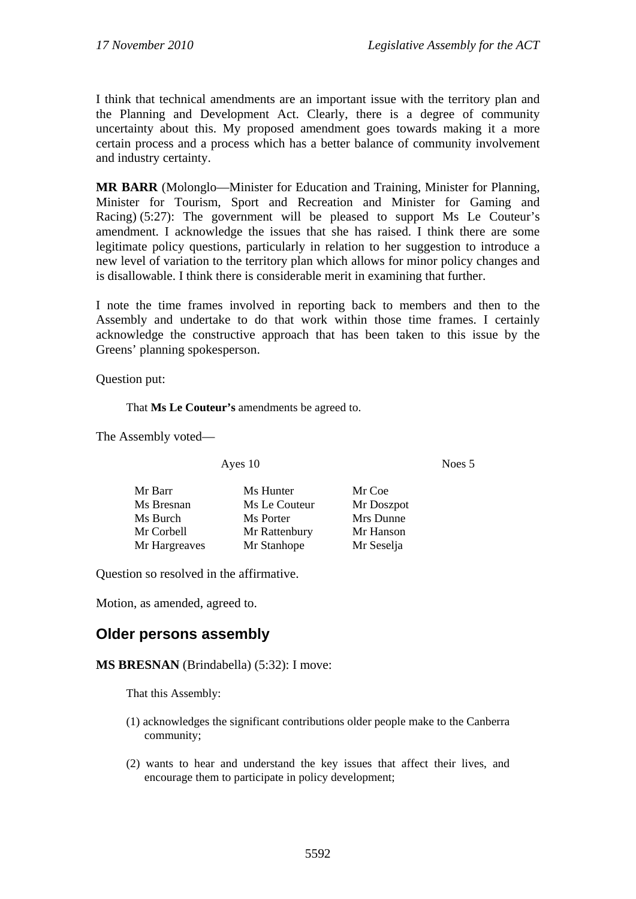I think that technical amendments are an important issue with the territory plan and the Planning and Development Act. Clearly, there is a degree of community uncertainty about this. My proposed amendment goes towards making it a more certain process and a process which has a better balance of community involvement and industry certainty.

**MR BARR** (Molonglo—Minister for Education and Training, Minister for Planning, Minister for Tourism, Sport and Recreation and Minister for Gaming and Racing) (5:27): The government will be pleased to support Ms Le Couteur's amendment. I acknowledge the issues that she has raised. I think there are some legitimate policy questions, particularly in relation to her suggestion to introduce a new level of variation to the territory plan which allows for minor policy changes and is disallowable. I think there is considerable merit in examining that further.

I note the time frames involved in reporting back to members and then to the Assembly and undertake to do that work within those time frames. I certainly acknowledge the constructive approach that has been taken to this issue by the Greens' planning spokesperson.

Question put:

> That **Ms Le Couteur's** amendments be agreed to.

The Assembly voted—

| Ayes 10 | | Noes 5 |
|---|---|---|
| Mr Barr | Ms Hunter | Mr Coe |
| Ms Bresnan | Ms Le Couteur | Mr Doszpot |
| Ms Burch | Ms Porter | Mrs Dunne |
| Mr Corbell | Mr Rattenbury | Mr Hanson |
| Mr Hargreaves | Mr Stanhope | Mr Seselja |

Question so resolved in the affirmative.

Motion, as amended, agreed to.

## Older persons assembly

**MS BRESNAN** (Brindabella) (5:32): I move:

> That this Assembly:
>
> (1) acknowledges the significant contributions older people make to the Canberra community;
>
> (2) wants to hear and understand the key issues that affect their lives, and encourage them to participate in policy development;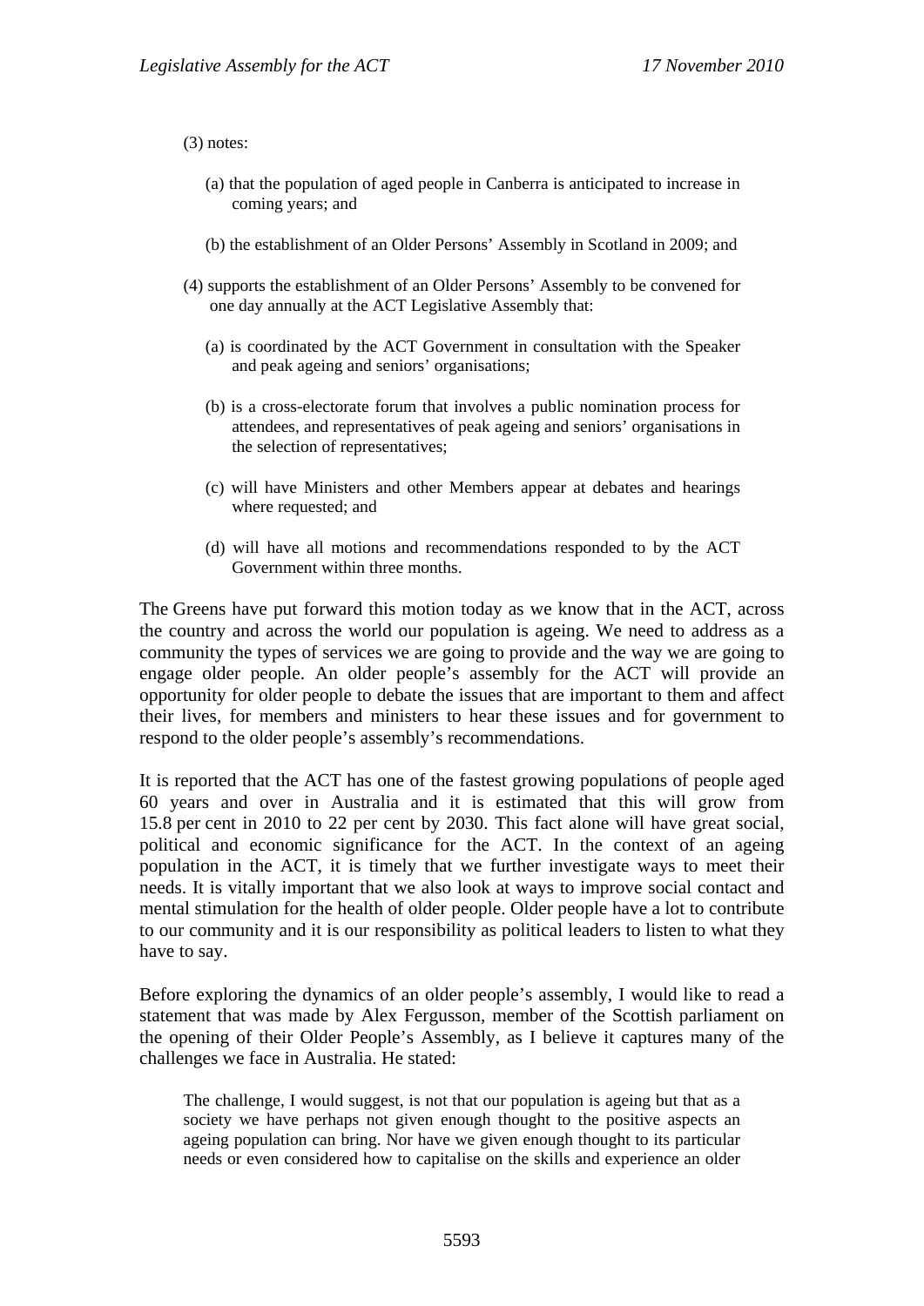(3) notes:

(a) that the population of aged people in Canberra is anticipated to increase in coming years; and

(b) the establishment of an Older Persons' Assembly in Scotland in 2009; and

(4) supports the establishment of an Older Persons' Assembly to be convened for one day annually at the ACT Legislative Assembly that:

(a) is coordinated by the ACT Government in consultation with the Speaker and peak ageing and seniors' organisations;

(b) is a cross-electorate forum that involves a public nomination process for attendees, and representatives of peak ageing and seniors' organisations in the selection of representatives;

(c) will have Ministers and other Members appear at debates and hearings where requested; and

(d) will have all motions and recommendations responded to by the ACT Government within three months.

The Greens have put forward this motion today as we know that in the ACT, across the country and across the world our population is ageing. We need to address as a community the types of services we are going to provide and the way we are going to engage older people. An older people's assembly for the ACT will provide an opportunity for older people to debate the issues that are important to them and affect their lives, for members and ministers to hear these issues and for government to respond to the older people's assembly's recommendations.

It is reported that the ACT has one of the fastest growing populations of people aged 60 years and over in Australia and it is estimated that this will grow from 15.8 per cent in 2010 to 22 per cent by 2030. This fact alone will have great social, political and economic significance for the ACT. In the context of an ageing population in the ACT, it is timely that we further investigate ways to meet their needs. It is vitally important that we also look at ways to improve social contact and mental stimulation for the health of older people. Older people have a lot to contribute to our community and it is our responsibility as political leaders to listen to what they have to say.

Before exploring the dynamics of an older people's assembly, I would like to read a statement that was made by Alex Fergusson, member of the Scottish parliament on the opening of their Older People's Assembly, as I believe it captures many of the challenges we face in Australia. He stated:

> The challenge, I would suggest, is not that our population is ageing but that as a society we have perhaps not given enough thought to the positive aspects an ageing population can bring. Nor have we given enough thought to its particular needs or even considered how to capitalise on the skills and experience an older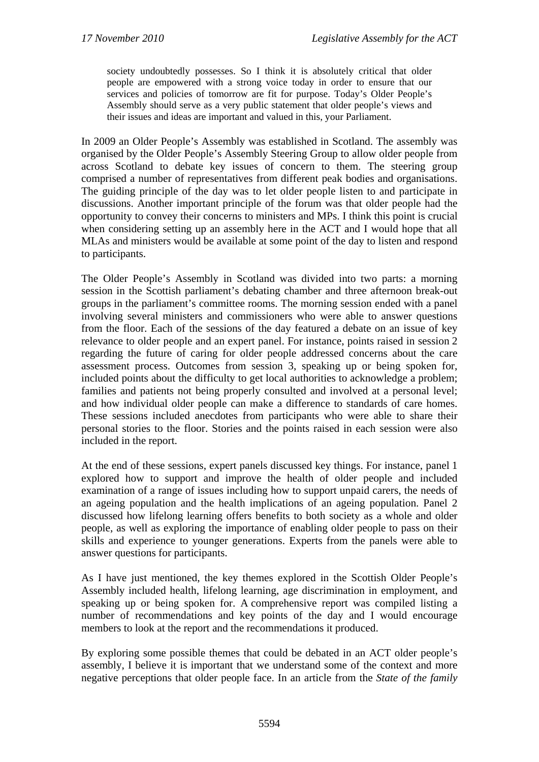> society undoubtedly possesses. So I think it is absolutely critical that older people are empowered with a strong voice today in order to ensure that our services and policies of tomorrow are fit for purpose. Today's Older People's Assembly should serve as a very public statement that older people's views and their issues and ideas are important and valued in this, your Parliament.

In 2009 an Older People's Assembly was established in Scotland. The assembly was organised by the Older People's Assembly Steering Group to allow older people from across Scotland to debate key issues of concern to them. The steering group comprised a number of representatives from different peak bodies and organisations. The guiding principle of the day was to let older people listen to and participate in discussions. Another important principle of the forum was that older people had the opportunity to convey their concerns to ministers and MPs. I think this point is crucial when considering setting up an assembly here in the ACT and I would hope that all MLAs and ministers would be available at some point of the day to listen and respond to participants.

The Older People's Assembly in Scotland was divided into two parts: a morning session in the Scottish parliament's debating chamber and three afternoon break-out groups in the parliament's committee rooms. The morning session ended with a panel involving several ministers and commissioners who were able to answer questions from the floor. Each of the sessions of the day featured a debate on an issue of key relevance to older people and an expert panel. For instance, points raised in session 2 regarding the future of caring for older people addressed concerns about the care assessment process. Outcomes from session 3, speaking up or being spoken for, included points about the difficulty to get local authorities to acknowledge a problem; families and patients not being properly consulted and involved at a personal level; and how individual older people can make a difference to standards of care homes. These sessions included anecdotes from participants who were able to share their personal stories to the floor. Stories and the points raised in each session were also included in the report.

At the end of these sessions, expert panels discussed key things. For instance, panel 1 explored how to support and improve the health of older people and included examination of a range of issues including how to support unpaid carers, the needs of an ageing population and the health implications of an ageing population. Panel 2 discussed how lifelong learning offers benefits to both society as a whole and older people, as well as exploring the importance of enabling older people to pass on their skills and experience to younger generations. Experts from the panels were able to answer questions for participants.

As I have just mentioned, the key themes explored in the Scottish Older People's Assembly included health, lifelong learning, age discrimination in employment, and speaking up or being spoken for. A comprehensive report was compiled listing a number of recommendations and key points of the day and I would encourage members to look at the report and the recommendations it produced.

By exploring some possible themes that could be debated in an ACT older people's assembly, I believe it is important that we understand some of the context and more negative perceptions that older people face. In an article from the *State of the family*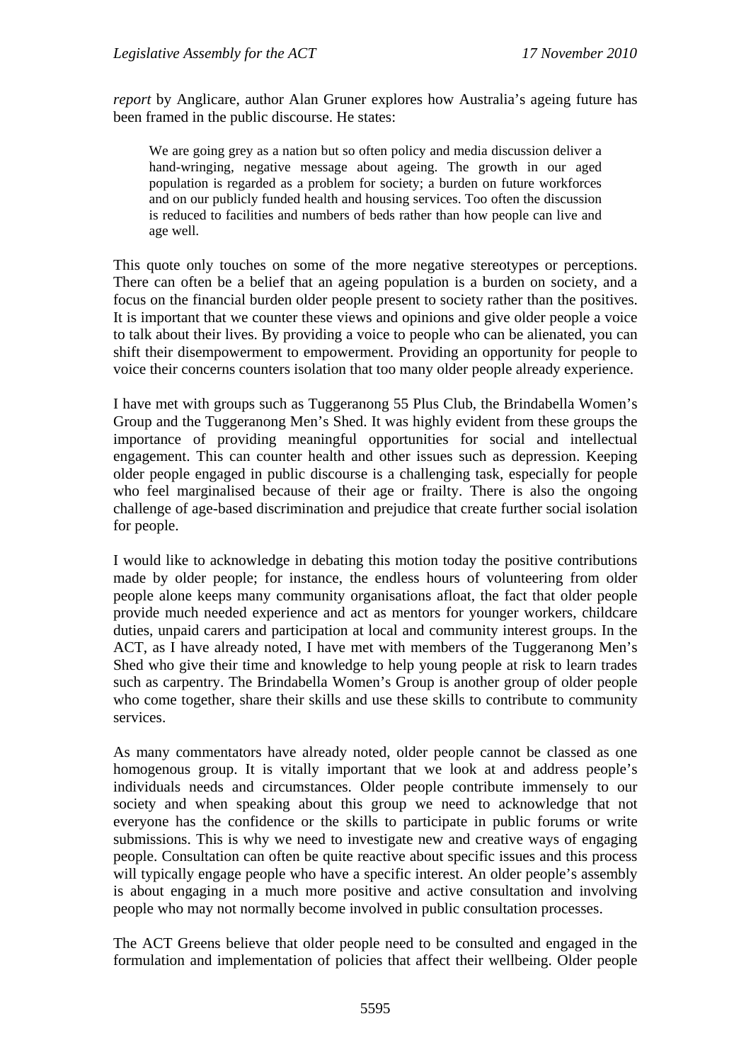*report* by Anglicare, author Alan Gruner explores how Australia's ageing future has been framed in the public discourse. He states:

> We are going grey as a nation but so often policy and media discussion deliver a hand-wringing, negative message about ageing. The growth in our aged population is regarded as a problem for society; a burden on future workforces and on our publicly funded health and housing services. Too often the discussion is reduced to facilities and numbers of beds rather than how people can live and age well.

This quote only touches on some of the more negative stereotypes or perceptions. There can often be a belief that an ageing population is a burden on society, and a focus on the financial burden older people present to society rather than the positives. It is important that we counter these views and opinions and give older people a voice to talk about their lives. By providing a voice to people who can be alienated, you can shift their disempowerment to empowerment. Providing an opportunity for people to voice their concerns counters isolation that too many older people already experience.

I have met with groups such as Tuggeranong 55 Plus Club, the Brindabella Women's Group and the Tuggeranong Men's Shed. It was highly evident from these groups the importance of providing meaningful opportunities for social and intellectual engagement. This can counter health and other issues such as depression. Keeping older people engaged in public discourse is a challenging task, especially for people who feel marginalised because of their age or frailty. There is also the ongoing challenge of age-based discrimination and prejudice that create further social isolation for people.

I would like to acknowledge in debating this motion today the positive contributions made by older people; for instance, the endless hours of volunteering from older people alone keeps many community organisations afloat, the fact that older people provide much needed experience and act as mentors for younger workers, childcare duties, unpaid carers and participation at local and community interest groups. In the ACT, as I have already noted, I have met with members of the Tuggeranong Men's Shed who give their time and knowledge to help young people at risk to learn trades such as carpentry. The Brindabella Women's Group is another group of older people who come together, share their skills and use these skills to contribute to community services.

As many commentators have already noted, older people cannot be classed as one homogenous group. It is vitally important that we look at and address people's individuals needs and circumstances. Older people contribute immensely to our society and when speaking about this group we need to acknowledge that not everyone has the confidence or the skills to participate in public forums or write submissions. This is why we need to investigate new and creative ways of engaging people. Consultation can often be quite reactive about specific issues and this process will typically engage people who have a specific interest. An older people's assembly is about engaging in a much more positive and active consultation and involving people who may not normally become involved in public consultation processes.

The ACT Greens believe that older people need to be consulted and engaged in the formulation and implementation of policies that affect their wellbeing. Older people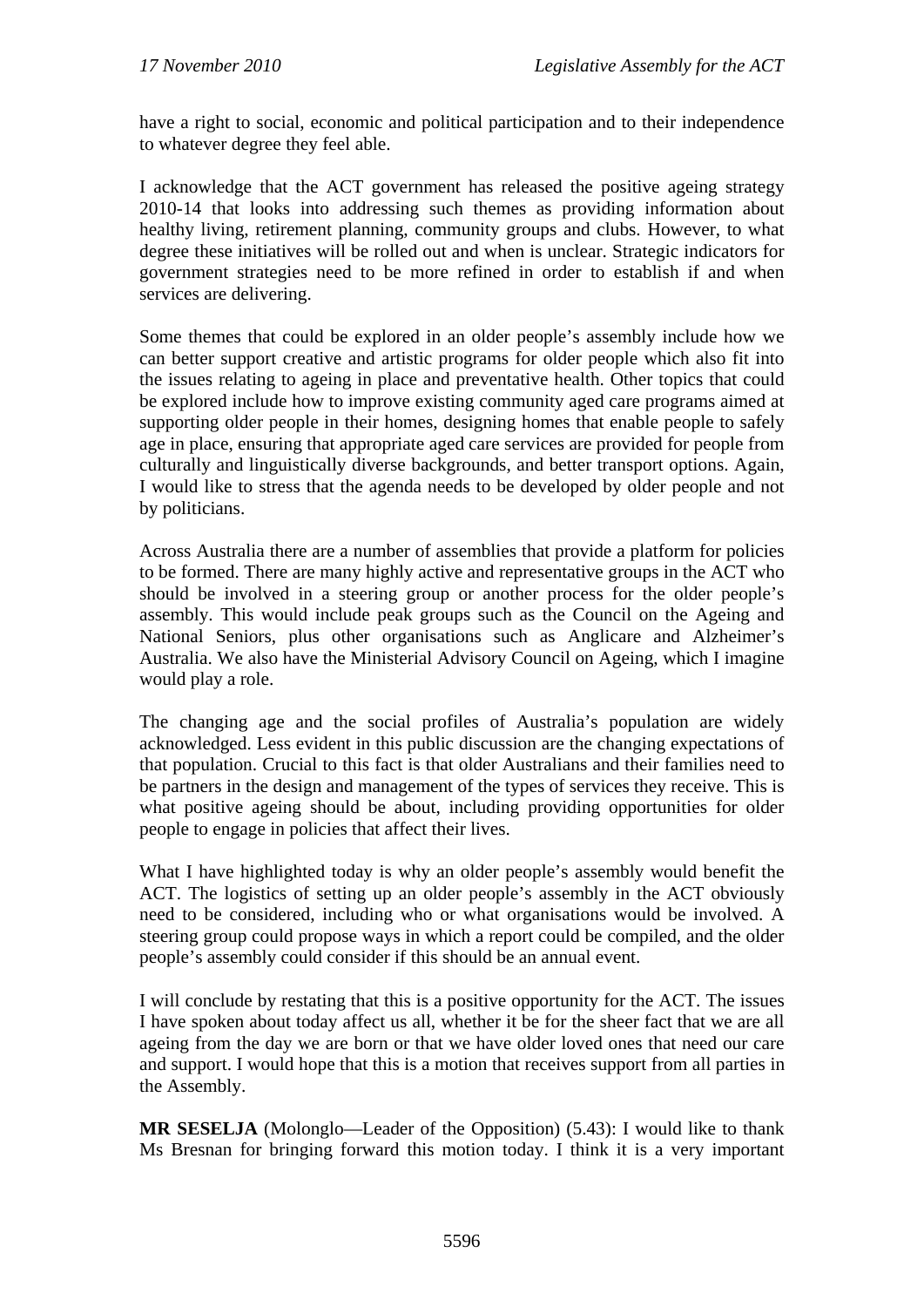have a right to social, economic and political participation and to their independence to whatever degree they feel able.

I acknowledge that the ACT government has released the positive ageing strategy 2010-14 that looks into addressing such themes as providing information about healthy living, retirement planning, community groups and clubs. However, to what degree these initiatives will be rolled out and when is unclear. Strategic indicators for government strategies need to be more refined in order to establish if and when services are delivering.

Some themes that could be explored in an older people's assembly include how we can better support creative and artistic programs for older people which also fit into the issues relating to ageing in place and preventative health. Other topics that could be explored include how to improve existing community aged care programs aimed at supporting older people in their homes, designing homes that enable people to safely age in place, ensuring that appropriate aged care services are provided for people from culturally and linguistically diverse backgrounds, and better transport options. Again, I would like to stress that the agenda needs to be developed by older people and not by politicians.

Across Australia there are a number of assemblies that provide a platform for policies to be formed. There are many highly active and representative groups in the ACT who should be involved in a steering group or another process for the older people's assembly. This would include peak groups such as the Council on the Ageing and National Seniors, plus other organisations such as Anglicare and Alzheimer's Australia. We also have the Ministerial Advisory Council on Ageing, which I imagine would play a role.

The changing age and the social profiles of Australia's population are widely acknowledged. Less evident in this public discussion are the changing expectations of that population. Crucial to this fact is that older Australians and their families need to be partners in the design and management of the types of services they receive. This is what positive ageing should be about, including providing opportunities for older people to engage in policies that affect their lives.

What I have highlighted today is why an older people's assembly would benefit the ACT. The logistics of setting up an older people's assembly in the ACT obviously need to be considered, including who or what organisations would be involved. A steering group could propose ways in which a report could be compiled, and the older people's assembly could consider if this should be an annual event.

I will conclude by restating that this is a positive opportunity for the ACT. The issues I have spoken about today affect us all, whether it be for the sheer fact that we are all ageing from the day we are born or that we have older loved ones that need our care and support. I would hope that this is a motion that receives support from all parties in the Assembly.

**MR SESELJA** (Molonglo—Leader of the Opposition) (5.43): I would like to thank Ms Bresnan for bringing forward this motion today. I think it is a very important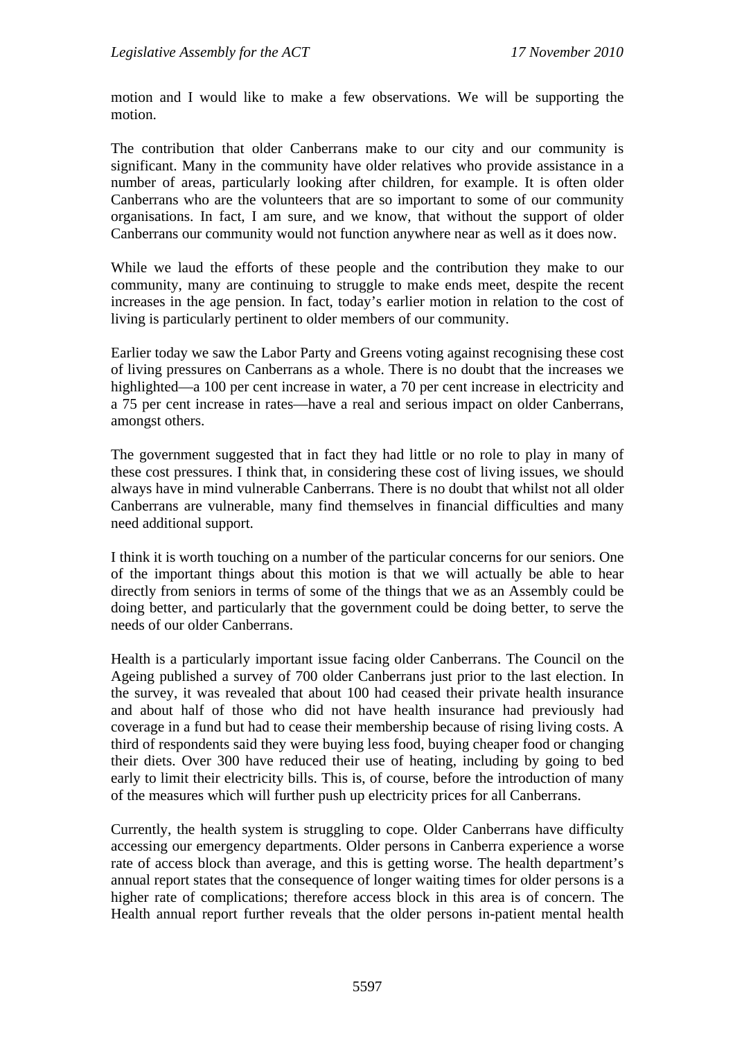motion and I would like to make a few observations. We will be supporting the motion.

The contribution that older Canberrans make to our city and our community is significant. Many in the community have older relatives who provide assistance in a number of areas, particularly looking after children, for example. It is often older Canberrans who are the volunteers that are so important to some of our community organisations. In fact, I am sure, and we know, that without the support of older Canberrans our community would not function anywhere near as well as it does now.

While we laud the efforts of these people and the contribution they make to our community, many are continuing to struggle to make ends meet, despite the recent increases in the age pension. In fact, today's earlier motion in relation to the cost of living is particularly pertinent to older members of our community.

Earlier today we saw the Labor Party and Greens voting against recognising these cost of living pressures on Canberrans as a whole. There is no doubt that the increases we highlighted—a 100 per cent increase in water, a 70 per cent increase in electricity and a 75 per cent increase in rates—have a real and serious impact on older Canberrans, amongst others.

The government suggested that in fact they had little or no role to play in many of these cost pressures. I think that, in considering these cost of living issues, we should always have in mind vulnerable Canberrans. There is no doubt that whilst not all older Canberrans are vulnerable, many find themselves in financial difficulties and many need additional support.

I think it is worth touching on a number of the particular concerns for our seniors. One of the important things about this motion is that we will actually be able to hear directly from seniors in terms of some of the things that we as an Assembly could be doing better, and particularly that the government could be doing better, to serve the needs of our older Canberrans.

Health is a particularly important issue facing older Canberrans. The Council on the Ageing published a survey of 700 older Canberrans just prior to the last election. In the survey, it was revealed that about 100 had ceased their private health insurance and about half of those who did not have health insurance had previously had coverage in a fund but had to cease their membership because of rising living costs. A third of respondents said they were buying less food, buying cheaper food or changing their diets. Over 300 have reduced their use of heating, including by going to bed early to limit their electricity bills. This is, of course, before the introduction of many of the measures which will further push up electricity prices for all Canberrans.

Currently, the health system is struggling to cope. Older Canberrans have difficulty accessing our emergency departments. Older persons in Canberra experience a worse rate of access block than average, and this is getting worse. The health department's annual report states that the consequence of longer waiting times for older persons is a higher rate of complications; therefore access block in this area is of concern. The Health annual report further reveals that the older persons in-patient mental health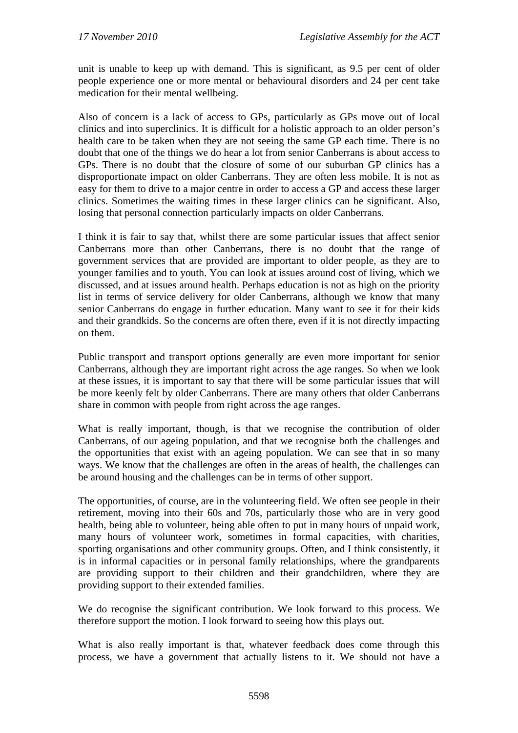unit is unable to keep up with demand. This is significant, as 9.5 per cent of older people experience one or more mental or behavioural disorders and 24 per cent take medication for their mental wellbeing.

Also of concern is a lack of access to GPs, particularly as GPs move out of local clinics and into superclinics. It is difficult for a holistic approach to an older person's health care to be taken when they are not seeing the same GP each time. There is no doubt that one of the things we do hear a lot from senior Canberrans is about access to GPs. There is no doubt that the closure of some of our suburban GP clinics has a disproportionate impact on older Canberrans. They are often less mobile. It is not as easy for them to drive to a major centre in order to access a GP and access these larger clinics. Sometimes the waiting times in these larger clinics can be significant. Also, losing that personal connection particularly impacts on older Canberrans.

I think it is fair to say that, whilst there are some particular issues that affect senior Canberrans more than other Canberrans, there is no doubt that the range of government services that are provided are important to older people, as they are to younger families and to youth. You can look at issues around cost of living, which we discussed, and at issues around health. Perhaps education is not as high on the priority list in terms of service delivery for older Canberrans, although we know that many senior Canberrans do engage in further education. Many want to see it for their kids and their grandkids. So the concerns are often there, even if it is not directly impacting on them.

Public transport and transport options generally are even more important for senior Canberrans, although they are important right across the age ranges. So when we look at these issues, it is important to say that there will be some particular issues that will be more keenly felt by older Canberrans. There are many others that older Canberrans share in common with people from right across the age ranges.

What is really important, though, is that we recognise the contribution of older Canberrans, of our ageing population, and that we recognise both the challenges and the opportunities that exist with an ageing population. We can see that in so many ways. We know that the challenges are often in the areas of health, the challenges can be around housing and the challenges can be in terms of other support.

The opportunities, of course, are in the volunteering field. We often see people in their retirement, moving into their 60s and 70s, particularly those who are in very good health, being able to volunteer, being able often to put in many hours of unpaid work, many hours of volunteer work, sometimes in formal capacities, with charities, sporting organisations and other community groups. Often, and I think consistently, it is in informal capacities or in personal family relationships, where the grandparents are providing support to their children and their grandchildren, where they are providing support to their extended families.

We do recognise the significant contribution. We look forward to this process. We therefore support the motion. I look forward to seeing how this plays out.

What is also really important is that, whatever feedback does come through this process, we have a government that actually listens to it. We should not have a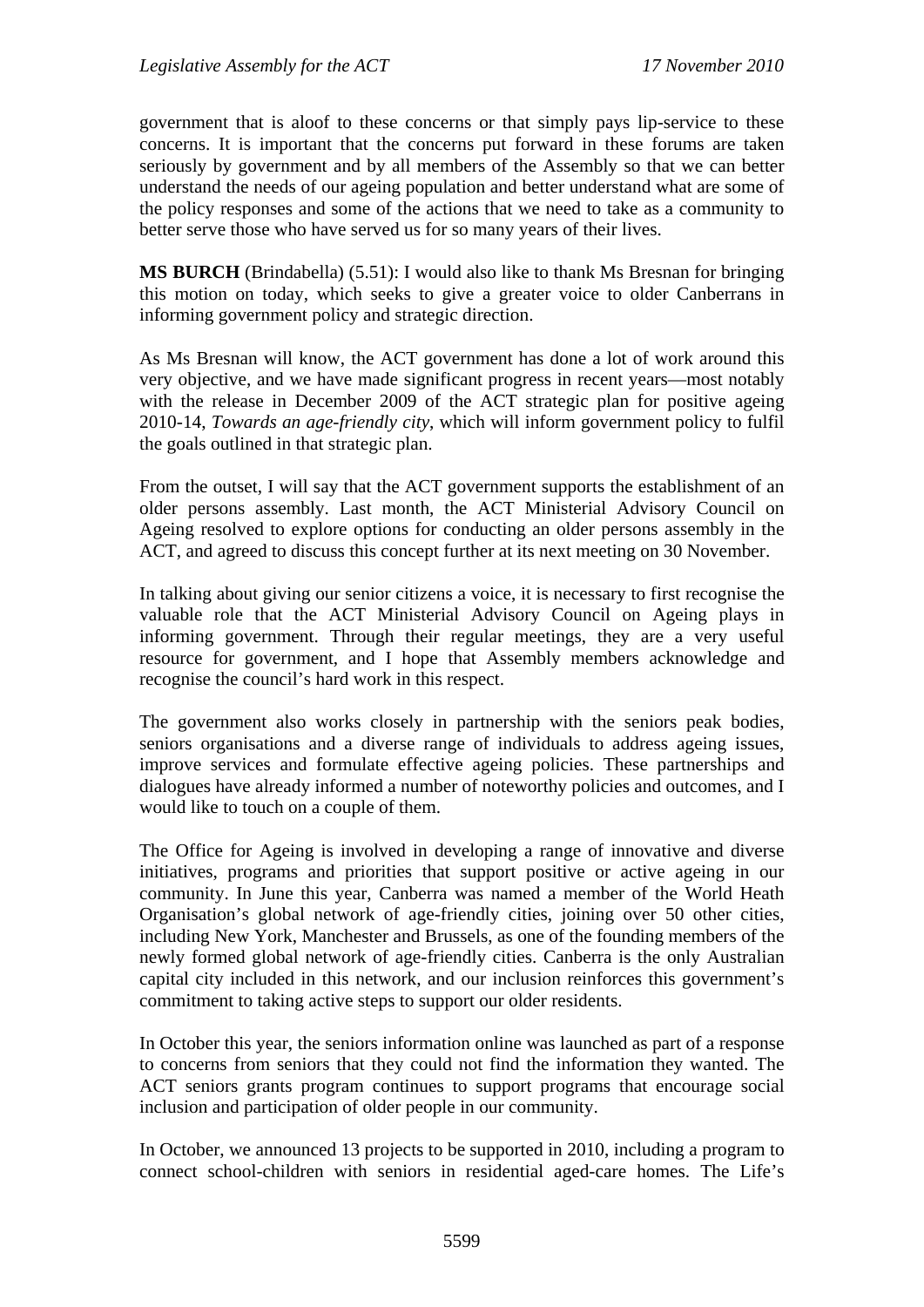government that is aloof to these concerns or that simply pays lip-service to these concerns. It is important that the concerns put forward in these forums are taken seriously by government and by all members of the Assembly so that we can better understand the needs of our ageing population and better understand what are some of the policy responses and some of the actions that we need to take as a community to better serve those who have served us for so many years of their lives.

**MS BURCH** (Brindabella) (5.51): I would also like to thank Ms Bresnan for bringing this motion on today, which seeks to give a greater voice to older Canberrans in informing government policy and strategic direction.

As Ms Bresnan will know, the ACT government has done a lot of work around this very objective, and we have made significant progress in recent years—most notably with the release in December 2009 of the ACT strategic plan for positive ageing 2010-14, *Towards an age-friendly city*, which will inform government policy to fulfil the goals outlined in that strategic plan.

From the outset, I will say that the ACT government supports the establishment of an older persons assembly. Last month, the ACT Ministerial Advisory Council on Ageing resolved to explore options for conducting an older persons assembly in the ACT, and agreed to discuss this concept further at its next meeting on 30 November.

In talking about giving our senior citizens a voice, it is necessary to first recognise the valuable role that the ACT Ministerial Advisory Council on Ageing plays in informing government. Through their regular meetings, they are a very useful resource for government, and I hope that Assembly members acknowledge and recognise the council's hard work in this respect.

The government also works closely in partnership with the seniors peak bodies, seniors organisations and a diverse range of individuals to address ageing issues, improve services and formulate effective ageing policies. These partnerships and dialogues have already informed a number of noteworthy policies and outcomes, and I would like to touch on a couple of them.

The Office for Ageing is involved in developing a range of innovative and diverse initiatives, programs and priorities that support positive or active ageing in our community. In June this year, Canberra was named a member of the World Heath Organisation's global network of age-friendly cities, joining over 50 other cities, including New York, Manchester and Brussels, as one of the founding members of the newly formed global network of age-friendly cities. Canberra is the only Australian capital city included in this network, and our inclusion reinforces this government's commitment to taking active steps to support our older residents.

In October this year, the seniors information online was launched as part of a response to concerns from seniors that they could not find the information they wanted. The ACT seniors grants program continues to support programs that encourage social inclusion and participation of older people in our community.

In October, we announced 13 projects to be supported in 2010, including a program to connect school-children with seniors in residential aged-care homes. The Life's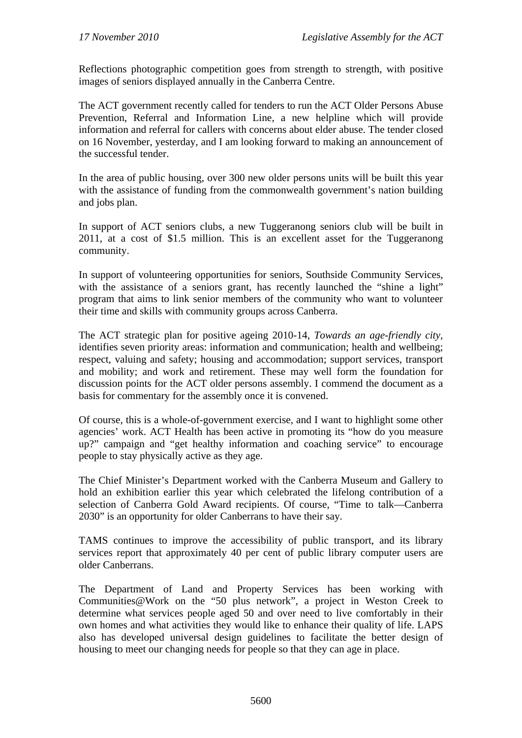Reflections photographic competition goes from strength to strength, with positive images of seniors displayed annually in the Canberra Centre.

The ACT government recently called for tenders to run the ACT Older Persons Abuse Prevention, Referral and Information Line, a new helpline which will provide information and referral for callers with concerns about elder abuse. The tender closed on 16 November, yesterday, and I am looking forward to making an announcement of the successful tender.

In the area of public housing, over 300 new older persons units will be built this year with the assistance of funding from the commonwealth government's nation building and jobs plan.

In support of ACT seniors clubs, a new Tuggeranong seniors club will be built in 2011, at a cost of $1.5 million. This is an excellent asset for the Tuggeranong community.

In support of volunteering opportunities for seniors, Southside Community Services, with the assistance of a seniors grant, has recently launched the "shine a light" program that aims to link senior members of the community who want to volunteer their time and skills with community groups across Canberra.

The ACT strategic plan for positive ageing 2010-14, *Towards an age-friendly city*, identifies seven priority areas: information and communication; health and wellbeing; respect, valuing and safety; housing and accommodation; support services, transport and mobility; and work and retirement. These may well form the foundation for discussion points for the ACT older persons assembly. I commend the document as a basis for commentary for the assembly once it is convened.

Of course, this is a whole-of-government exercise, and I want to highlight some other agencies' work. ACT Health has been active in promoting its "how do you measure up?" campaign and "get healthy information and coaching service" to encourage people to stay physically active as they age.

The Chief Minister's Department worked with the Canberra Museum and Gallery to hold an exhibition earlier this year which celebrated the lifelong contribution of a selection of Canberra Gold Award recipients. Of course, "Time to talk—Canberra 2030" is an opportunity for older Canberrans to have their say.

TAMS continues to improve the accessibility of public transport, and its library services report that approximately 40 per cent of public library computer users are older Canberrans.

The Department of Land and Property Services has been working with Communities@Work on the "50 plus network", a project in Weston Creek to determine what services people aged 50 and over need to live comfortably in their own homes and what activities they would like to enhance their quality of life. LAPS also has developed universal design guidelines to facilitate the better design of housing to meet our changing needs for people so that they can age in place.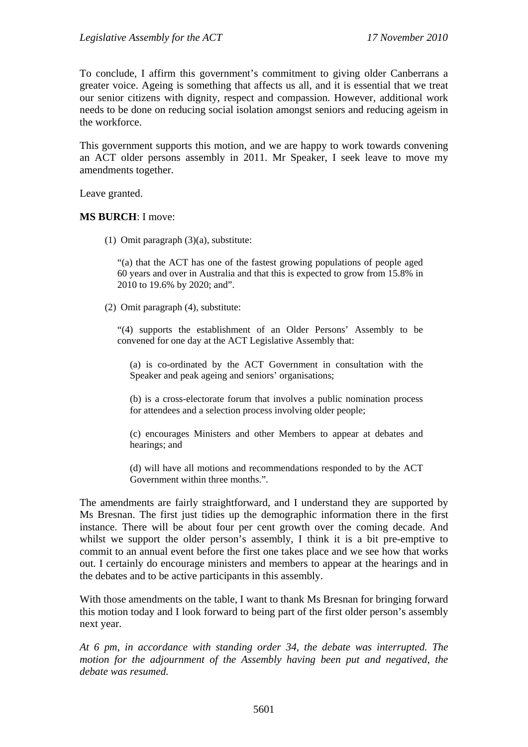To conclude, I affirm this government's commitment to giving older Canberrans a greater voice. Ageing is something that affects us all, and it is essential that we treat our senior citizens with dignity, respect and compassion. However, additional work needs to be done on reducing social isolation amongst seniors and reducing ageism in the workforce.

This government supports this motion, and we are happy to work towards convening an ACT older persons assembly in 2011. Mr Speaker, I seek leave to move my amendments together.

Leave granted.

**MS BURCH**: I move:

> (1) Omit paragraph (3)(a), substitute:
>
> "(a) that the ACT has one of the fastest growing populations of people aged 60 years and over in Australia and that this is expected to grow from 15.8% in 2010 to 19.6% by 2020; and".
>
> (2) Omit paragraph (4), substitute:
>
> "(4) supports the establishment of an Older Persons' Assembly to be convened for one day at the ACT Legislative Assembly that:
>
> (a) is co-ordinated by the ACT Government in consultation with the Speaker and peak ageing and seniors' organisations;
>
> (b) is a cross-electorate forum that involves a public nomination process for attendees and a selection process involving older people;
>
> (c) encourages Ministers and other Members to appear at debates and hearings; and
>
> (d) will have all motions and recommendations responded to by the ACT Government within three months.".

The amendments are fairly straightforward, and I understand they are supported by Ms Bresnan. The first just tidies up the demographic information there in the first instance. There will be about four per cent growth over the coming decade. And whilst we support the older person's assembly, I think it is a bit pre-emptive to commit to an annual event before the first one takes place and we see how that works out. I certainly do encourage ministers and members to appear at the hearings and in the debates and to be active participants in this assembly.

With those amendments on the table, I want to thank Ms Bresnan for bringing forward this motion today and I look forward to being part of the first older person's assembly next year.

*At 6 pm, in accordance with standing order 34, the debate was interrupted. The motion for the adjournment of the Assembly having been put and negatived, the debate was resumed.*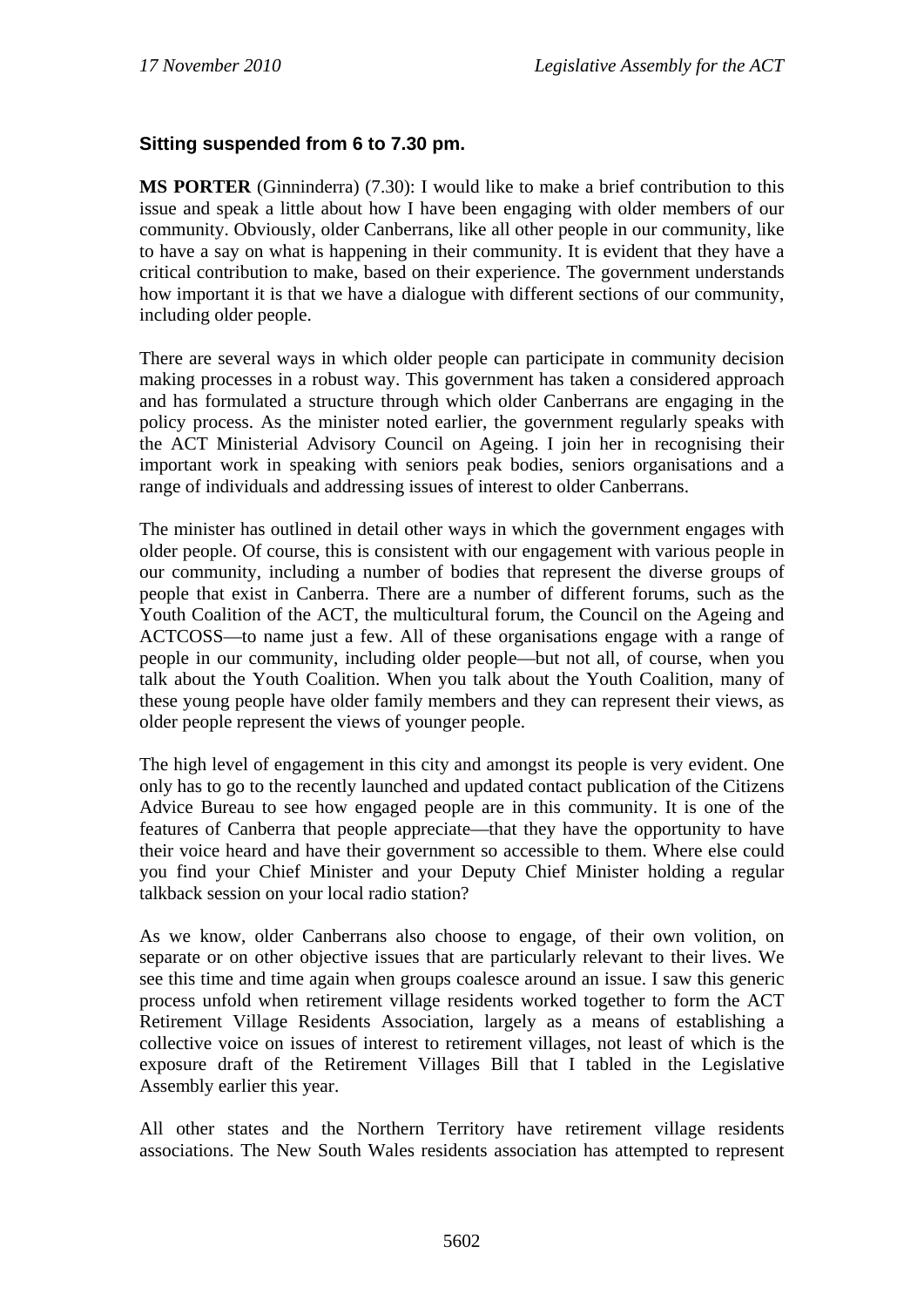**Sitting suspended from 6 to 7.30 pm.**

**MS PORTER** (Ginninderra) (7.30): I would like to make a brief contribution to this issue and speak a little about how I have been engaging with older members of our community. Obviously, older Canberrans, like all other people in our community, like to have a say on what is happening in their community. It is evident that they have a critical contribution to make, based on their experience. The government understands how important it is that we have a dialogue with different sections of our community, including older people.

There are several ways in which older people can participate in community decision making processes in a robust way. This government has taken a considered approach and has formulated a structure through which older Canberrans are engaging in the policy process. As the minister noted earlier, the government regularly speaks with the ACT Ministerial Advisory Council on Ageing. I join her in recognising their important work in speaking with seniors peak bodies, seniors organisations and a range of individuals and addressing issues of interest to older Canberrans.

The minister has outlined in detail other ways in which the government engages with older people. Of course, this is consistent with our engagement with various people in our community, including a number of bodies that represent the diverse groups of people that exist in Canberra. There are a number of different forums, such as the Youth Coalition of the ACT, the multicultural forum, the Council on the Ageing and ACTCOSS—to name just a few. All of these organisations engage with a range of people in our community, including older people—but not all, of course, when you talk about the Youth Coalition. When you talk about the Youth Coalition, many of these young people have older family members and they can represent their views, as older people represent the views of younger people.

The high level of engagement in this city and amongst its people is very evident. One only has to go to the recently launched and updated contact publication of the Citizens Advice Bureau to see how engaged people are in this community. It is one of the features of Canberra that people appreciate—that they have the opportunity to have their voice heard and have their government so accessible to them. Where else could you find your Chief Minister and your Deputy Chief Minister holding a regular talkback session on your local radio station?

As we know, older Canberrans also choose to engage, of their own volition, on separate or on other objective issues that are particularly relevant to their lives. We see this time and time again when groups coalesce around an issue. I saw this generic process unfold when retirement village residents worked together to form the ACT Retirement Village Residents Association, largely as a means of establishing a collective voice on issues of interest to retirement villages, not least of which is the exposure draft of the Retirement Villages Bill that I tabled in the Legislative Assembly earlier this year.

All other states and the Northern Territory have retirement village residents associations. The New South Wales residents association has attempted to represent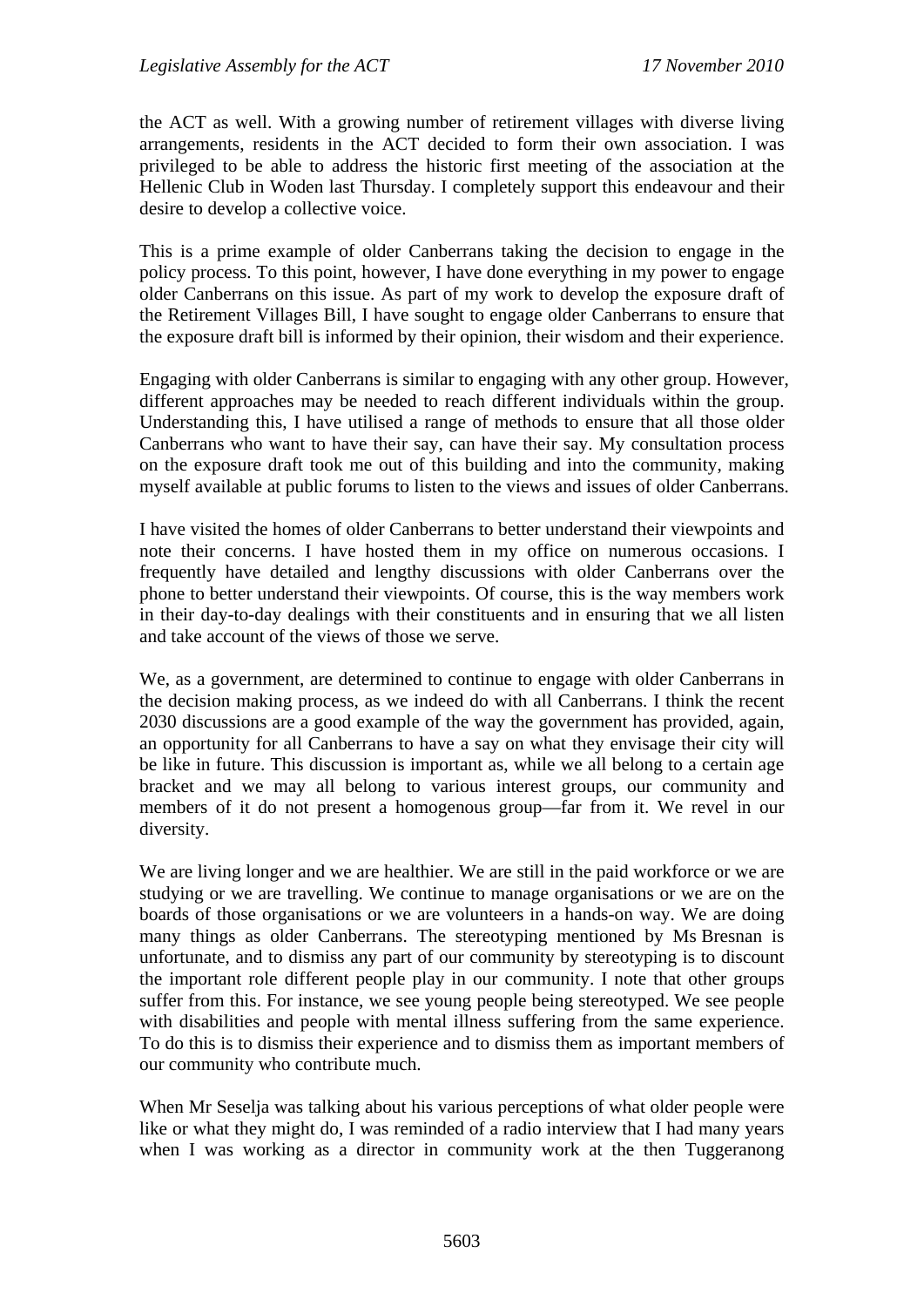the ACT as well. With a growing number of retirement villages with diverse living arrangements, residents in the ACT decided to form their own association. I was privileged to be able to address the historic first meeting of the association at the Hellenic Club in Woden last Thursday. I completely support this endeavour and their desire to develop a collective voice.

This is a prime example of older Canberrans taking the decision to engage in the policy process. To this point, however, I have done everything in my power to engage older Canberrans on this issue. As part of my work to develop the exposure draft of the Retirement Villages Bill, I have sought to engage older Canberrans to ensure that the exposure draft bill is informed by their opinion, their wisdom and their experience.

Engaging with older Canberrans is similar to engaging with any other group. However, different approaches may be needed to reach different individuals within the group. Understanding this, I have utilised a range of methods to ensure that all those older Canberrans who want to have their say, can have their say. My consultation process on the exposure draft took me out of this building and into the community, making myself available at public forums to listen to the views and issues of older Canberrans.

I have visited the homes of older Canberrans to better understand their viewpoints and note their concerns. I have hosted them in my office on numerous occasions. I frequently have detailed and lengthy discussions with older Canberrans over the phone to better understand their viewpoints. Of course, this is the way members work in their day-to-day dealings with their constituents and in ensuring that we all listen and take account of the views of those we serve.

We, as a government, are determined to continue to engage with older Canberrans in the decision making process, as we indeed do with all Canberrans. I think the recent 2030 discussions are a good example of the way the government has provided, again, an opportunity for all Canberrans to have a say on what they envisage their city will be like in future. This discussion is important as, while we all belong to a certain age bracket and we may all belong to various interest groups, our community and members of it do not present a homogenous group—far from it. We revel in our diversity.

We are living longer and we are healthier. We are still in the paid workforce or we are studying or we are travelling. We continue to manage organisations or we are on the boards of those organisations or we are volunteers in a hands-on way. We are doing many things as older Canberrans. The stereotyping mentioned by Ms Bresnan is unfortunate, and to dismiss any part of our community by stereotyping is to discount the important role different people play in our community. I note that other groups suffer from this. For instance, we see young people being stereotyped. We see people with disabilities and people with mental illness suffering from the same experience. To do this is to dismiss their experience and to dismiss them as important members of our community who contribute much.

When Mr Seselja was talking about his various perceptions of what older people were like or what they might do, I was reminded of a radio interview that I had many years when I was working as a director in community work at the then Tuggeranong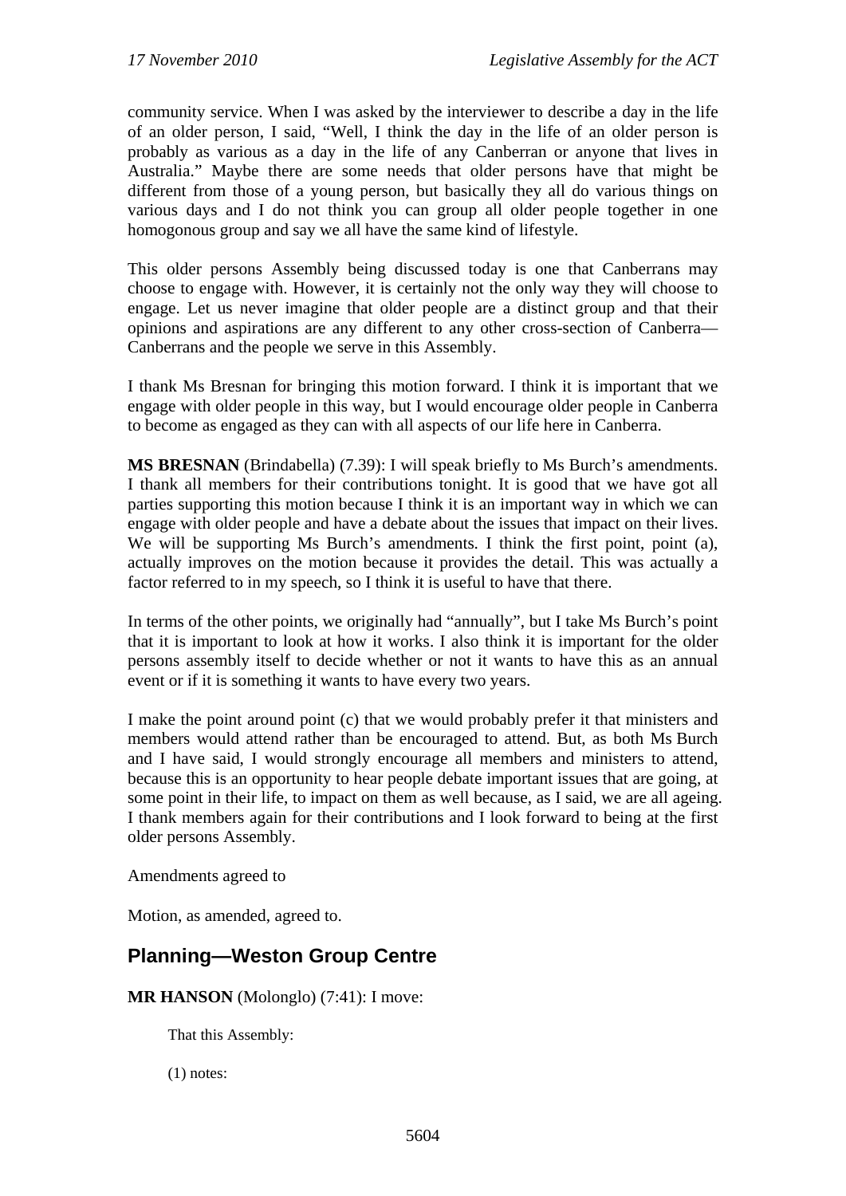community service. When I was asked by the interviewer to describe a day in the life of an older person, I said, "Well, I think the day in the life of an older person is probably as various as a day in the life of any Canberran or anyone that lives in Australia." Maybe there are some needs that older persons have that might be different from those of a young person, but basically they all do various things on various days and I do not think you can group all older people together in one homogonous group and say we all have the same kind of lifestyle.

This older persons Assembly being discussed today is one that Canberrans may choose to engage with. However, it is certainly not the only way they will choose to engage. Let us never imagine that older people are a distinct group and that their opinions and aspirations are any different to any other cross-section of Canberra—Canberrans and the people we serve in this Assembly.

I thank Ms Bresnan for bringing this motion forward. I think it is important that we engage with older people in this way, but I would encourage older people in Canberra to become as engaged as they can with all aspects of our life here in Canberra.

**MS BRESNAN** (Brindabella) (7.39): I will speak briefly to Ms Burch's amendments. I thank all members for their contributions tonight. It is good that we have got all parties supporting this motion because I think it is an important way in which we can engage with older people and have a debate about the issues that impact on their lives. We will be supporting Ms Burch's amendments. I think the first point, point (a), actually improves on the motion because it provides the detail. This was actually a factor referred to in my speech, so I think it is useful to have that there.

In terms of the other points, we originally had "annually", but I take Ms Burch's point that it is important to look at how it works. I also think it is important for the older persons assembly itself to decide whether or not it wants to have this as an annual event or if it is something it wants to have every two years.

I make the point around point (c) that we would probably prefer it that ministers and members would attend rather than be encouraged to attend. But, as both Ms Burch and I have said, I would strongly encourage all members and ministers to attend, because this is an opportunity to hear people debate important issues that are going, at some point in their life, to impact on them as well because, as I said, we are all ageing. I thank members again for their contributions and I look forward to being at the first older persons Assembly.

Amendments agreed to

Motion, as amended, agreed to.

## Planning—Weston Group Centre

**MR HANSON** (Molonglo) (7:41): I move:

> That this Assembly:
>
> (1) notes: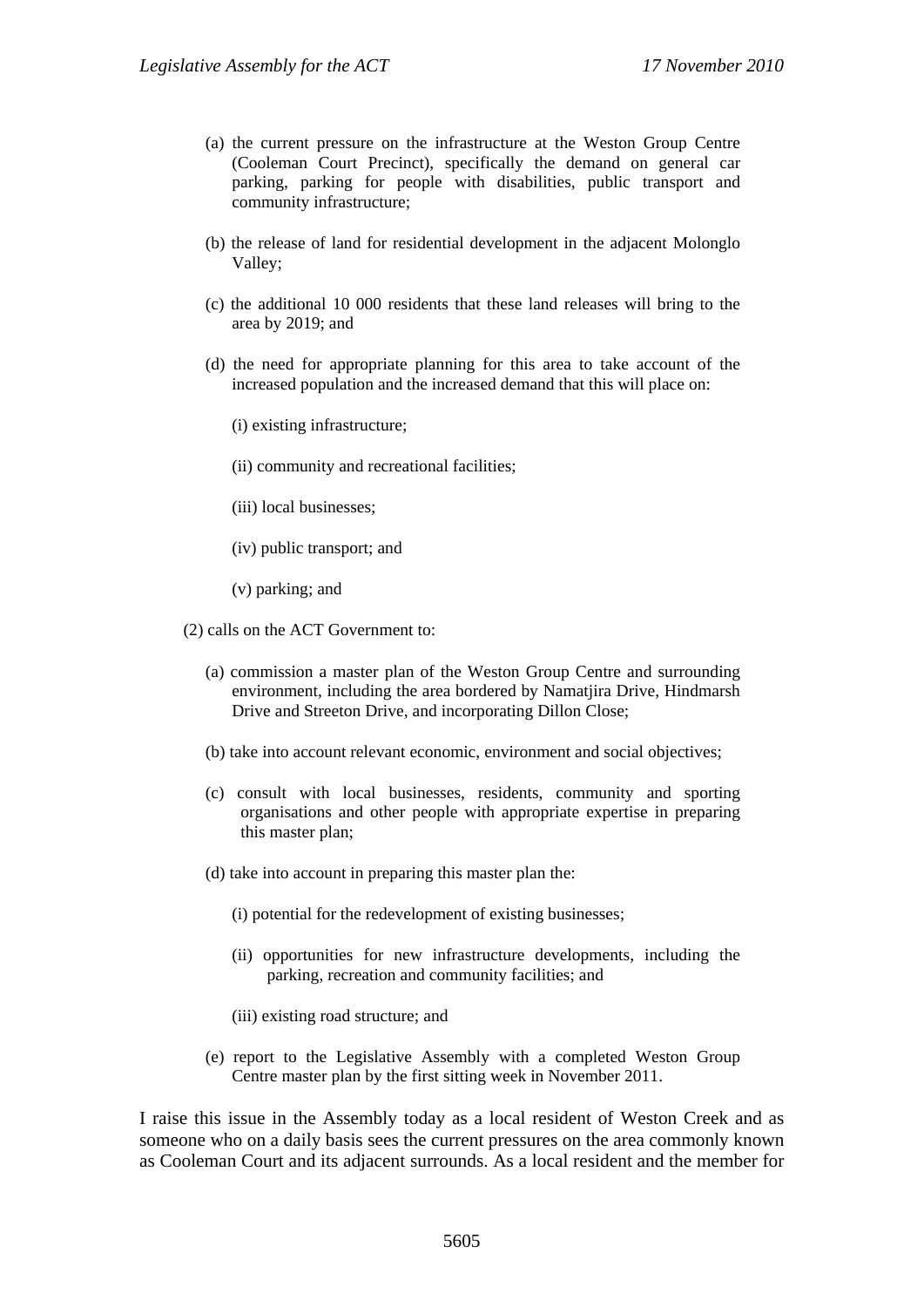(a) the current pressure on the infrastructure at the Weston Group Centre (Cooleman Court Precinct), specifically the demand on general car parking, parking for people with disabilities, public transport and community infrastructure;

(b) the release of land for residential development in the adjacent Molonglo Valley;

(c) the additional 10 000 residents that these land releases will bring to the area by 2019; and

(d) the need for appropriate planning for this area to take account of the increased population and the increased demand that this will place on:

(i) existing infrastructure;

(ii) community and recreational facilities;

(iii) local businesses;

(iv) public transport; and

(v) parking; and

(2) calls on the ACT Government to:

(a) commission a master plan of the Weston Group Centre and surrounding environment, including the area bordered by Namatjira Drive, Hindmarsh Drive and Streeton Drive, and incorporating Dillon Close;

(b) take into account relevant economic, environment and social objectives;

(c) consult with local businesses, residents, community and sporting organisations and other people with appropriate expertise in preparing this master plan;

(d) take into account in preparing this master plan the:

(i) potential for the redevelopment of existing businesses;

(ii) opportunities for new infrastructure developments, including the parking, recreation and community facilities; and

(iii) existing road structure; and

(e) report to the Legislative Assembly with a completed Weston Group Centre master plan by the first sitting week in November 2011.

I raise this issue in the Assembly today as a local resident of Weston Creek and as someone who on a daily basis sees the current pressures on the area commonly known as Cooleman Court and its adjacent surrounds. As a local resident and the member for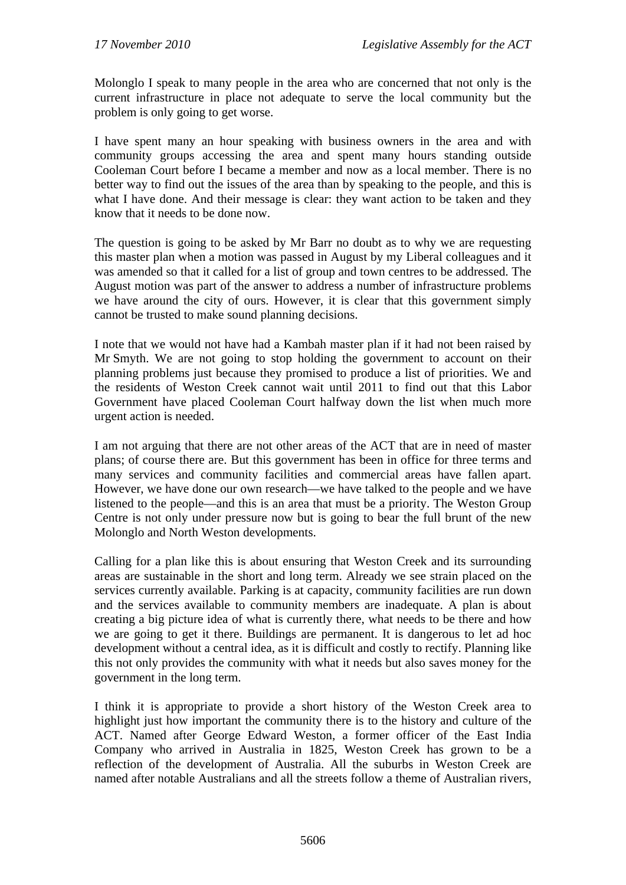Molonglo I speak to many people in the area who are concerned that not only is the current infrastructure in place not adequate to serve the local community but the problem is only going to get worse.

I have spent many an hour speaking with business owners in the area and with community groups accessing the area and spent many hours standing outside Cooleman Court before I became a member and now as a local member. There is no better way to find out the issues of the area than by speaking to the people, and this is what I have done. And their message is clear: they want action to be taken and they know that it needs to be done now.

The question is going to be asked by Mr Barr no doubt as to why we are requesting this master plan when a motion was passed in August by my Liberal colleagues and it was amended so that it called for a list of group and town centres to be addressed. The August motion was part of the answer to address a number of infrastructure problems we have around the city of ours. However, it is clear that this government simply cannot be trusted to make sound planning decisions.

I note that we would not have had a Kambah master plan if it had not been raised by Mr Smyth. We are not going to stop holding the government to account on their planning problems just because they promised to produce a list of priorities. We and the residents of Weston Creek cannot wait until 2011 to find out that this Labor Government have placed Cooleman Court halfway down the list when much more urgent action is needed.

I am not arguing that there are not other areas of the ACT that are in need of master plans; of course there are. But this government has been in office for three terms and many services and community facilities and commercial areas have fallen apart. However, we have done our own research—we have talked to the people and we have listened to the people—and this is an area that must be a priority. The Weston Group Centre is not only under pressure now but is going to bear the full brunt of the new Molonglo and North Weston developments.

Calling for a plan like this is about ensuring that Weston Creek and its surrounding areas are sustainable in the short and long term. Already we see strain placed on the services currently available. Parking is at capacity, community facilities are run down and the services available to community members are inadequate. A plan is about creating a big picture idea of what is currently there, what needs to be there and how we are going to get it there. Buildings are permanent. It is dangerous to let ad hoc development without a central idea, as it is difficult and costly to rectify. Planning like this not only provides the community with what it needs but also saves money for the government in the long term.

I think it is appropriate to provide a short history of the Weston Creek area to highlight just how important the community there is to the history and culture of the ACT. Named after George Edward Weston, a former officer of the East India Company who arrived in Australia in 1825, Weston Creek has grown to be a reflection of the development of Australia. All the suburbs in Weston Creek are named after notable Australians and all the streets follow a theme of Australian rivers,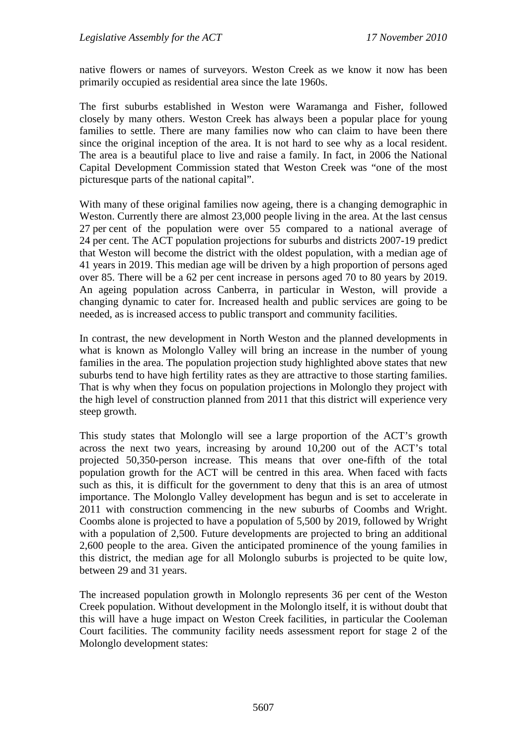native flowers or names of surveyors. Weston Creek as we know it now has been primarily occupied as residential area since the late 1960s.

The first suburbs established in Weston were Waramanga and Fisher, followed closely by many others. Weston Creek has always been a popular place for young families to settle. There are many families now who can claim to have been there since the original inception of the area. It is not hard to see why as a local resident. The area is a beautiful place to live and raise a family. In fact, in 2006 the National Capital Development Commission stated that Weston Creek was "one of the most picturesque parts of the national capital".

With many of these original families now ageing, there is a changing demographic in Weston. Currently there are almost 23,000 people living in the area. At the last census 27 per cent of the population were over 55 compared to a national average of 24 per cent. The ACT population projections for suburbs and districts 2007-19 predict that Weston will become the district with the oldest population, with a median age of 41 years in 2019. This median age will be driven by a high proportion of persons aged over 85. There will be a 62 per cent increase in persons aged 70 to 80 years by 2019. An ageing population across Canberra, in particular in Weston, will provide a changing dynamic to cater for. Increased health and public services are going to be needed, as is increased access to public transport and community facilities.

In contrast, the new development in North Weston and the planned developments in what is known as Molonglo Valley will bring an increase in the number of young families in the area. The population projection study highlighted above states that new suburbs tend to have high fertility rates as they are attractive to those starting families. That is why when they focus on population projections in Molonglo they project with the high level of construction planned from 2011 that this district will experience very steep growth.

This study states that Molonglo will see a large proportion of the ACT's growth across the next two years, increasing by around 10,200 out of the ACT's total projected 50,350-person increase. This means that over one-fifth of the total population growth for the ACT will be centred in this area. When faced with facts such as this, it is difficult for the government to deny that this is an area of utmost importance. The Molonglo Valley development has begun and is set to accelerate in 2011 with construction commencing in the new suburbs of Coombs and Wright. Coombs alone is projected to have a population of 5,500 by 2019, followed by Wright with a population of 2,500. Future developments are projected to bring an additional 2,600 people to the area. Given the anticipated prominence of the young families in this district, the median age for all Molonglo suburbs is projected to be quite low, between 29 and 31 years.

The increased population growth in Molonglo represents 36 per cent of the Weston Creek population. Without development in the Molonglo itself, it is without doubt that this will have a huge impact on Weston Creek facilities, in particular the Cooleman Court facilities. The community facility needs assessment report for stage 2 of the Molonglo development states: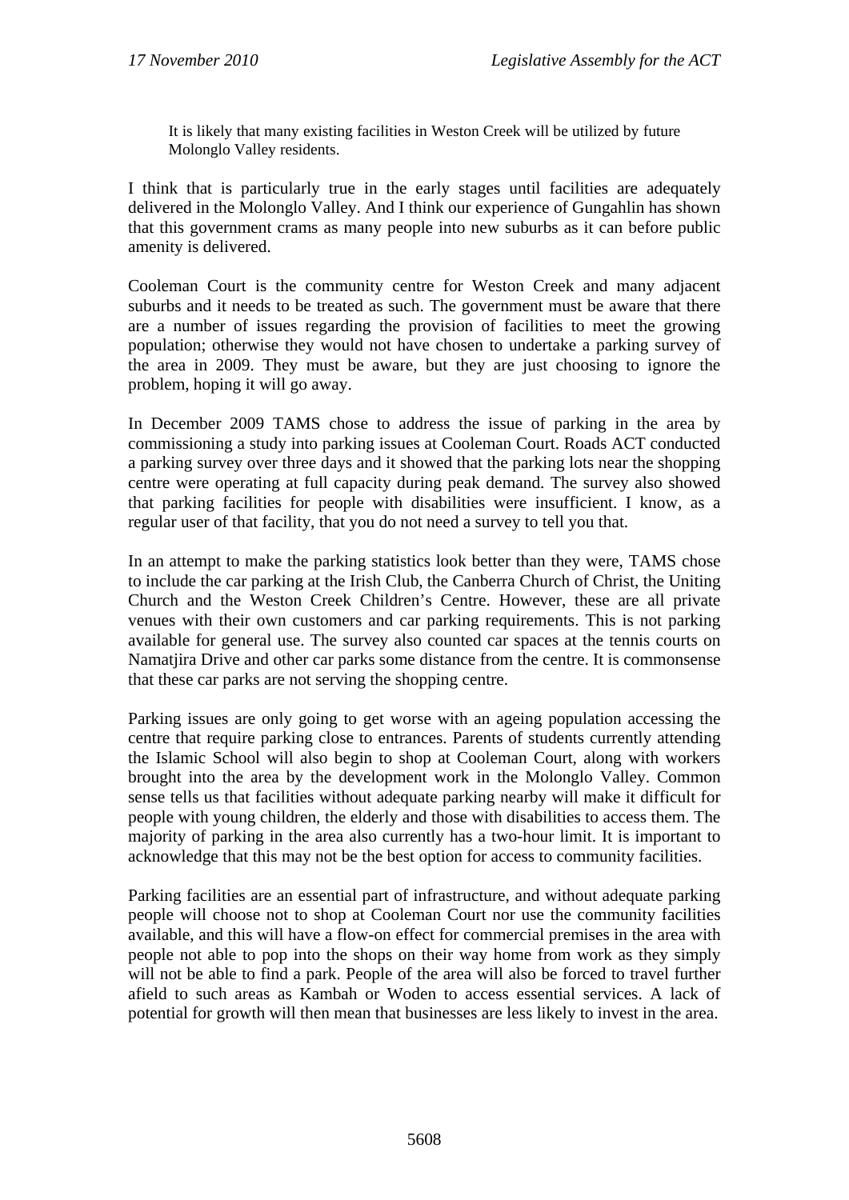> It is likely that many existing facilities in Weston Creek will be utilized by future Molonglo Valley residents.

I think that is particularly true in the early stages until facilities are adequately delivered in the Molonglo Valley. And I think our experience of Gungahlin has shown that this government crams as many people into new suburbs as it can before public amenity is delivered.

Cooleman Court is the community centre for Weston Creek and many adjacent suburbs and it needs to be treated as such. The government must be aware that there are a number of issues regarding the provision of facilities to meet the growing population; otherwise they would not have chosen to undertake a parking survey of the area in 2009. They must be aware, but they are just choosing to ignore the problem, hoping it will go away.

In December 2009 TAMS chose to address the issue of parking in the area by commissioning a study into parking issues at Cooleman Court. Roads ACT conducted a parking survey over three days and it showed that the parking lots near the shopping centre were operating at full capacity during peak demand. The survey also showed that parking facilities for people with disabilities were insufficient. I know, as a regular user of that facility, that you do not need a survey to tell you that.

In an attempt to make the parking statistics look better than they were, TAMS chose to include the car parking at the Irish Club, the Canberra Church of Christ, the Uniting Church and the Weston Creek Children's Centre. However, these are all private venues with their own customers and car parking requirements. This is not parking available for general use. The survey also counted car spaces at the tennis courts on Namatjira Drive and other car parks some distance from the centre. It is commonsense that these car parks are not serving the shopping centre.

Parking issues are only going to get worse with an ageing population accessing the centre that require parking close to entrances. Parents of students currently attending the Islamic School will also begin to shop at Cooleman Court, along with workers brought into the area by the development work in the Molonglo Valley. Common sense tells us that facilities without adequate parking nearby will make it difficult for people with young children, the elderly and those with disabilities to access them. The majority of parking in the area also currently has a two-hour limit. It is important to acknowledge that this may not be the best option for access to community facilities.

Parking facilities are an essential part of infrastructure, and without adequate parking people will choose not to shop at Cooleman Court nor use the community facilities available, and this will have a flow-on effect for commercial premises in the area with people not able to pop into the shops on their way home from work as they simply will not be able to find a park. People of the area will also be forced to travel further afield to such areas as Kambah or Woden to access essential services. A lack of potential for growth will then mean that businesses are less likely to invest in the area.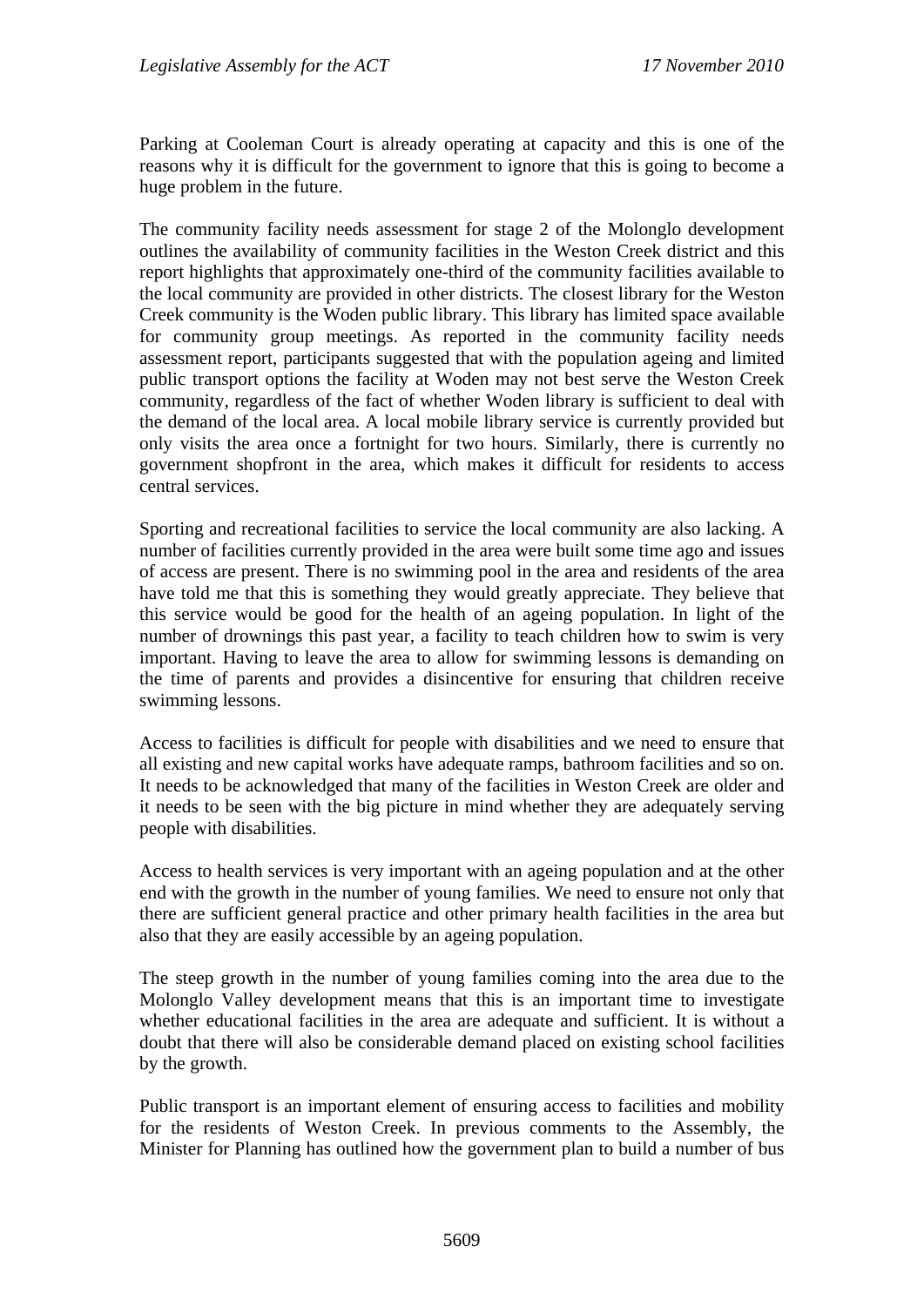Parking at Cooleman Court is already operating at capacity and this is one of the reasons why it is difficult for the government to ignore that this is going to become a huge problem in the future.

The community facility needs assessment for stage 2 of the Molonglo development outlines the availability of community facilities in the Weston Creek district and this report highlights that approximately one-third of the community facilities available to the local community are provided in other districts. The closest library for the Weston Creek community is the Woden public library. This library has limited space available for community group meetings. As reported in the community facility needs assessment report, participants suggested that with the population ageing and limited public transport options the facility at Woden may not best serve the Weston Creek community, regardless of the fact of whether Woden library is sufficient to deal with the demand of the local area. A local mobile library service is currently provided but only visits the area once a fortnight for two hours. Similarly, there is currently no government shopfront in the area, which makes it difficult for residents to access central services.

Sporting and recreational facilities to service the local community are also lacking. A number of facilities currently provided in the area were built some time ago and issues of access are present. There is no swimming pool in the area and residents of the area have told me that this is something they would greatly appreciate. They believe that this service would be good for the health of an ageing population. In light of the number of drownings this past year, a facility to teach children how to swim is very important. Having to leave the area to allow for swimming lessons is demanding on the time of parents and provides a disincentive for ensuring that children receive swimming lessons.

Access to facilities is difficult for people with disabilities and we need to ensure that all existing and new capital works have adequate ramps, bathroom facilities and so on. It needs to be acknowledged that many of the facilities in Weston Creek are older and it needs to be seen with the big picture in mind whether they are adequately serving people with disabilities.

Access to health services is very important with an ageing population and at the other end with the growth in the number of young families. We need to ensure not only that there are sufficient general practice and other primary health facilities in the area but also that they are easily accessible by an ageing population.

The steep growth in the number of young families coming into the area due to the Molonglo Valley development means that this is an important time to investigate whether educational facilities in the area are adequate and sufficient. It is without a doubt that there will also be considerable demand placed on existing school facilities by the growth.

Public transport is an important element of ensuring access to facilities and mobility for the residents of Weston Creek. In previous comments to the Assembly, the Minister for Planning has outlined how the government plan to build a number of bus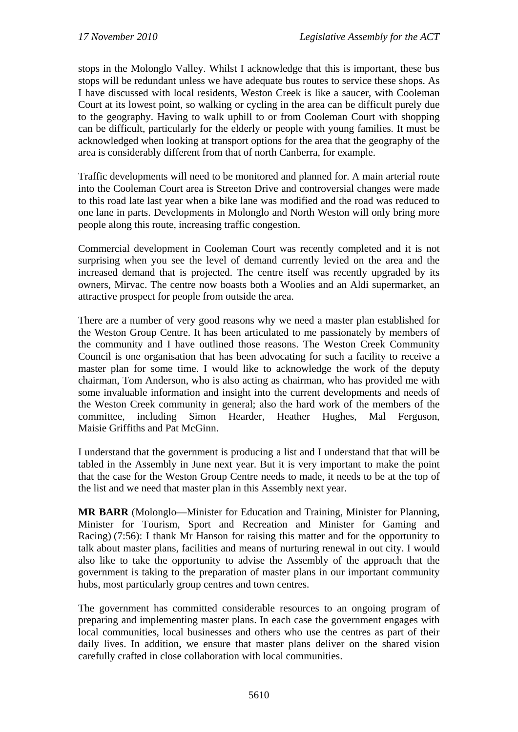stops in the Molonglo Valley. Whilst I acknowledge that this is important, these bus stops will be redundant unless we have adequate bus routes to service these shops. As I have discussed with local residents, Weston Creek is like a saucer, with Cooleman Court at its lowest point, so walking or cycling in the area can be difficult purely due to the geography. Having to walk uphill to or from Cooleman Court with shopping can be difficult, particularly for the elderly or people with young families. It must be acknowledged when looking at transport options for the area that the geography of the area is considerably different from that of north Canberra, for example.

Traffic developments will need to be monitored and planned for. A main arterial route into the Cooleman Court area is Streeton Drive and controversial changes were made to this road late last year when a bike lane was modified and the road was reduced to one lane in parts. Developments in Molonglo and North Weston will only bring more people along this route, increasing traffic congestion.

Commercial development in Cooleman Court was recently completed and it is not surprising when you see the level of demand currently levied on the area and the increased demand that is projected. The centre itself was recently upgraded by its owners, Mirvac. The centre now boasts both a Woolies and an Aldi supermarket, an attractive prospect for people from outside the area.

There are a number of very good reasons why we need a master plan established for the Weston Group Centre. It has been articulated to me passionately by members of the community and I have outlined those reasons. The Weston Creek Community Council is one organisation that has been advocating for such a facility to receive a master plan for some time. I would like to acknowledge the work of the deputy chairman, Tom Anderson, who is also acting as chairman, who has provided me with some invaluable information and insight into the current developments and needs of the Weston Creek community in general; also the hard work of the members of the committee, including Simon Hearder, Heather Hughes, Mal Ferguson, Maisie Griffiths and Pat McGinn.

I understand that the government is producing a list and I understand that that will be tabled in the Assembly in June next year. But it is very important to make the point that the case for the Weston Group Centre needs to made, it needs to be at the top of the list and we need that master plan in this Assembly next year.

**MR BARR** (Molonglo—Minister for Education and Training, Minister for Planning, Minister for Tourism, Sport and Recreation and Minister for Gaming and Racing) (7:56): I thank Mr Hanson for raising this matter and for the opportunity to talk about master plans, facilities and means of nurturing renewal in out city. I would also like to take the opportunity to advise the Assembly of the approach that the government is taking to the preparation of master plans in our important community hubs, most particularly group centres and town centres.

The government has committed considerable resources to an ongoing program of preparing and implementing master plans. In each case the government engages with local communities, local businesses and others who use the centres as part of their daily lives. In addition, we ensure that master plans deliver on the shared vision carefully crafted in close collaboration with local communities.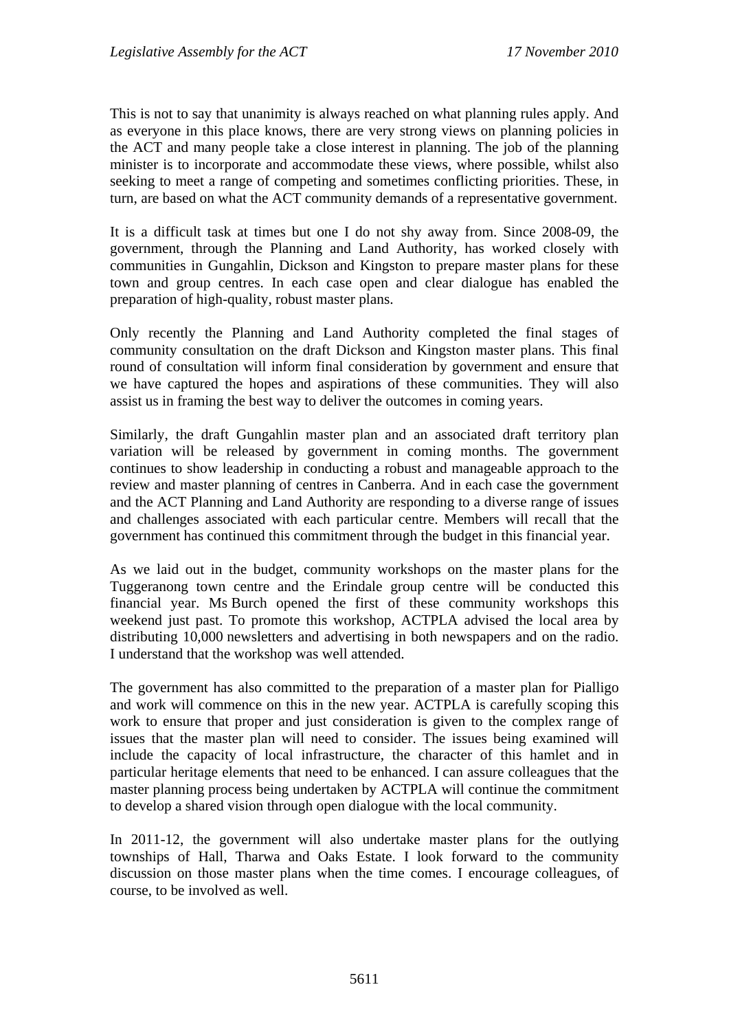This is not to say that unanimity is always reached on what planning rules apply. And as everyone in this place knows, there are very strong views on planning policies in the ACT and many people take a close interest in planning. The job of the planning minister is to incorporate and accommodate these views, where possible, whilst also seeking to meet a range of competing and sometimes conflicting priorities. These, in turn, are based on what the ACT community demands of a representative government.

It is a difficult task at times but one I do not shy away from. Since 2008-09, the government, through the Planning and Land Authority, has worked closely with communities in Gungahlin, Dickson and Kingston to prepare master plans for these town and group centres. In each case open and clear dialogue has enabled the preparation of high-quality, robust master plans.

Only recently the Planning and Land Authority completed the final stages of community consultation on the draft Dickson and Kingston master plans. This final round of consultation will inform final consideration by government and ensure that we have captured the hopes and aspirations of these communities. They will also assist us in framing the best way to deliver the outcomes in coming years.

Similarly, the draft Gungahlin master plan and an associated draft territory plan variation will be released by government in coming months. The government continues to show leadership in conducting a robust and manageable approach to the review and master planning of centres in Canberra. And in each case the government and the ACT Planning and Land Authority are responding to a diverse range of issues and challenges associated with each particular centre. Members will recall that the government has continued this commitment through the budget in this financial year.

As we laid out in the budget, community workshops on the master plans for the Tuggeranong town centre and the Erindale group centre will be conducted this financial year. Ms Burch opened the first of these community workshops this weekend just past. To promote this workshop, ACTPLA advised the local area by distributing 10,000 newsletters and advertising in both newspapers and on the radio. I understand that the workshop was well attended.

The government has also committed to the preparation of a master plan for Pialligo and work will commence on this in the new year. ACTPLA is carefully scoping this work to ensure that proper and just consideration is given to the complex range of issues that the master plan will need to consider. The issues being examined will include the capacity of local infrastructure, the character of this hamlet and in particular heritage elements that need to be enhanced. I can assure colleagues that the master planning process being undertaken by ACTPLA will continue the commitment to develop a shared vision through open dialogue with the local community.

In 2011-12, the government will also undertake master plans for the outlying townships of Hall, Tharwa and Oaks Estate. I look forward to the community discussion on those master plans when the time comes. I encourage colleagues, of course, to be involved as well.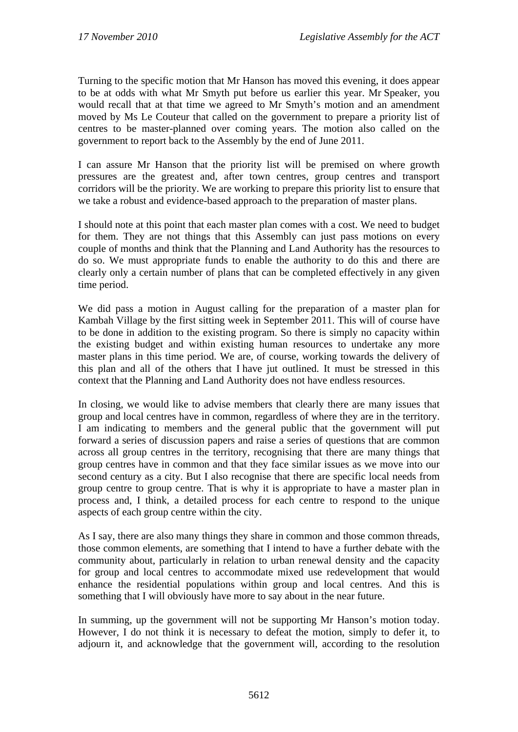Turning to the specific motion that Mr Hanson has moved this evening, it does appear to be at odds with what Mr Smyth put before us earlier this year. Mr Speaker, you would recall that at that time we agreed to Mr Smyth's motion and an amendment moved by Ms Le Couteur that called on the government to prepare a priority list of centres to be master-planned over coming years. The motion also called on the government to report back to the Assembly by the end of June 2011.

I can assure Mr Hanson that the priority list will be premised on where growth pressures are the greatest and, after town centres, group centres and transport corridors will be the priority. We are working to prepare this priority list to ensure that we take a robust and evidence-based approach to the preparation of master plans.

I should note at this point that each master plan comes with a cost. We need to budget for them. They are not things that this Assembly can just pass motions on every couple of months and think that the Planning and Land Authority has the resources to do so. We must appropriate funds to enable the authority to do this and there are clearly only a certain number of plans that can be completed effectively in any given time period.

We did pass a motion in August calling for the preparation of a master plan for Kambah Village by the first sitting week in September 2011. This will of course have to be done in addition to the existing program. So there is simply no capacity within the existing budget and within existing human resources to undertake any more master plans in this time period. We are, of course, working towards the delivery of this plan and all of the others that I have jut outlined. It must be stressed in this context that the Planning and Land Authority does not have endless resources.

In closing, we would like to advise members that clearly there are many issues that group and local centres have in common, regardless of where they are in the territory. I am indicating to members and the general public that the government will put forward a series of discussion papers and raise a series of questions that are common across all group centres in the territory, recognising that there are many things that group centres have in common and that they face similar issues as we move into our second century as a city. But I also recognise that there are specific local needs from group centre to group centre. That is why it is appropriate to have a master plan in process and, I think, a detailed process for each centre to respond to the unique aspects of each group centre within the city.

As I say, there are also many things they share in common and those common threads, those common elements, are something that I intend to have a further debate with the community about, particularly in relation to urban renewal density and the capacity for group and local centres to accommodate mixed use redevelopment that would enhance the residential populations within group and local centres. And this is something that I will obviously have more to say about in the near future.

In summing, up the government will not be supporting Mr Hanson's motion today. However, I do not think it is necessary to defeat the motion, simply to defer it, to adjourn it, and acknowledge that the government will, according to the resolution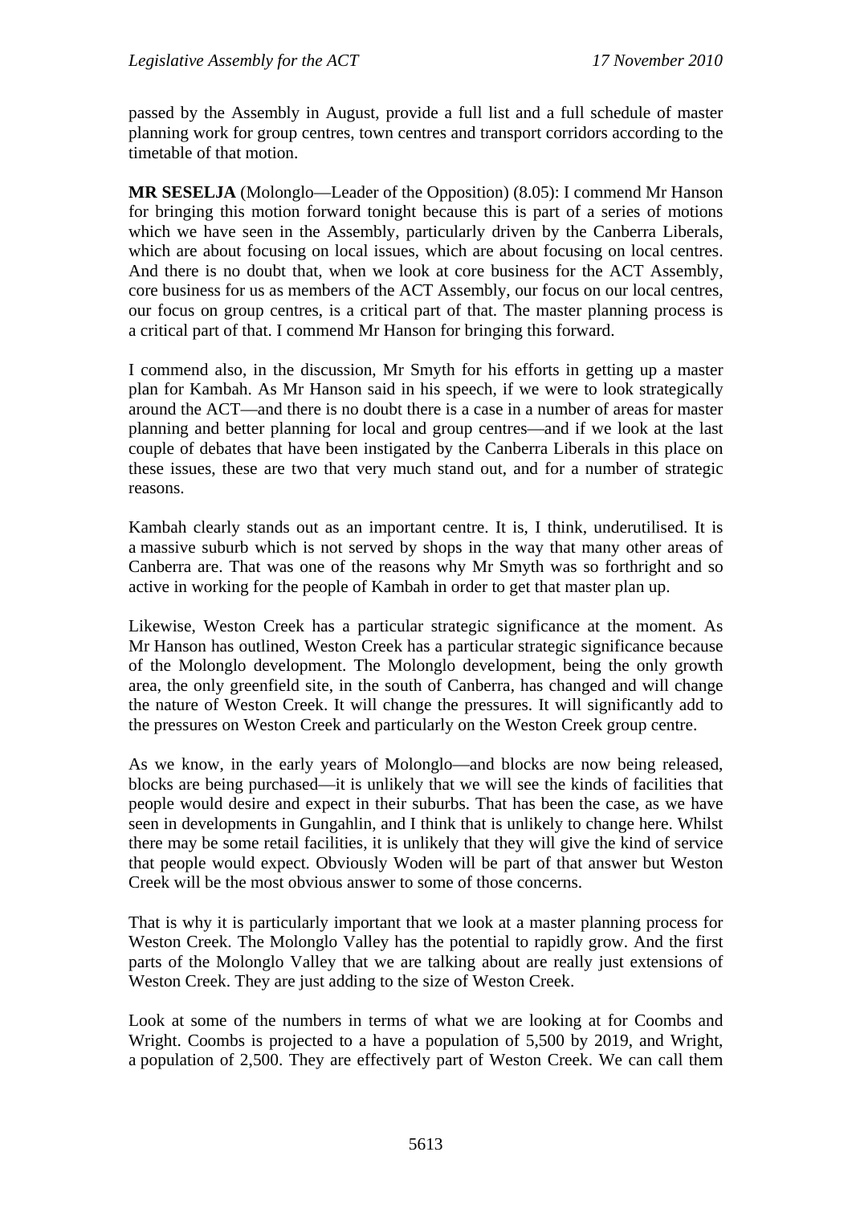passed by the Assembly in August, provide a full list and a full schedule of master planning work for group centres, town centres and transport corridors according to the timetable of that motion.

**MR SESELJA** (Molonglo—Leader of the Opposition) (8.05): I commend Mr Hanson for bringing this motion forward tonight because this is part of a series of motions which we have seen in the Assembly, particularly driven by the Canberra Liberals, which are about focusing on local issues, which are about focusing on local centres. And there is no doubt that, when we look at core business for the ACT Assembly, core business for us as members of the ACT Assembly, our focus on our local centres, our focus on group centres, is a critical part of that. The master planning process is a critical part of that. I commend Mr Hanson for bringing this forward.

I commend also, in the discussion, Mr Smyth for his efforts in getting up a master plan for Kambah. As Mr Hanson said in his speech, if we were to look strategically around the ACT—and there is no doubt there is a case in a number of areas for master planning and better planning for local and group centres—and if we look at the last couple of debates that have been instigated by the Canberra Liberals in this place on these issues, these are two that very much stand out, and for a number of strategic reasons.

Kambah clearly stands out as an important centre. It is, I think, underutilised. It is a massive suburb which is not served by shops in the way that many other areas of Canberra are. That was one of the reasons why Mr Smyth was so forthright and so active in working for the people of Kambah in order to get that master plan up.

Likewise, Weston Creek has a particular strategic significance at the moment. As Mr Hanson has outlined, Weston Creek has a particular strategic significance because of the Molonglo development. The Molonglo development, being the only growth area, the only greenfield site, in the south of Canberra, has changed and will change the nature of Weston Creek. It will change the pressures. It will significantly add to the pressures on Weston Creek and particularly on the Weston Creek group centre.

As we know, in the early years of Molonglo—and blocks are now being released, blocks are being purchased—it is unlikely that we will see the kinds of facilities that people would desire and expect in their suburbs. That has been the case, as we have seen in developments in Gungahlin, and I think that is unlikely to change here. Whilst there may be some retail facilities, it is unlikely that they will give the kind of service that people would expect. Obviously Woden will be part of that answer but Weston Creek will be the most obvious answer to some of those concerns.

That is why it is particularly important that we look at a master planning process for Weston Creek. The Molonglo Valley has the potential to rapidly grow. And the first parts of the Molonglo Valley that we are talking about are really just extensions of Weston Creek. They are just adding to the size of Weston Creek.

Look at some of the numbers in terms of what we are looking at for Coombs and Wright. Coombs is projected to a have a population of 5,500 by 2019, and Wright, a population of 2,500. They are effectively part of Weston Creek. We can call them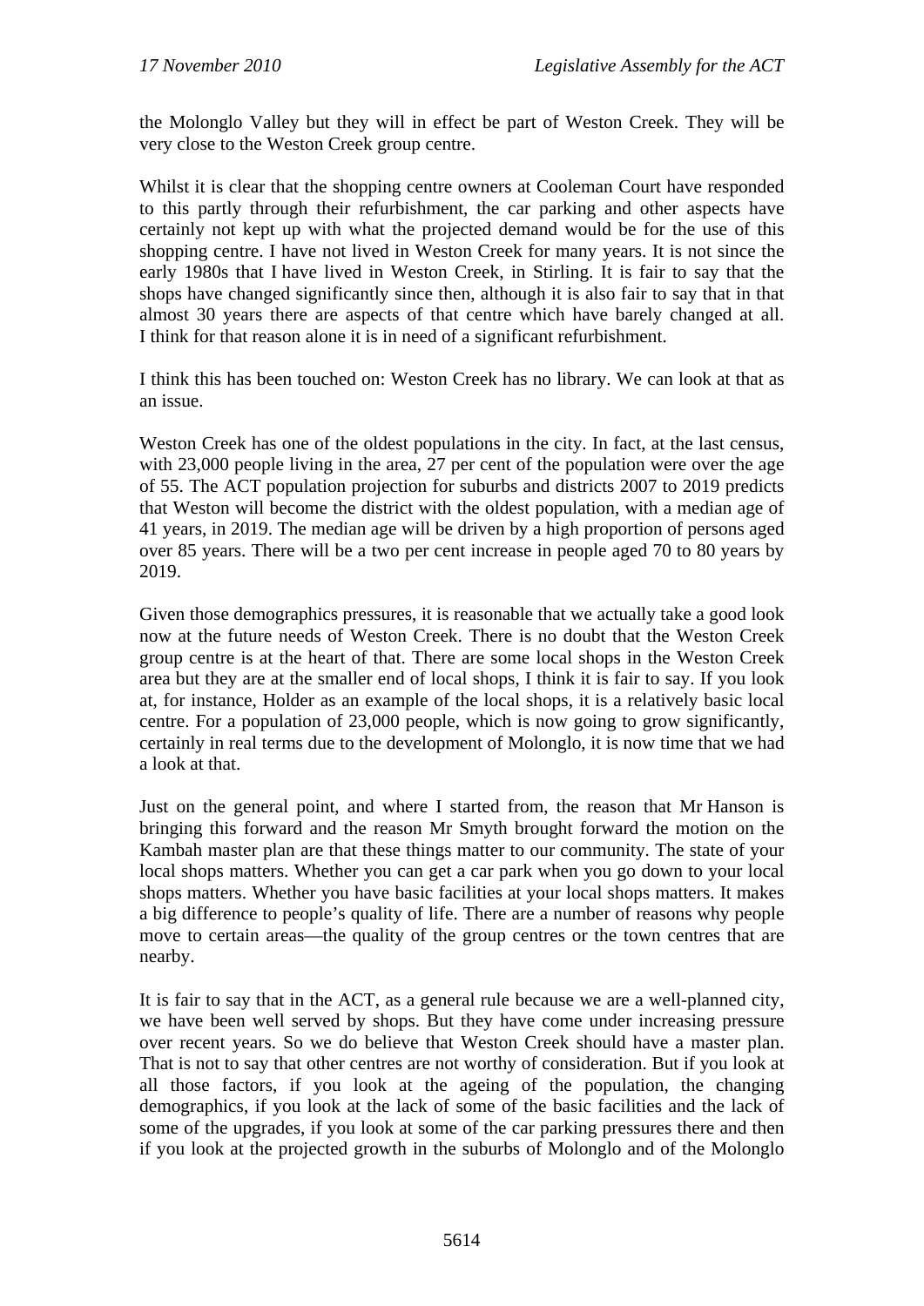the Molonglo Valley but they will in effect be part of Weston Creek. They will be very close to the Weston Creek group centre.

Whilst it is clear that the shopping centre owners at Cooleman Court have responded to this partly through their refurbishment, the car parking and other aspects have certainly not kept up with what the projected demand would be for the use of this shopping centre. I have not lived in Weston Creek for many years. It is not since the early 1980s that I have lived in Weston Creek, in Stirling. It is fair to say that the shops have changed significantly since then, although it is also fair to say that in that almost 30 years there are aspects of that centre which have barely changed at all. I think for that reason alone it is in need of a significant refurbishment.

I think this has been touched on: Weston Creek has no library. We can look at that as an issue.

Weston Creek has one of the oldest populations in the city. In fact, at the last census, with 23,000 people living in the area, 27 per cent of the population were over the age of 55. The ACT population projection for suburbs and districts 2007 to 2019 predicts that Weston will become the district with the oldest population, with a median age of 41 years, in 2019. The median age will be driven by a high proportion of persons aged over 85 years. There will be a two per cent increase in people aged 70 to 80 years by 2019.

Given those demographics pressures, it is reasonable that we actually take a good look now at the future needs of Weston Creek. There is no doubt that the Weston Creek group centre is at the heart of that. There are some local shops in the Weston Creek area but they are at the smaller end of local shops, I think it is fair to say. If you look at, for instance, Holder as an example of the local shops, it is a relatively basic local centre. For a population of 23,000 people, which is now going to grow significantly, certainly in real terms due to the development of Molonglo, it is now time that we had a look at that.

Just on the general point, and where I started from, the reason that Mr Hanson is bringing this forward and the reason Mr Smyth brought forward the motion on the Kambah master plan are that these things matter to our community. The state of your local shops matters. Whether you can get a car park when you go down to your local shops matters. Whether you have basic facilities at your local shops matters. It makes a big difference to people's quality of life. There are a number of reasons why people move to certain areas—the quality of the group centres or the town centres that are nearby.

It is fair to say that in the ACT, as a general rule because we are a well-planned city, we have been well served by shops. But they have come under increasing pressure over recent years. So we do believe that Weston Creek should have a master plan. That is not to say that other centres are not worthy of consideration. But if you look at all those factors, if you look at the ageing of the population, the changing demographics, if you look at the lack of some of the basic facilities and the lack of some of the upgrades, if you look at some of the car parking pressures there and then if you look at the projected growth in the suburbs of Molonglo and of the Molonglo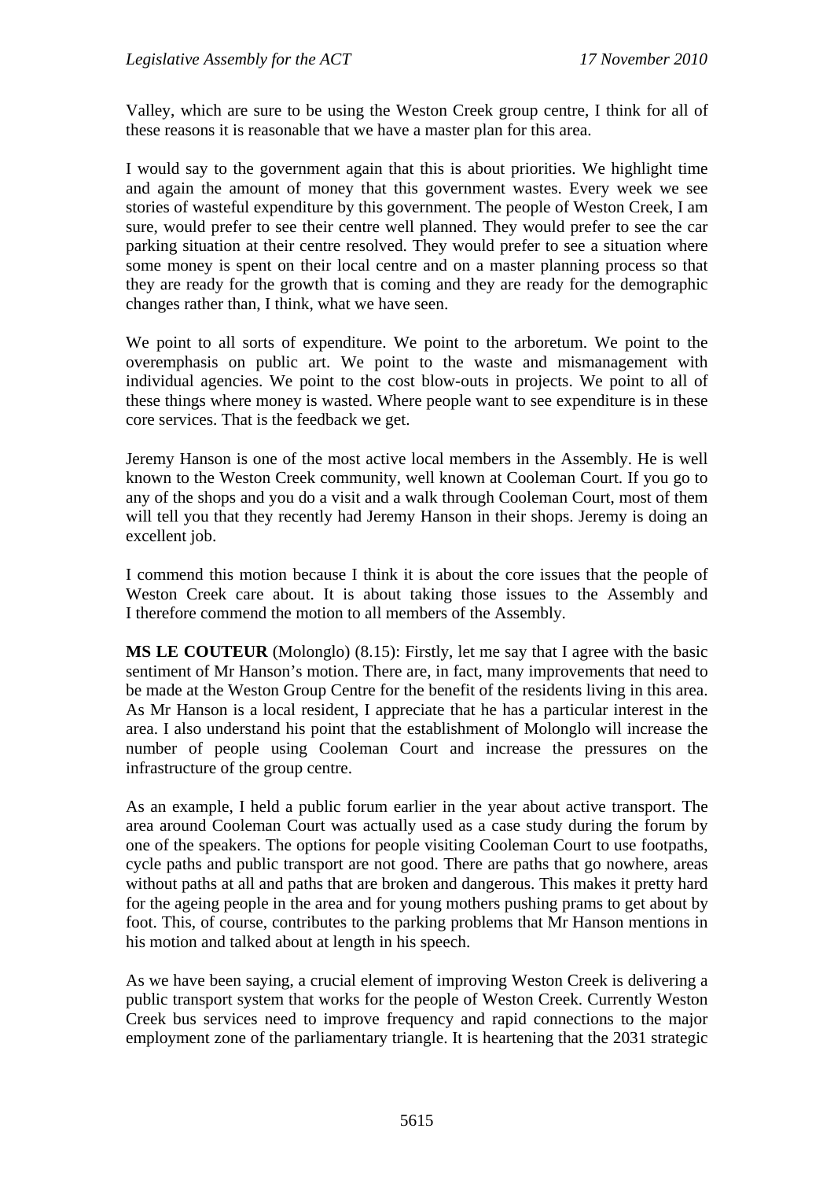Valley, which are sure to be using the Weston Creek group centre, I think for all of these reasons it is reasonable that we have a master plan for this area.

I would say to the government again that this is about priorities. We highlight time and again the amount of money that this government wastes. Every week we see stories of wasteful expenditure by this government. The people of Weston Creek, I am sure, would prefer to see their centre well planned. They would prefer to see the car parking situation at their centre resolved. They would prefer to see a situation where some money is spent on their local centre and on a master planning process so that they are ready for the growth that is coming and they are ready for the demographic changes rather than, I think, what we have seen.

We point to all sorts of expenditure. We point to the arboretum. We point to the overemphasis on public art. We point to the waste and mismanagement with individual agencies. We point to the cost blow-outs in projects. We point to all of these things where money is wasted. Where people want to see expenditure is in these core services. That is the feedback we get.

Jeremy Hanson is one of the most active local members in the Assembly. He is well known to the Weston Creek community, well known at Cooleman Court. If you go to any of the shops and you do a visit and a walk through Cooleman Court, most of them will tell you that they recently had Jeremy Hanson in their shops. Jeremy is doing an excellent job.

I commend this motion because I think it is about the core issues that the people of Weston Creek care about. It is about taking those issues to the Assembly and I therefore commend the motion to all members of the Assembly.

**MS LE COUTEUR** (Molonglo) (8.15): Firstly, let me say that I agree with the basic sentiment of Mr Hanson's motion. There are, in fact, many improvements that need to be made at the Weston Group Centre for the benefit of the residents living in this area. As Mr Hanson is a local resident, I appreciate that he has a particular interest in the area. I also understand his point that the establishment of Molonglo will increase the number of people using Cooleman Court and increase the pressures on the infrastructure of the group centre.

As an example, I held a public forum earlier in the year about active transport. The area around Cooleman Court was actually used as a case study during the forum by one of the speakers. The options for people visiting Cooleman Court to use footpaths, cycle paths and public transport are not good. There are paths that go nowhere, areas without paths at all and paths that are broken and dangerous. This makes it pretty hard for the ageing people in the area and for young mothers pushing prams to get about by foot. This, of course, contributes to the parking problems that Mr Hanson mentions in his motion and talked about at length in his speech.

As we have been saying, a crucial element of improving Weston Creek is delivering a public transport system that works for the people of Weston Creek. Currently Weston Creek bus services need to improve frequency and rapid connections to the major employment zone of the parliamentary triangle. It is heartening that the 2031 strategic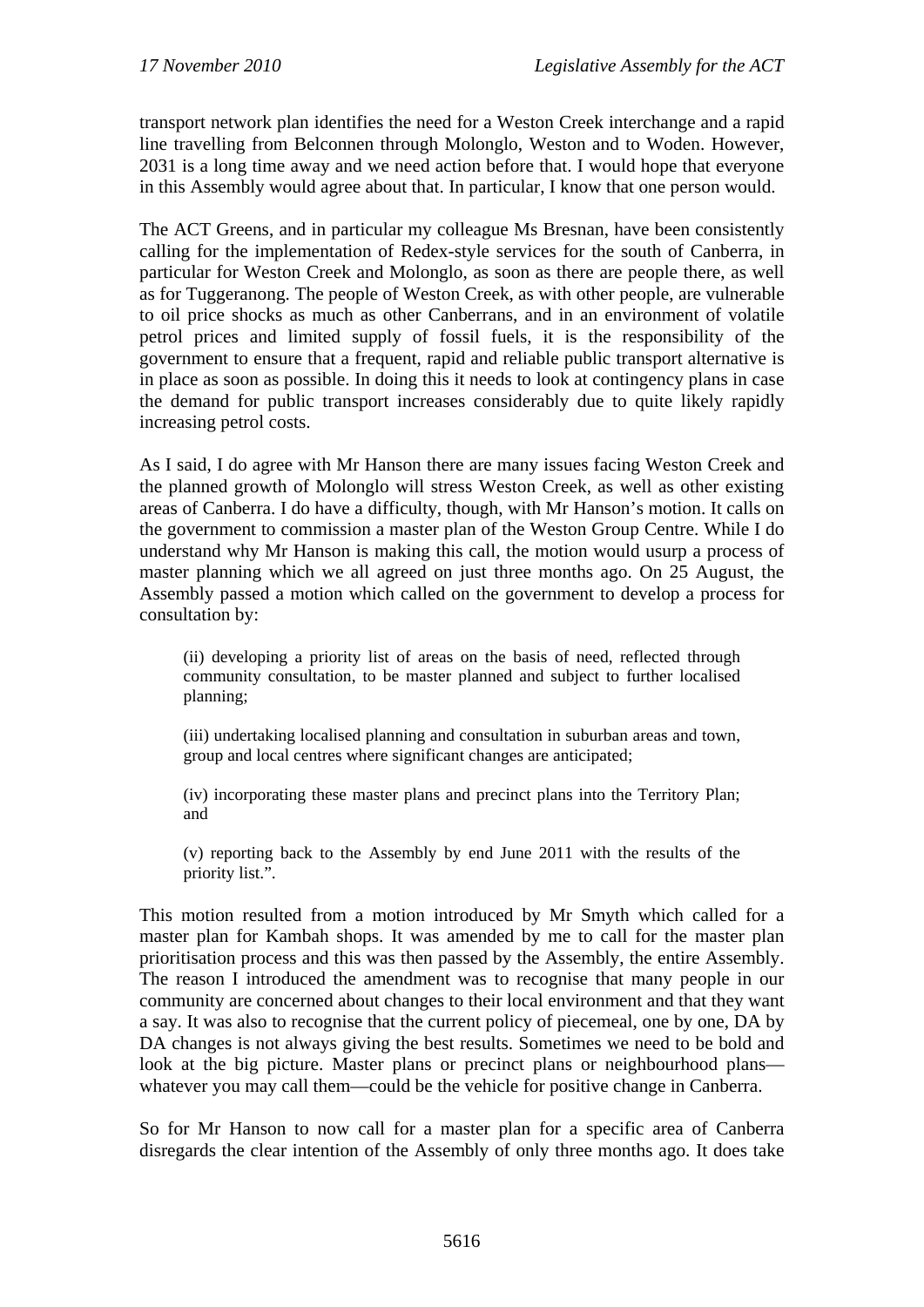transport network plan identifies the need for a Weston Creek interchange and a rapid line travelling from Belconnen through Molonglo, Weston and to Woden. However, 2031 is a long time away and we need action before that. I would hope that everyone in this Assembly would agree about that. In particular, I know that one person would.

The ACT Greens, and in particular my colleague Ms Bresnan, have been consistently calling for the implementation of Redex-style services for the south of Canberra, in particular for Weston Creek and Molonglo, as soon as there are people there, as well as for Tuggeranong. The people of Weston Creek, as with other people, are vulnerable to oil price shocks as much as other Canberrans, and in an environment of volatile petrol prices and limited supply of fossil fuels, it is the responsibility of the government to ensure that a frequent, rapid and reliable public transport alternative is in place as soon as possible. In doing this it needs to look at contingency plans in case the demand for public transport increases considerably due to quite likely rapidly increasing petrol costs.

As I said, I do agree with Mr Hanson there are many issues facing Weston Creek and the planned growth of Molonglo will stress Weston Creek, as well as other existing areas of Canberra. I do have a difficulty, though, with Mr Hanson's motion. It calls on the government to commission a master plan of the Weston Group Centre. While I do understand why Mr Hanson is making this call, the motion would usurp a process of master planning which we all agreed on just three months ago. On 25 August, the Assembly passed a motion which called on the government to develop a process for consultation by:

> (ii) developing a priority list of areas on the basis of need, reflected through community consultation, to be master planned and subject to further localised planning;
>
> (iii) undertaking localised planning and consultation in suburban areas and town, group and local centres where significant changes are anticipated;
>
> (iv) incorporating these master plans and precinct plans into the Territory Plan; and
>
> (v) reporting back to the Assembly by end June 2011 with the results of the priority list.".

This motion resulted from a motion introduced by Mr Smyth which called for a master plan for Kambah shops. It was amended by me to call for the master plan prioritisation process and this was then passed by the Assembly, the entire Assembly. The reason I introduced the amendment was to recognise that many people in our community are concerned about changes to their local environment and that they want a say. It was also to recognise that the current policy of piecemeal, one by one, DA by DA changes is not always giving the best results. Sometimes we need to be bold and look at the big picture. Master plans or precinct plans or neighbourhood plans—whatever you may call them—could be the vehicle for positive change in Canberra.

So for Mr Hanson to now call for a master plan for a specific area of Canberra disregards the clear intention of the Assembly of only three months ago. It does take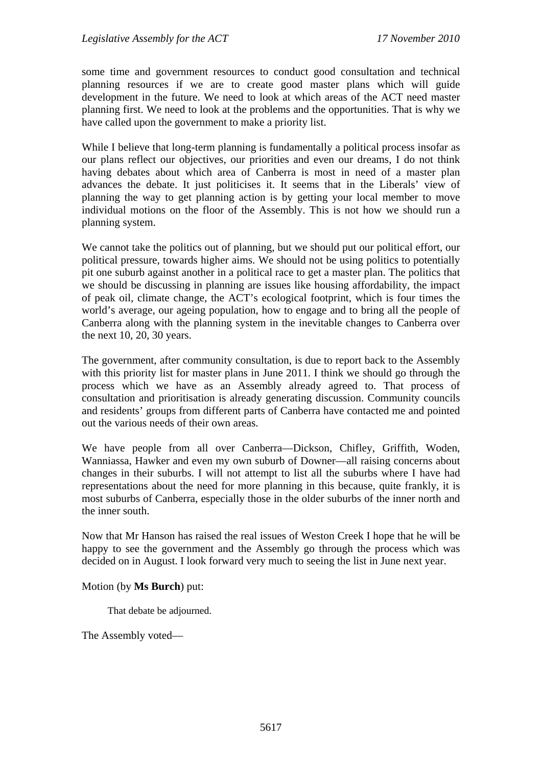some time and government resources to conduct good consultation and technical planning resources if we are to create good master plans which will guide development in the future. We need to look at which areas of the ACT need master planning first. We need to look at the problems and the opportunities. That is why we have called upon the government to make a priority list.

While I believe that long-term planning is fundamentally a political process insofar as our plans reflect our objectives, our priorities and even our dreams, I do not think having debates about which area of Canberra is most in need of a master plan advances the debate. It just politicises it. It seems that in the Liberals' view of planning the way to get planning action is by getting your local member to move individual motions on the floor of the Assembly. This is not how we should run a planning system.

We cannot take the politics out of planning, but we should put our political effort, our political pressure, towards higher aims. We should not be using politics to potentially pit one suburb against another in a political race to get a master plan. The politics that we should be discussing in planning are issues like housing affordability, the impact of peak oil, climate change, the ACT's ecological footprint, which is four times the world's average, our ageing population, how to engage and to bring all the people of Canberra along with the planning system in the inevitable changes to Canberra over the next 10, 20, 30 years.

The government, after community consultation, is due to report back to the Assembly with this priority list for master plans in June 2011. I think we should go through the process which we have as an Assembly already agreed to. That process of consultation and prioritisation is already generating discussion. Community councils and residents' groups from different parts of Canberra have contacted me and pointed out the various needs of their own areas.

We have people from all over Canberra—Dickson, Chifley, Griffith, Woden, Wanniassa, Hawker and even my own suburb of Downer—all raising concerns about changes in their suburbs. I will not attempt to list all the suburbs where I have had representations about the need for more planning in this because, quite frankly, it is most suburbs of Canberra, especially those in the older suburbs of the inner north and the inner south.

Now that Mr Hanson has raised the real issues of Weston Creek I hope that he will be happy to see the government and the Assembly go through the process which was decided on in August. I look forward very much to seeing the list in June next year.

Motion (by **Ms Burch**) put:

> That debate be adjourned.

The Assembly voted—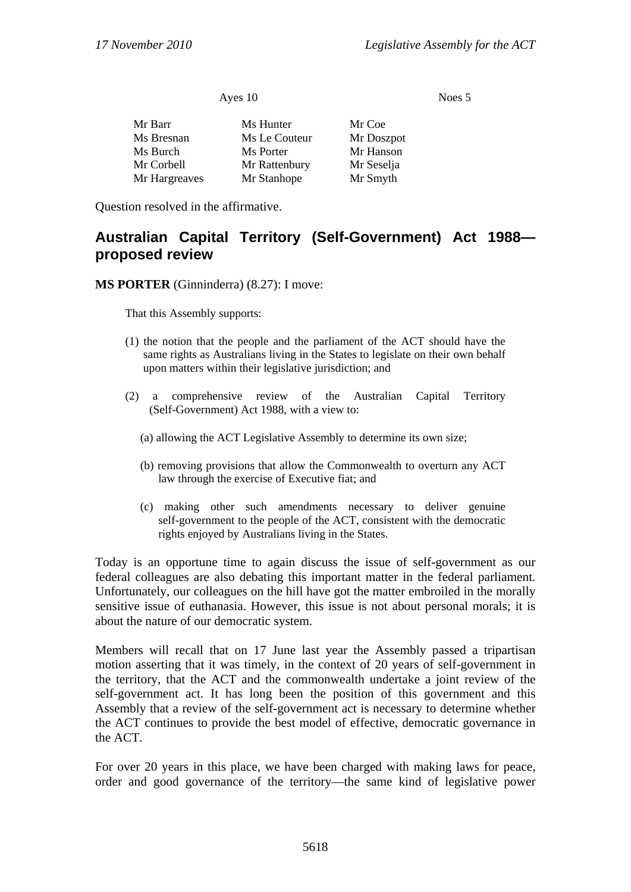| Ayes 10 | | Noes 5 |
|---|---|---|
| Mr Barr | Ms Hunter | Mr Coe |
| Ms Bresnan | Ms Le Couteur | Mr Doszpot |
| Ms Burch | Ms Porter | Mr Hanson |
| Mr Corbell | Mr Rattenbury | Mr Seselja |
| Mr Hargreaves | Mr Stanhope | Mr Smyth |

Question resolved in the affirmative.

## Australian Capital Territory (Self-Government) Act 1988—proposed review

**MS PORTER** (Ginninderra) (8.27): I move:

> That this Assembly supports:
>
> (1) the notion that the people and the parliament of the ACT should have the same rights as Australians living in the States to legislate on their own behalf upon matters within their legislative jurisdiction; and
>
> (2) a comprehensive review of the Australian Capital Territory (Self-Government) Act 1988, with a view to:
>
> (a) allowing the ACT Legislative Assembly to determine its own size;
>
> (b) removing provisions that allow the Commonwealth to overturn any ACT law through the exercise of Executive fiat; and
>
> (c) making other such amendments necessary to deliver genuine self-government to the people of the ACT, consistent with the democratic rights enjoyed by Australians living in the States.

Today is an opportune time to again discuss the issue of self-government as our federal colleagues are also debating this important matter in the federal parliament. Unfortunately, our colleagues on the hill have got the matter embroiled in the morally sensitive issue of euthanasia. However, this issue is not about personal morals; it is about the nature of our democratic system.

Members will recall that on 17 June last year the Assembly passed a tripartisan motion asserting that it was timely, in the context of 20 years of self-government in the territory, that the ACT and the commonwealth undertake a joint review of the self-government act. It has long been the position of this government and this Assembly that a review of the self-government act is necessary to determine whether the ACT continues to provide the best model of effective, democratic governance in the ACT.

For over 20 years in this place, we have been charged with making laws for peace, order and good governance of the territory—the same kind of legislative power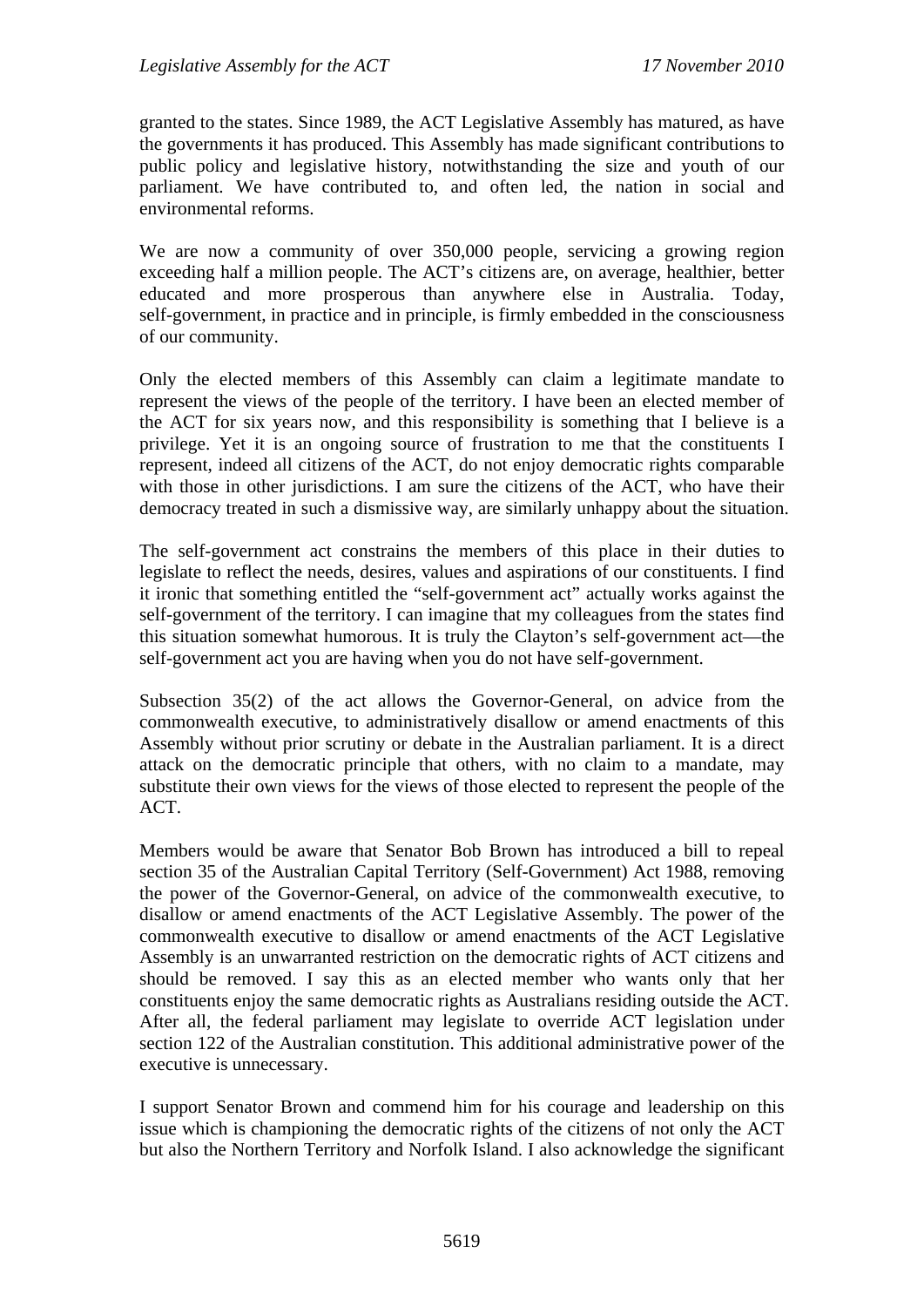granted to the states. Since 1989, the ACT Legislative Assembly has matured, as have the governments it has produced. This Assembly has made significant contributions to public policy and legislative history, notwithstanding the size and youth of our parliament. We have contributed to, and often led, the nation in social and environmental reforms.

We are now a community of over 350,000 people, servicing a growing region exceeding half a million people. The ACT's citizens are, on average, healthier, better educated and more prosperous than anywhere else in Australia. Today, self-government, in practice and in principle, is firmly embedded in the consciousness of our community.

Only the elected members of this Assembly can claim a legitimate mandate to represent the views of the people of the territory. I have been an elected member of the ACT for six years now, and this responsibility is something that I believe is a privilege. Yet it is an ongoing source of frustration to me that the constituents I represent, indeed all citizens of the ACT, do not enjoy democratic rights comparable with those in other jurisdictions. I am sure the citizens of the ACT, who have their democracy treated in such a dismissive way, are similarly unhappy about the situation.

The self-government act constrains the members of this place in their duties to legislate to reflect the needs, desires, values and aspirations of our constituents. I find it ironic that something entitled the "self-government act" actually works against the self-government of the territory. I can imagine that my colleagues from the states find this situation somewhat humorous. It is truly the Clayton's self-government act—the self-government act you are having when you do not have self-government.

Subsection 35(2) of the act allows the Governor-General, on advice from the commonwealth executive, to administratively disallow or amend enactments of this Assembly without prior scrutiny or debate in the Australian parliament. It is a direct attack on the democratic principle that others, with no claim to a mandate, may substitute their own views for the views of those elected to represent the people of the ACT.

Members would be aware that Senator Bob Brown has introduced a bill to repeal section 35 of the Australian Capital Territory (Self-Government) Act 1988, removing the power of the Governor-General, on advice of the commonwealth executive, to disallow or amend enactments of the ACT Legislative Assembly. The power of the commonwealth executive to disallow or amend enactments of the ACT Legislative Assembly is an unwarranted restriction on the democratic rights of ACT citizens and should be removed. I say this as an elected member who wants only that her constituents enjoy the same democratic rights as Australians residing outside the ACT. After all, the federal parliament may legislate to override ACT legislation under section 122 of the Australian constitution. This additional administrative power of the executive is unnecessary.

I support Senator Brown and commend him for his courage and leadership on this issue which is championing the democratic rights of the citizens of not only the ACT but also the Northern Territory and Norfolk Island. I also acknowledge the significant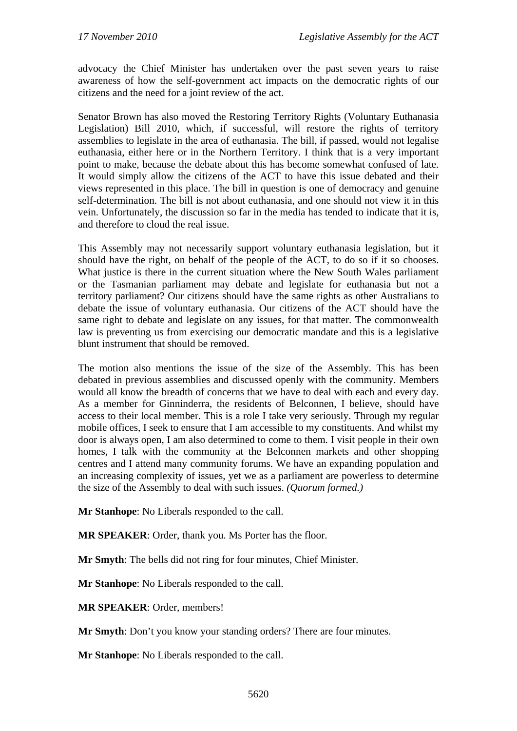advocacy the Chief Minister has undertaken over the past seven years to raise awareness of how the self-government act impacts on the democratic rights of our citizens and the need for a joint review of the act.

Senator Brown has also moved the Restoring Territory Rights (Voluntary Euthanasia Legislation) Bill 2010, which, if successful, will restore the rights of territory assemblies to legislate in the area of euthanasia. The bill, if passed, would not legalise euthanasia, either here or in the Northern Territory. I think that is a very important point to make, because the debate about this has become somewhat confused of late. It would simply allow the citizens of the ACT to have this issue debated and their views represented in this place. The bill in question is one of democracy and genuine self-determination. The bill is not about euthanasia, and one should not view it in this vein. Unfortunately, the discussion so far in the media has tended to indicate that it is, and therefore to cloud the real issue.

This Assembly may not necessarily support voluntary euthanasia legislation, but it should have the right, on behalf of the people of the ACT, to do so if it so chooses. What justice is there in the current situation where the New South Wales parliament or the Tasmanian parliament may debate and legislate for euthanasia but not a territory parliament? Our citizens should have the same rights as other Australians to debate the issue of voluntary euthanasia. Our citizens of the ACT should have the same right to debate and legislate on any issues, for that matter. The commonwealth law is preventing us from exercising our democratic mandate and this is a legislative blunt instrument that should be removed.

The motion also mentions the issue of the size of the Assembly. This has been debated in previous assemblies and discussed openly with the community. Members would all know the breadth of concerns that we have to deal with each and every day. As a member for Ginninderra, the residents of Belconnen, I believe, should have access to their local member. This is a role I take very seriously. Through my regular mobile offices, I seek to ensure that I am accessible to my constituents. And whilst my door is always open, I am also determined to come to them. I visit people in their own homes, I talk with the community at the Belconnen markets and other shopping centres and I attend many community forums. We have an expanding population and an increasing complexity of issues, yet we as a parliament are powerless to determine the size of the Assembly to deal with such issues. *(Quorum formed.)*

**Mr Stanhope**: No Liberals responded to the call.

**MR SPEAKER**: Order, thank you. Ms Porter has the floor.

**Mr Smyth**: The bells did not ring for four minutes, Chief Minister.

**Mr Stanhope**: No Liberals responded to the call.

**MR SPEAKER**: Order, members!

**Mr Smyth**: Don't you know your standing orders? There are four minutes.

**Mr Stanhope**: No Liberals responded to the call.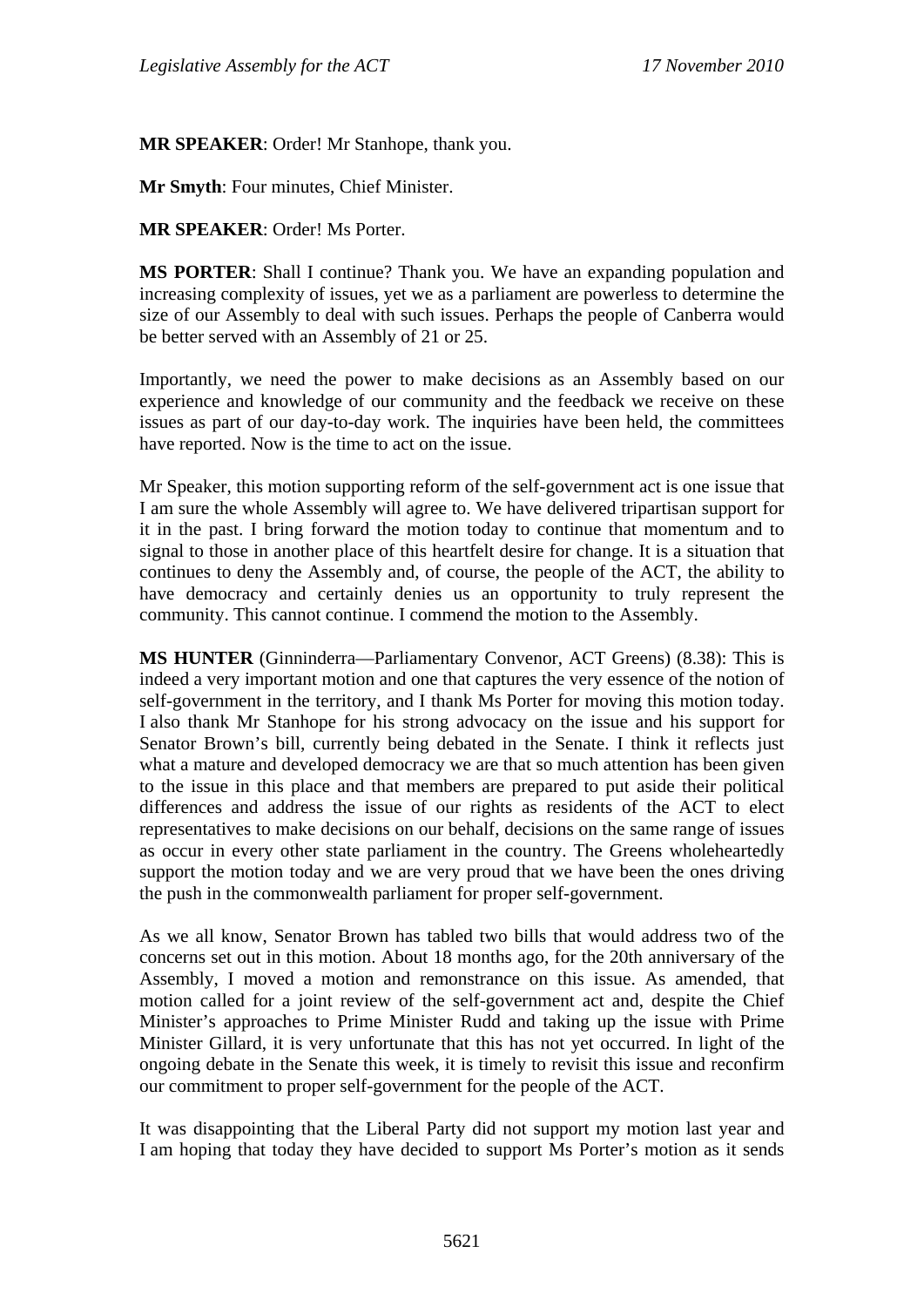**MR SPEAKER**: Order! Mr Stanhope, thank you.

**Mr Smyth**: Four minutes, Chief Minister.

**MR SPEAKER**: Order! Ms Porter.

**MS PORTER**: Shall I continue? Thank you. We have an expanding population and increasing complexity of issues, yet we as a parliament are powerless to determine the size of our Assembly to deal with such issues. Perhaps the people of Canberra would be better served with an Assembly of 21 or 25.

Importantly, we need the power to make decisions as an Assembly based on our experience and knowledge of our community and the feedback we receive on these issues as part of our day-to-day work. The inquiries have been held, the committees have reported. Now is the time to act on the issue.

Mr Speaker, this motion supporting reform of the self-government act is one issue that I am sure the whole Assembly will agree to. We have delivered tripartisan support for it in the past. I bring forward the motion today to continue that momentum and to signal to those in another place of this heartfelt desire for change. It is a situation that continues to deny the Assembly and, of course, the people of the ACT, the ability to have democracy and certainly denies us an opportunity to truly represent the community. This cannot continue. I commend the motion to the Assembly.

**MS HUNTER** (Ginninderra—Parliamentary Convenor, ACT Greens) (8.38): This is indeed a very important motion and one that captures the very essence of the notion of self-government in the territory, and I thank Ms Porter for moving this motion today. I also thank Mr Stanhope for his strong advocacy on the issue and his support for Senator Brown's bill, currently being debated in the Senate. I think it reflects just what a mature and developed democracy we are that so much attention has been given to the issue in this place and that members are prepared to put aside their political differences and address the issue of our rights as residents of the ACT to elect representatives to make decisions on our behalf, decisions on the same range of issues as occur in every other state parliament in the country. The Greens wholeheartedly support the motion today and we are very proud that we have been the ones driving the push in the commonwealth parliament for proper self-government.

As we all know, Senator Brown has tabled two bills that would address two of the concerns set out in this motion. About 18 months ago, for the 20th anniversary of the Assembly, I moved a motion and remonstrance on this issue. As amended, that motion called for a joint review of the self-government act and, despite the Chief Minister's approaches to Prime Minister Rudd and taking up the issue with Prime Minister Gillard, it is very unfortunate that this has not yet occurred. In light of the ongoing debate in the Senate this week, it is timely to revisit this issue and reconfirm our commitment to proper self-government for the people of the ACT.

It was disappointing that the Liberal Party did not support my motion last year and I am hoping that today they have decided to support Ms Porter's motion as it sends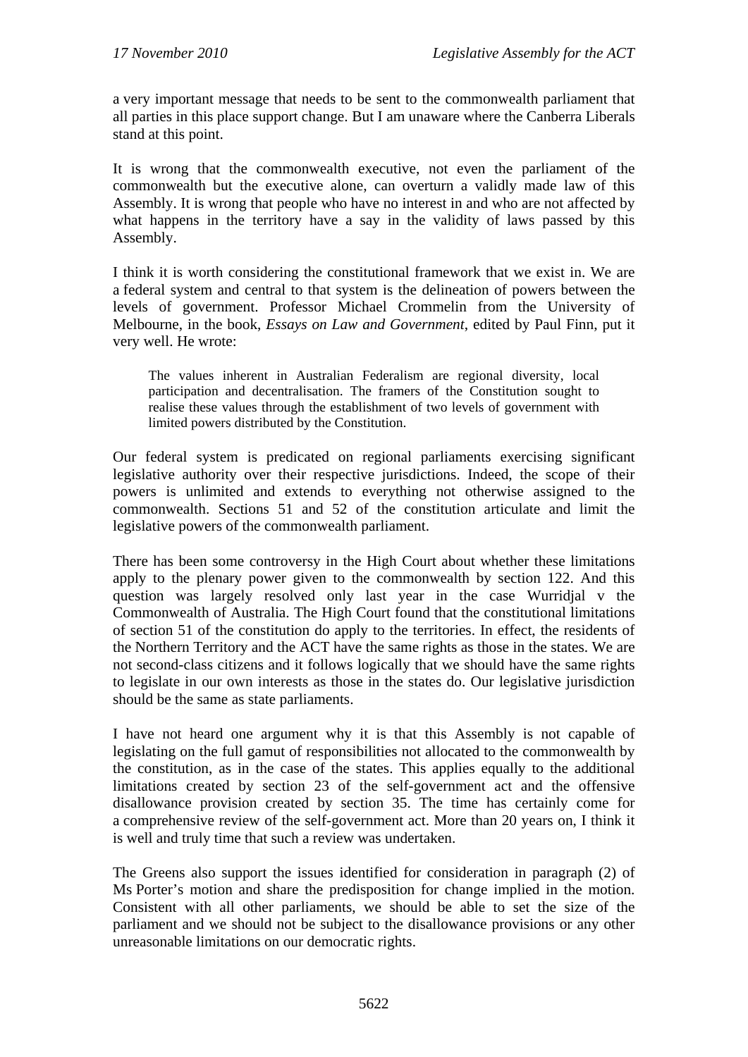a very important message that needs to be sent to the commonwealth parliament that all parties in this place support change. But I am unaware where the Canberra Liberals stand at this point.

It is wrong that the commonwealth executive, not even the parliament of the commonwealth but the executive alone, can overturn a validly made law of this Assembly. It is wrong that people who have no interest in and who are not affected by what happens in the territory have a say in the validity of laws passed by this Assembly.

I think it is worth considering the constitutional framework that we exist in. We are a federal system and central to that system is the delineation of powers between the levels of government. Professor Michael Crommelin from the University of Melbourne, in the book, *Essays on Law and Government*, edited by Paul Finn, put it very well. He wrote:

> The values inherent in Australian Federalism are regional diversity, local participation and decentralisation. The framers of the Constitution sought to realise these values through the establishment of two levels of government with limited powers distributed by the Constitution.

Our federal system is predicated on regional parliaments exercising significant legislative authority over their respective jurisdictions. Indeed, the scope of their powers is unlimited and extends to everything not otherwise assigned to the commonwealth. Sections 51 and 52 of the constitution articulate and limit the legislative powers of the commonwealth parliament.

There has been some controversy in the High Court about whether these limitations apply to the plenary power given to the commonwealth by section 122. And this question was largely resolved only last year in the case Wurridjal v the Commonwealth of Australia. The High Court found that the constitutional limitations of section 51 of the constitution do apply to the territories. In effect, the residents of the Northern Territory and the ACT have the same rights as those in the states. We are not second-class citizens and it follows logically that we should have the same rights to legislate in our own interests as those in the states do. Our legislative jurisdiction should be the same as state parliaments.

I have not heard one argument why it is that this Assembly is not capable of legislating on the full gamut of responsibilities not allocated to the commonwealth by the constitution, as in the case of the states. This applies equally to the additional limitations created by section 23 of the self-government act and the offensive disallowance provision created by section 35. The time has certainly come for a comprehensive review of the self-government act. More than 20 years on, I think it is well and truly time that such a review was undertaken.

The Greens also support the issues identified for consideration in paragraph (2) of Ms Porter's motion and share the predisposition for change implied in the motion. Consistent with all other parliaments, we should be able to set the size of the parliament and we should not be subject to the disallowance provisions or any other unreasonable limitations on our democratic rights.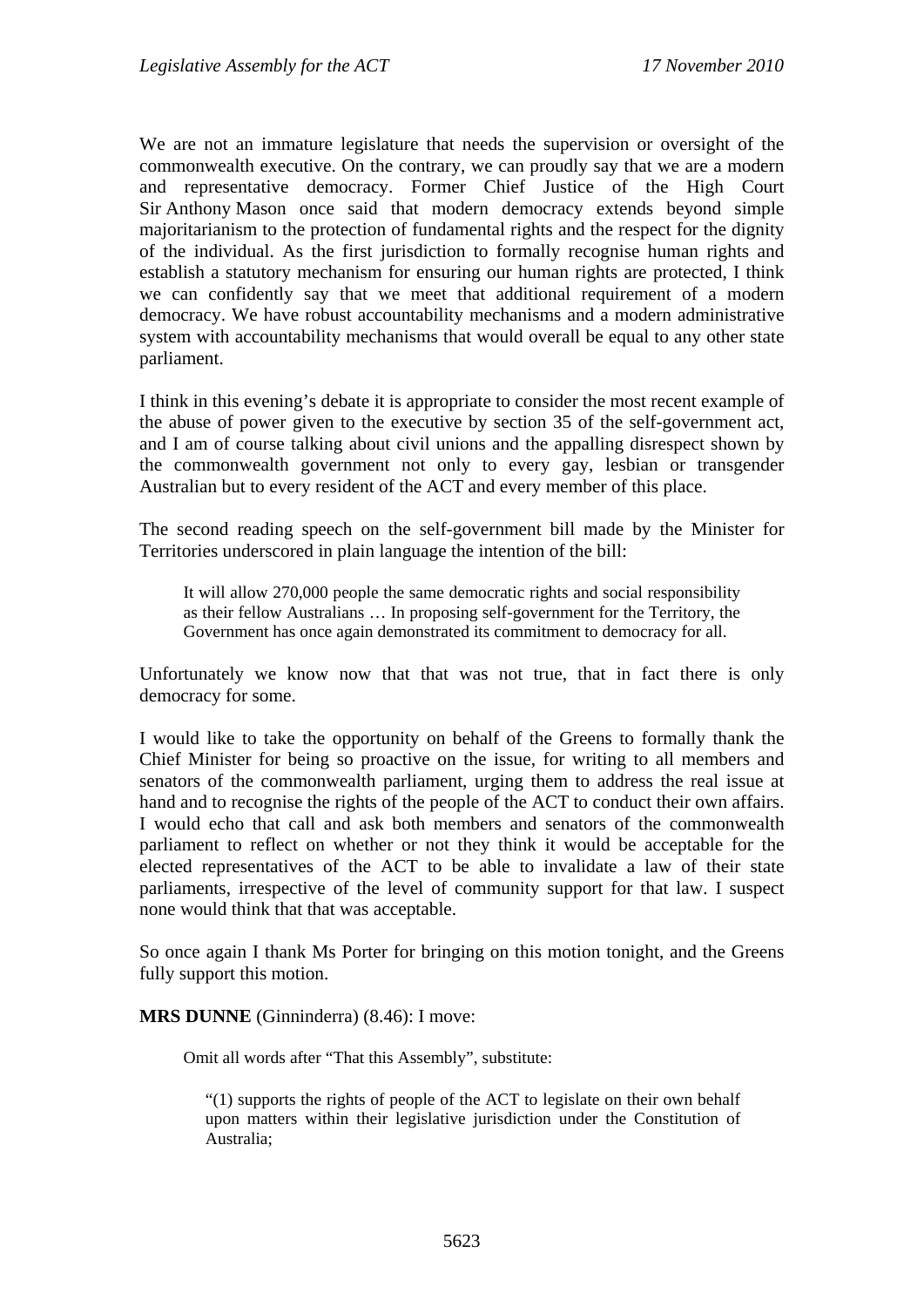We are not an immature legislature that needs the supervision or oversight of the commonwealth executive. On the contrary, we can proudly say that we are a modern and representative democracy. Former Chief Justice of the High Court Sir Anthony Mason once said that modern democracy extends beyond simple majoritarianism to the protection of fundamental rights and the respect for the dignity of the individual. As the first jurisdiction to formally recognise human rights and establish a statutory mechanism for ensuring our human rights are protected, I think we can confidently say that we meet that additional requirement of a modern democracy. We have robust accountability mechanisms and a modern administrative system with accountability mechanisms that would overall be equal to any other state parliament.

I think in this evening's debate it is appropriate to consider the most recent example of the abuse of power given to the executive by section 35 of the self-government act, and I am of course talking about civil unions and the appalling disrespect shown by the commonwealth government not only to every gay, lesbian or transgender Australian but to every resident of the ACT and every member of this place.

The second reading speech on the self-government bill made by the Minister for Territories underscored in plain language the intention of the bill:

> It will allow 270,000 people the same democratic rights and social responsibility as their fellow Australians … In proposing self-government for the Territory, the Government has once again demonstrated its commitment to democracy for all.

Unfortunately we know now that that was not true, that in fact there is only democracy for some.

I would like to take the opportunity on behalf of the Greens to formally thank the Chief Minister for being so proactive on the issue, for writing to all members and senators of the commonwealth parliament, urging them to address the real issue at hand and to recognise the rights of the people of the ACT to conduct their own affairs. I would echo that call and ask both members and senators of the commonwealth parliament to reflect on whether or not they think it would be acceptable for the elected representatives of the ACT to be able to invalidate a law of their state parliaments, irrespective of the level of community support for that law. I suspect none would think that that was acceptable.

So once again I thank Ms Porter for bringing on this motion tonight, and the Greens fully support this motion.

**MRS DUNNE** (Ginninderra) (8.46): I move:

> Omit all words after "That this Assembly", substitute:
>
> > "(1) supports the rights of people of the ACT to legislate on their own behalf upon matters within their legislative jurisdiction under the Constitution of Australia;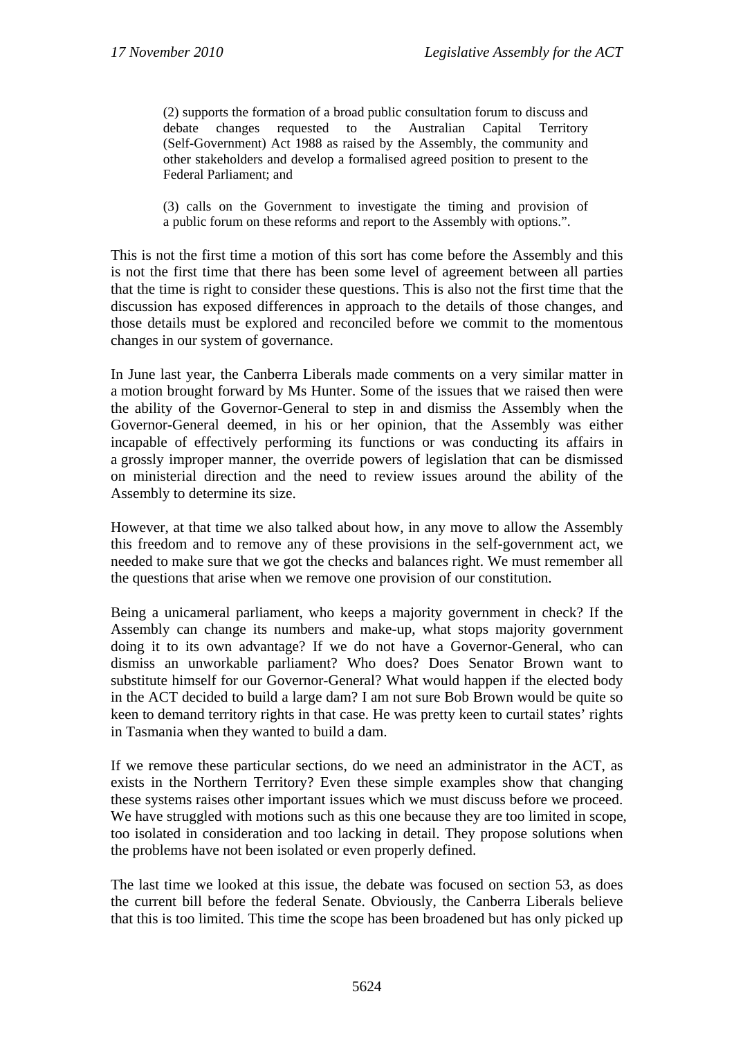> (2) supports the formation of a broad public consultation forum to discuss and debate changes requested to the Australian Capital Territory (Self-Government) Act 1988 as raised by the Assembly, the community and other stakeholders and develop a formalised agreed position to present to the Federal Parliament; and
>
> (3) calls on the Government to investigate the timing and provision of a public forum on these reforms and report to the Assembly with options.".

This is not the first time a motion of this sort has come before the Assembly and this is not the first time that there has been some level of agreement between all parties that the time is right to consider these questions. This is also not the first time that the discussion has exposed differences in approach to the details of those changes, and those details must be explored and reconciled before we commit to the momentous changes in our system of governance.

In June last year, the Canberra Liberals made comments on a very similar matter in a motion brought forward by Ms Hunter. Some of the issues that we raised then were the ability of the Governor-General to step in and dismiss the Assembly when the Governor-General deemed, in his or her opinion, that the Assembly was either incapable of effectively performing its functions or was conducting its affairs in a grossly improper manner, the override powers of legislation that can be dismissed on ministerial direction and the need to review issues around the ability of the Assembly to determine its size.

However, at that time we also talked about how, in any move to allow the Assembly this freedom and to remove any of these provisions in the self-government act, we needed to make sure that we got the checks and balances right. We must remember all the questions that arise when we remove one provision of our constitution.

Being a unicameral parliament, who keeps a majority government in check? If the Assembly can change its numbers and make-up, what stops majority government doing it to its own advantage? If we do not have a Governor-General, who can dismiss an unworkable parliament? Who does? Does Senator Brown want to substitute himself for our Governor-General? What would happen if the elected body in the ACT decided to build a large dam? I am not sure Bob Brown would be quite so keen to demand territory rights in that case. He was pretty keen to curtail states' rights in Tasmania when they wanted to build a dam.

If we remove these particular sections, do we need an administrator in the ACT, as exists in the Northern Territory? Even these simple examples show that changing these systems raises other important issues which we must discuss before we proceed. We have struggled with motions such as this one because they are too limited in scope, too isolated in consideration and too lacking in detail. They propose solutions when the problems have not been isolated or even properly defined.

The last time we looked at this issue, the debate was focused on section 53, as does the current bill before the federal Senate. Obviously, the Canberra Liberals believe that this is too limited. This time the scope has been broadened but has only picked up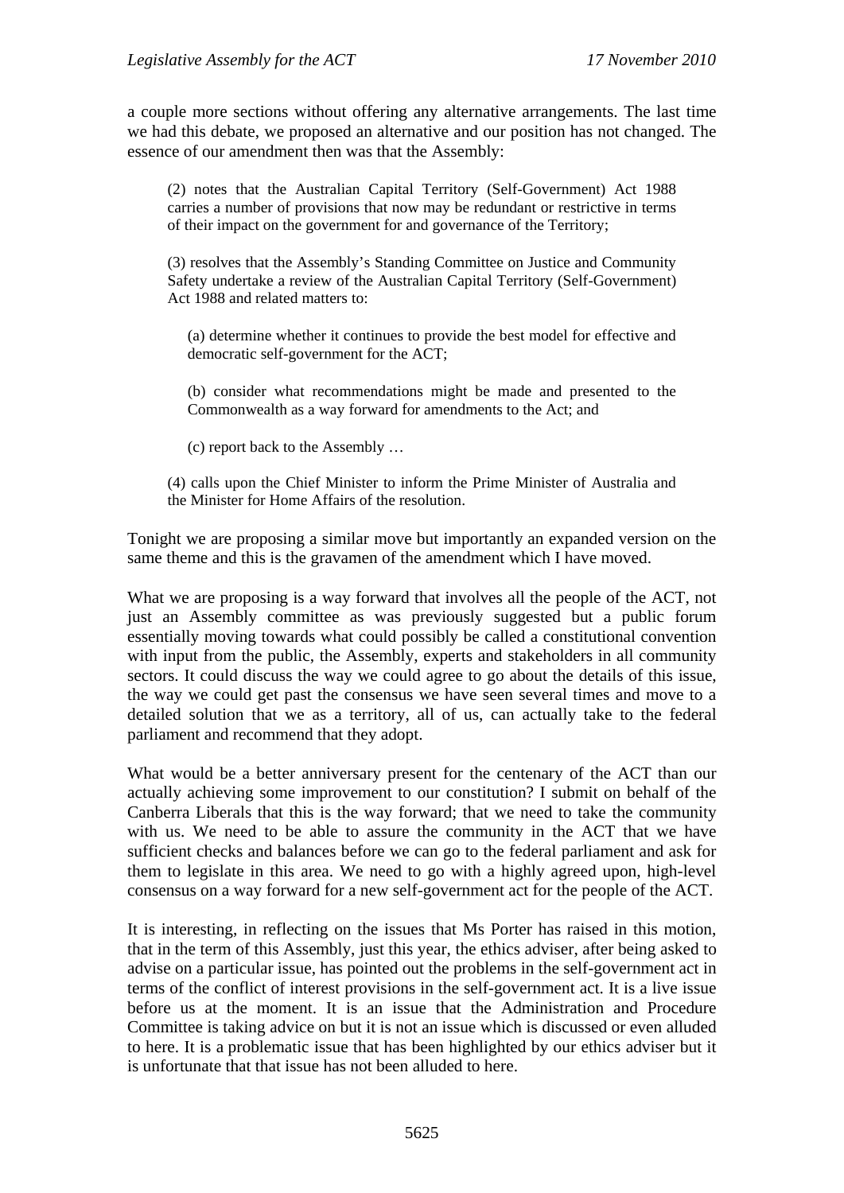a couple more sections without offering any alternative arrangements. The last time we had this debate, we proposed an alternative and our position has not changed. The essence of our amendment then was that the Assembly:

> (2) notes that the Australian Capital Territory (Self-Government) Act 1988 carries a number of provisions that now may be redundant or restrictive in terms of their impact on the government for and governance of the Territory;
>
> (3) resolves that the Assembly's Standing Committee on Justice and Community Safety undertake a review of the Australian Capital Territory (Self-Government) Act 1988 and related matters to:
>
> > (a) determine whether it continues to provide the best model for effective and democratic self-government for the ACT;
> >
> > (b) consider what recommendations might be made and presented to the Commonwealth as a way forward for amendments to the Act; and
> >
> > (c) report back to the Assembly …
>
> (4) calls upon the Chief Minister to inform the Prime Minister of Australia and the Minister for Home Affairs of the resolution.

Tonight we are proposing a similar move but importantly an expanded version on the same theme and this is the gravamen of the amendment which I have moved.

What we are proposing is a way forward that involves all the people of the ACT, not just an Assembly committee as was previously suggested but a public forum essentially moving towards what could possibly be called a constitutional convention with input from the public, the Assembly, experts and stakeholders in all community sectors. It could discuss the way we could agree to go about the details of this issue, the way we could get past the consensus we have seen several times and move to a detailed solution that we as a territory, all of us, can actually take to the federal parliament and recommend that they adopt.

What would be a better anniversary present for the centenary of the ACT than our actually achieving some improvement to our constitution? I submit on behalf of the Canberra Liberals that this is the way forward; that we need to take the community with us. We need to be able to assure the community in the ACT that we have sufficient checks and balances before we can go to the federal parliament and ask for them to legislate in this area. We need to go with a highly agreed upon, high-level consensus on a way forward for a new self-government act for the people of the ACT.

It is interesting, in reflecting on the issues that Ms Porter has raised in this motion, that in the term of this Assembly, just this year, the ethics adviser, after being asked to advise on a particular issue, has pointed out the problems in the self-government act in terms of the conflict of interest provisions in the self-government act. It is a live issue before us at the moment. It is an issue that the Administration and Procedure Committee is taking advice on but it is not an issue which is discussed or even alluded to here. It is a problematic issue that has been highlighted by our ethics adviser but it is unfortunate that that issue has not been alluded to here.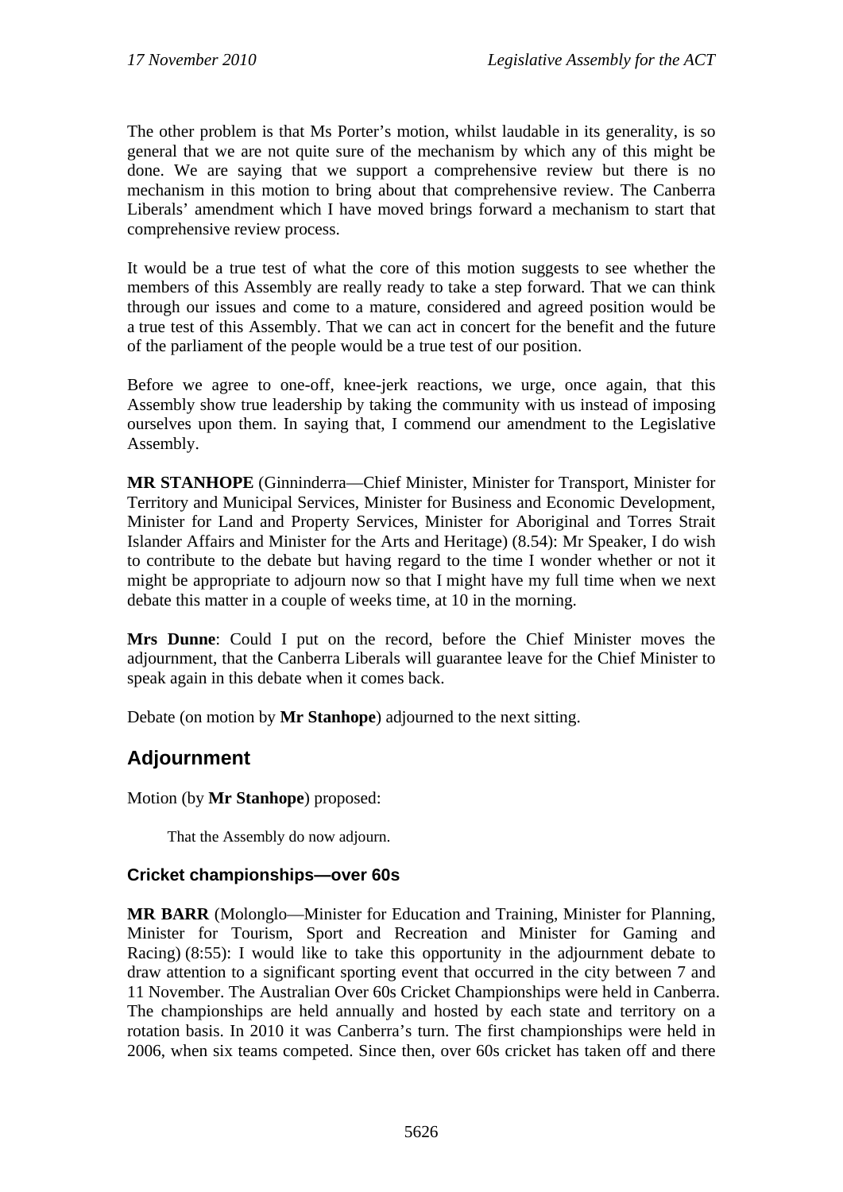The other problem is that Ms Porter's motion, whilst laudable in its generality, is so general that we are not quite sure of the mechanism by which any of this might be done. We are saying that we support a comprehensive review but there is no mechanism in this motion to bring about that comprehensive review. The Canberra Liberals' amendment which I have moved brings forward a mechanism to start that comprehensive review process.

It would be a true test of what the core of this motion suggests to see whether the members of this Assembly are really ready to take a step forward. That we can think through our issues and come to a mature, considered and agreed position would be a true test of this Assembly. That we can act in concert for the benefit and the future of the parliament of the people would be a true test of our position.

Before we agree to one-off, knee-jerk reactions, we urge, once again, that this Assembly show true leadership by taking the community with us instead of imposing ourselves upon them. In saying that, I commend our amendment to the Legislative Assembly.

**MR STANHOPE** (Ginninderra—Chief Minister, Minister for Transport, Minister for Territory and Municipal Services, Minister for Business and Economic Development, Minister for Land and Property Services, Minister for Aboriginal and Torres Strait Islander Affairs and Minister for the Arts and Heritage) (8.54): Mr Speaker, I do wish to contribute to the debate but having regard to the time I wonder whether or not it might be appropriate to adjourn now so that I might have my full time when we next debate this matter in a couple of weeks time, at 10 in the morning.

**Mrs Dunne**: Could I put on the record, before the Chief Minister moves the adjournment, that the Canberra Liberals will guarantee leave for the Chief Minister to speak again in this debate when it comes back.

Debate (on motion by **Mr Stanhope**) adjourned to the next sitting.

## Adjournment

Motion (by **Mr Stanhope**) proposed:

> That the Assembly do now adjourn.

### Cricket championships—over 60s

**MR BARR** (Molonglo—Minister for Education and Training, Minister for Planning, Minister for Tourism, Sport and Recreation and Minister for Gaming and Racing) (8:55): I would like to take this opportunity in the adjournment debate to draw attention to a significant sporting event that occurred in the city between 7 and 11 November. The Australian Over 60s Cricket Championships were held in Canberra. The championships are held annually and hosted by each state and territory on a rotation basis. In 2010 it was Canberra's turn. The first championships were held in 2006, when six teams competed. Since then, over 60s cricket has taken off and there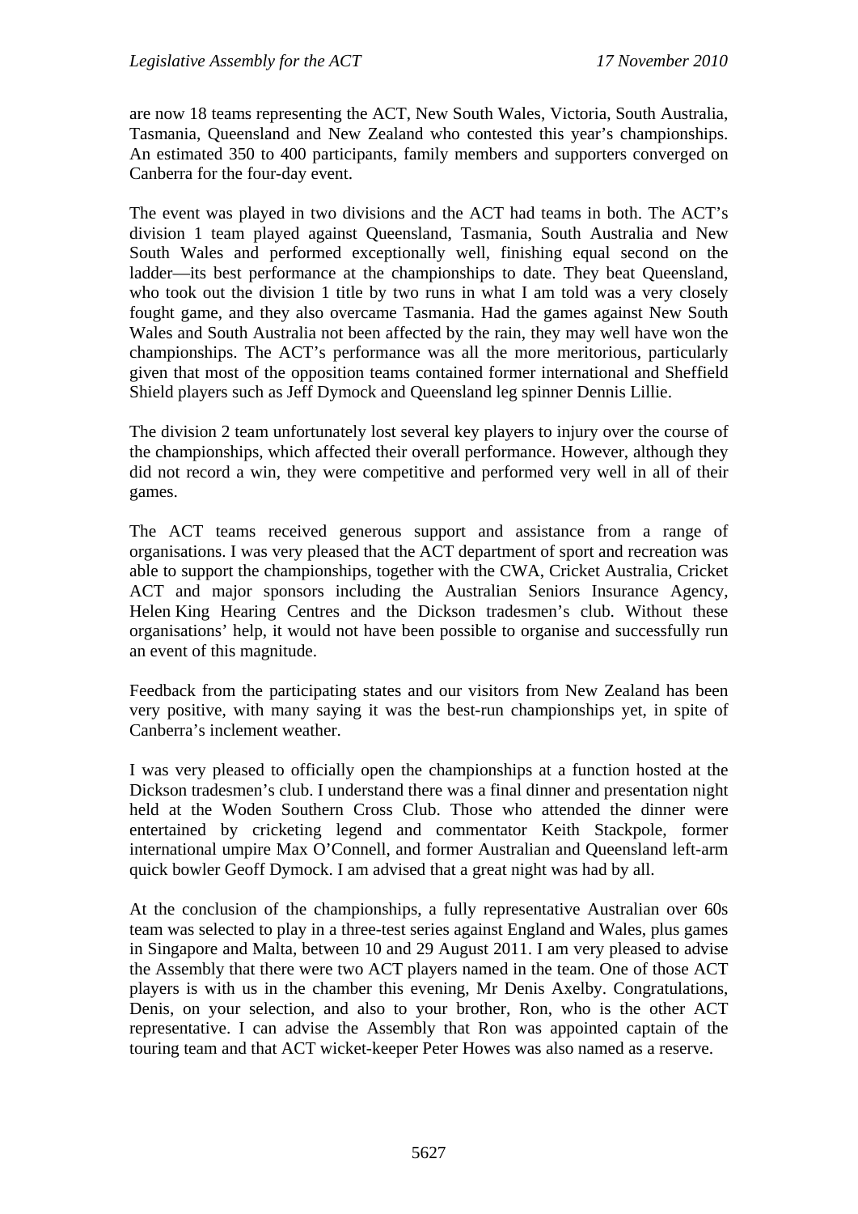are now 18 teams representing the ACT, New South Wales, Victoria, South Australia, Tasmania, Queensland and New Zealand who contested this year's championships. An estimated 350 to 400 participants, family members and supporters converged on Canberra for the four-day event.

The event was played in two divisions and the ACT had teams in both. The ACT's division 1 team played against Queensland, Tasmania, South Australia and New South Wales and performed exceptionally well, finishing equal second on the ladder—its best performance at the championships to date. They beat Queensland, who took out the division 1 title by two runs in what I am told was a very closely fought game, and they also overcame Tasmania. Had the games against New South Wales and South Australia not been affected by the rain, they may well have won the championships. The ACT's performance was all the more meritorious, particularly given that most of the opposition teams contained former international and Sheffield Shield players such as Jeff Dymock and Queensland leg spinner Dennis Lillie.

The division 2 team unfortunately lost several key players to injury over the course of the championships, which affected their overall performance. However, although they did not record a win, they were competitive and performed very well in all of their games.

The ACT teams received generous support and assistance from a range of organisations. I was very pleased that the ACT department of sport and recreation was able to support the championships, together with the CWA, Cricket Australia, Cricket ACT and major sponsors including the Australian Seniors Insurance Agency, Helen King Hearing Centres and the Dickson tradesmen's club. Without these organisations' help, it would not have been possible to organise and successfully run an event of this magnitude.

Feedback from the participating states and our visitors from New Zealand has been very positive, with many saying it was the best-run championships yet, in spite of Canberra's inclement weather.

I was very pleased to officially open the championships at a function hosted at the Dickson tradesmen's club. I understand there was a final dinner and presentation night held at the Woden Southern Cross Club. Those who attended the dinner were entertained by cricketing legend and commentator Keith Stackpole, former international umpire Max O'Connell, and former Australian and Queensland left-arm quick bowler Geoff Dymock. I am advised that a great night was had by all.

At the conclusion of the championships, a fully representative Australian over 60s team was selected to play in a three-test series against England and Wales, plus games in Singapore and Malta, between 10 and 29 August 2011. I am very pleased to advise the Assembly that there were two ACT players named in the team. One of those ACT players is with us in the chamber this evening, Mr Denis Axelby. Congratulations, Denis, on your selection, and also to your brother, Ron, who is the other ACT representative. I can advise the Assembly that Ron was appointed captain of the touring team and that ACT wicket-keeper Peter Howes was also named as a reserve.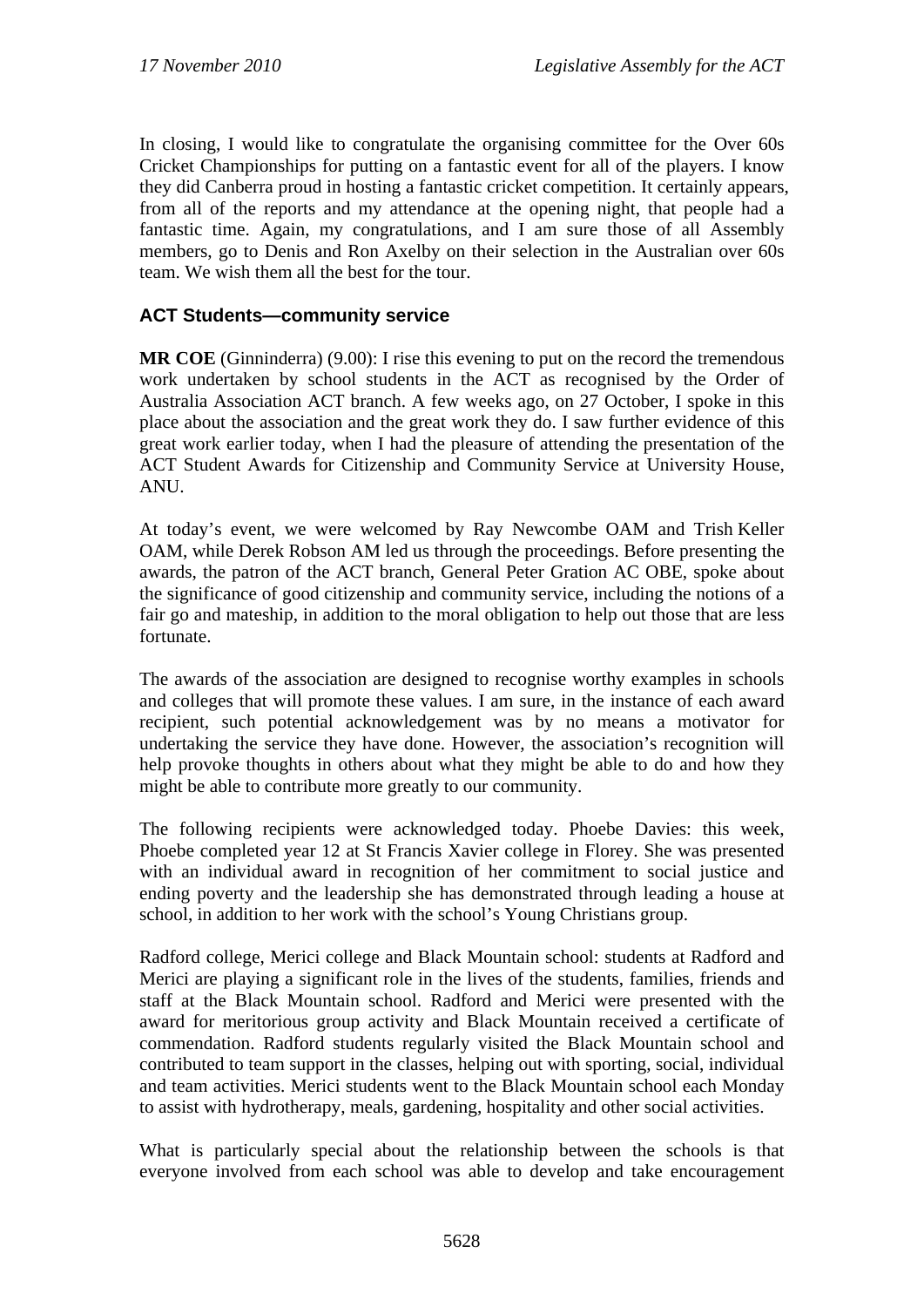In closing, I would like to congratulate the organising committee for the Over 60s Cricket Championships for putting on a fantastic event for all of the players. I know they did Canberra proud in hosting a fantastic cricket competition. It certainly appears, from all of the reports and my attendance at the opening night, that people had a fantastic time. Again, my congratulations, and I am sure those of all Assembly members, go to Denis and Ron Axelby on their selection in the Australian over 60s team. We wish them all the best for the tour.

### ACT Students—community service

**MR COE** (Ginninderra) (9.00): I rise this evening to put on the record the tremendous work undertaken by school students in the ACT as recognised by the Order of Australia Association ACT branch. A few weeks ago, on 27 October, I spoke in this place about the association and the great work they do. I saw further evidence of this great work earlier today, when I had the pleasure of attending the presentation of the ACT Student Awards for Citizenship and Community Service at University House, ANU.

At today's event, we were welcomed by Ray Newcombe OAM and Trish Keller OAM, while Derek Robson AM led us through the proceedings. Before presenting the awards, the patron of the ACT branch, General Peter Gration AC OBE, spoke about the significance of good citizenship and community service, including the notions of a fair go and mateship, in addition to the moral obligation to help out those that are less fortunate.

The awards of the association are designed to recognise worthy examples in schools and colleges that will promote these values. I am sure, in the instance of each award recipient, such potential acknowledgement was by no means a motivator for undertaking the service they have done. However, the association's recognition will help provoke thoughts in others about what they might be able to do and how they might be able to contribute more greatly to our community.

The following recipients were acknowledged today. Phoebe Davies: this week, Phoebe completed year 12 at St Francis Xavier college in Florey. She was presented with an individual award in recognition of her commitment to social justice and ending poverty and the leadership she has demonstrated through leading a house at school, in addition to her work with the school's Young Christians group.

Radford college, Merici college and Black Mountain school: students at Radford and Merici are playing a significant role in the lives of the students, families, friends and staff at the Black Mountain school. Radford and Merici were presented with the award for meritorious group activity and Black Mountain received a certificate of commendation. Radford students regularly visited the Black Mountain school and contributed to team support in the classes, helping out with sporting, social, individual and team activities. Merici students went to the Black Mountain school each Monday to assist with hydrotherapy, meals, gardening, hospitality and other social activities.

What is particularly special about the relationship between the schools is that everyone involved from each school was able to develop and take encouragement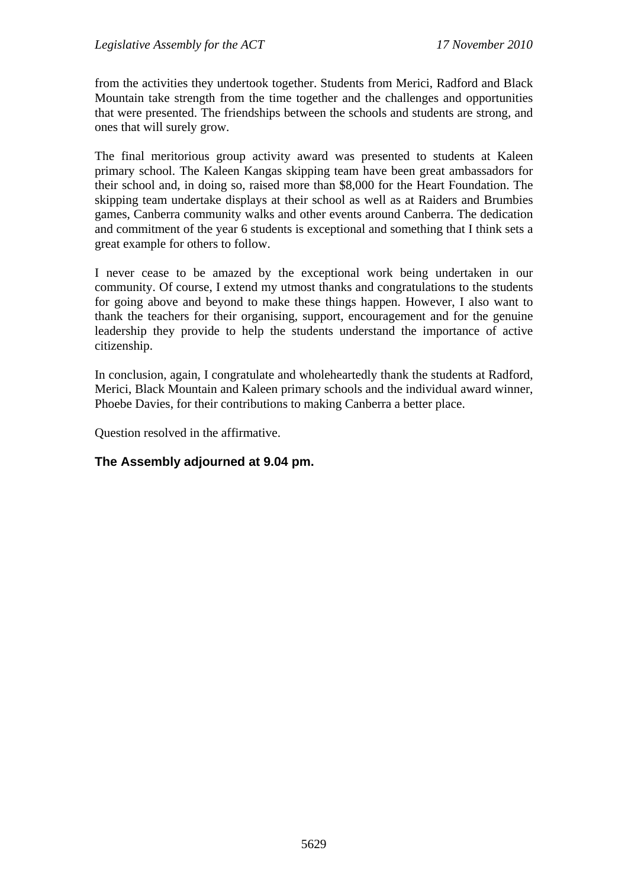from the activities they undertook together. Students from Merici, Radford and Black Mountain take strength from the time together and the challenges and opportunities that were presented. The friendships between the schools and students are strong, and ones that will surely grow.

The final meritorious group activity award was presented to students at Kaleen primary school. The Kaleen Kangas skipping team have been great ambassadors for their school and, in doing so, raised more than $8,000 for the Heart Foundation. The skipping team undertake displays at their school as well as at Raiders and Brumbies games, Canberra community walks and other events around Canberra. The dedication and commitment of the year 6 students is exceptional and something that I think sets a great example for others to follow.

I never cease to be amazed by the exceptional work being undertaken in our community. Of course, I extend my utmost thanks and congratulations to the students for going above and beyond to make these things happen. However, I also want to thank the teachers for their organising, support, encouragement and for the genuine leadership they provide to help the students understand the importance of active citizenship.

In conclusion, again, I congratulate and wholeheartedly thank the students at Radford, Merici, Black Mountain and Kaleen primary schools and the individual award winner, Phoebe Davies, for their contributions to making Canberra a better place.

Question resolved in the affirmative.

**The Assembly adjourned at 9.04 pm.**